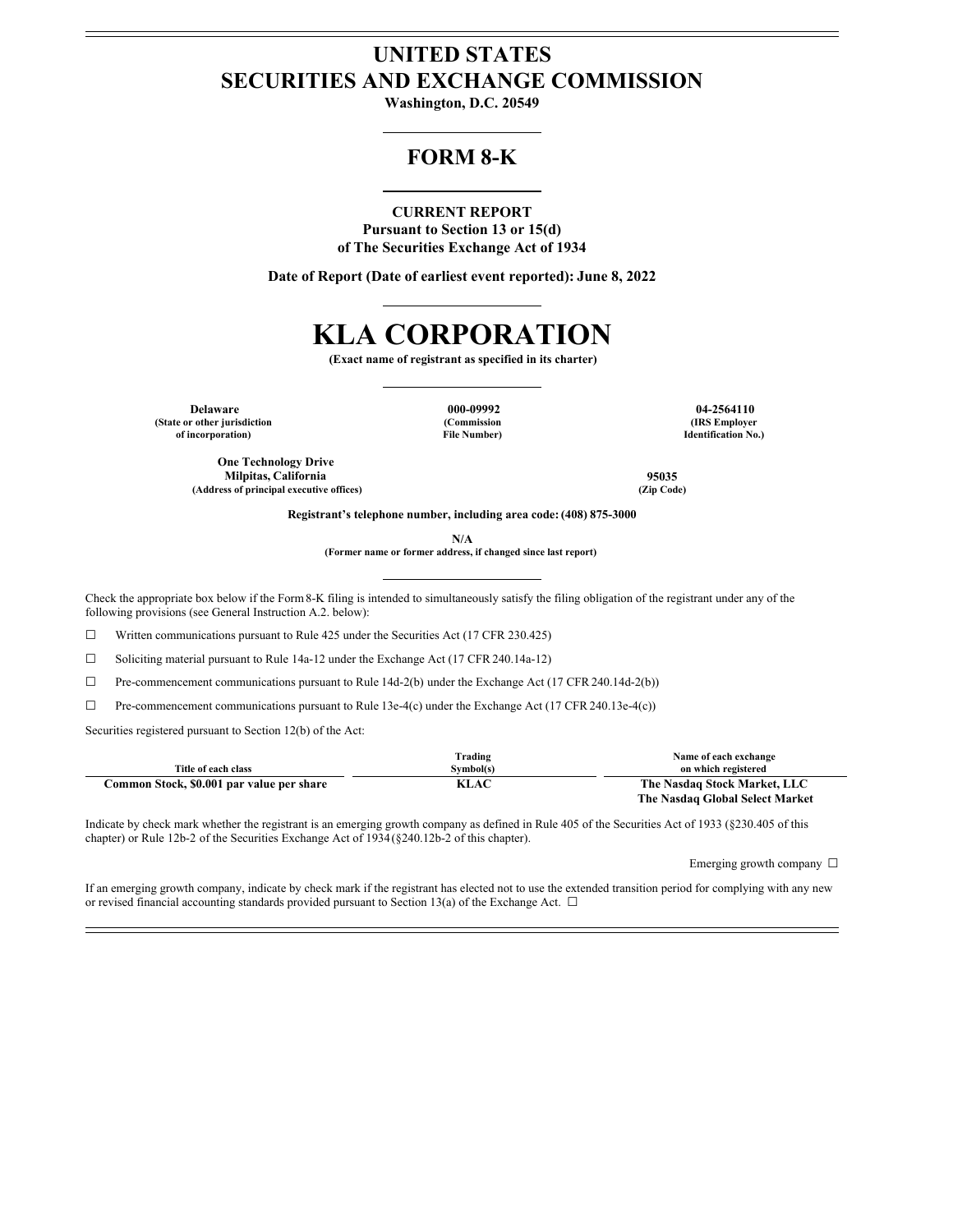# UNITED STATES
# SECURITIES AND EXCHANGE COMMISSION

**Washington, D.C. 20549**

## FORM 8-K

**CURRENT REPORT**
**Pursuant to Section 13 or 15(d)**
**of The Securities Exchange Act of 1934**

**Date of Report (Date of earliest event reported): June 8, 2022**

# KLA CORPORATION

**(Exact name of registrant as specified in its charter)**

| Delaware | 000-09992 | 04-2564110 |
|---|---|---|
| (State or other jurisdiction of incorporation) | (Commission File Number) | (IRS Employer Identification No.) |

| One Technology Drive Milpitas, California | 95035 |
|---|---|
| (Address of principal executive offices) | (Zip Code) |

**Registrant's telephone number, including area code: (408) 875-3000**

**N/A**
**(Former name or former address, if changed since last report)**

Check the appropriate box below if the Form 8-K filing is intended to simultaneously satisfy the filing obligation of the registrant under any of the following provisions (see General Instruction A.2. below):

☐ Written communications pursuant to Rule 425 under the Securities Act (17 CFR 230.425)

☐ Soliciting material pursuant to Rule 14a-12 under the Exchange Act (17 CFR 240.14a-12)

☐ Pre-commencement communications pursuant to Rule 14d-2(b) under the Exchange Act (17 CFR 240.14d-2(b))

☐ Pre-commencement communications pursuant to Rule 13e-4(c) under the Exchange Act (17 CFR 240.13e-4(c))

Securities registered pursuant to Section 12(b) of the Act:

| Title of each class | Trading Symbol(s) | Name of each exchange on which registered |
|---|---|---|
| **Common Stock, $0.001 par value per share** | **KLAC** | **The Nasdaq Stock Market, LLC**<br>**The Nasdaq Global Select Market** |

Indicate by check mark whether the registrant is an emerging growth company as defined in Rule 405 of the Securities Act of 1933 (§230.405 of this chapter) or Rule 12b-2 of the Securities Exchange Act of 1934 (§240.12b-2 of this chapter).

Emerging growth company ☐

If an emerging growth company, indicate by check mark if the registrant has elected not to use the extended transition period for complying with any new or revised financial accounting standards provided pursuant to Section 13(a) of the Exchange Act. ☐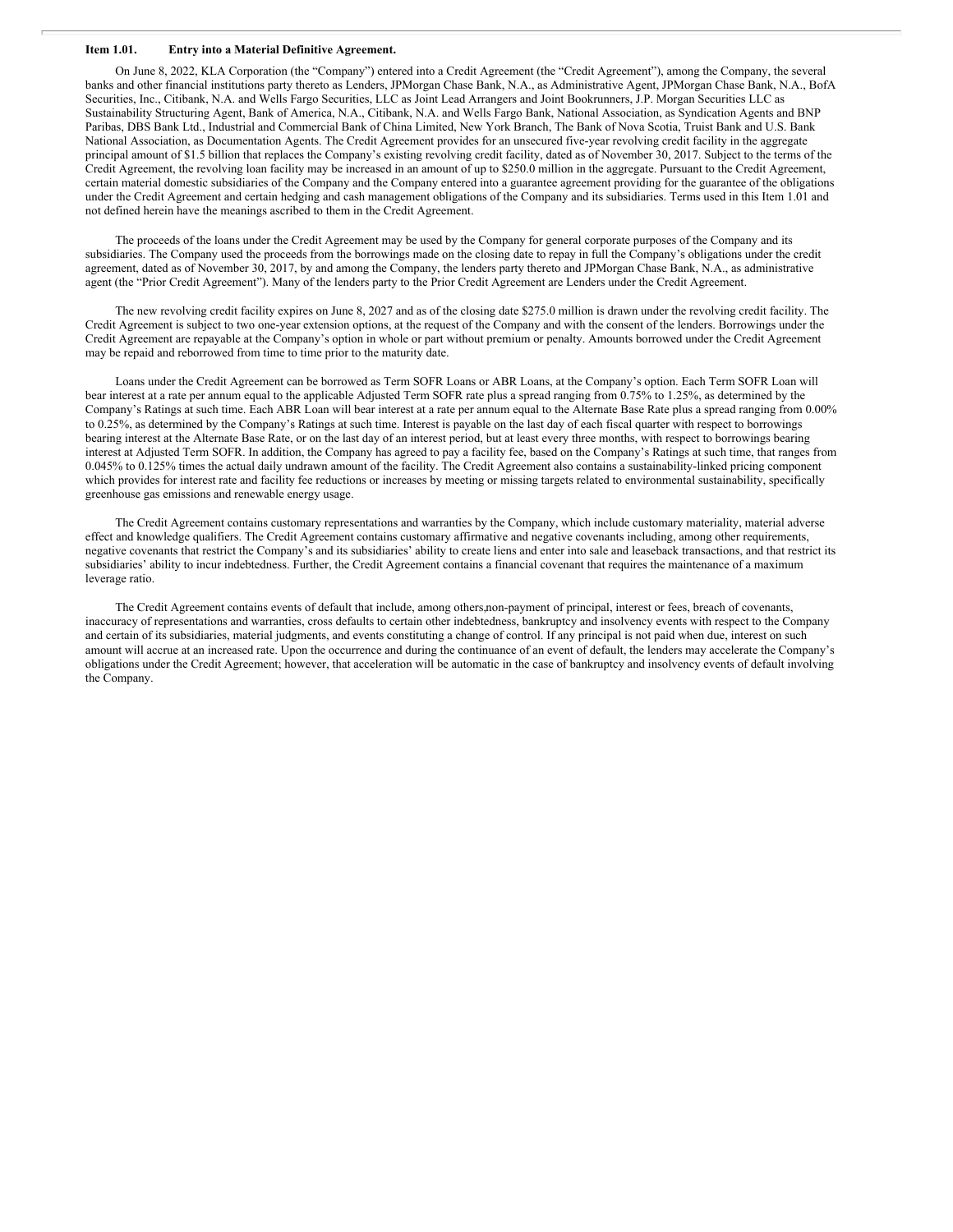## Item 1.01. Entry into a Material Definitive Agreement.

On June 8, 2022, KLA Corporation (the "Company") entered into a Credit Agreement (the "Credit Agreement"), among the Company, the several banks and other financial institutions party thereto as Lenders, JPMorgan Chase Bank, N.A., as Administrative Agent, JPMorgan Chase Bank, N.A., BofA Securities, Inc., Citibank, N.A. and Wells Fargo Securities, LLC as Joint Lead Arrangers and Joint Bookrunners, J.P. Morgan Securities LLC as Sustainability Structuring Agent, Bank of America, N.A., Citibank, N.A. and Wells Fargo Bank, National Association, as Syndication Agents and BNP Paribas, DBS Bank Ltd., Industrial and Commercial Bank of China Limited, New York Branch, The Bank of Nova Scotia, Truist Bank and U.S. Bank National Association, as Documentation Agents. The Credit Agreement provides for an unsecured five-year revolving credit facility in the aggregate principal amount of $1.5 billion that replaces the Company's existing revolving credit facility, dated as of November 30, 2017. Subject to the terms of the Credit Agreement, the revolving loan facility may be increased in an amount of up to $250.0 million in the aggregate. Pursuant to the Credit Agreement, certain material domestic subsidiaries of the Company and the Company entered into a guarantee agreement providing for the guarantee of the obligations under the Credit Agreement and certain hedging and cash management obligations of the Company and its subsidiaries. Terms used in this Item 1.01 and not defined herein have the meanings ascribed to them in the Credit Agreement.

The proceeds of the loans under the Credit Agreement may be used by the Company for general corporate purposes of the Company and its subsidiaries. The Company used the proceeds from the borrowings made on the closing date to repay in full the Company's obligations under the credit agreement, dated as of November 30, 2017, by and among the Company, the lenders party thereto and JPMorgan Chase Bank, N.A., as administrative agent (the "Prior Credit Agreement"). Many of the lenders party to the Prior Credit Agreement are Lenders under the Credit Agreement.

The new revolving credit facility expires on June 8, 2027 and as of the closing date $275.0 million is drawn under the revolving credit facility. The Credit Agreement is subject to two one-year extension options, at the request of the Company and with the consent of the lenders. Borrowings under the Credit Agreement are repayable at the Company's option in whole or part without premium or penalty. Amounts borrowed under the Credit Agreement may be repaid and reborrowed from time to time prior to the maturity date.

Loans under the Credit Agreement can be borrowed as Term SOFR Loans or ABR Loans, at the Company's option. Each Term SOFR Loan will bear interest at a rate per annum equal to the applicable Adjusted Term SOFR rate plus a spread ranging from 0.75% to 1.25%, as determined by the Company's Ratings at such time. Each ABR Loan will bear interest at a rate per annum equal to the Alternate Base Rate plus a spread ranging from 0.00% to 0.25%, as determined by the Company's Ratings at such time. Interest is payable on the last day of each fiscal quarter with respect to borrowings bearing interest at the Alternate Base Rate, or on the last day of an interest period, but at least every three months, with respect to borrowings bearing interest at Adjusted Term SOFR. In addition, the Company has agreed to pay a facility fee, based on the Company's Ratings at such time, that ranges from 0.045% to 0.125% times the actual daily undrawn amount of the facility. The Credit Agreement also contains a sustainability-linked pricing component which provides for interest rate and facility fee reductions or increases by meeting or missing targets related to environmental sustainability, specifically greenhouse gas emissions and renewable energy usage.

The Credit Agreement contains customary representations and warranties by the Company, which include customary materiality, material adverse effect and knowledge qualifiers. The Credit Agreement contains customary affirmative and negative covenants including, among other requirements, negative covenants that restrict the Company's and its subsidiaries' ability to create liens and enter into sale and leaseback transactions, and that restrict its subsidiaries' ability to incur indebtedness. Further, the Credit Agreement contains a financial covenant that requires the maintenance of a maximum leverage ratio.

The Credit Agreement contains events of default that include, among others,non-payment of principal, interest or fees, breach of covenants, inaccuracy of representations and warranties, cross defaults to certain other indebtedness, bankruptcy and insolvency events with respect to the Company and certain of its subsidiaries, material judgments, and events constituting a change of control. If any principal is not paid when due, interest on such amount will accrue at an increased rate. Upon the occurrence and during the continuance of an event of default, the lenders may accelerate the Company's obligations under the Credit Agreement; however, that acceleration will be automatic in the case of bankruptcy and insolvency events of default involving the Company.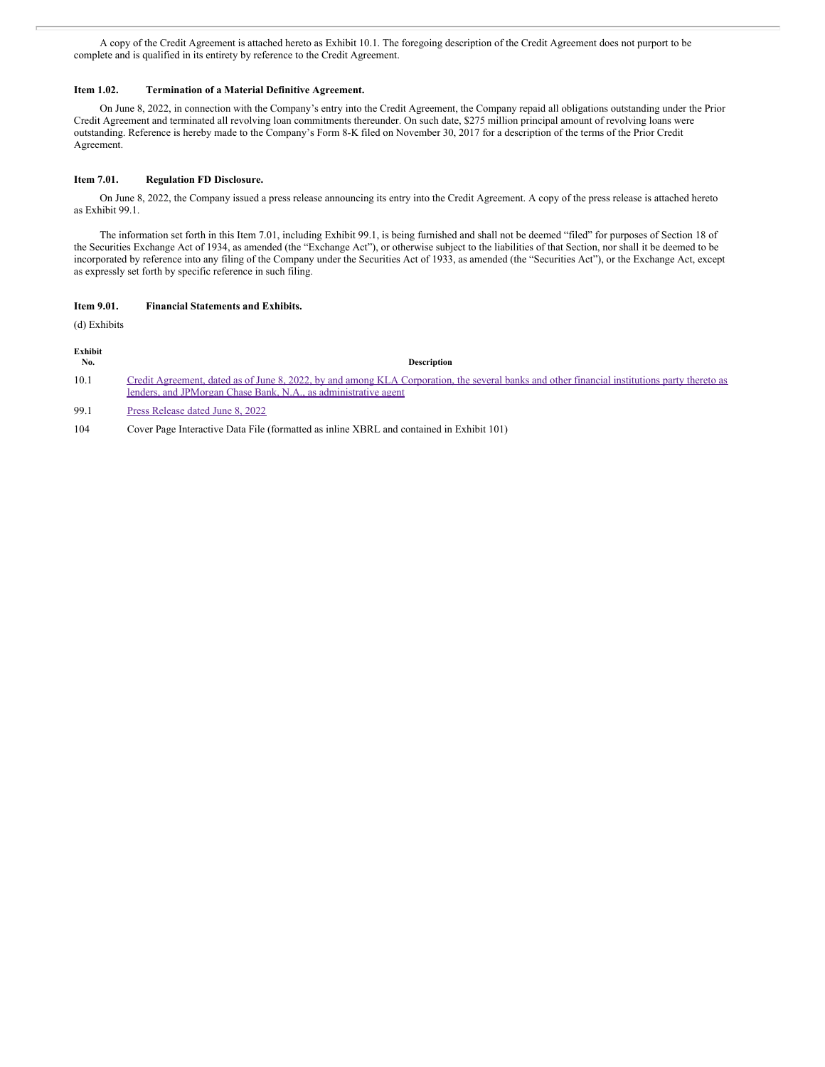A copy of the Credit Agreement is attached hereto as Exhibit 10.1. The foregoing description of the Credit Agreement does not purport to be complete and is qualified in its entirety by reference to the Credit Agreement.

### Item 1.02. Termination of a Material Definitive Agreement.

On June 8, 2022, in connection with the Company's entry into the Credit Agreement, the Company repaid all obligations outstanding under the Prior Credit Agreement and terminated all revolving loan commitments thereunder. On such date, $275 million principal amount of revolving loans were outstanding. Reference is hereby made to the Company's Form 8-K filed on November 30, 2017 for a description of the terms of the Prior Credit Agreement.

### Item 7.01. Regulation FD Disclosure.

On June 8, 2022, the Company issued a press release announcing its entry into the Credit Agreement. A copy of the press release is attached hereto as Exhibit 99.1.

The information set forth in this Item 7.01, including Exhibit 99.1, is being furnished and shall not be deemed "filed" for purposes of Section 18 of the Securities Exchange Act of 1934, as amended (the "Exchange Act"), or otherwise subject to the liabilities of that Section, nor shall it be deemed to be incorporated by reference into any filing of the Company under the Securities Act of 1933, as amended (the "Securities Act"), or the Exchange Act, except as expressly set forth by specific reference in such filing.

### Item 9.01. Financial Statements and Exhibits.

(d) Exhibits

| Exhibit No. | Description |
| --- | --- |
| 10.1 | Credit Agreement, dated as of June 8, 2022, by and among KLA Corporation, the several banks and other financial institutions party thereto as lenders, and JPMorgan Chase Bank, N.A., as administrative agent |
| 99.1 | Press Release dated June 8, 2022 |
| 104 | Cover Page Interactive Data File (formatted as inline XBRL and contained in Exhibit 101) |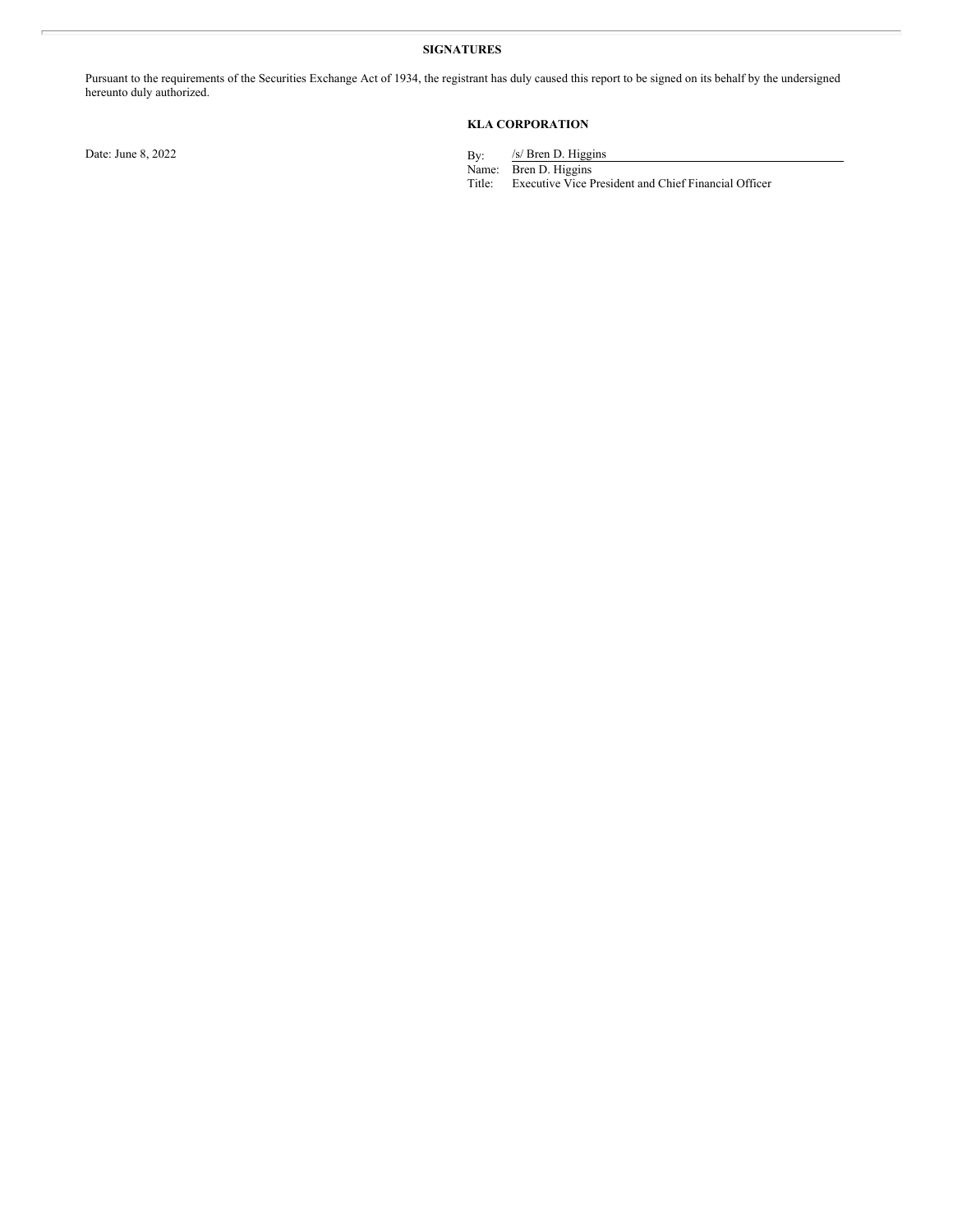## SIGNATURES

Pursuant to the requirements of the Securities Exchange Act of 1934, the registrant has duly caused this report to be signed on its behalf by the undersigned hereunto duly authorized.

**KLA CORPORATION**

Date: June 8, 2022

By: /s/ Bren D. Higgins
Name: Bren D. Higgins
Title: Executive Vice President and Chief Financial Officer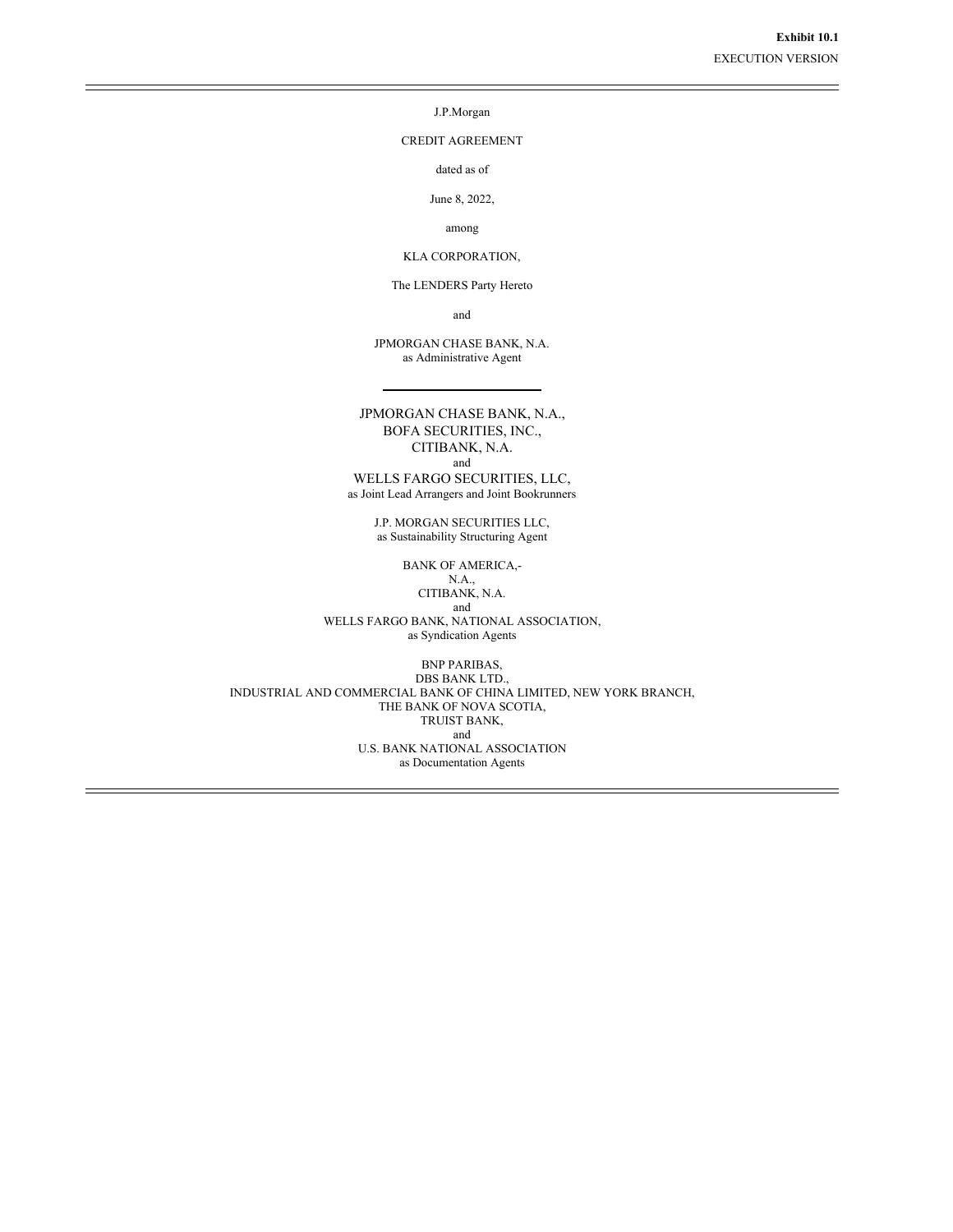**Exhibit 10.1**

EXECUTION VERSION

---

J.P.Morgan

CREDIT AGREEMENT

dated as of

June 8, 2022,

among

KLA CORPORATION,

The LENDERS Party Hereto

and

JPMORGAN CHASE BANK, N.A.
as Administrative Agent

---

JPMORGAN CHASE BANK, N.A.,
BOFA SECURITIES, INC.,
CITIBANK, N.A.
and
WELLS FARGO SECURITIES, LLC,
as Joint Lead Arrangers and Joint Bookrunners

J.P. MORGAN SECURITIES LLC,
as Sustainability Structuring Agent

BANK OF AMERICA,-
N.A.,
CITIBANK, N.A.
and
WELLS FARGO BANK, NATIONAL ASSOCIATION,
as Syndication Agents

BNP PARIBAS,
DBS BANK LTD.,
INDUSTRIAL AND COMMERCIAL BANK OF CHINA LIMITED, NEW YORK BRANCH,
THE BANK OF NOVA SCOTIA,
TRUIST BANK,
and
U.S. BANK NATIONAL ASSOCIATION
as Documentation Agents

---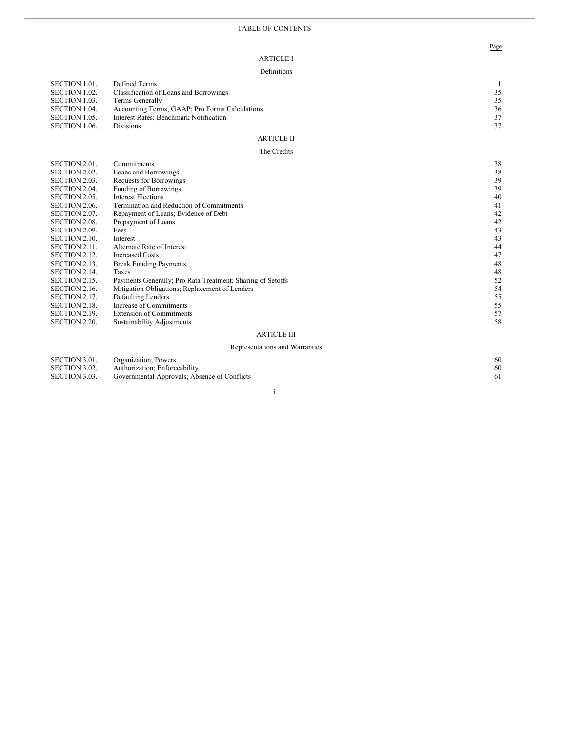# TABLE OF CONTENTS

| | | Page |
|---|---|---|
| | **ARTICLE I** | |
| | **Definitions** | |
| SECTION 1.01. | Defined Terms | 1 |
| SECTION 1.02. | Classification of Loans and Borrowings | 35 |
| SECTION 1.03. | Terms Generally | 35 |
| SECTION 1.04. | Accounting Terms; GAAP; Pro Forma Calculations | 36 |
| SECTION 1.05. | Interest Rates; Benchmark Notification | 37 |
| SECTION 1.06. | Divisions | 37 |
| | **ARTICLE II** | |
| | **The Credits** | |
| SECTION 2.01. | Commitments | 38 |
| SECTION 2.02. | Loans and Borrowings | 38 |
| SECTION 2.03. | Requests for Borrowings | 39 |
| SECTION 2.04. | Funding of Borrowings | 39 |
| SECTION 2.05. | Interest Elections | 40 |
| SECTION 2.06. | Termination and Reduction of Commitments | 41 |
| SECTION 2.07. | Repayment of Loans; Evidence of Debt | 42 |
| SECTION 2.08. | Prepayment of Loans | 42 |
| SECTION 2.09. | Fees | 43 |
| SECTION 2.10. | Interest | 43 |
| SECTION 2.11. | Alternate Rate of Interest | 44 |
| SECTION 2.12. | Increased Costs | 47 |
| SECTION 2.13. | Break Funding Payments | 48 |
| SECTION 2.14. | Taxes | 48 |
| SECTION 2.15. | Payments Generally; Pro Rata Treatment; Sharing of Setoffs | 52 |
| SECTION 2.16. | Mitigation Obligations; Replacement of Lenders | 54 |
| SECTION 2.17. | Defaulting Lenders | 55 |
| SECTION 2.18. | Increase of Commitments | 55 |
| SECTION 2.19. | Extension of Commitments | 57 |
| SECTION 2.20. | Sustainability Adjustments | 58 |
| | **ARTICLE III** | |
| | **Representations and Warranties** | |
| SECTION 3.01. | Organization; Powers | 60 |
| SECTION 3.02. | Authorization; Enforceability | 60 |
| SECTION 3.03. | Governmental Approvals; Absence of Conflicts | 61 |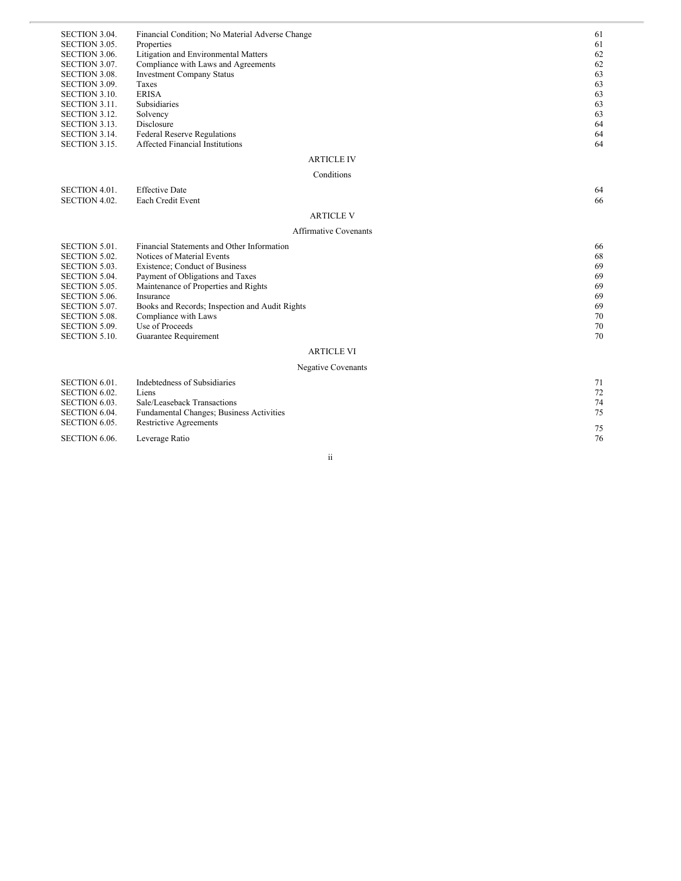| | | |
|---|---|---|
| SECTION 3.04. | Financial Condition; No Material Adverse Change | 61 |
| SECTION 3.05. | Properties | 61 |
| SECTION 3.06. | Litigation and Environmental Matters | 62 |
| SECTION 3.07. | Compliance with Laws and Agreements | 62 |
| SECTION 3.08. | Investment Company Status | 63 |
| SECTION 3.09. | Taxes | 63 |
| SECTION 3.10. | ERISA | 63 |
| SECTION 3.11. | Subsidiaries | 63 |
| SECTION 3.12. | Solvency | 63 |
| SECTION 3.13. | Disclosure | 64 |
| SECTION 3.14. | Federal Reserve Regulations | 64 |
| SECTION 3.15. | Affected Financial Institutions | 64 |

ARTICLE IV

Conditions

| | | |
|---|---|---|
| SECTION 4.01. | Effective Date | 64 |
| SECTION 4.02. | Each Credit Event | 66 |

ARTICLE V

Affirmative Covenants

| | | |
|---|---|---|
| SECTION 5.01. | Financial Statements and Other Information | 66 |
| SECTION 5.02. | Notices of Material Events | 68 |
| SECTION 5.03. | Existence; Conduct of Business | 69 |
| SECTION 5.04. | Payment of Obligations and Taxes | 69 |
| SECTION 5.05. | Maintenance of Properties and Rights | 69 |
| SECTION 5.06. | Insurance | 69 |
| SECTION 5.07. | Books and Records; Inspection and Audit Rights | 69 |
| SECTION 5.08. | Compliance with Laws | 70 |
| SECTION 5.09. | Use of Proceeds | 70 |
| SECTION 5.10. | Guarantee Requirement | 70 |

ARTICLE VI

Negative Covenants

| | | |
|---|---|---|
| SECTION 6.01. | Indebtedness of Subsidiaries | 71 |
| SECTION 6.02. | Liens | 72 |
| SECTION 6.03. | Sale/Leaseback Transactions | 74 |
| SECTION 6.04. | Fundamental Changes; Business Activities | 75 |
| SECTION 6.05. | Restrictive Agreements | 75 |
| SECTION 6.06. | Leverage Ratio | 76 |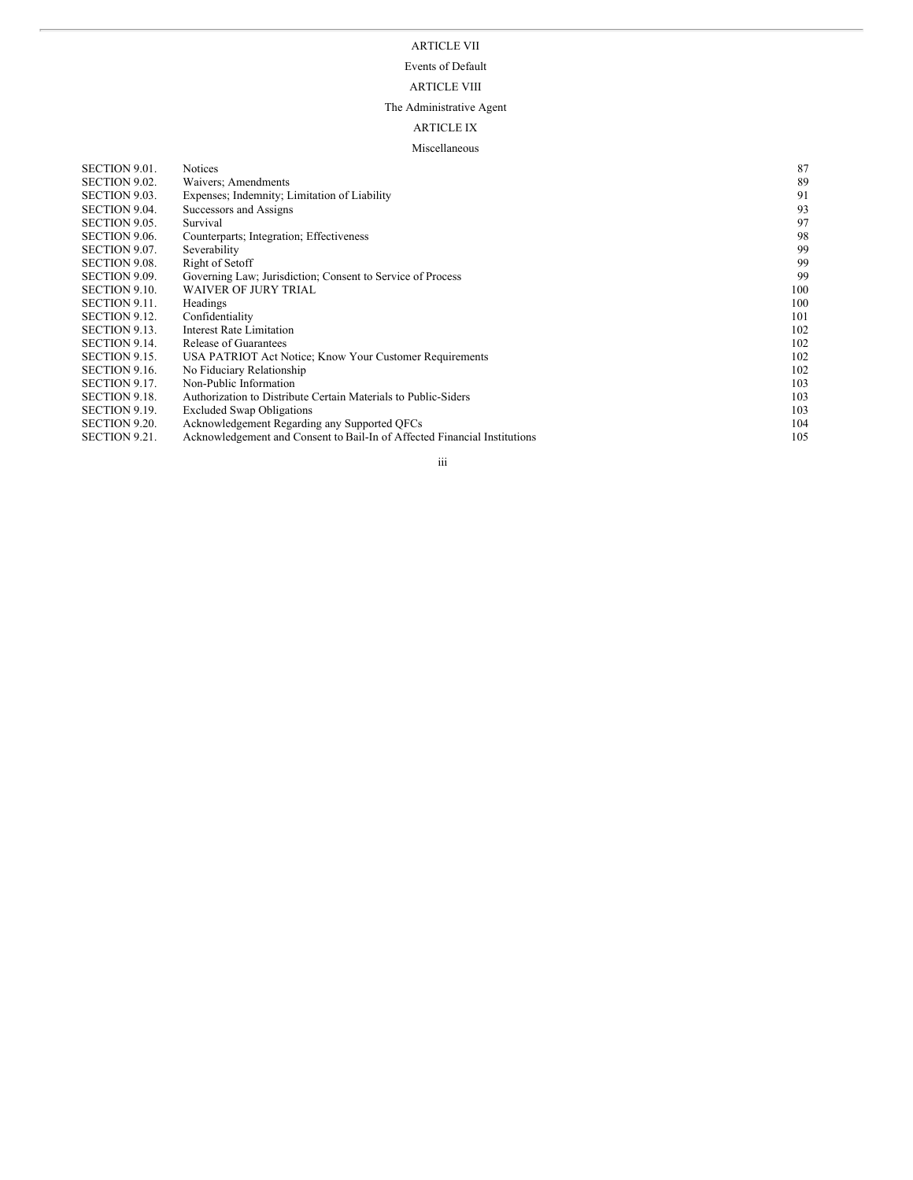ARTICLE VII

Events of Default

ARTICLE VIII

The Administrative Agent

ARTICLE IX

Miscellaneous

| | | |
|---|---|---|
| SECTION 9.01. | Notices | 87 |
| SECTION 9.02. | Waivers; Amendments | 89 |
| SECTION 9.03. | Expenses; Indemnity; Limitation of Liability | 91 |
| SECTION 9.04. | Successors and Assigns | 93 |
| SECTION 9.05. | Survival | 97 |
| SECTION 9.06. | Counterparts; Integration; Effectiveness | 98 |
| SECTION 9.07. | Severability | 99 |
| SECTION 9.08. | Right of Setoff | 99 |
| SECTION 9.09. | Governing Law; Jurisdiction; Consent to Service of Process | 99 |
| SECTION 9.10. | WAIVER OF JURY TRIAL | 100 |
| SECTION 9.11. | Headings | 100 |
| SECTION 9.12. | Confidentiality | 101 |
| SECTION 9.13. | Interest Rate Limitation | 102 |
| SECTION 9.14. | Release of Guarantees | 102 |
| SECTION 9.15. | USA PATRIOT Act Notice; Know Your Customer Requirements | 102 |
| SECTION 9.16. | No Fiduciary Relationship | 102 |
| SECTION 9.17. | Non-Public Information | 103 |
| SECTION 9.18. | Authorization to Distribute Certain Materials to Public-Siders | 103 |
| SECTION 9.19. | Excluded Swap Obligations | 103 |
| SECTION 9.20. | Acknowledgement Regarding any Supported QFCs | 104 |
| SECTION 9.21. | Acknowledgement and Consent to Bail-In of Affected Financial Institutions | 105 |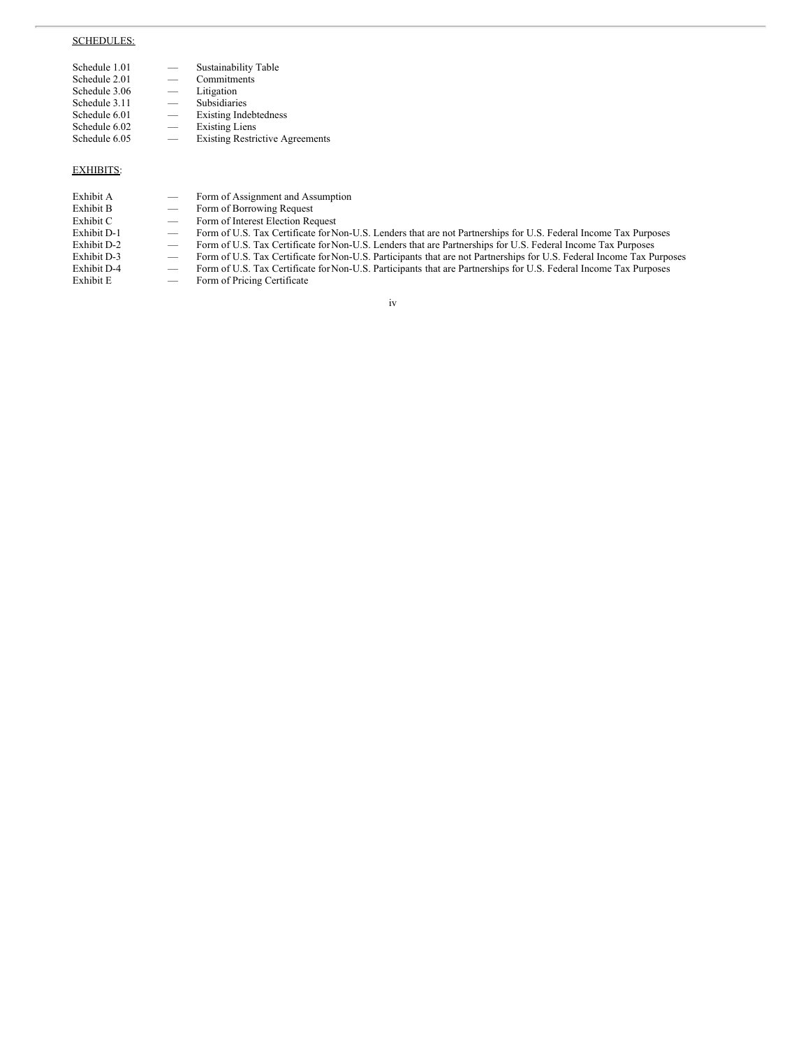SCHEDULES:

| | | |
|---|---|---|
| Schedule 1.01 | — | Sustainability Table |
| Schedule 2.01 | — | Commitments |
| Schedule 3.06 | — | Litigation |
| Schedule 3.11 | — | Subsidiaries |
| Schedule 6.01 | — | Existing Indebtedness |
| Schedule 6.02 | — | Existing Liens |
| Schedule 6.05 | — | Existing Restrictive Agreements |

EXHIBITS:

| | | |
|---|---|---|
| Exhibit A | — | Form of Assignment and Assumption |
| Exhibit B | — | Form of Borrowing Request |
| Exhibit C | — | Form of Interest Election Request |
| Exhibit D-1 | — | Form of U.S. Tax Certificate for Non-U.S. Lenders that are not Partnerships for U.S. Federal Income Tax Purposes |
| Exhibit D-2 | — | Form of U.S. Tax Certificate for Non-U.S. Lenders that are Partnerships for U.S. Federal Income Tax Purposes |
| Exhibit D-3 | — | Form of U.S. Tax Certificate for Non-U.S. Participants that are not Partnerships for U.S. Federal Income Tax Purposes |
| Exhibit D-4 | — | Form of U.S. Tax Certificate for Non-U.S. Participants that are Partnerships for U.S. Federal Income Tax Purposes |
| Exhibit E | — | Form of Pricing Certificate |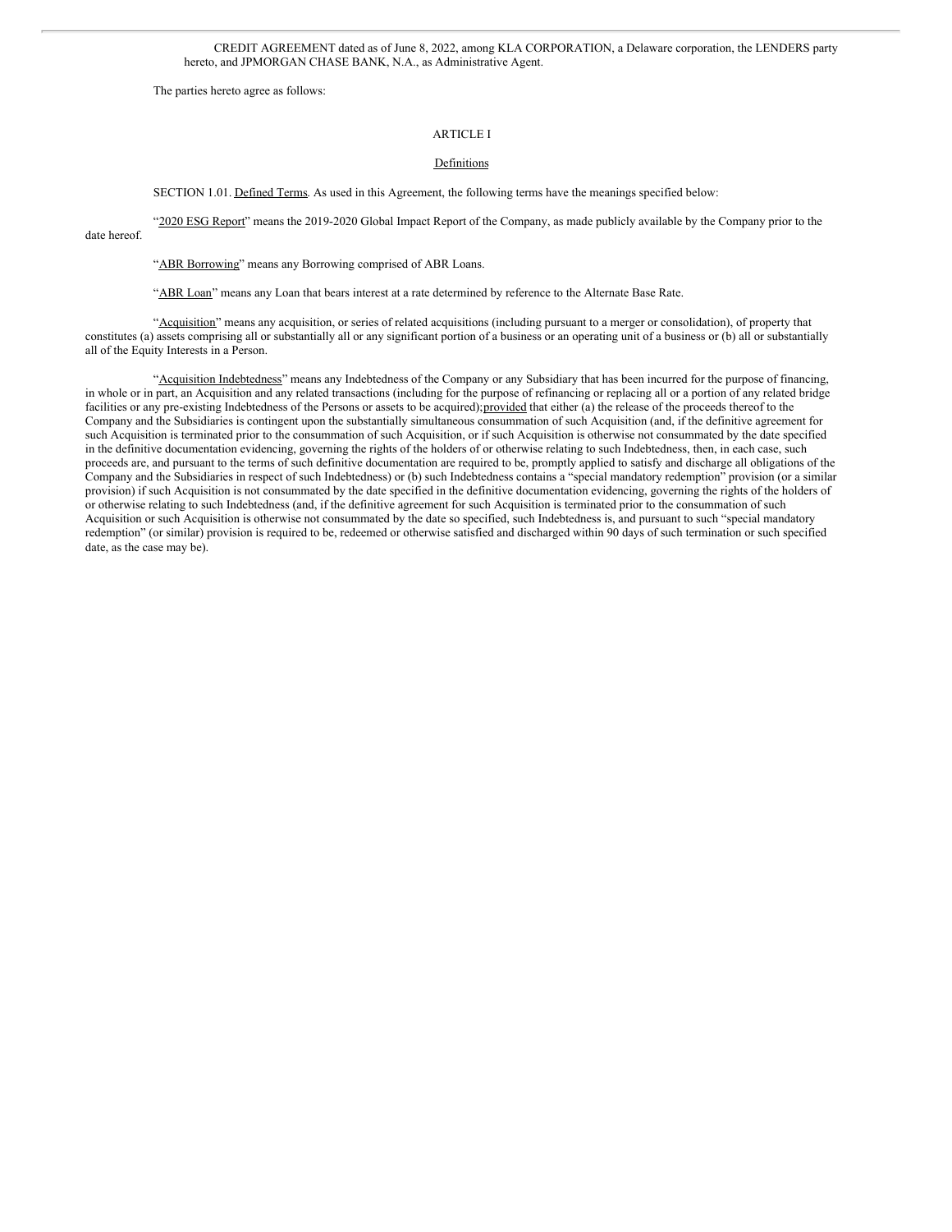CREDIT AGREEMENT dated as of June 8, 2022, among KLA CORPORATION, a Delaware corporation, the LENDERS party hereto, and JPMORGAN CHASE BANK, N.A., as Administrative Agent.

The parties hereto agree as follows:

## ARTICLE I

### Definitions

SECTION 1.01. Defined Terms. As used in this Agreement, the following terms have the meanings specified below:

"2020 ESG Report" means the 2019-2020 Global Impact Report of the Company, as made publicly available by the Company prior to the date hereof.

"ABR Borrowing" means any Borrowing comprised of ABR Loans.

"ABR Loan" means any Loan that bears interest at a rate determined by reference to the Alternate Base Rate.

"Acquisition" means any acquisition, or series of related acquisitions (including pursuant to a merger or consolidation), of property that constitutes (a) assets comprising all or substantially all or any significant portion of a business or an operating unit of a business or (b) all or substantially all of the Equity Interests in a Person.

"Acquisition Indebtedness" means any Indebtedness of the Company or any Subsidiary that has been incurred for the purpose of financing, in whole or in part, an Acquisition and any related transactions (including for the purpose of refinancing or replacing all or a portion of any related bridge facilities or any pre-existing Indebtedness of the Persons or assets to be acquired); provided that either (a) the release of the proceeds thereof to the Company and the Subsidiaries is contingent upon the substantially simultaneous consummation of such Acquisition (and, if the definitive agreement for such Acquisition is terminated prior to the consummation of such Acquisition, or if such Acquisition is otherwise not consummated by the date specified in the definitive documentation evidencing, governing the rights of the holders of or otherwise relating to such Indebtedness, then, in each case, such proceeds are, and pursuant to the terms of such definitive documentation are required to be, promptly applied to satisfy and discharge all obligations of the Company and the Subsidiaries in respect of such Indebtedness) or (b) such Indebtedness contains a "special mandatory redemption" provision (or a similar provision) if such Acquisition is not consummated by the date specified in the definitive documentation evidencing, governing the rights of the holders of or otherwise relating to such Indebtedness (and, if the definitive agreement for such Acquisition is terminated prior to the consummation of such Acquisition or such Acquisition is otherwise not consummated by the date so specified, such Indebtedness is, and pursuant to such "special mandatory redemption" (or similar) provision is required to be, redeemed or otherwise satisfied and discharged within 90 days of such termination or such specified date, as the case may be).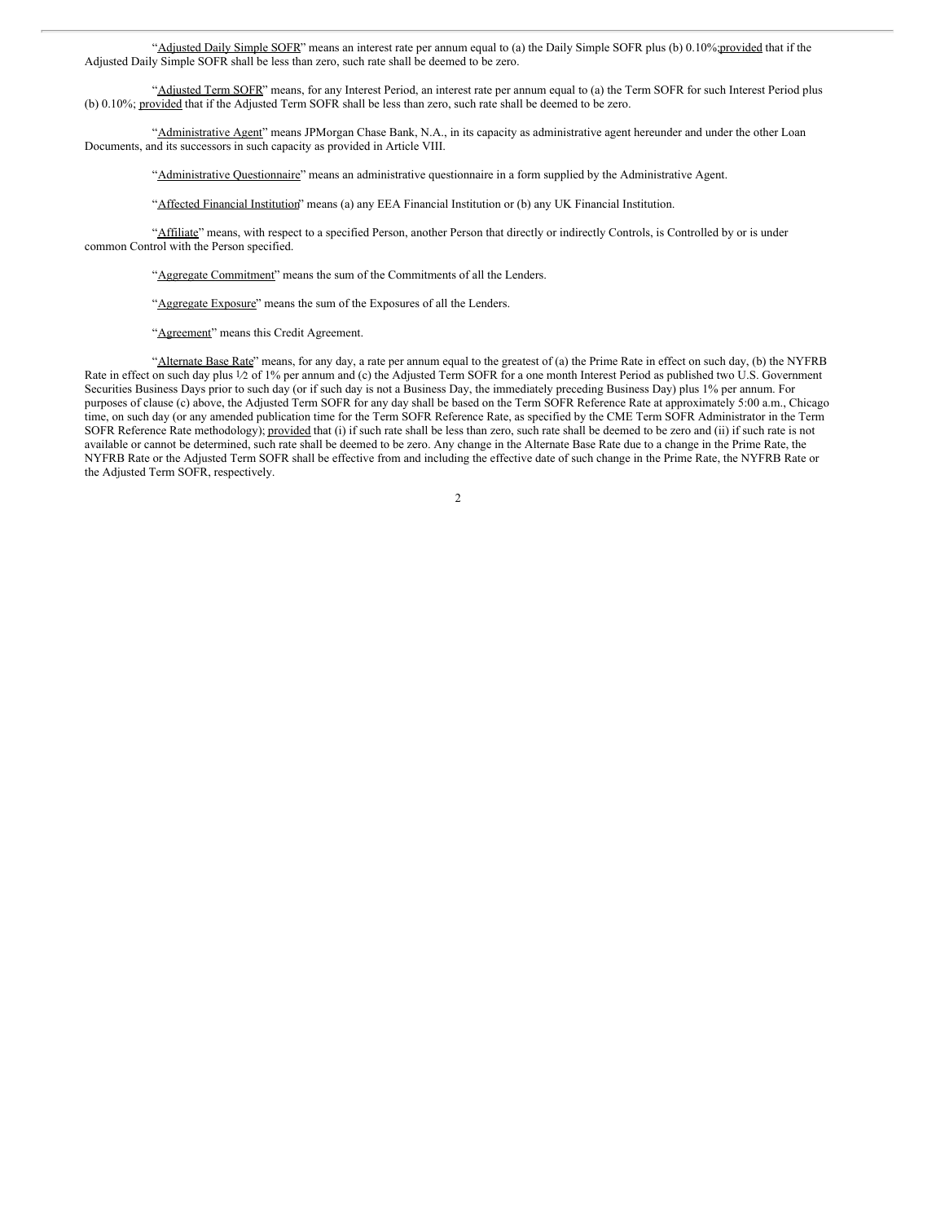"Adjusted Daily Simple SOFR" means an interest rate per annum equal to (a) the Daily Simple SOFR plus (b) 0.10%; provided that if the Adjusted Daily Simple SOFR shall be less than zero, such rate shall be deemed to be zero.

"Adjusted Term SOFR" means, for any Interest Period, an interest rate per annum equal to (a) the Term SOFR for such Interest Period plus (b) 0.10%; provided that if the Adjusted Term SOFR shall be less than zero, such rate shall be deemed to be zero.

"Administrative Agent" means JPMorgan Chase Bank, N.A., in its capacity as administrative agent hereunder and under the other Loan Documents, and its successors in such capacity as provided in Article VIII.

"Administrative Questionnaire" means an administrative questionnaire in a form supplied by the Administrative Agent.

"Affected Financial Institution" means (a) any EEA Financial Institution or (b) any UK Financial Institution.

"Affiliate" means, with respect to a specified Person, another Person that directly or indirectly Controls, is Controlled by or is under common Control with the Person specified.

"Aggregate Commitment" means the sum of the Commitments of all the Lenders.

"Aggregate Exposure" means the sum of the Exposures of all the Lenders.

"Agreement" means this Credit Agreement.

"Alternate Base Rate" means, for any day, a rate per annum equal to the greatest of (a) the Prime Rate in effect on such day, (b) the NYFRB Rate in effect on such day plus ½ of 1% per annum and (c) the Adjusted Term SOFR for a one month Interest Period as published two U.S. Government Securities Business Days prior to such day (or if such day is not a Business Day, the immediately preceding Business Day) plus 1% per annum. For purposes of clause (c) above, the Adjusted Term SOFR for any day shall be based on the Term SOFR Reference Rate at approximately 5:00 a.m., Chicago time, on such day (or any amended publication time for the Term SOFR Reference Rate, as specified by the CME Term SOFR Administrator in the Term SOFR Reference Rate methodology); provided that (i) if such rate shall be less than zero, such rate shall be deemed to be zero and (ii) if such rate is not available or cannot be determined, such rate shall be deemed to be zero. Any change in the Alternate Base Rate due to a change in the Prime Rate, the NYFRB Rate or the Adjusted Term SOFR shall be effective from and including the effective date of such change in the Prime Rate, the NYFRB Rate or the Adjusted Term SOFR, respectively.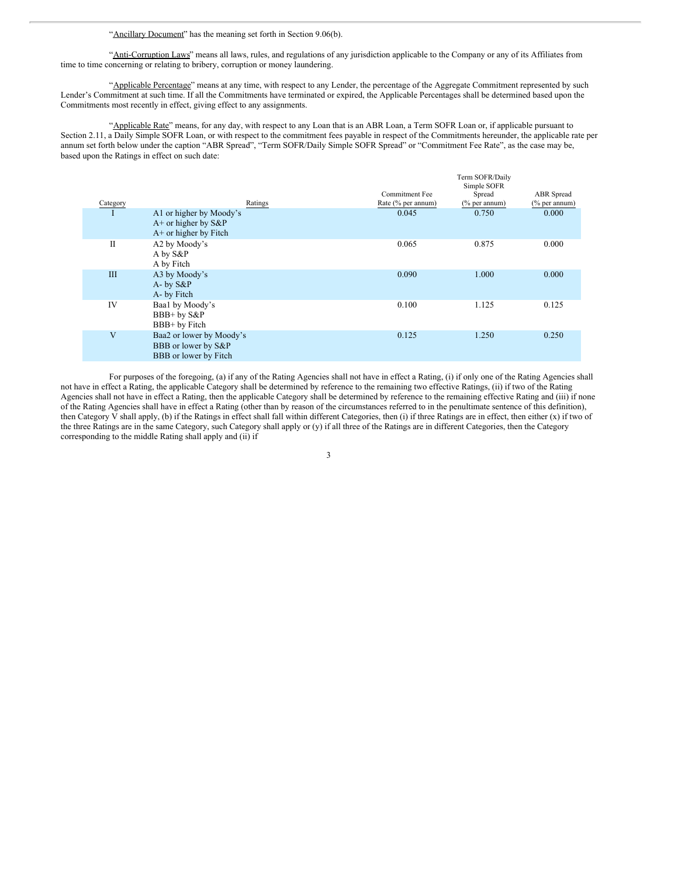"Ancillary Document" has the meaning set forth in Section 9.06(b).

"Anti-Corruption Laws" means all laws, rules, and regulations of any jurisdiction applicable to the Company or any of its Affiliates from time to time concerning or relating to bribery, corruption or money laundering.

"Applicable Percentage" means at any time, with respect to any Lender, the percentage of the Aggregate Commitment represented by such Lender's Commitment at such time. If all the Commitments have terminated or expired, the Applicable Percentages shall be determined based upon the Commitments most recently in effect, giving effect to any assignments.

"Applicable Rate" means, for any day, with respect to any Loan that is an ABR Loan, a Term SOFR Loan or, if applicable pursuant to Section 2.11, a Daily Simple SOFR Loan, or with respect to the commitment fees payable in respect of the Commitments hereunder, the applicable rate per annum set forth below under the caption "ABR Spread", "Term SOFR/Daily Simple SOFR Spread" or "Commitment Fee Rate", as the case may be, based upon the Ratings in effect on such date:

| Category | Ratings | Commitment Fee Rate (% per annum) | Term SOFR/Daily Simple SOFR Spread (% per annum) | ABR Spread (% per annum) |
|---|---|---|---|---|
| I | A1 or higher by Moody's<br>A+ or higher by S&P<br>A+ or higher by Fitch | 0.045 | 0.750 | 0.000 |
| II | A2 by Moody's<br>A by S&P<br>A by Fitch | 0.065 | 0.875 | 0.000 |
| III | A3 by Moody's<br>A- by S&P<br>A- by Fitch | 0.090 | 1.000 | 0.000 |
| IV | Baa1 by Moody's<br>BBB+ by S&P<br>BBB+ by Fitch | 0.100 | 1.125 | 0.125 |
| V | Baa2 or lower by Moody's<br>BBB or lower by S&P<br>BBB or lower by Fitch | 0.125 | 1.250 | 0.250 |

For purposes of the foregoing, (a) if any of the Rating Agencies shall not have in effect a Rating, (i) if only one of the Rating Agencies shall not have in effect a Rating, the applicable Category shall be determined by reference to the remaining two effective Ratings, (ii) if two of the Rating Agencies shall not have in effect a Rating, then the applicable Category shall be determined by reference to the remaining effective Rating and (iii) if none of the Rating Agencies shall have in effect a Rating (other than by reason of the circumstances referred to in the penultimate sentence of this definition), then Category V shall apply, (b) if the Ratings in effect shall fall within different Categories, then (i) if three Ratings are in effect, then either (x) if two of the three Ratings are in the same Category, such Category shall apply or (y) if all three of the Ratings are in different Categories, then the Category corresponding to the middle Rating shall apply and (ii) if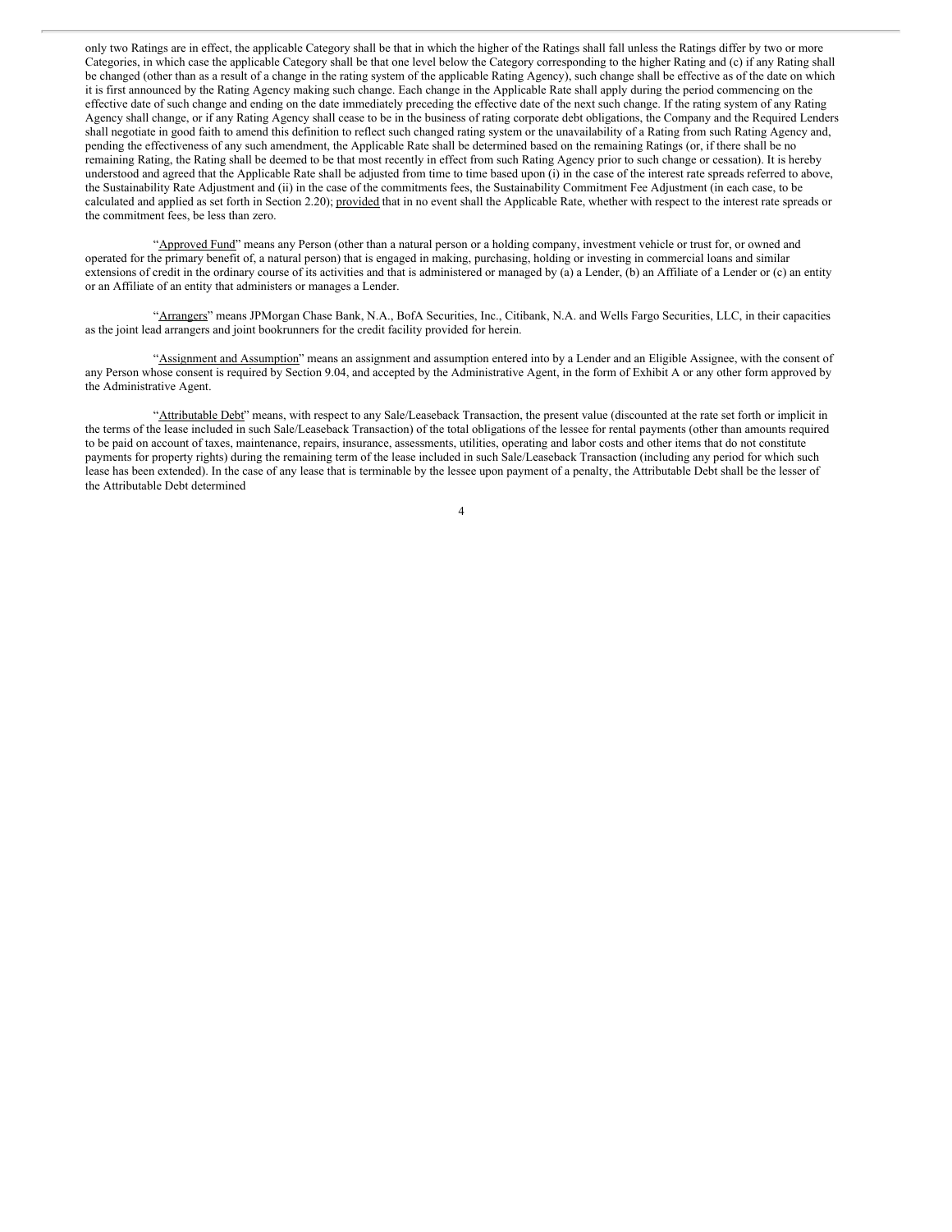only two Ratings are in effect, the applicable Category shall be that in which the higher of the Ratings shall fall unless the Ratings differ by two or more Categories, in which case the applicable Category shall be that one level below the Category corresponding to the higher Rating and (c) if any Rating shall be changed (other than as a result of a change in the rating system of the applicable Rating Agency), such change shall be effective as of the date on which it is first announced by the Rating Agency making such change. Each change in the Applicable Rate shall apply during the period commencing on the effective date of such change and ending on the date immediately preceding the effective date of the next such change. If the rating system of any Rating Agency shall change, or if any Rating Agency shall cease to be in the business of rating corporate debt obligations, the Company and the Required Lenders shall negotiate in good faith to amend this definition to reflect such changed rating system or the unavailability of a Rating from such Rating Agency and, pending the effectiveness of any such amendment, the Applicable Rate shall be determined based on the remaining Ratings (or, if there shall be no remaining Rating, the Rating shall be deemed to be that most recently in effect from such Rating Agency prior to such change or cessation). It is hereby understood and agreed that the Applicable Rate shall be adjusted from time to time based upon (i) in the case of the interest rate spreads referred to above, the Sustainability Rate Adjustment and (ii) in the case of the commitments fees, the Sustainability Commitment Fee Adjustment (in each case, to be calculated and applied as set forth in Section 2.20); provided that in no event shall the Applicable Rate, whether with respect to the interest rate spreads or the commitment fees, be less than zero.

"Approved Fund" means any Person (other than a natural person or a holding company, investment vehicle or trust for, or owned and operated for the primary benefit of, a natural person) that is engaged in making, purchasing, holding or investing in commercial loans and similar extensions of credit in the ordinary course of its activities and that is administered or managed by (a) a Lender, (b) an Affiliate of a Lender or (c) an entity or an Affiliate of an entity that administers or manages a Lender.

"Arrangers" means JPMorgan Chase Bank, N.A., BofA Securities, Inc., Citibank, N.A. and Wells Fargo Securities, LLC, in their capacities as the joint lead arrangers and joint bookrunners for the credit facility provided for herein.

"Assignment and Assumption" means an assignment and assumption entered into by a Lender and an Eligible Assignee, with the consent of any Person whose consent is required by Section 9.04, and accepted by the Administrative Agent, in the form of Exhibit A or any other form approved by the Administrative Agent.

"Attributable Debt" means, with respect to any Sale/Leaseback Transaction, the present value (discounted at the rate set forth or implicit in the terms of the lease included in such Sale/Leaseback Transaction) of the total obligations of the lessee for rental payments (other than amounts required to be paid on account of taxes, maintenance, repairs, insurance, assessments, utilities, operating and labor costs and other items that do not constitute payments for property rights) during the remaining term of the lease included in such Sale/Leaseback Transaction (including any period for which such lease has been extended). In the case of any lease that is terminable by the lessee upon payment of a penalty, the Attributable Debt shall be the lesser of the Attributable Debt determined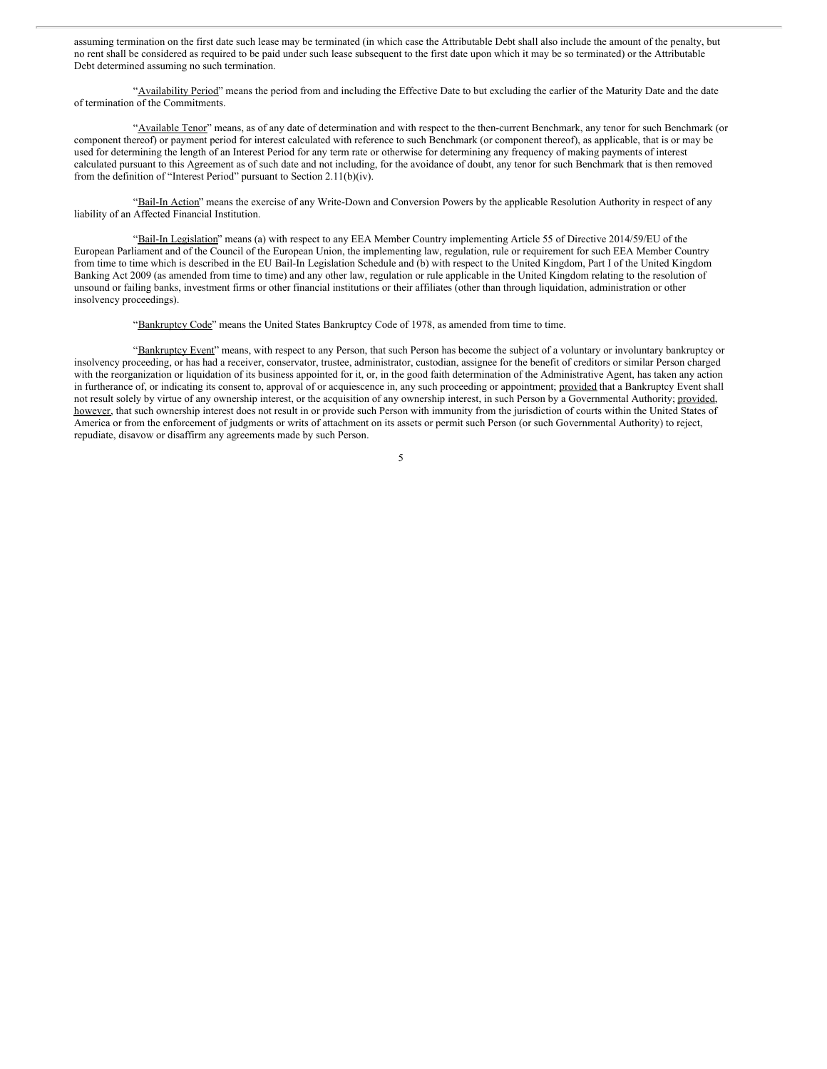assuming termination on the first date such lease may be terminated (in which case the Attributable Debt shall also include the amount of the penalty, but no rent shall be considered as required to be paid under such lease subsequent to the first date upon which it may be so terminated) or the Attributable Debt determined assuming no such termination.

"Availability Period" means the period from and including the Effective Date to but excluding the earlier of the Maturity Date and the date of termination of the Commitments.

"Available Tenor" means, as of any date of determination and with respect to the then-current Benchmark, any tenor for such Benchmark (or component thereof) or payment period for interest calculated with reference to such Benchmark (or component thereof), as applicable, that is or may be used for determining the length of an Interest Period for any term rate or otherwise for determining any frequency of making payments of interest calculated pursuant to this Agreement as of such date and not including, for the avoidance of doubt, any tenor for such Benchmark that is then removed from the definition of "Interest Period" pursuant to Section 2.11(b)(iv).

"Bail-In Action" means the exercise of any Write-Down and Conversion Powers by the applicable Resolution Authority in respect of any liability of an Affected Financial Institution.

"Bail-In Legislation" means (a) with respect to any EEA Member Country implementing Article 55 of Directive 2014/59/EU of the European Parliament and of the Council of the European Union, the implementing law, regulation, rule or requirement for such EEA Member Country from time to time which is described in the EU Bail-In Legislation Schedule and (b) with respect to the United Kingdom, Part I of the United Kingdom Banking Act 2009 (as amended from time to time) and any other law, regulation or rule applicable in the United Kingdom relating to the resolution of unsound or failing banks, investment firms or other financial institutions or their affiliates (other than through liquidation, administration or other insolvency proceedings).

"Bankruptcy Code" means the United States Bankruptcy Code of 1978, as amended from time to time.

"Bankruptcy Event" means, with respect to any Person, that such Person has become the subject of a voluntary or involuntary bankruptcy or insolvency proceeding, or has had a receiver, conservator, trustee, administrator, custodian, assignee for the benefit of creditors or similar Person charged with the reorganization or liquidation of its business appointed for it, or, in the good faith determination of the Administrative Agent, has taken any action in furtherance of, or indicating its consent to, approval of or acquiescence in, any such proceeding or appointment; provided that a Bankruptcy Event shall not result solely by virtue of any ownership interest, or the acquisition of any ownership interest, in such Person by a Governmental Authority; provided, however, that such ownership interest does not result in or provide such Person with immunity from the jurisdiction of courts within the United States of America or from the enforcement of judgments or writs of attachment on its assets or permit such Person (or such Governmental Authority) to reject, repudiate, disavow or disaffirm any agreements made by such Person.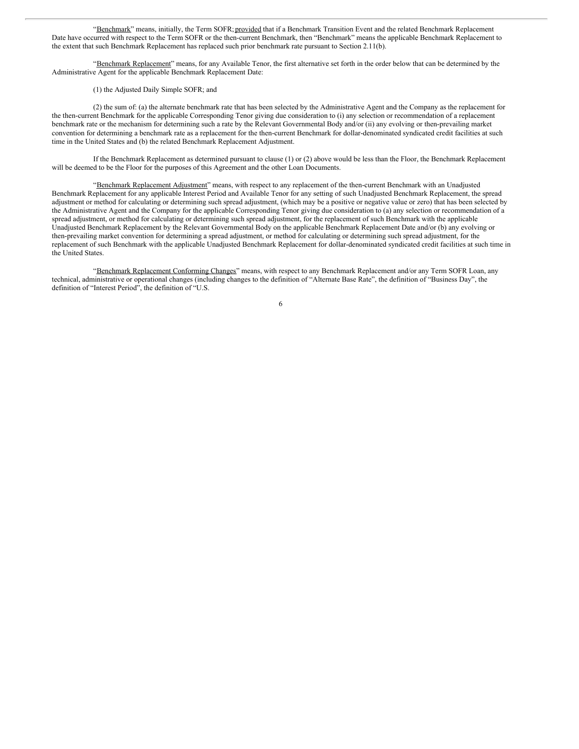"Benchmark" means, initially, the Term SOFR; provided that if a Benchmark Transition Event and the related Benchmark Replacement Date have occurred with respect to the Term SOFR or the then-current Benchmark, then "Benchmark" means the applicable Benchmark Replacement to the extent that such Benchmark Replacement has replaced such prior benchmark rate pursuant to Section 2.11(b).

"Benchmark Replacement" means, for any Available Tenor, the first alternative set forth in the order below that can be determined by the Administrative Agent for the applicable Benchmark Replacement Date:

(1) the Adjusted Daily Simple SOFR; and

(2) the sum of: (a) the alternate benchmark rate that has been selected by the Administrative Agent and the Company as the replacement for the then-current Benchmark for the applicable Corresponding Tenor giving due consideration to (i) any selection or recommendation of a replacement benchmark rate or the mechanism for determining such a rate by the Relevant Governmental Body and/or (ii) any evolving or then-prevailing market convention for determining a benchmark rate as a replacement for the then-current Benchmark for dollar-denominated syndicated credit facilities at such time in the United States and (b) the related Benchmark Replacement Adjustment.

If the Benchmark Replacement as determined pursuant to clause (1) or (2) above would be less than the Floor, the Benchmark Replacement will be deemed to be the Floor for the purposes of this Agreement and the other Loan Documents.

"Benchmark Replacement Adjustment" means, with respect to any replacement of the then-current Benchmark with an Unadjusted Benchmark Replacement for any applicable Interest Period and Available Tenor for any setting of such Unadjusted Benchmark Replacement, the spread adjustment or method for calculating or determining such spread adjustment, (which may be a positive or negative value or zero) that has been selected by the Administrative Agent and the Company for the applicable Corresponding Tenor giving due consideration to (a) any selection or recommendation of a spread adjustment, or method for calculating or determining such spread adjustment, for the replacement of such Benchmark with the applicable Unadjusted Benchmark Replacement by the Relevant Governmental Body on the applicable Benchmark Replacement Date and/or (b) any evolving or then-prevailing market convention for determining a spread adjustment, or method for calculating or determining such spread adjustment, for the replacement of such Benchmark with the applicable Unadjusted Benchmark Replacement for dollar-denominated syndicated credit facilities at such time in the United States.

"Benchmark Replacement Conforming Changes" means, with respect to any Benchmark Replacement and/or any Term SOFR Loan, any technical, administrative or operational changes (including changes to the definition of "Alternate Base Rate", the definition of "Business Day", the definition of "Interest Period", the definition of "U.S.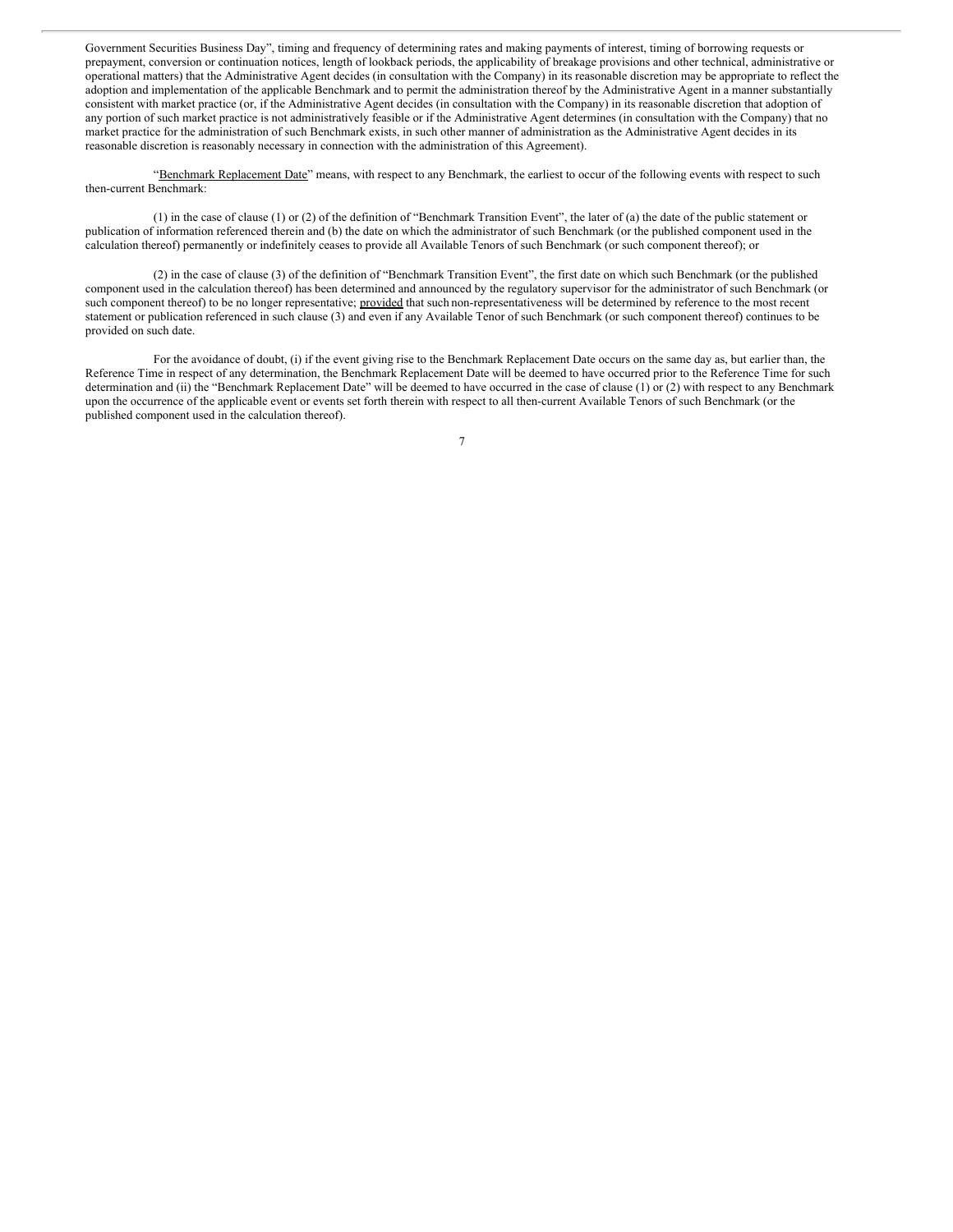Government Securities Business Day", timing and frequency of determining rates and making payments of interest, timing of borrowing requests or prepayment, conversion or continuation notices, length of lookback periods, the applicability of breakage provisions and other technical, administrative or operational matters) that the Administrative Agent decides (in consultation with the Company) in its reasonable discretion may be appropriate to reflect the adoption and implementation of the applicable Benchmark and to permit the administration thereof by the Administrative Agent in a manner substantially consistent with market practice (or, if the Administrative Agent decides (in consultation with the Company) in its reasonable discretion that adoption of any portion of such market practice is not administratively feasible or if the Administrative Agent determines (in consultation with the Company) that no market practice for the administration of such Benchmark exists, in such other manner of administration as the Administrative Agent decides in its reasonable discretion is reasonably necessary in connection with the administration of this Agreement).

"Benchmark Replacement Date" means, with respect to any Benchmark, the earliest to occur of the following events with respect to such then-current Benchmark:

(1) in the case of clause (1) or (2) of the definition of "Benchmark Transition Event", the later of (a) the date of the public statement or publication of information referenced therein and (b) the date on which the administrator of such Benchmark (or the published component used in the calculation thereof) permanently or indefinitely ceases to provide all Available Tenors of such Benchmark (or such component thereof); or

(2) in the case of clause (3) of the definition of "Benchmark Transition Event", the first date on which such Benchmark (or the published component used in the calculation thereof) has been determined and announced by the regulatory supervisor for the administrator of such Benchmark (or such component thereof) to be no longer representative; provided that such non-representativeness will be determined by reference to the most recent statement or publication referenced in such clause (3) and even if any Available Tenor of such Benchmark (or such component thereof) continues to be provided on such date.

For the avoidance of doubt, (i) if the event giving rise to the Benchmark Replacement Date occurs on the same day as, but earlier than, the Reference Time in respect of any determination, the Benchmark Replacement Date will be deemed to have occurred prior to the Reference Time for such determination and (ii) the "Benchmark Replacement Date" will be deemed to have occurred in the case of clause (1) or (2) with respect to any Benchmark upon the occurrence of the applicable event or events set forth therein with respect to all then-current Available Tenors of such Benchmark (or the published component used in the calculation thereof).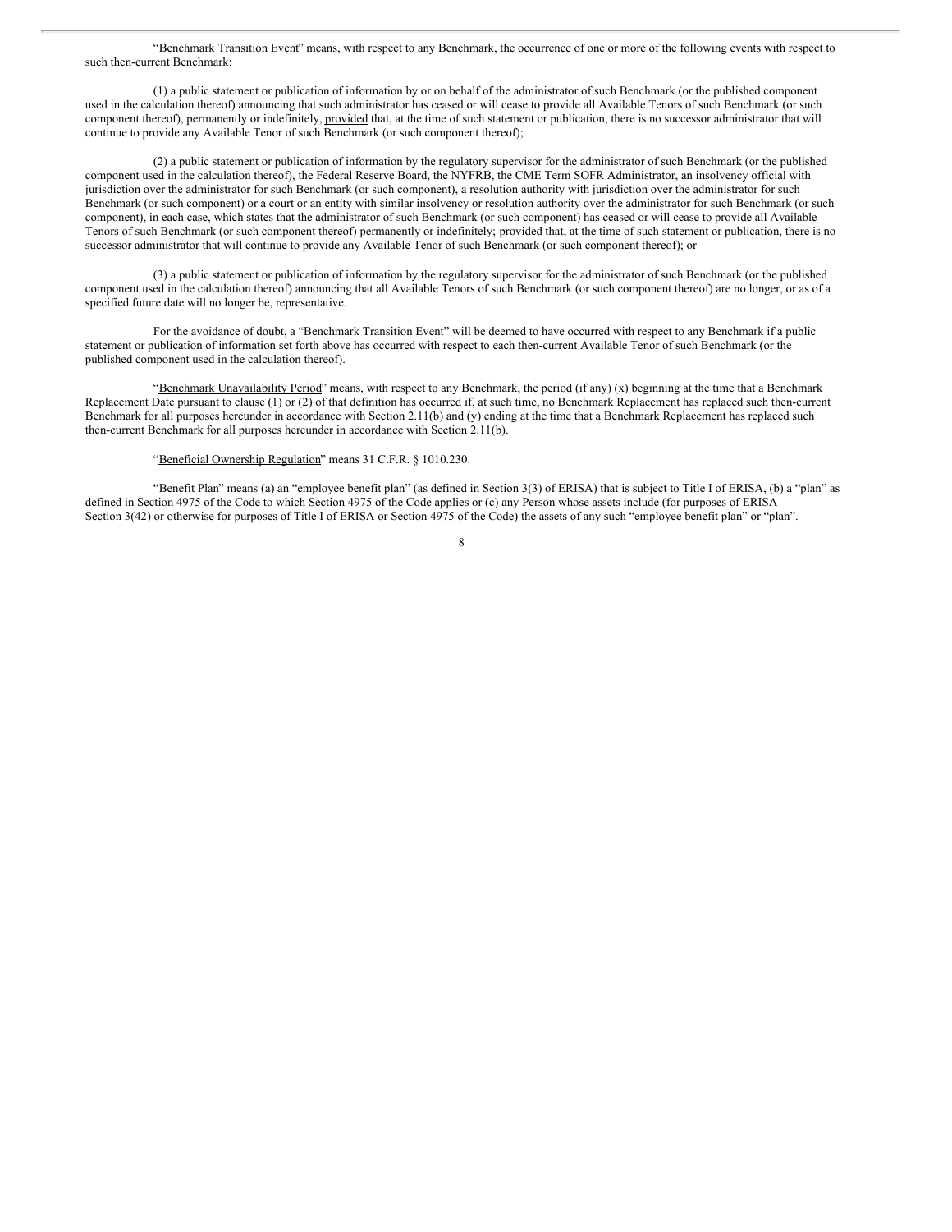"Benchmark Transition Event" means, with respect to any Benchmark, the occurrence of one or more of the following events with respect to such then-current Benchmark:

(1) a public statement or publication of information by or on behalf of the administrator of such Benchmark (or the published component used in the calculation thereof) announcing that such administrator has ceased or will cease to provide all Available Tenors of such Benchmark (or such component thereof), permanently or indefinitely, provided that, at the time of such statement or publication, there is no successor administrator that will continue to provide any Available Tenor of such Benchmark (or such component thereof);

(2) a public statement or publication of information by the regulatory supervisor for the administrator of such Benchmark (or the published component used in the calculation thereof), the Federal Reserve Board, the NYFRB, the CME Term SOFR Administrator, an insolvency official with jurisdiction over the administrator for such Benchmark (or such component), a resolution authority with jurisdiction over the administrator for such Benchmark (or such component) or a court or an entity with similar insolvency or resolution authority over the administrator for such Benchmark (or such component), in each case, which states that the administrator of such Benchmark (or such component) has ceased or will cease to provide all Available Tenors of such Benchmark (or such component thereof) permanently or indefinitely; provided that, at the time of such statement or publication, there is no successor administrator that will continue to provide any Available Tenor of such Benchmark (or such component thereof); or

(3) a public statement or publication of information by the regulatory supervisor for the administrator of such Benchmark (or the published component used in the calculation thereof) announcing that all Available Tenors of such Benchmark (or such component thereof) are no longer, or as of a specified future date will no longer be, representative.

For the avoidance of doubt, a "Benchmark Transition Event" will be deemed to have occurred with respect to any Benchmark if a public statement or publication of information set forth above has occurred with respect to each then-current Available Tenor of such Benchmark (or the published component used in the calculation thereof).

"Benchmark Unavailability Period" means, with respect to any Benchmark, the period (if any) (x) beginning at the time that a Benchmark Replacement Date pursuant to clause (1) or (2) of that definition has occurred if, at such time, no Benchmark Replacement has replaced such then-current Benchmark for all purposes hereunder in accordance with Section 2.11(b) and (y) ending at the time that a Benchmark Replacement has replaced such then-current Benchmark for all purposes hereunder in accordance with Section 2.11(b).

"Beneficial Ownership Regulation" means 31 C.F.R. § 1010.230.

"Benefit Plan" means (a) an "employee benefit plan" (as defined in Section 3(3) of ERISA) that is subject to Title I of ERISA, (b) a "plan" as defined in Section 4975 of the Code to which Section 4975 of the Code applies or (c) any Person whose assets include (for purposes of ERISA Section 3(42) or otherwise for purposes of Title I of ERISA or Section 4975 of the Code) the assets of any such "employee benefit plan" or "plan".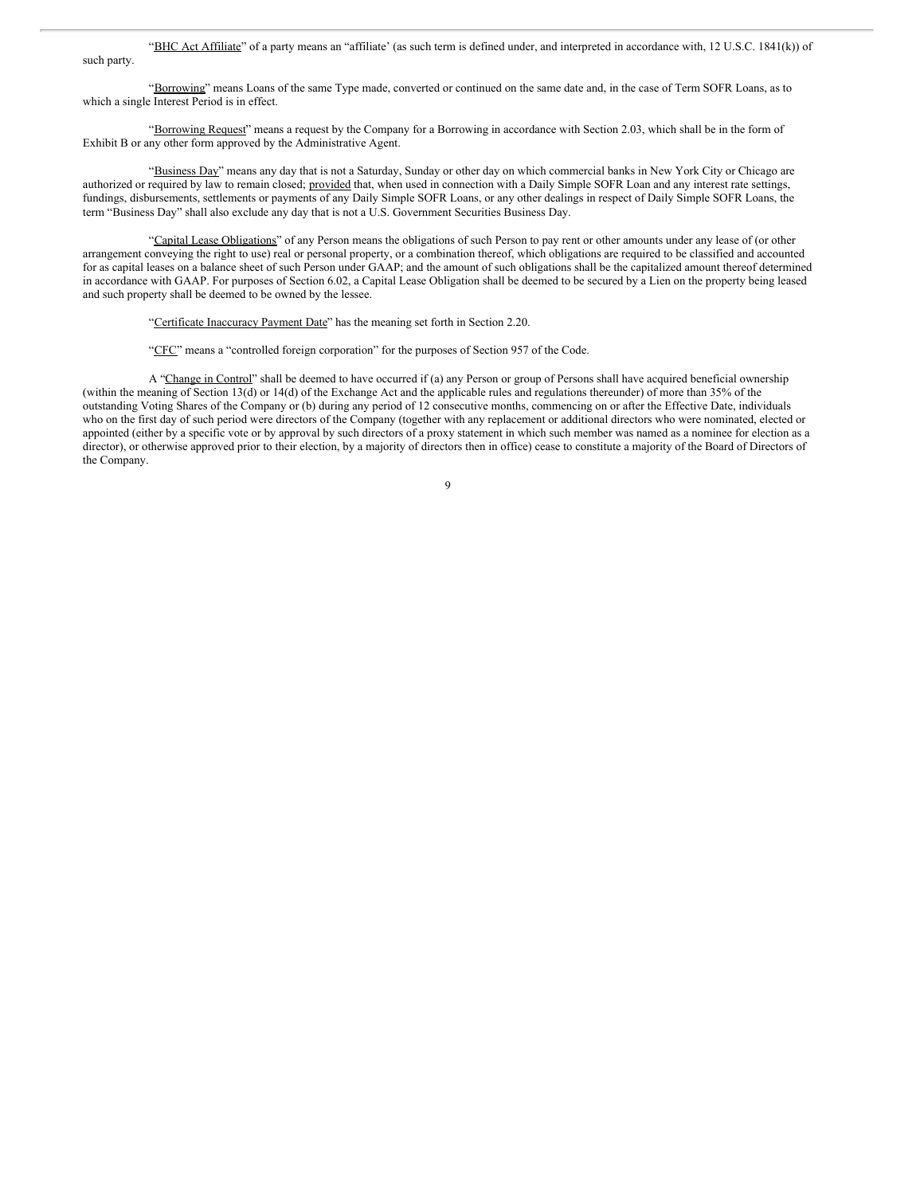"BHC Act Affiliate" of a party means an "affiliate' (as such term is defined under, and interpreted in accordance with, 12 U.S.C. 1841(k)) of such party.

"Borrowing" means Loans of the same Type made, converted or continued on the same date and, in the case of Term SOFR Loans, as to which a single Interest Period is in effect.

"Borrowing Request" means a request by the Company for a Borrowing in accordance with Section 2.03, which shall be in the form of Exhibit B or any other form approved by the Administrative Agent.

"Business Day" means any day that is not a Saturday, Sunday or other day on which commercial banks in New York City or Chicago are authorized or required by law to remain closed; provided that, when used in connection with a Daily Simple SOFR Loan and any interest rate settings, fundings, disbursements, settlements or payments of any Daily Simple SOFR Loans, or any other dealings in respect of Daily Simple SOFR Loans, the term "Business Day" shall also exclude any day that is not a U.S. Government Securities Business Day.

"Capital Lease Obligations" of any Person means the obligations of such Person to pay rent or other amounts under any lease of (or other arrangement conveying the right to use) real or personal property, or a combination thereof, which obligations are required to be classified and accounted for as capital leases on a balance sheet of such Person under GAAP; and the amount of such obligations shall be the capitalized amount thereof determined in accordance with GAAP. For purposes of Section 6.02, a Capital Lease Obligation shall be deemed to be secured by a Lien on the property being leased and such property shall be deemed to be owned by the lessee.

"Certificate Inaccuracy Payment Date" has the meaning set forth in Section 2.20.

"CFC" means a "controlled foreign corporation" for the purposes of Section 957 of the Code.

A "Change in Control" shall be deemed to have occurred if (a) any Person or group of Persons shall have acquired beneficial ownership (within the meaning of Section 13(d) or 14(d) of the Exchange Act and the applicable rules and regulations thereunder) of more than 35% of the outstanding Voting Shares of the Company or (b) during any period of 12 consecutive months, commencing on or after the Effective Date, individuals who on the first day of such period were directors of the Company (together with any replacement or additional directors who were nominated, elected or appointed (either by a specific vote or by approval by such directors of a proxy statement in which such member was named as a nominee for election as a director), or otherwise approved prior to their election, by a majority of directors then in office) cease to constitute a majority of the Board of Directors of the Company.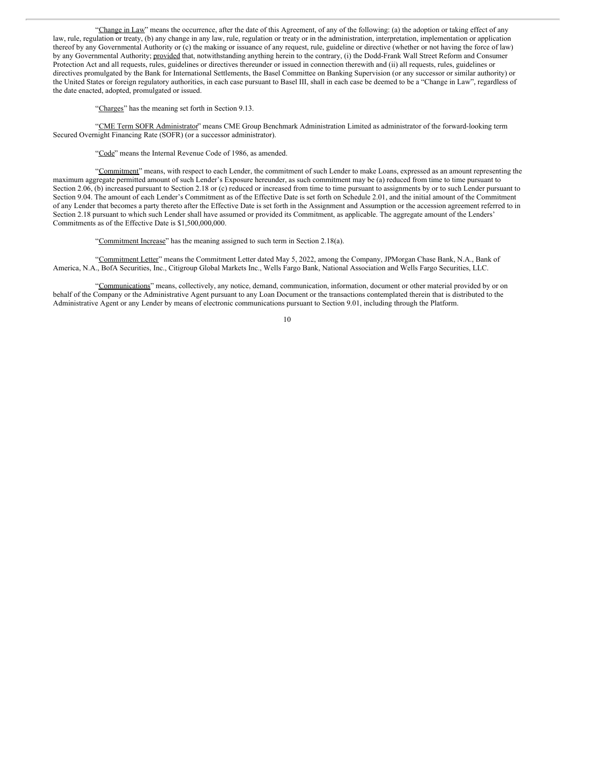"Change in Law" means the occurrence, after the date of this Agreement, of any of the following: (a) the adoption or taking effect of any law, rule, regulation or treaty, (b) any change in any law, rule, regulation or treaty or in the administration, interpretation, implementation or application thereof by any Governmental Authority or (c) the making or issuance of any request, rule, guideline or directive (whether or not having the force of law) by any Governmental Authority; provided that, notwithstanding anything herein to the contrary, (i) the Dodd-Frank Wall Street Reform and Consumer Protection Act and all requests, rules, guidelines or directives thereunder or issued in connection therewith and (ii) all requests, rules, guidelines or directives promulgated by the Bank for International Settlements, the Basel Committee on Banking Supervision (or any successor or similar authority) or the United States or foreign regulatory authorities, in each case pursuant to Basel III, shall in each case be deemed to be a "Change in Law", regardless of the date enacted, adopted, promulgated or issued.

"Charges" has the meaning set forth in Section 9.13.

"CME Term SOFR Administrator" means CME Group Benchmark Administration Limited as administrator of the forward-looking term Secured Overnight Financing Rate (SOFR) (or a successor administrator).

"Code" means the Internal Revenue Code of 1986, as amended.

"Commitment" means, with respect to each Lender, the commitment of such Lender to make Loans, expressed as an amount representing the maximum aggregate permitted amount of such Lender's Exposure hereunder, as such commitment may be (a) reduced from time to time pursuant to Section 2.06, (b) increased pursuant to Section 2.18 or (c) reduced or increased from time to time pursuant to assignments by or to such Lender pursuant to Section 9.04. The amount of each Lender's Commitment as of the Effective Date is set forth on Schedule 2.01, and the initial amount of the Commitment of any Lender that becomes a party thereto after the Effective Date is set forth in the Assignment and Assumption or the accession agreement referred to in Section 2.18 pursuant to which such Lender shall have assumed or provided its Commitment, as applicable. The aggregate amount of the Lenders' Commitments as of the Effective Date is $1,500,000,000.

"Commitment Increase" has the meaning assigned to such term in Section 2.18(a).

"Commitment Letter" means the Commitment Letter dated May 5, 2022, among the Company, JPMorgan Chase Bank, N.A., Bank of America, N.A., BofA Securities, Inc., Citigroup Global Markets Inc., Wells Fargo Bank, National Association and Wells Fargo Securities, LLC.

"Communications" means, collectively, any notice, demand, communication, information, document or other material provided by or on behalf of the Company or the Administrative Agent pursuant to any Loan Document or the transactions contemplated therein that is distributed to the Administrative Agent or any Lender by means of electronic communications pursuant to Section 9.01, including through the Platform.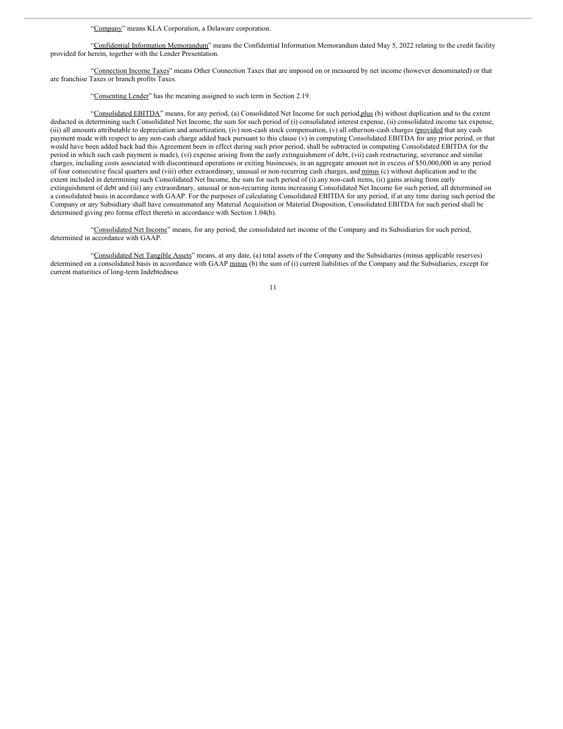"Company" means KLA Corporation, a Delaware corporation.

"Confidential Information Memorandum" means the Confidential Information Memorandum dated May 5, 2022 relating to the credit facility provided for herein, together with the Lender Presentation.

"Connection Income Taxes" means Other Connection Taxes that are imposed on or measured by net income (however denominated) or that are franchise Taxes or branch profits Taxes.

"Consenting Lender" has the meaning assigned to such term in Section 2.19.

"Consolidated EBITDA" means, for any period, (a) Consolidated Net Income for such period, plus (b) without duplication and to the extent deducted in determining such Consolidated Net Income, the sum for such period of (i) consolidated interest expense, (ii) consolidated income tax expense, (iii) all amounts attributable to depreciation and amortization, (iv) non-cash stock compensation, (v) all other non-cash charges (provided that any cash payment made with respect to any non-cash charge added back pursuant to this clause (v) in computing Consolidated EBITDA for any prior period, or that would have been added back had this Agreement been in effect during such prior period, shall be subtracted in computing Consolidated EBITDA for the period in which such cash payment is made), (vi) expense arising from the early extinguishment of debt, (vii) cash restructuring, severance and similar charges, including costs associated with discontinued operations or exiting businesses, in an aggregate amount not in excess of $50,000,000 in any period of four consecutive fiscal quarters and (viii) other extraordinary, unusual or non-recurring cash charges, and minus (c) without duplication and to the extent included in determining such Consolidated Net Income, the sum for such period of (i) any non-cash items, (ii) gains arising from early extinguishment of debt and (iii) any extraordinary, unusual or non-recurring items increasing Consolidated Net Income for such period, all determined on a consolidated basis in accordance with GAAP. For the purposes of calculating Consolidated EBITDA for any period, if at any time during such period the Company or any Subsidiary shall have consummated any Material Acquisition or Material Disposition, Consolidated EBITDA for such period shall be determined giving pro forma effect thereto in accordance with Section 1.04(b).

"Consolidated Net Income" means, for any period, the consolidated net income of the Company and its Subsidiaries for such period, determined in accordance with GAAP.

"Consolidated Net Tangible Assets" means, at any date, (a) total assets of the Company and the Subsidiaries (minus applicable reserves) determined on a consolidated basis in accordance with GAAP minus (b) the sum of (i) current liabilities of the Company and the Subsidiaries, except for current maturities of long-term Indebtedness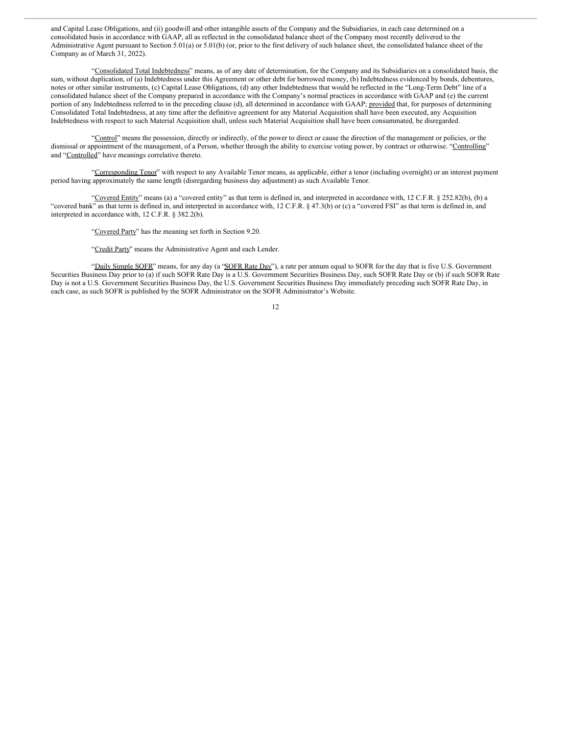and Capital Lease Obligations, and (ii) goodwill and other intangible assets of the Company and the Subsidiaries, in each case determined on a consolidated basis in accordance with GAAP, all as reflected in the consolidated balance sheet of the Company most recently delivered to the Administrative Agent pursuant to Section 5.01(a) or 5.01(b) (or, prior to the first delivery of such balance sheet, the consolidated balance sheet of the Company as of March 31, 2022).

"Consolidated Total Indebtedness" means, as of any date of determination, for the Company and its Subsidiaries on a consolidated basis, the sum, without duplication, of (a) Indebtedness under this Agreement or other debt for borrowed money, (b) Indebtedness evidenced by bonds, debentures, notes or other similar instruments, (c) Capital Lease Obligations, (d) any other Indebtedness that would be reflected in the "Long-Term Debt" line of a consolidated balance sheet of the Company prepared in accordance with the Company's normal practices in accordance with GAAP and (e) the current portion of any Indebtedness referred to in the preceding clause (d), all determined in accordance with GAAP; provided that, for purposes of determining Consolidated Total Indebtedness, at any time after the definitive agreement for any Material Acquisition shall have been executed, any Acquisition Indebtedness with respect to such Material Acquisition shall, unless such Material Acquisition shall have been consummated, be disregarded.

"Control" means the possession, directly or indirectly, of the power to direct or cause the direction of the management or policies, or the dismissal or appointment of the management, of a Person, whether through the ability to exercise voting power, by contract or otherwise. "Controlling" and "Controlled" have meanings correlative thereto.

"Corresponding Tenor" with respect to any Available Tenor means, as applicable, either a tenor (including overnight) or an interest payment period having approximately the same length (disregarding business day adjustment) as such Available Tenor.

"Covered Entity" means (a) a "covered entity" as that term is defined in, and interpreted in accordance with, 12 C.F.R. § 252.82(b), (b) a "covered bank" as that term is defined in, and interpreted in accordance with, 12 C.F.R. § 47.3(b) or (c) a "covered FSI" as that term is defined in, and interpreted in accordance with, 12 C.F.R. § 382.2(b).

"Covered Party" has the meaning set forth in Section 9.20.

"Credit Party" means the Administrative Agent and each Lender.

"Daily Simple SOFR" means, for any day (a "SOFR Rate Day"), a rate per annum equal to SOFR for the day that is five U.S. Government Securities Business Day prior to (a) if such SOFR Rate Day is a U.S. Government Securities Business Day, such SOFR Rate Day or (b) if such SOFR Rate Day is not a U.S. Government Securities Business Day, the U.S. Government Securities Business Day immediately preceding such SOFR Rate Day, in each case, as such SOFR is published by the SOFR Administrator on the SOFR Administrator's Website.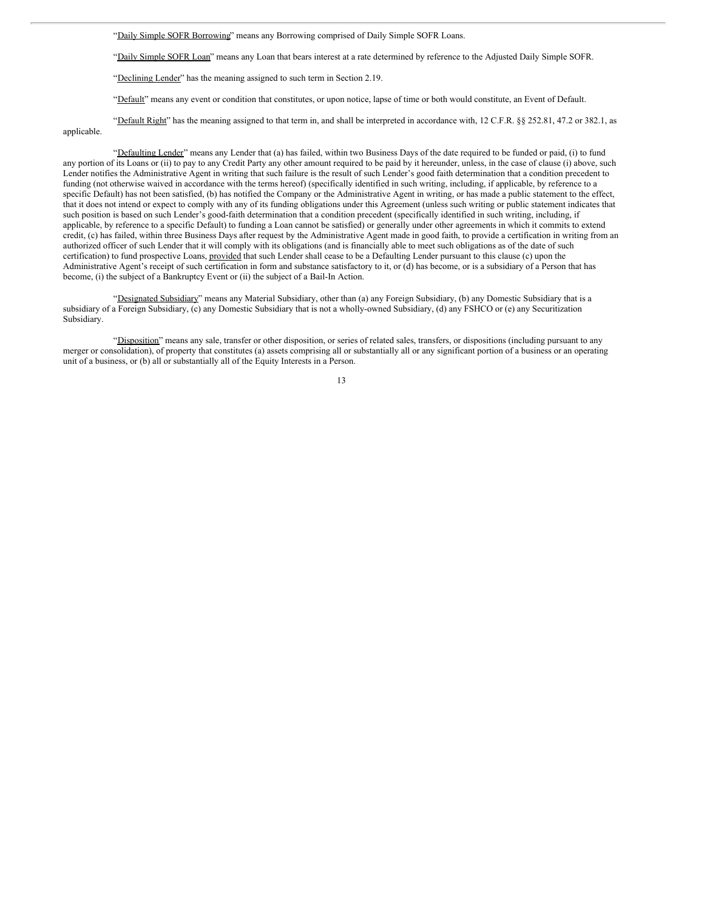"Daily Simple SOFR Borrowing" means any Borrowing comprised of Daily Simple SOFR Loans.

"Daily Simple SOFR Loan" means any Loan that bears interest at a rate determined by reference to the Adjusted Daily Simple SOFR.

"Declining Lender" has the meaning assigned to such term in Section 2.19.

"Default" means any event or condition that constitutes, or upon notice, lapse of time or both would constitute, an Event of Default.

"Default Right" has the meaning assigned to that term in, and shall be interpreted in accordance with, 12 C.F.R. §§ 252.81, 47.2 or 382.1, as applicable.

"Defaulting Lender" means any Lender that (a) has failed, within two Business Days of the date required to be funded or paid, (i) to fund any portion of its Loans or (ii) to pay to any Credit Party any other amount required to be paid by it hereunder, unless, in the case of clause (i) above, such Lender notifies the Administrative Agent in writing that such failure is the result of such Lender's good faith determination that a condition precedent to funding (not otherwise waived in accordance with the terms hereof) (specifically identified in such writing, including, if applicable, by reference to a specific Default) has not been satisfied, (b) has notified the Company or the Administrative Agent in writing, or has made a public statement to the effect, that it does not intend or expect to comply with any of its funding obligations under this Agreement (unless such writing or public statement indicates that such position is based on such Lender's good-faith determination that a condition precedent (specifically identified in such writing, including, if applicable, by reference to a specific Default) to funding a Loan cannot be satisfied) or generally under other agreements in which it commits to extend credit, (c) has failed, within three Business Days after request by the Administrative Agent made in good faith, to provide a certification in writing from an authorized officer of such Lender that it will comply with its obligations (and is financially able to meet such obligations as of the date of such certification) to fund prospective Loans, provided that such Lender shall cease to be a Defaulting Lender pursuant to this clause (c) upon the Administrative Agent's receipt of such certification in form and substance satisfactory to it, or (d) has become, or is a subsidiary of a Person that has become, (i) the subject of a Bankruptcy Event or (ii) the subject of a Bail-In Action.

"Designated Subsidiary" means any Material Subsidiary, other than (a) any Foreign Subsidiary, (b) any Domestic Subsidiary that is a subsidiary of a Foreign Subsidiary, (c) any Domestic Subsidiary that is not a wholly-owned Subsidiary, (d) any FSHCO or (e) any Securitization Subsidiary.

"Disposition" means any sale, transfer or other disposition, or series of related sales, transfers, or dispositions (including pursuant to any merger or consolidation), of property that constitutes (a) assets comprising all or substantially all or any significant portion of a business or an operating unit of a business, or (b) all or substantially all of the Equity Interests in a Person.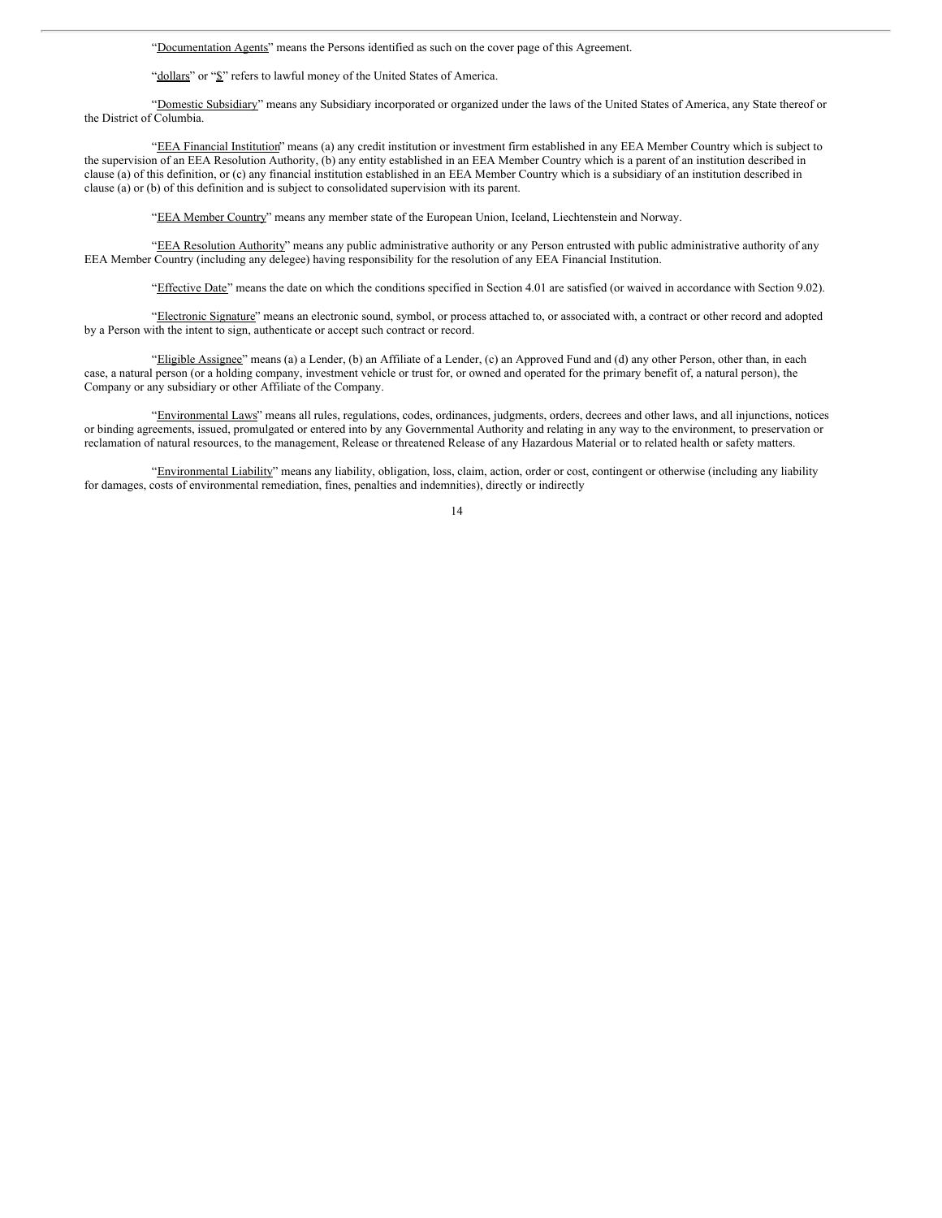"Documentation Agents" means the Persons identified as such on the cover page of this Agreement.

"dollars" or "$" refers to lawful money of the United States of America.

"Domestic Subsidiary" means any Subsidiary incorporated or organized under the laws of the United States of America, any State thereof or the District of Columbia.

"EEA Financial Institution" means (a) any credit institution or investment firm established in any EEA Member Country which is subject to the supervision of an EEA Resolution Authority, (b) any entity established in an EEA Member Country which is a parent of an institution described in clause (a) of this definition, or (c) any financial institution established in an EEA Member Country which is a subsidiary of an institution described in clause (a) or (b) of this definition and is subject to consolidated supervision with its parent.

"EEA Member Country" means any member state of the European Union, Iceland, Liechtenstein and Norway.

"EEA Resolution Authority" means any public administrative authority or any Person entrusted with public administrative authority of any EEA Member Country (including any delegee) having responsibility for the resolution of any EEA Financial Institution.

"Effective Date" means the date on which the conditions specified in Section 4.01 are satisfied (or waived in accordance with Section 9.02).

"Electronic Signature" means an electronic sound, symbol, or process attached to, or associated with, a contract or other record and adopted by a Person with the intent to sign, authenticate or accept such contract or record.

"Eligible Assignee" means (a) a Lender, (b) an Affiliate of a Lender, (c) an Approved Fund and (d) any other Person, other than, in each case, a natural person (or a holding company, investment vehicle or trust for, or owned and operated for the primary benefit of, a natural person), the Company or any subsidiary or other Affiliate of the Company.

"Environmental Laws" means all rules, regulations, codes, ordinances, judgments, orders, decrees and other laws, and all injunctions, notices or binding agreements, issued, promulgated or entered into by any Governmental Authority and relating in any way to the environment, to preservation or reclamation of natural resources, to the management, Release or threatened Release of any Hazardous Material or to related health or safety matters.

"Environmental Liability" means any liability, obligation, loss, claim, action, order or cost, contingent or otherwise (including any liability for damages, costs of environmental remediation, fines, penalties and indemnities), directly or indirectly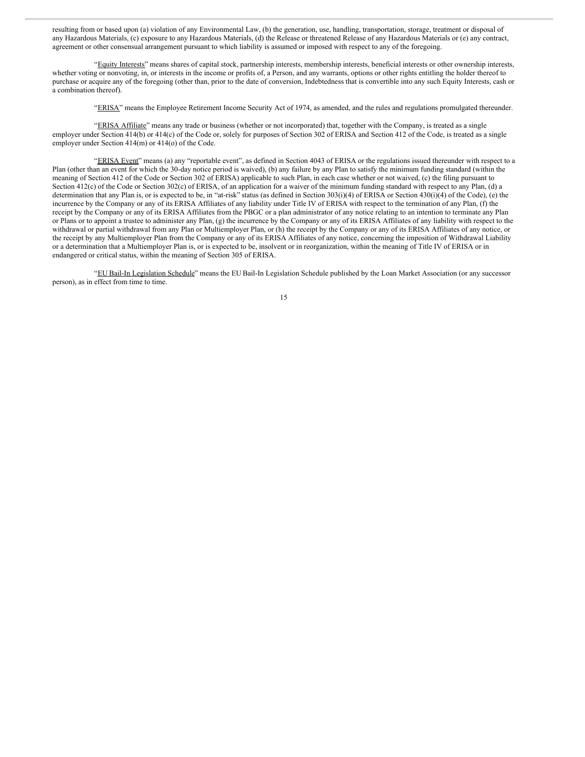resulting from or based upon (a) violation of any Environmental Law, (b) the generation, use, handling, transportation, storage, treatment or disposal of any Hazardous Materials, (c) exposure to any Hazardous Materials, (d) the Release or threatened Release of any Hazardous Materials or (e) any contract, agreement or other consensual arrangement pursuant to which liability is assumed or imposed with respect to any of the foregoing.

"Equity Interests" means shares of capital stock, partnership interests, membership interests, beneficial interests or other ownership interests, whether voting or nonvoting, in, or interests in the income or profits of, a Person, and any warrants, options or other rights entitling the holder thereof to purchase or acquire any of the foregoing (other than, prior to the date of conversion, Indebtedness that is convertible into any such Equity Interests, cash or a combination thereof).

"ERISA" means the Employee Retirement Income Security Act of 1974, as amended, and the rules and regulations promulgated thereunder.

"ERISA Affiliate" means any trade or business (whether or not incorporated) that, together with the Company, is treated as a single employer under Section 414(b) or 414(c) of the Code or, solely for purposes of Section 302 of ERISA and Section 412 of the Code, is treated as a single employer under Section 414(m) or 414(o) of the Code.

"ERISA Event" means (a) any "reportable event", as defined in Section 4043 of ERISA or the regulations issued thereunder with respect to a Plan (other than an event for which the 30-day notice period is waived), (b) any failure by any Plan to satisfy the minimum funding standard (within the meaning of Section 412 of the Code or Section 302 of ERISA) applicable to such Plan, in each case whether or not waived, (c) the filing pursuant to Section 412(c) of the Code or Section 302(c) of ERISA, of an application for a waiver of the minimum funding standard with respect to any Plan, (d) a determination that any Plan is, or is expected to be, in "at-risk" status (as defined in Section 303(i)(4) of ERISA or Section 430(i)(4) of the Code), (e) the incurrence by the Company or any of its ERISA Affiliates of any liability under Title IV of ERISA with respect to the termination of any Plan, (f) the receipt by the Company or any of its ERISA Affiliates from the PBGC or a plan administrator of any notice relating to an intention to terminate any Plan or Plans or to appoint a trustee to administer any Plan, (g) the incurrence by the Company or any of its ERISA Affiliates of any liability with respect to the withdrawal or partial withdrawal from any Plan or Multiemployer Plan, or (h) the receipt by the Company or any of its ERISA Affiliates of any notice, or the receipt by any Multiemployer Plan from the Company or any of its ERISA Affiliates of any notice, concerning the imposition of Withdrawal Liability or a determination that a Multiemployer Plan is, or is expected to be, insolvent or in reorganization, within the meaning of Title IV of ERISA or in endangered or critical status, within the meaning of Section 305 of ERISA.

"EU Bail-In Legislation Schedule" means the EU Bail-In Legislation Schedule published by the Loan Market Association (or any successor person), as in effect from time to time.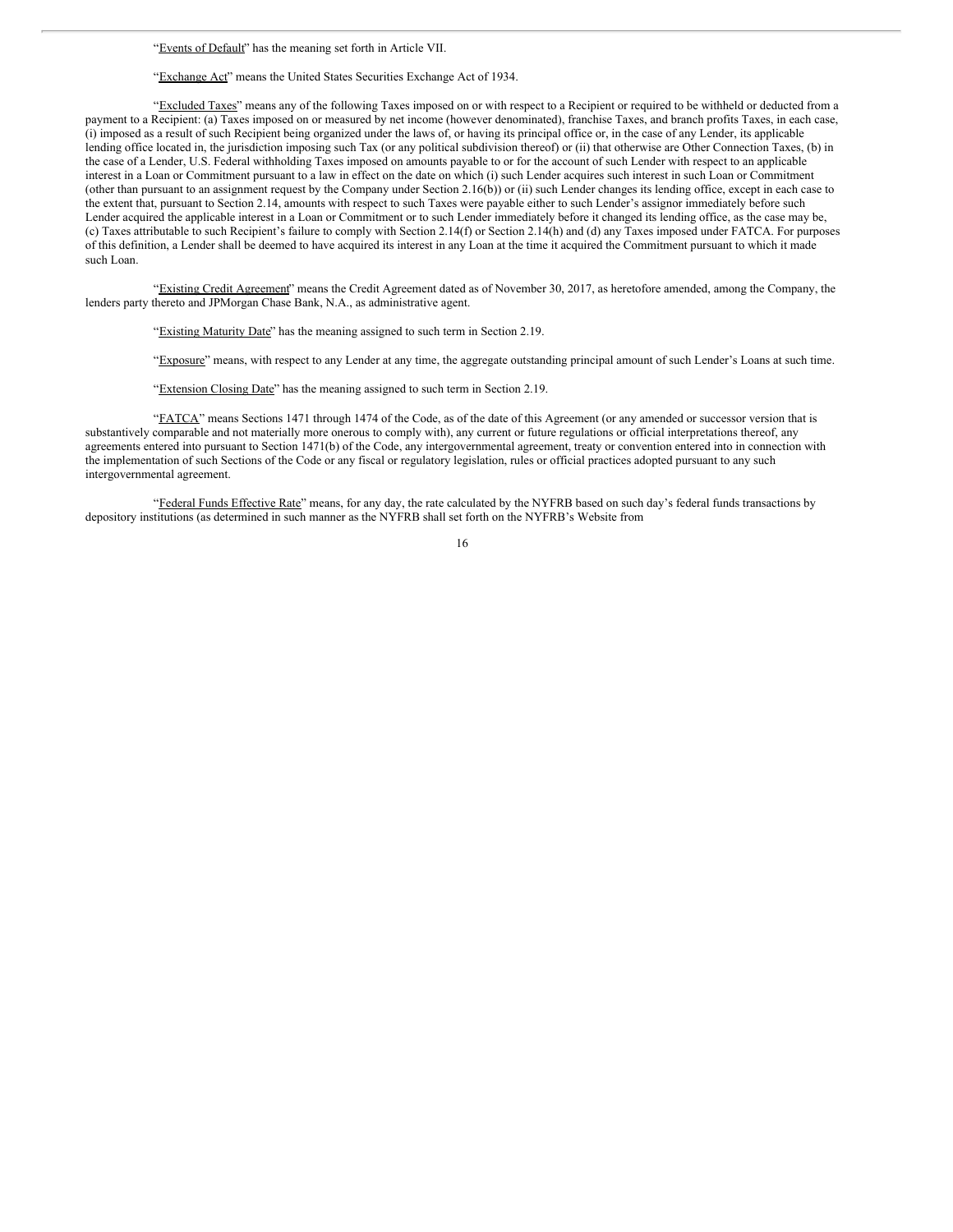"Events of Default" has the meaning set forth in Article VII.

"Exchange Act" means the United States Securities Exchange Act of 1934.

"Excluded Taxes" means any of the following Taxes imposed on or with respect to a Recipient or required to be withheld or deducted from a payment to a Recipient: (a) Taxes imposed on or measured by net income (however denominated), franchise Taxes, and branch profits Taxes, in each case, (i) imposed as a result of such Recipient being organized under the laws of, or having its principal office or, in the case of any Lender, its applicable lending office located in, the jurisdiction imposing such Tax (or any political subdivision thereof) or (ii) that otherwise are Other Connection Taxes, (b) in the case of a Lender, U.S. Federal withholding Taxes imposed on amounts payable to or for the account of such Lender with respect to an applicable interest in a Loan or Commitment pursuant to a law in effect on the date on which (i) such Lender acquires such interest in such Loan or Commitment (other than pursuant to an assignment request by the Company under Section 2.16(b)) or (ii) such Lender changes its lending office, except in each case to the extent that, pursuant to Section 2.14, amounts with respect to such Taxes were payable either to such Lender's assignor immediately before such Lender acquired the applicable interest in a Loan or Commitment or to such Lender immediately before it changed its lending office, as the case may be, (c) Taxes attributable to such Recipient's failure to comply with Section 2.14(f) or Section 2.14(h) and (d) any Taxes imposed under FATCA. For purposes of this definition, a Lender shall be deemed to have acquired its interest in any Loan at the time it acquired the Commitment pursuant to which it made such Loan.

"Existing Credit Agreement" means the Credit Agreement dated as of November 30, 2017, as heretofore amended, among the Company, the lenders party thereto and JPMorgan Chase Bank, N.A., as administrative agent.

"Existing Maturity Date" has the meaning assigned to such term in Section 2.19.

"Exposure" means, with respect to any Lender at any time, the aggregate outstanding principal amount of such Lender's Loans at such time.

"Extension Closing Date" has the meaning assigned to such term in Section 2.19.

"FATCA" means Sections 1471 through 1474 of the Code, as of the date of this Agreement (or any amended or successor version that is substantively comparable and not materially more onerous to comply with), any current or future regulations or official interpretations thereof, any agreements entered into pursuant to Section 1471(b) of the Code, any intergovernmental agreement, treaty or convention entered into in connection with the implementation of such Sections of the Code or any fiscal or regulatory legislation, rules or official practices adopted pursuant to any such intergovernmental agreement.

"Federal Funds Effective Rate" means, for any day, the rate calculated by the NYFRB based on such day's federal funds transactions by depository institutions (as determined in such manner as the NYFRB shall set forth on the NYFRB's Website from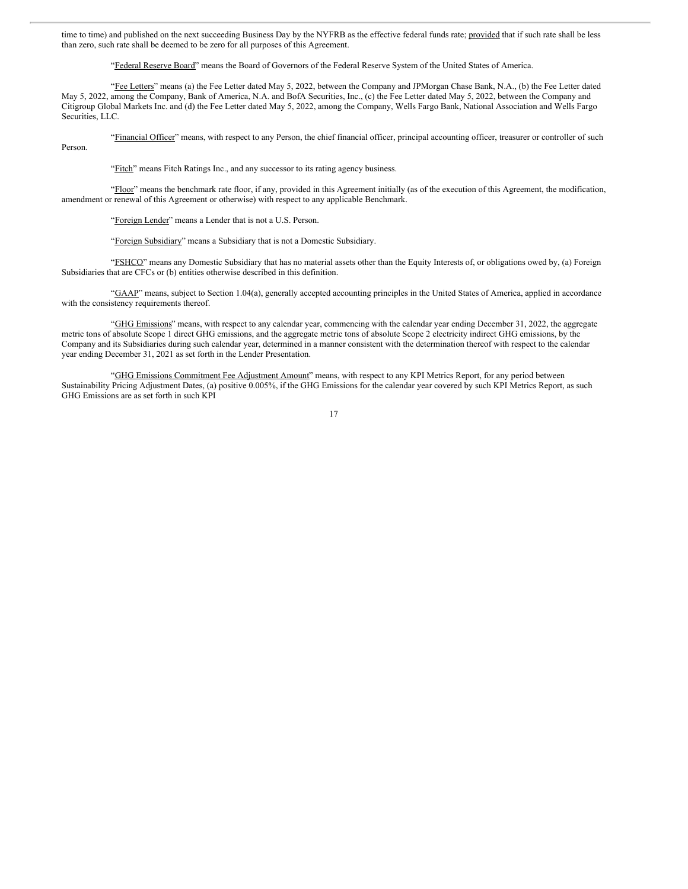time to time) and published on the next succeeding Business Day by the NYFRB as the effective federal funds rate; provided that if such rate shall be less than zero, such rate shall be deemed to be zero for all purposes of this Agreement.

"Federal Reserve Board" means the Board of Governors of the Federal Reserve System of the United States of America.

"Fee Letters" means (a) the Fee Letter dated May 5, 2022, between the Company and JPMorgan Chase Bank, N.A., (b) the Fee Letter dated May 5, 2022, among the Company, Bank of America, N.A. and BofA Securities, Inc., (c) the Fee Letter dated May 5, 2022, between the Company and Citigroup Global Markets Inc. and (d) the Fee Letter dated May 5, 2022, among the Company, Wells Fargo Bank, National Association and Wells Fargo Securities, LLC.

"Financial Officer" means, with respect to any Person, the chief financial officer, principal accounting officer, treasurer or controller of such Person.

"Fitch" means Fitch Ratings Inc., and any successor to its rating agency business.

"Floor" means the benchmark rate floor, if any, provided in this Agreement initially (as of the execution of this Agreement, the modification, amendment or renewal of this Agreement or otherwise) with respect to any applicable Benchmark.

"Foreign Lender" means a Lender that is not a U.S. Person.

"Foreign Subsidiary" means a Subsidiary that is not a Domestic Subsidiary.

"FSHCO" means any Domestic Subsidiary that has no material assets other than the Equity Interests of, or obligations owed by, (a) Foreign Subsidiaries that are CFCs or (b) entities otherwise described in this definition.

"GAAP" means, subject to Section 1.04(a), generally accepted accounting principles in the United States of America, applied in accordance with the consistency requirements thereof.

"GHG Emissions" means, with respect to any calendar year, commencing with the calendar year ending December 31, 2022, the aggregate metric tons of absolute Scope 1 direct GHG emissions, and the aggregate metric tons of absolute Scope 2 electricity indirect GHG emissions, by the Company and its Subsidiaries during such calendar year, determined in a manner consistent with the determination thereof with respect to the calendar year ending December 31, 2021 as set forth in the Lender Presentation.

"GHG Emissions Commitment Fee Adjustment Amount" means, with respect to any KPI Metrics Report, for any period between Sustainability Pricing Adjustment Dates, (a) positive 0.005%, if the GHG Emissions for the calendar year covered by such KPI Metrics Report, as such GHG Emissions are as set forth in such KPI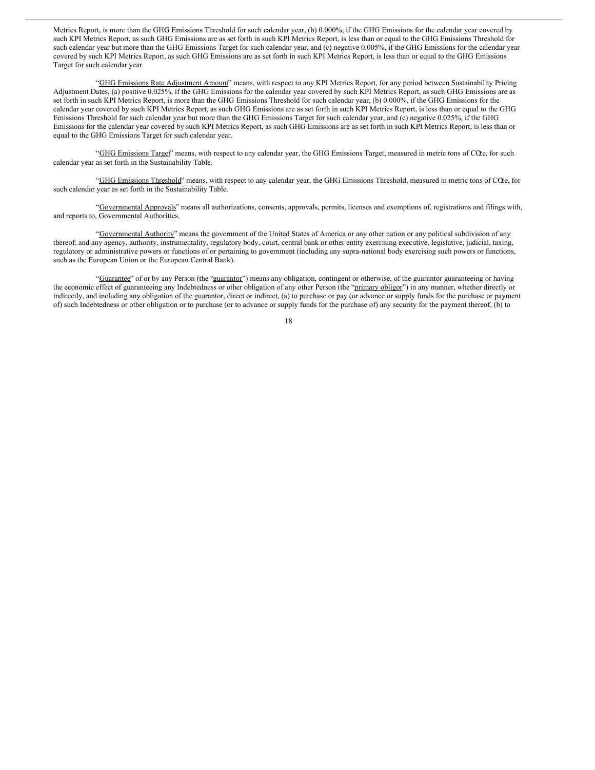Metrics Report, is more than the GHG Emissions Threshold for such calendar year, (b) 0.000%, if the GHG Emissions for the calendar year covered by such KPI Metrics Report, as such GHG Emissions are as set forth in such KPI Metrics Report, is less than or equal to the GHG Emissions Threshold for such calendar year but more than the GHG Emissions Target for such calendar year, and (c) negative 0.005%, if the GHG Emissions for the calendar year covered by such KPI Metrics Report, as such GHG Emissions are as set forth in such KPI Metrics Report, is less than or equal to the GHG Emissions Target for such calendar year.

"GHG Emissions Rate Adjustment Amount" means, with respect to any KPI Metrics Report, for any period between Sustainability Pricing Adjustment Dates, (a) positive 0.025%, if the GHG Emissions for the calendar year covered by such KPI Metrics Report, as such GHG Emissions are as set forth in such KPI Metrics Report, is more than the GHG Emissions Threshold for such calendar year, (b) 0.000%, if the GHG Emissions for the calendar year covered by such KPI Metrics Report, as such GHG Emissions are as set forth in such KPI Metrics Report, is less than or equal to the GHG Emissions Threshold for such calendar year but more than the GHG Emissions Target for such calendar year, and (c) negative 0.025%, if the GHG Emissions for the calendar year covered by such KPI Metrics Report, as such GHG Emissions are as set forth in such KPI Metrics Report, is less than or equal to the GHG Emissions Target for such calendar year.

"GHG Emissions Target" means, with respect to any calendar year, the GHG Emissions Target, measured in metric tons of $CO_2e$, for such calendar year as set forth in the Sustainability Table.

"GHG Emissions Threshold" means, with respect to any calendar year, the GHG Emissions Threshold, measured in metric tons of $CO_2e$, for such calendar year as set forth in the Sustainability Table.

"Governmental Approvals" means all authorizations, consents, approvals, permits, licenses and exemptions of, registrations and filings with, and reports to, Governmental Authorities.

"Governmental Authority" means the government of the United States of America or any other nation or any political subdivision of any thereof, and any agency, authority, instrumentality, regulatory body, court, central bank or other entity exercising executive, legislative, judicial, taxing, regulatory or administrative powers or functions of or pertaining to government (including any supra-national body exercising such powers or functions, such as the European Union or the European Central Bank).

"Guarantee" of or by any Person (the "guarantor") means any obligation, contingent or otherwise, of the guarantor guaranteeing or having the economic effect of guaranteeing any Indebtedness or other obligation of any other Person (the "primary obligor") in any manner, whether directly or indirectly, and including any obligation of the guarantor, direct or indirect, (a) to purchase or pay (or advance or supply funds for the purchase or payment of) such Indebtedness or other obligation or to purchase (or to advance or supply funds for the purchase of) any security for the payment thereof, (b) to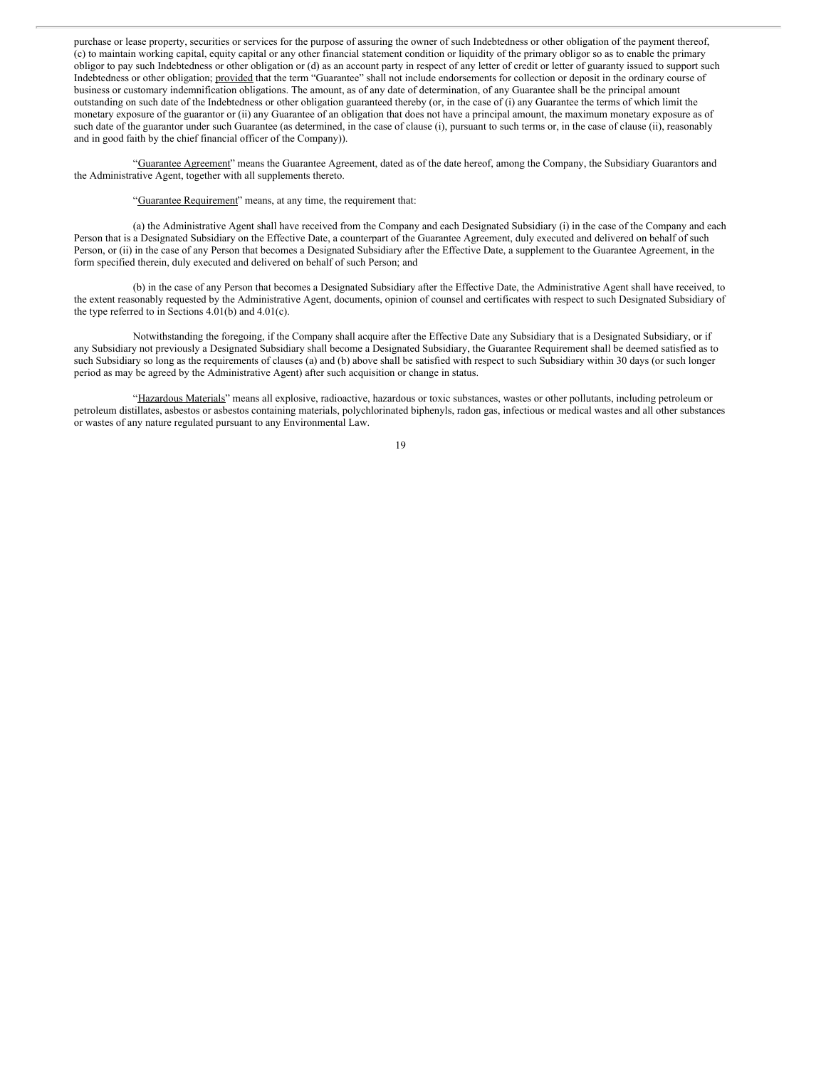purchase or lease property, securities or services for the purpose of assuring the owner of such Indebtedness or other obligation of the payment thereof, (c) to maintain working capital, equity capital or any other financial statement condition or liquidity of the primary obligor so as to enable the primary obligor to pay such Indebtedness or other obligation or (d) as an account party in respect of any letter of credit or letter of guaranty issued to support such Indebtedness or other obligation; provided that the term "Guarantee" shall not include endorsements for collection or deposit in the ordinary course of business or customary indemnification obligations. The amount, as of any date of determination, of any Guarantee shall be the principal amount outstanding on such date of the Indebtedness or other obligation guaranteed thereby (or, in the case of (i) any Guarantee the terms of which limit the monetary exposure of the guarantor or (ii) any Guarantee of an obligation that does not have a principal amount, the maximum monetary exposure as of such date of the guarantor under such Guarantee (as determined, in the case of clause (i), pursuant to such terms or, in the case of clause (ii), reasonably and in good faith by the chief financial officer of the Company)).

"Guarantee Agreement" means the Guarantee Agreement, dated as of the date hereof, among the Company, the Subsidiary Guarantors and the Administrative Agent, together with all supplements thereto.

"Guarantee Requirement" means, at any time, the requirement that:

(a) the Administrative Agent shall have received from the Company and each Designated Subsidiary (i) in the case of the Company and each Person that is a Designated Subsidiary on the Effective Date, a counterpart of the Guarantee Agreement, duly executed and delivered on behalf of such Person, or (ii) in the case of any Person that becomes a Designated Subsidiary after the Effective Date, a supplement to the Guarantee Agreement, in the form specified therein, duly executed and delivered on behalf of such Person; and

(b) in the case of any Person that becomes a Designated Subsidiary after the Effective Date, the Administrative Agent shall have received, to the extent reasonably requested by the Administrative Agent, documents, opinion of counsel and certificates with respect to such Designated Subsidiary of the type referred to in Sections 4.01(b) and 4.01(c).

Notwithstanding the foregoing, if the Company shall acquire after the Effective Date any Subsidiary that is a Designated Subsidiary, or if any Subsidiary not previously a Designated Subsidiary shall become a Designated Subsidiary, the Guarantee Requirement shall be deemed satisfied as to such Subsidiary so long as the requirements of clauses (a) and (b) above shall be satisfied with respect to such Subsidiary within 30 days (or such longer period as may be agreed by the Administrative Agent) after such acquisition or change in status.

"Hazardous Materials" means all explosive, radioactive, hazardous or toxic substances, wastes or other pollutants, including petroleum or petroleum distillates, asbestos or asbestos containing materials, polychlorinated biphenyls, radon gas, infectious or medical wastes and all other substances or wastes of any nature regulated pursuant to any Environmental Law.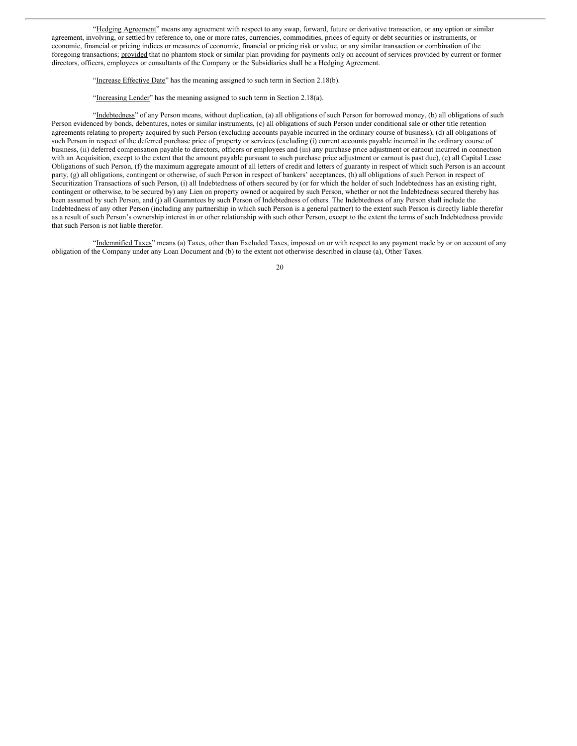"Hedging Agreement" means any agreement with respect to any swap, forward, future or derivative transaction, or any option or similar agreement, involving, or settled by reference to, one or more rates, currencies, commodities, prices of equity or debt securities or instruments, or economic, financial or pricing indices or measures of economic, financial or pricing risk or value, or any similar transaction or combination of the foregoing transactions; provided that no phantom stock or similar plan providing for payments only on account of services provided by current or former directors, officers, employees or consultants of the Company or the Subsidiaries shall be a Hedging Agreement.

"Increase Effective Date" has the meaning assigned to such term in Section 2.18(b).

"Increasing Lender" has the meaning assigned to such term in Section 2.18(a).

"Indebtedness" of any Person means, without duplication, (a) all obligations of such Person for borrowed money, (b) all obligations of such Person evidenced by bonds, debentures, notes or similar instruments, (c) all obligations of such Person under conditional sale or other title retention agreements relating to property acquired by such Person (excluding accounts payable incurred in the ordinary course of business), (d) all obligations of such Person in respect of the deferred purchase price of property or services (excluding (i) current accounts payable incurred in the ordinary course of business, (ii) deferred compensation payable to directors, officers or employees and (iii) any purchase price adjustment or earnout incurred in connection with an Acquisition, except to the extent that the amount payable pursuant to such purchase price adjustment or earnout is past due), (e) all Capital Lease Obligations of such Person, (f) the maximum aggregate amount of all letters of credit and letters of guaranty in respect of which such Person is an account party, (g) all obligations, contingent or otherwise, of such Person in respect of bankers' acceptances, (h) all obligations of such Person in respect of Securitization Transactions of such Person, (i) all Indebtedness of others secured by (or for which the holder of such Indebtedness has an existing right, contingent or otherwise, to be secured by) any Lien on property owned or acquired by such Person, whether or not the Indebtedness secured thereby has been assumed by such Person, and (j) all Guarantees by such Person of Indebtedness of others. The Indebtedness of any Person shall include the Indebtedness of any other Person (including any partnership in which such Person is a general partner) to the extent such Person is directly liable therefor as a result of such Person's ownership interest in or other relationship with such other Person, except to the extent the terms of such Indebtedness provide that such Person is not liable therefor.

"Indemnified Taxes" means (a) Taxes, other than Excluded Taxes, imposed on or with respect to any payment made by or on account of any obligation of the Company under any Loan Document and (b) to the extent not otherwise described in clause (a), Other Taxes.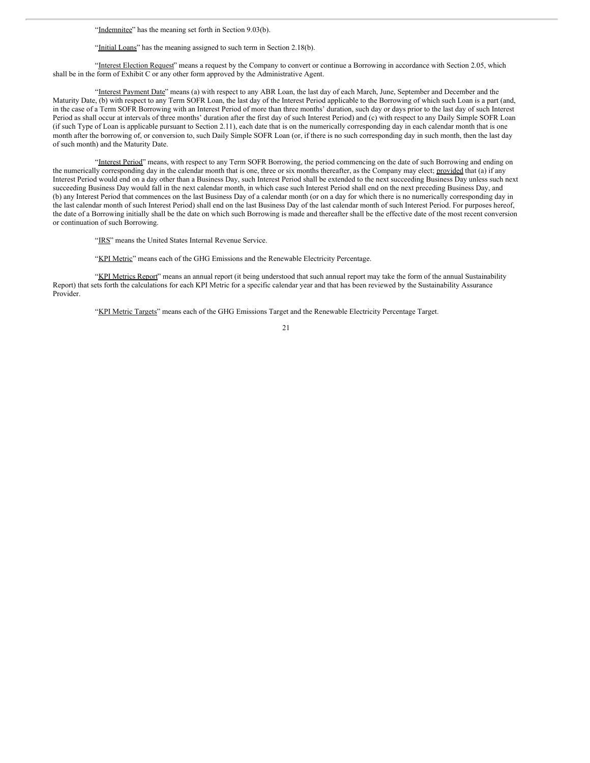"Indemnitee" has the meaning set forth in Section 9.03(b).

"Initial Loans" has the meaning assigned to such term in Section 2.18(b).

"Interest Election Request" means a request by the Company to convert or continue a Borrowing in accordance with Section 2.05, which shall be in the form of Exhibit C or any other form approved by the Administrative Agent.

"Interest Payment Date" means (a) with respect to any ABR Loan, the last day of each March, June, September and December and the Maturity Date, (b) with respect to any Term SOFR Loan, the last day of the Interest Period applicable to the Borrowing of which such Loan is a part (and, in the case of a Term SOFR Borrowing with an Interest Period of more than three months' duration, such day or days prior to the last day of such Interest Period as shall occur at intervals of three months' duration after the first day of such Interest Period) and (c) with respect to any Daily Simple SOFR Loan (if such Type of Loan is applicable pursuant to Section 2.11), each date that is on the numerically corresponding day in each calendar month that is one month after the borrowing of, or conversion to, such Daily Simple SOFR Loan (or, if there is no such corresponding day in such month, then the last day of such month) and the Maturity Date.

"Interest Period" means, with respect to any Term SOFR Borrowing, the period commencing on the date of such Borrowing and ending on the numerically corresponding day in the calendar month that is one, three or six months thereafter, as the Company may elect; provided that (a) if any Interest Period would end on a day other than a Business Day, such Interest Period shall be extended to the next succeeding Business Day unless such next succeeding Business Day would fall in the next calendar month, in which case such Interest Period shall end on the next preceding Business Day, and (b) any Interest Period that commences on the last Business Day of a calendar month (or on a day for which there is no numerically corresponding day in the last calendar month of such Interest Period) shall end on the last Business Day of the last calendar month of such Interest Period. For purposes hereof, the date of a Borrowing initially shall be the date on which such Borrowing is made and thereafter shall be the effective date of the most recent conversion or continuation of such Borrowing.

"IRS" means the United States Internal Revenue Service.

"KPI Metric" means each of the GHG Emissions and the Renewable Electricity Percentage.

"KPI Metrics Report" means an annual report (it being understood that such annual report may take the form of the annual Sustainability Report) that sets forth the calculations for each KPI Metric for a specific calendar year and that has been reviewed by the Sustainability Assurance Provider.

"KPI Metric Targets" means each of the GHG Emissions Target and the Renewable Electricity Percentage Target.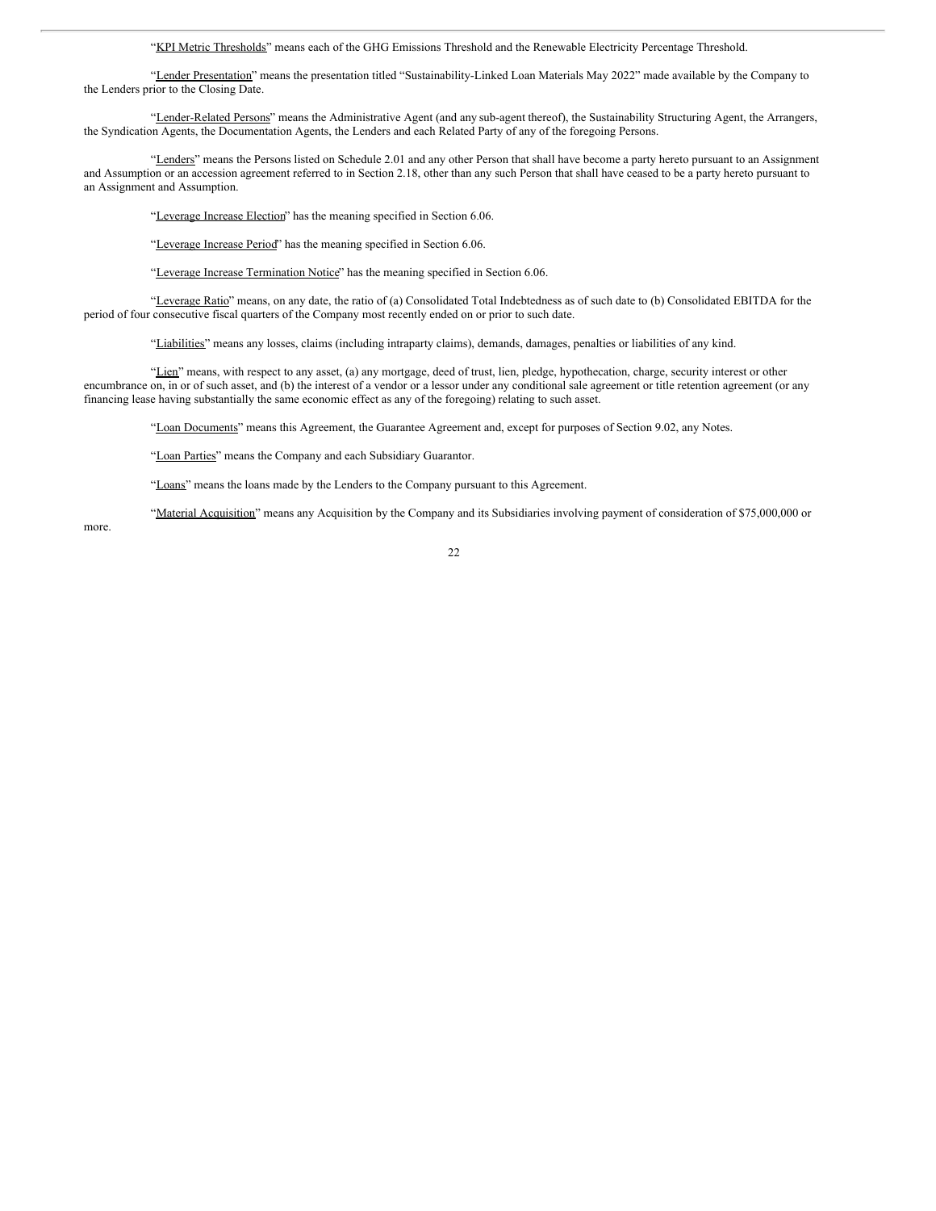"KPI Metric Thresholds" means each of the GHG Emissions Threshold and the Renewable Electricity Percentage Threshold.

"Lender Presentation" means the presentation titled "Sustainability-Linked Loan Materials May 2022" made available by the Company to the Lenders prior to the Closing Date.

"Lender-Related Persons" means the Administrative Agent (and any sub-agent thereof), the Sustainability Structuring Agent, the Arrangers, the Syndication Agents, the Documentation Agents, the Lenders and each Related Party of any of the foregoing Persons.

"Lenders" means the Persons listed on Schedule 2.01 and any other Person that shall have become a party hereto pursuant to an Assignment and Assumption or an accession agreement referred to in Section 2.18, other than any such Person that shall have ceased to be a party hereto pursuant to an Assignment and Assumption.

"Leverage Increase Election" has the meaning specified in Section 6.06.

"Leverage Increase Period" has the meaning specified in Section 6.06.

"Leverage Increase Termination Notice" has the meaning specified in Section 6.06.

"Leverage Ratio" means, on any date, the ratio of (a) Consolidated Total Indebtedness as of such date to (b) Consolidated EBITDA for the period of four consecutive fiscal quarters of the Company most recently ended on or prior to such date.

"Liabilities" means any losses, claims (including intraparty claims), demands, damages, penalties or liabilities of any kind.

"Lien" means, with respect to any asset, (a) any mortgage, deed of trust, lien, pledge, hypothecation, charge, security interest or other encumbrance on, in or of such asset, and (b) the interest of a vendor or a lessor under any conditional sale agreement or title retention agreement (or any financing lease having substantially the same economic effect as any of the foregoing) relating to such asset.

"Loan Documents" means this Agreement, the Guarantee Agreement and, except for purposes of Section 9.02, any Notes.

"Loan Parties" means the Company and each Subsidiary Guarantor.

"Loans" means the loans made by the Lenders to the Company pursuant to this Agreement.

"Material Acquisition" means any Acquisition by the Company and its Subsidiaries involving payment of consideration of $75,000,000 or more.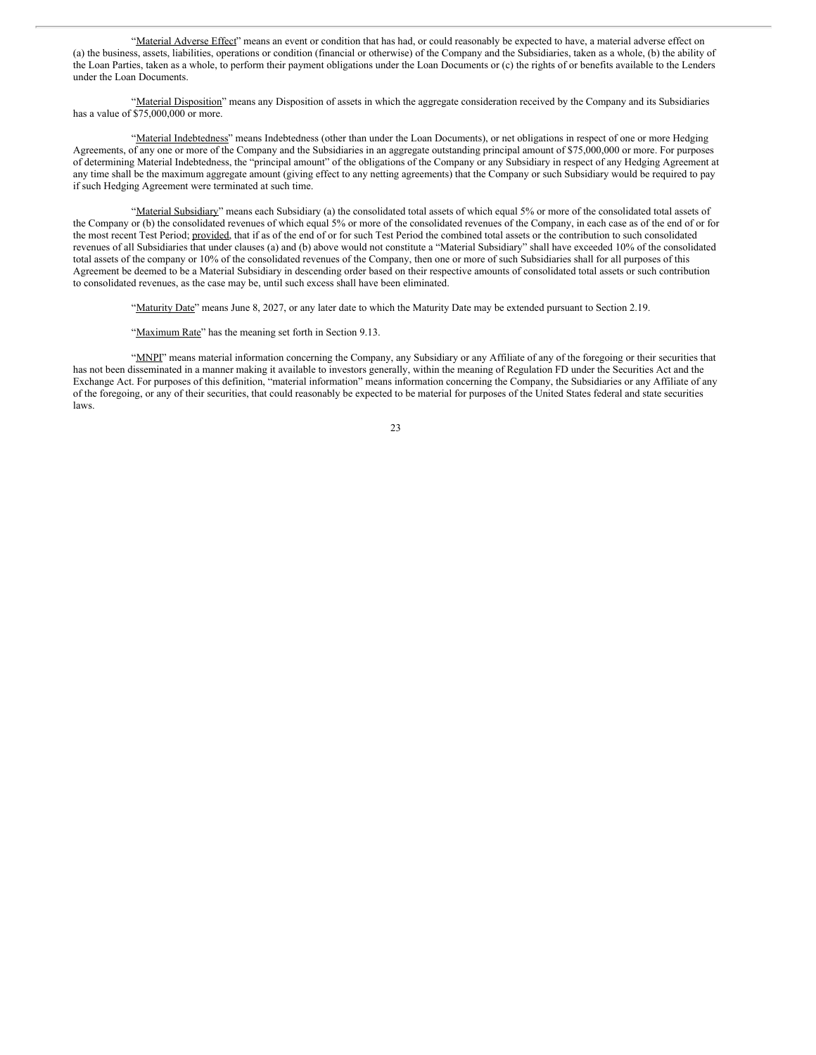"Material Adverse Effect" means an event or condition that has had, or could reasonably be expected to have, a material adverse effect on (a) the business, assets, liabilities, operations or condition (financial or otherwise) of the Company and the Subsidiaries, taken as a whole, (b) the ability of the Loan Parties, taken as a whole, to perform their payment obligations under the Loan Documents or (c) the rights of or benefits available to the Lenders under the Loan Documents.

"Material Disposition" means any Disposition of assets in which the aggregate consideration received by the Company and its Subsidiaries has a value of $75,000,000 or more.

"Material Indebtedness" means Indebtedness (other than under the Loan Documents), or net obligations in respect of one or more Hedging Agreements, of any one or more of the Company and the Subsidiaries in an aggregate outstanding principal amount of $75,000,000 or more. For purposes of determining Material Indebtedness, the "principal amount" of the obligations of the Company or any Subsidiary in respect of any Hedging Agreement at any time shall be the maximum aggregate amount (giving effect to any netting agreements) that the Company or such Subsidiary would be required to pay if such Hedging Agreement were terminated at such time.

"Material Subsidiary" means each Subsidiary (a) the consolidated total assets of which equal 5% or more of the consolidated total assets of the Company or (b) the consolidated revenues of which equal 5% or more of the consolidated revenues of the Company, in each case as of the end of or for the most recent Test Period; provided, that if as of the end of or for such Test Period the combined total assets or the contribution to such consolidated revenues of all Subsidiaries that under clauses (a) and (b) above would not constitute a "Material Subsidiary" shall have exceeded 10% of the consolidated total assets of the company or 10% of the consolidated revenues of the Company, then one or more of such Subsidiaries shall for all purposes of this Agreement be deemed to be a Material Subsidiary in descending order based on their respective amounts of consolidated total assets or such contribution to consolidated revenues, as the case may be, until such excess shall have been eliminated.

"Maturity Date" means June 8, 2027, or any later date to which the Maturity Date may be extended pursuant to Section 2.19.

"Maximum Rate" has the meaning set forth in Section 9.13.

"MNPI" means material information concerning the Company, any Subsidiary or any Affiliate of any of the foregoing or their securities that has not been disseminated in a manner making it available to investors generally, within the meaning of Regulation FD under the Securities Act and the Exchange Act. For purposes of this definition, "material information" means information concerning the Company, the Subsidiaries or any Affiliate of any of the foregoing, or any of their securities, that could reasonably be expected to be material for purposes of the United States federal and state securities laws.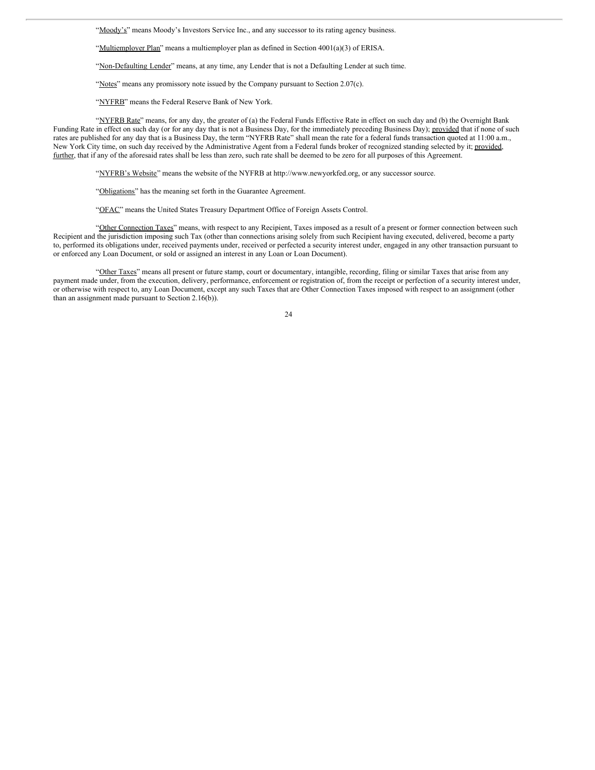"Moody's" means Moody's Investors Service Inc., and any successor to its rating agency business.

"Multiemployer Plan" means a multiemployer plan as defined in Section 4001(a)(3) of ERISA.

"Non-Defaulting Lender" means, at any time, any Lender that is not a Defaulting Lender at such time.

"Notes" means any promissory note issued by the Company pursuant to Section 2.07(c).

"NYFRB" means the Federal Reserve Bank of New York.

"NYFRB Rate" means, for any day, the greater of (a) the Federal Funds Effective Rate in effect on such day and (b) the Overnight Bank Funding Rate in effect on such day (or for any day that is not a Business Day, for the immediately preceding Business Day); provided that if none of such rates are published for any day that is a Business Day, the term "NYFRB Rate" shall mean the rate for a federal funds transaction quoted at 11:00 a.m., New York City time, on such day received by the Administrative Agent from a Federal funds broker of recognized standing selected by it; provided, further, that if any of the aforesaid rates shall be less than zero, such rate shall be deemed to be zero for all purposes of this Agreement.

"NYFRB's Website" means the website of the NYFRB at http://www.newyorkfed.org, or any successor source.

"Obligations" has the meaning set forth in the Guarantee Agreement.

"OFAC" means the United States Treasury Department Office of Foreign Assets Control.

"Other Connection Taxes" means, with respect to any Recipient, Taxes imposed as a result of a present or former connection between such Recipient and the jurisdiction imposing such Tax (other than connections arising solely from such Recipient having executed, delivered, become a party to, performed its obligations under, received payments under, received or perfected a security interest under, engaged in any other transaction pursuant to or enforced any Loan Document, or sold or assigned an interest in any Loan or Loan Document).

"Other Taxes" means all present or future stamp, court or documentary, intangible, recording, filing or similar Taxes that arise from any payment made under, from the execution, delivery, performance, enforcement or registration of, from the receipt or perfection of a security interest under, or otherwise with respect to, any Loan Document, except any such Taxes that are Other Connection Taxes imposed with respect to an assignment (other than an assignment made pursuant to Section 2.16(b)).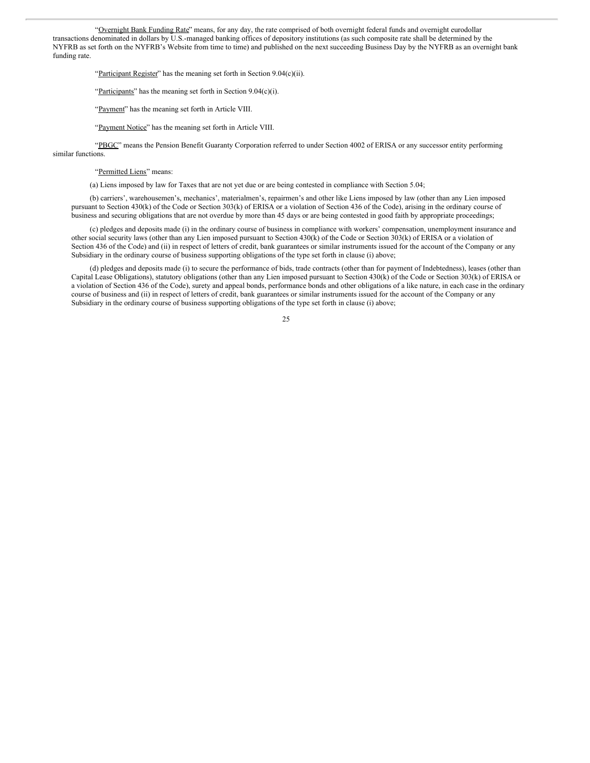"Overnight Bank Funding Rate" means, for any day, the rate comprised of both overnight federal funds and overnight eurodollar transactions denominated in dollars by U.S.-managed banking offices of depository institutions (as such composite rate shall be determined by the NYFRB as set forth on the NYFRB's Website from time to time) and published on the next succeeding Business Day by the NYFRB as an overnight bank funding rate.

"Participant Register" has the meaning set forth in Section 9.04(c)(ii).

"Participants" has the meaning set forth in Section 9.04(c)(i).

"Payment" has the meaning set forth in Article VIII.

"Payment Notice" has the meaning set forth in Article VIII.

"PBGC" means the Pension Benefit Guaranty Corporation referred to under Section 4002 of ERISA or any successor entity performing similar functions.

"Permitted Liens" means:

(a) Liens imposed by law for Taxes that are not yet due or are being contested in compliance with Section 5.04;

(b) carriers', warehousemen's, mechanics', materialmen's, repairmen's and other like Liens imposed by law (other than any Lien imposed pursuant to Section 430(k) of the Code or Section 303(k) of ERISA or a violation of Section 436 of the Code), arising in the ordinary course of business and securing obligations that are not overdue by more than 45 days or are being contested in good faith by appropriate proceedings;

(c) pledges and deposits made (i) in the ordinary course of business in compliance with workers' compensation, unemployment insurance and other social security laws (other than any Lien imposed pursuant to Section 430(k) of the Code or Section 303(k) of ERISA or a violation of Section 436 of the Code) and (ii) in respect of letters of credit, bank guarantees or similar instruments issued for the account of the Company or any Subsidiary in the ordinary course of business supporting obligations of the type set forth in clause (i) above;

(d) pledges and deposits made (i) to secure the performance of bids, trade contracts (other than for payment of Indebtedness), leases (other than Capital Lease Obligations), statutory obligations (other than any Lien imposed pursuant to Section 430(k) of the Code or Section 303(k) of ERISA or a violation of Section 436 of the Code), surety and appeal bonds, performance bonds and other obligations of a like nature, in each case in the ordinary course of business and (ii) in respect of letters of credit, bank guarantees or similar instruments issued for the account of the Company or any Subsidiary in the ordinary course of business supporting obligations of the type set forth in clause (i) above;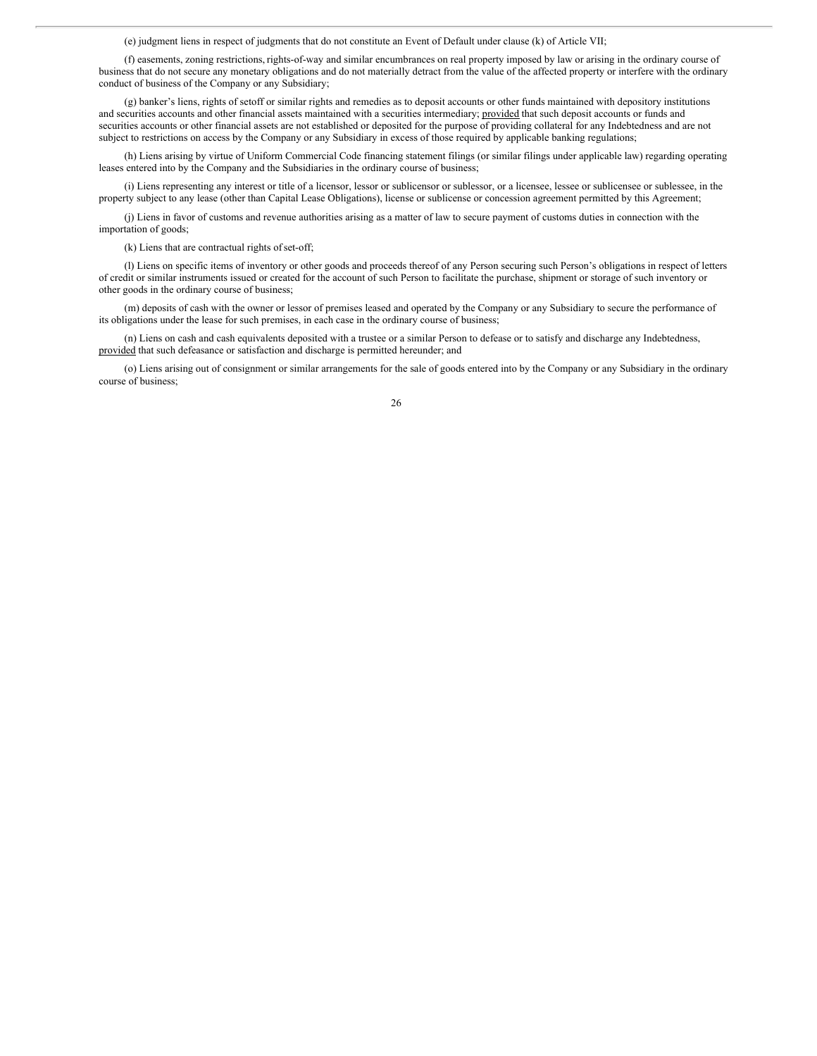(e) judgment liens in respect of judgments that do not constitute an Event of Default under clause (k) of Article VII;

(f) easements, zoning restrictions, rights-of-way and similar encumbrances on real property imposed by law or arising in the ordinary course of business that do not secure any monetary obligations and do not materially detract from the value of the affected property or interfere with the ordinary conduct of business of the Company or any Subsidiary;

(g) banker's liens, rights of setoff or similar rights and remedies as to deposit accounts or other funds maintained with depository institutions and securities accounts and other financial assets maintained with a securities intermediary; provided that such deposit accounts or funds and securities accounts or other financial assets are not established or deposited for the purpose of providing collateral for any Indebtedness and are not subject to restrictions on access by the Company or any Subsidiary in excess of those required by applicable banking regulations;

(h) Liens arising by virtue of Uniform Commercial Code financing statement filings (or similar filings under applicable law) regarding operating leases entered into by the Company and the Subsidiaries in the ordinary course of business;

(i) Liens representing any interest or title of a licensor, lessor or sublicensor or sublessor, or a licensee, lessee or sublicensee or sublessee, in the property subject to any lease (other than Capital Lease Obligations), license or sublicense or concession agreement permitted by this Agreement;

(j) Liens in favor of customs and revenue authorities arising as a matter of law to secure payment of customs duties in connection with the importation of goods;

(k) Liens that are contractual rights of set-off;

(l) Liens on specific items of inventory or other goods and proceeds thereof of any Person securing such Person's obligations in respect of letters of credit or similar instruments issued or created for the account of such Person to facilitate the purchase, shipment or storage of such inventory or other goods in the ordinary course of business;

(m) deposits of cash with the owner or lessor of premises leased and operated by the Company or any Subsidiary to secure the performance of its obligations under the lease for such premises, in each case in the ordinary course of business;

(n) Liens on cash and cash equivalents deposited with a trustee or a similar Person to defease or to satisfy and discharge any Indebtedness, provided that such defeasance or satisfaction and discharge is permitted hereunder; and

(o) Liens arising out of consignment or similar arrangements for the sale of goods entered into by the Company or any Subsidiary in the ordinary course of business;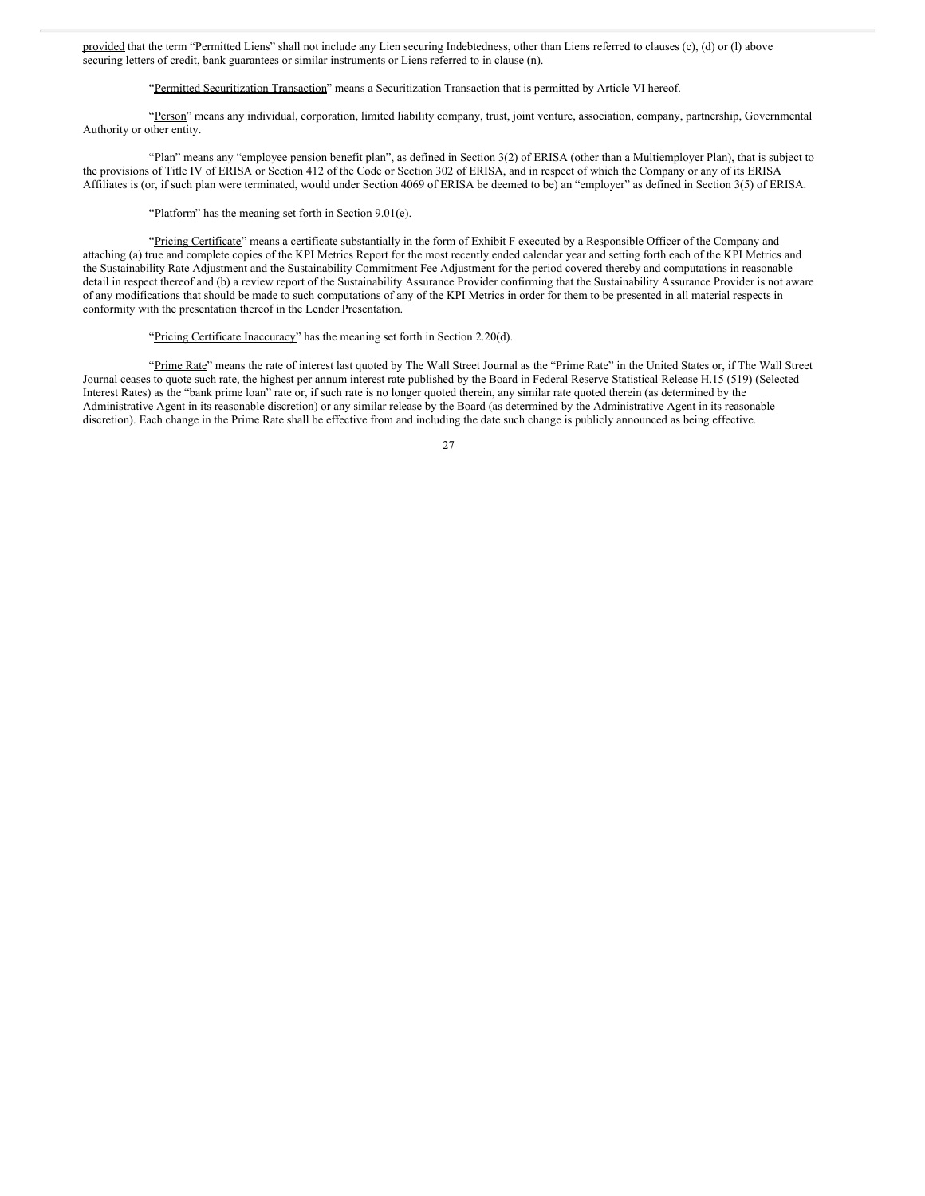provided that the term "Permitted Liens" shall not include any Lien securing Indebtedness, other than Liens referred to clauses (c), (d) or (l) above securing letters of credit, bank guarantees or similar instruments or Liens referred to in clause (n).

"Permitted Securitization Transaction" means a Securitization Transaction that is permitted by Article VI hereof.

"Person" means any individual, corporation, limited liability company, trust, joint venture, association, company, partnership, Governmental Authority or other entity.

"Plan" means any "employee pension benefit plan", as defined in Section 3(2) of ERISA (other than a Multiemployer Plan), that is subject to the provisions of Title IV of ERISA or Section 412 of the Code or Section 302 of ERISA, and in respect of which the Company or any of its ERISA Affiliates is (or, if such plan were terminated, would under Section 4069 of ERISA be deemed to be) an "employer" as defined in Section 3(5) of ERISA.

"Platform" has the meaning set forth in Section 9.01(e).

"Pricing Certificate" means a certificate substantially in the form of Exhibit F executed by a Responsible Officer of the Company and attaching (a) true and complete copies of the KPI Metrics Report for the most recently ended calendar year and setting forth each of the KPI Metrics and the Sustainability Rate Adjustment and the Sustainability Commitment Fee Adjustment for the period covered thereby and computations in reasonable detail in respect thereof and (b) a review report of the Sustainability Assurance Provider confirming that the Sustainability Assurance Provider is not aware of any modifications that should be made to such computations of any of the KPI Metrics in order for them to be presented in all material respects in conformity with the presentation thereof in the Lender Presentation.

"Pricing Certificate Inaccuracy" has the meaning set forth in Section 2.20(d).

"Prime Rate" means the rate of interest last quoted by The Wall Street Journal as the "Prime Rate" in the United States or, if The Wall Street Journal ceases to quote such rate, the highest per annum interest rate published by the Board in Federal Reserve Statistical Release H.15 (519) (Selected Interest Rates) as the "bank prime loan" rate or, if such rate is no longer quoted therein, any similar rate quoted therein (as determined by the Administrative Agent in its reasonable discretion) or any similar release by the Board (as determined by the Administrative Agent in its reasonable discretion). Each change in the Prime Rate shall be effective from and including the date such change is publicly announced as being effective.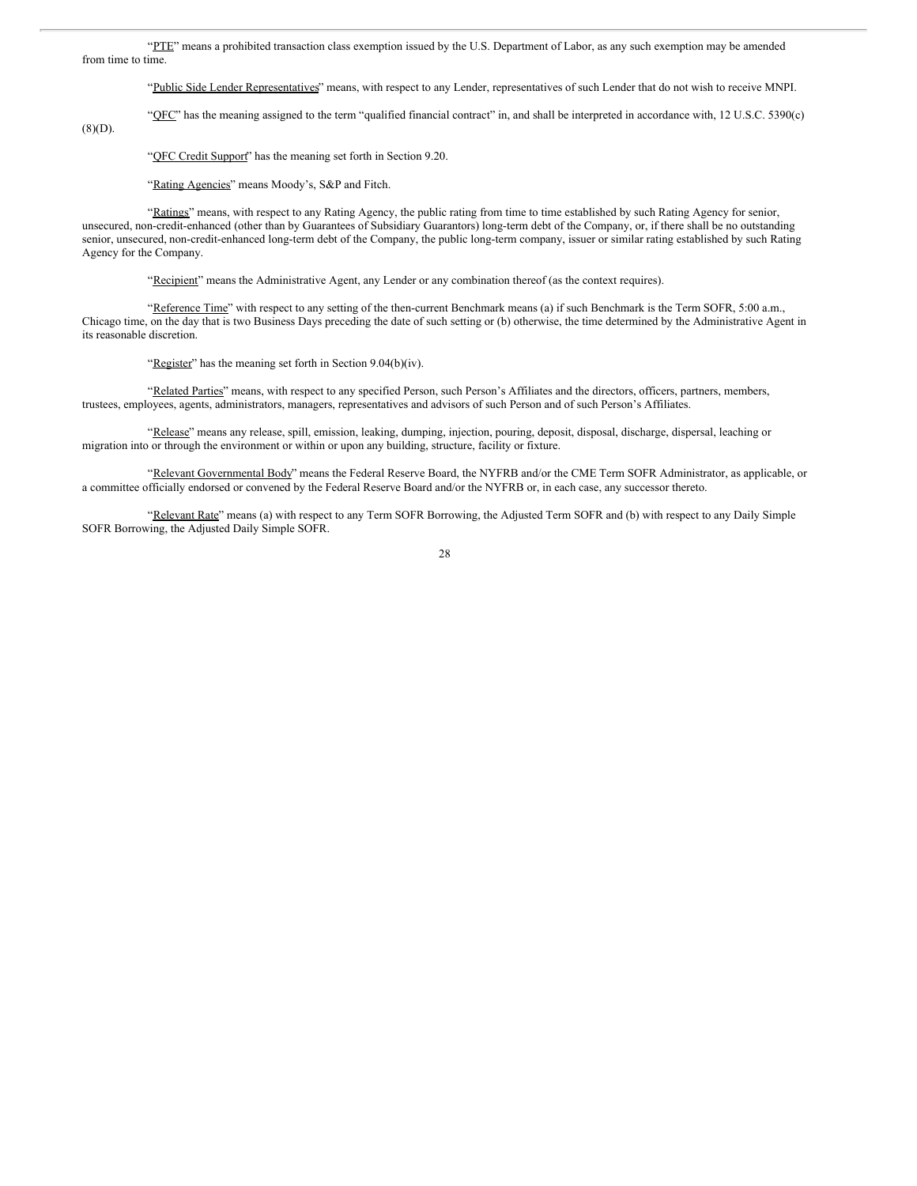"PTE" means a prohibited transaction class exemption issued by the U.S. Department of Labor, as any such exemption may be amended from time to time.

"Public Side Lender Representatives" means, with respect to any Lender, representatives of such Lender that do not wish to receive MNPI.

"QFC" has the meaning assigned to the term "qualified financial contract" in, and shall be interpreted in accordance with, 12 U.S.C. 5390(c)(8)(D).

"QFC Credit Support" has the meaning set forth in Section 9.20.

"Rating Agencies" means Moody's, S&P and Fitch.

"Ratings" means, with respect to any Rating Agency, the public rating from time to time established by such Rating Agency for senior, unsecured, non-credit-enhanced (other than by Guarantees of Subsidiary Guarantors) long-term debt of the Company, or, if there shall be no outstanding senior, unsecured, non-credit-enhanced long-term debt of the Company, the public long-term company, issuer or similar rating established by such Rating Agency for the Company.

"Recipient" means the Administrative Agent, any Lender or any combination thereof (as the context requires).

"Reference Time" with respect to any setting of the then-current Benchmark means (a) if such Benchmark is the Term SOFR, 5:00 a.m., Chicago time, on the day that is two Business Days preceding the date of such setting or (b) otherwise, the time determined by the Administrative Agent in its reasonable discretion.

"Register" has the meaning set forth in Section 9.04(b)(iv).

"Related Parties" means, with respect to any specified Person, such Person's Affiliates and the directors, officers, partners, members, trustees, employees, agents, administrators, managers, representatives and advisors of such Person and of such Person's Affiliates.

"Release" means any release, spill, emission, leaking, dumping, injection, pouring, deposit, disposal, discharge, dispersal, leaching or migration into or through the environment or within or upon any building, structure, facility or fixture.

"Relevant Governmental Body" means the Federal Reserve Board, the NYFRB and/or the CME Term SOFR Administrator, as applicable, or a committee officially endorsed or convened by the Federal Reserve Board and/or the NYFRB or, in each case, any successor thereto.

"Relevant Rate" means (a) with respect to any Term SOFR Borrowing, the Adjusted Term SOFR and (b) with respect to any Daily Simple SOFR Borrowing, the Adjusted Daily Simple SOFR.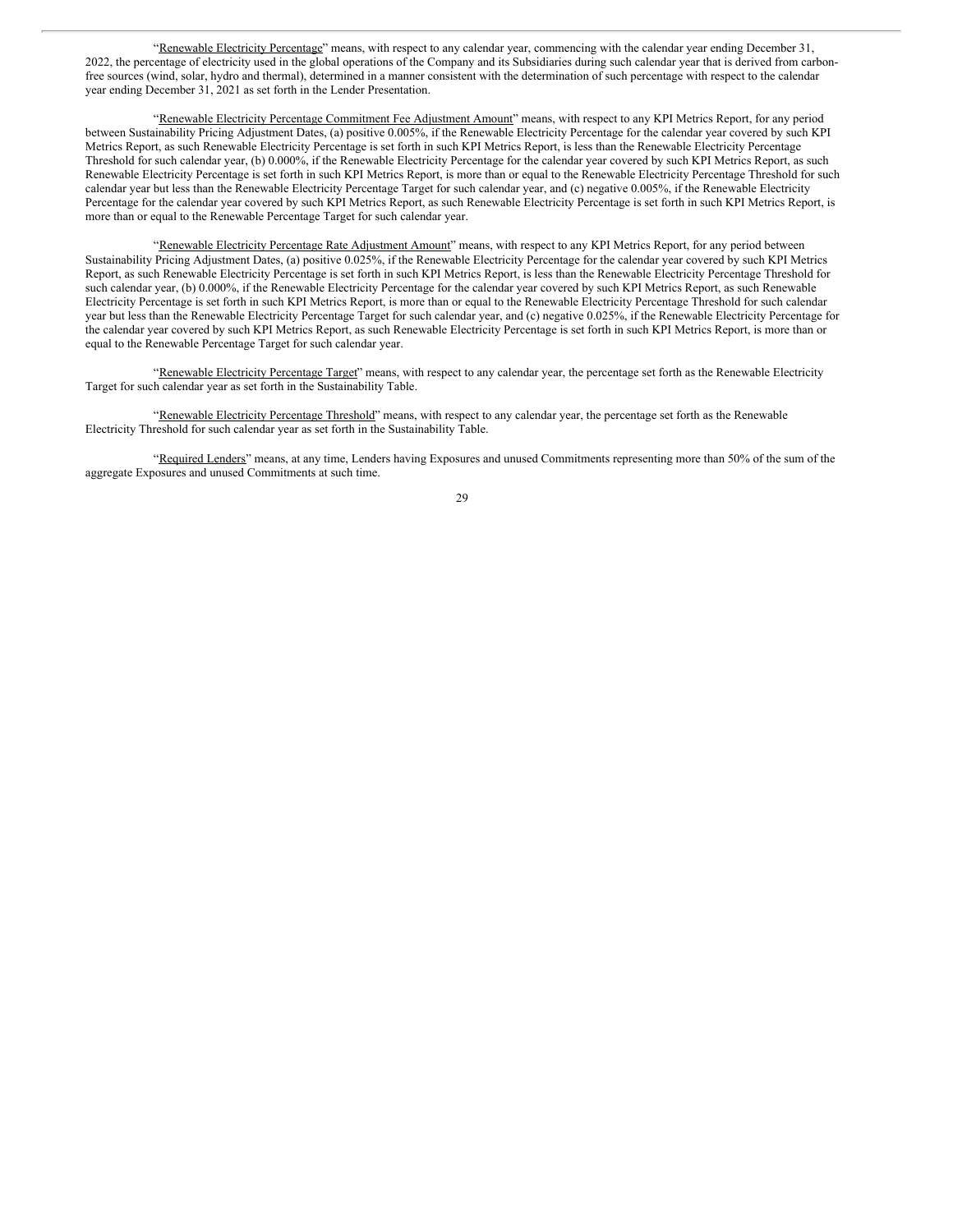"Renewable Electricity Percentage" means, with respect to any calendar year, commencing with the calendar year ending December 31, 2022, the percentage of electricity used in the global operations of the Company and its Subsidiaries during such calendar year that is derived from carbon-free sources (wind, solar, hydro and thermal), determined in a manner consistent with the determination of such percentage with respect to the calendar year ending December 31, 2021 as set forth in the Lender Presentation.

"Renewable Electricity Percentage Commitment Fee Adjustment Amount" means, with respect to any KPI Metrics Report, for any period between Sustainability Pricing Adjustment Dates, (a) positive 0.005%, if the Renewable Electricity Percentage for the calendar year covered by such KPI Metrics Report, as such Renewable Electricity Percentage is set forth in such KPI Metrics Report, is less than the Renewable Electricity Percentage Threshold for such calendar year, (b) 0.000%, if the Renewable Electricity Percentage for the calendar year covered by such KPI Metrics Report, as such Renewable Electricity Percentage is set forth in such KPI Metrics Report, is more than or equal to the Renewable Electricity Percentage Threshold for such calendar year but less than the Renewable Electricity Percentage Target for such calendar year, and (c) negative 0.005%, if the Renewable Electricity Percentage for the calendar year covered by such KPI Metrics Report, as such Renewable Electricity Percentage is set forth in such KPI Metrics Report, is more than or equal to the Renewable Percentage Target for such calendar year.

"Renewable Electricity Percentage Rate Adjustment Amount" means, with respect to any KPI Metrics Report, for any period between Sustainability Pricing Adjustment Dates, (a) positive 0.025%, if the Renewable Electricity Percentage for the calendar year covered by such KPI Metrics Report, as such Renewable Electricity Percentage is set forth in such KPI Metrics Report, is less than the Renewable Electricity Percentage Threshold for such calendar year, (b) 0.000%, if the Renewable Electricity Percentage for the calendar year covered by such KPI Metrics Report, as such Renewable Electricity Percentage is set forth in such KPI Metrics Report, is more than or equal to the Renewable Electricity Percentage Threshold for such calendar year but less than the Renewable Electricity Percentage Target for such calendar year, and (c) negative 0.025%, if the Renewable Electricity Percentage for the calendar year covered by such KPI Metrics Report, as such Renewable Electricity Percentage is set forth in such KPI Metrics Report, is more than or equal to the Renewable Percentage Target for such calendar year.

"Renewable Electricity Percentage Target" means, with respect to any calendar year, the percentage set forth as the Renewable Electricity Target for such calendar year as set forth in the Sustainability Table.

"Renewable Electricity Percentage Threshold" means, with respect to any calendar year, the percentage set forth as the Renewable Electricity Threshold for such calendar year as set forth in the Sustainability Table.

"Required Lenders" means, at any time, Lenders having Exposures and unused Commitments representing more than 50% of the sum of the aggregate Exposures and unused Commitments at such time.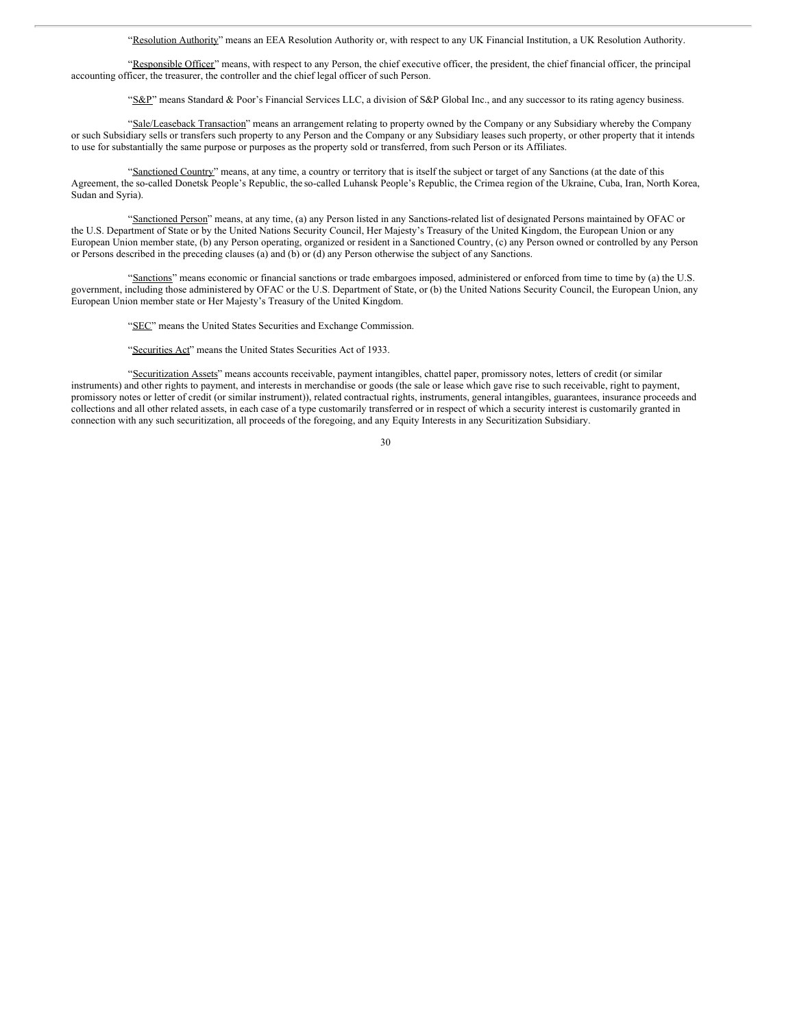"Resolution Authority" means an EEA Resolution Authority or, with respect to any UK Financial Institution, a UK Resolution Authority.

"Responsible Officer" means, with respect to any Person, the chief executive officer, the president, the chief financial officer, the principal accounting officer, the treasurer, the controller and the chief legal officer of such Person.

"S&P" means Standard & Poor's Financial Services LLC, a division of S&P Global Inc., and any successor to its rating agency business.

"Sale/Leaseback Transaction" means an arrangement relating to property owned by the Company or any Subsidiary whereby the Company or such Subsidiary sells or transfers such property to any Person and the Company or any Subsidiary leases such property, or other property that it intends to use for substantially the same purpose or purposes as the property sold or transferred, from such Person or its Affiliates.

"Sanctioned Country" means, at any time, a country or territory that is itself the subject or target of any Sanctions (at the date of this Agreement, the so-called Donetsk People's Republic, the so-called Luhansk People's Republic, the Crimea region of the Ukraine, Cuba, Iran, North Korea, Sudan and Syria).

"Sanctioned Person" means, at any time, (a) any Person listed in any Sanctions-related list of designated Persons maintained by OFAC or the U.S. Department of State or by the United Nations Security Council, Her Majesty's Treasury of the United Kingdom, the European Union or any European Union member state, (b) any Person operating, organized or resident in a Sanctioned Country, (c) any Person owned or controlled by any Person or Persons described in the preceding clauses (a) and (b) or (d) any Person otherwise the subject of any Sanctions.

"Sanctions" means economic or financial sanctions or trade embargoes imposed, administered or enforced from time to time by (a) the U.S. government, including those administered by OFAC or the U.S. Department of State, or (b) the United Nations Security Council, the European Union, any European Union member state or Her Majesty's Treasury of the United Kingdom.

"SEC" means the United States Securities and Exchange Commission.

"Securities Act" means the United States Securities Act of 1933.

"Securitization Assets" means accounts receivable, payment intangibles, chattel paper, promissory notes, letters of credit (or similar instruments) and other rights to payment, and interests in merchandise or goods (the sale or lease which gave rise to such receivable, right to payment, promissory notes or letter of credit (or similar instrument)), related contractual rights, instruments, general intangibles, guarantees, insurance proceeds and collections and all other related assets, in each case of a type customarily transferred or in respect of which a security interest is customarily granted in connection with any such securitization, all proceeds of the foregoing, and any Equity Interests in any Securitization Subsidiary.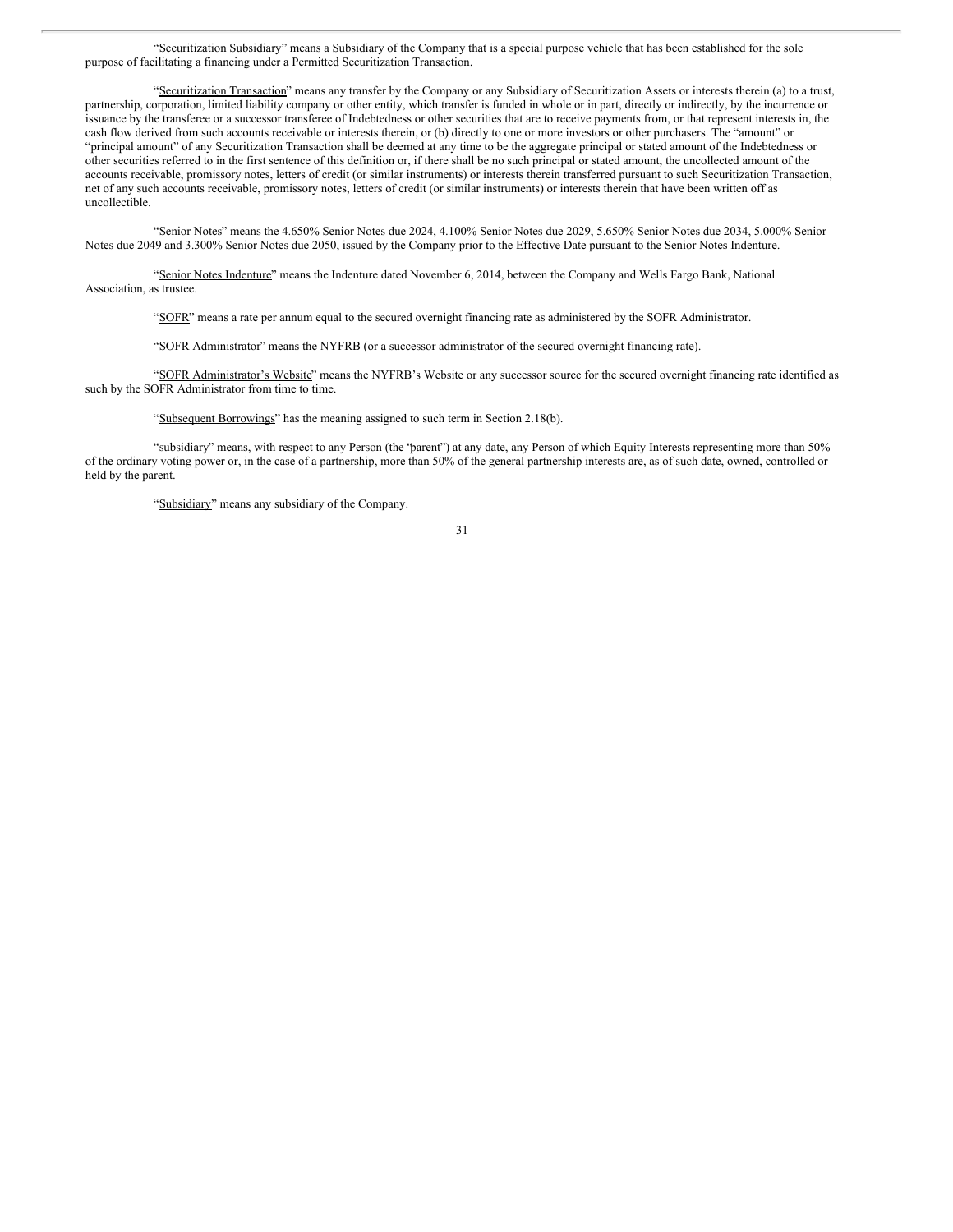"Securitization Subsidiary" means a Subsidiary of the Company that is a special purpose vehicle that has been established for the sole purpose of facilitating a financing under a Permitted Securitization Transaction.

"Securitization Transaction" means any transfer by the Company or any Subsidiary of Securitization Assets or interests therein (a) to a trust, partnership, corporation, limited liability company or other entity, which transfer is funded in whole or in part, directly or indirectly, by the incurrence or issuance by the transferee or a successor transferee of Indebtedness or other securities that are to receive payments from, or that represent interests in, the cash flow derived from such accounts receivable or interests therein, or (b) directly to one or more investors or other purchasers. The "amount" or "principal amount" of any Securitization Transaction shall be deemed at any time to be the aggregate principal or stated amount of the Indebtedness or other securities referred to in the first sentence of this definition or, if there shall be no such principal or stated amount, the uncollected amount of the accounts receivable, promissory notes, letters of credit (or similar instruments) or interests therein transferred pursuant to such Securitization Transaction, net of any such accounts receivable, promissory notes, letters of credit (or similar instruments) or interests therein that have been written off as uncollectible.

"Senior Notes" means the 4.650% Senior Notes due 2024, 4.100% Senior Notes due 2029, 5.650% Senior Notes due 2034, 5.000% Senior Notes due 2049 and 3.300% Senior Notes due 2050, issued by the Company prior to the Effective Date pursuant to the Senior Notes Indenture.

"Senior Notes Indenture" means the Indenture dated November 6, 2014, between the Company and Wells Fargo Bank, National Association, as trustee.

"SOFR" means a rate per annum equal to the secured overnight financing rate as administered by the SOFR Administrator.

"SOFR Administrator" means the NYFRB (or a successor administrator of the secured overnight financing rate).

"SOFR Administrator's Website" means the NYFRB's Website or any successor source for the secured overnight financing rate identified as such by the SOFR Administrator from time to time.

"Subsequent Borrowings" has the meaning assigned to such term in Section 2.18(b).

"subsidiary" means, with respect to any Person (the "parent") at any date, any Person of which Equity Interests representing more than 50% of the ordinary voting power or, in the case of a partnership, more than 50% of the general partnership interests are, as of such date, owned, controlled or held by the parent.

"Subsidiary" means any subsidiary of the Company.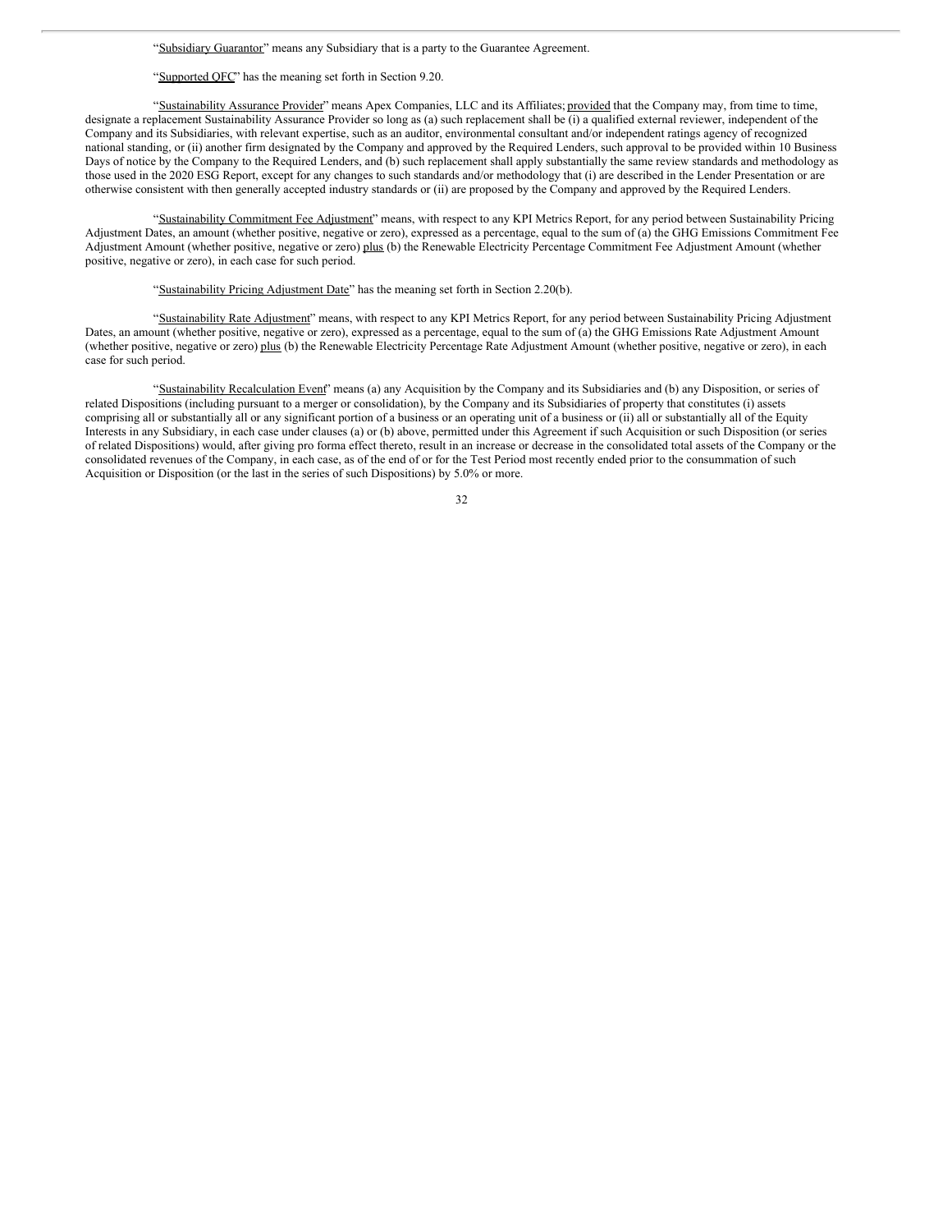"Subsidiary Guarantor" means any Subsidiary that is a party to the Guarantee Agreement.

"Supported QFC" has the meaning set forth in Section 9.20.

"Sustainability Assurance Provider" means Apex Companies, LLC and its Affiliates; provided that the Company may, from time to time, designate a replacement Sustainability Assurance Provider so long as (a) such replacement shall be (i) a qualified external reviewer, independent of the Company and its Subsidiaries, with relevant expertise, such as an auditor, environmental consultant and/or independent ratings agency of recognized national standing, or (ii) another firm designated by the Company and approved by the Required Lenders, such approval to be provided within 10 Business Days of notice by the Company to the Required Lenders, and (b) such replacement shall apply substantially the same review standards and methodology as those used in the 2020 ESG Report, except for any changes to such standards and/or methodology that (i) are described in the Lender Presentation or are otherwise consistent with then generally accepted industry standards or (ii) are proposed by the Company and approved by the Required Lenders.

"Sustainability Commitment Fee Adjustment" means, with respect to any KPI Metrics Report, for any period between Sustainability Pricing Adjustment Dates, an amount (whether positive, negative or zero), expressed as a percentage, equal to the sum of (a) the GHG Emissions Commitment Fee Adjustment Amount (whether positive, negative or zero) plus (b) the Renewable Electricity Percentage Commitment Fee Adjustment Amount (whether positive, negative or zero), in each case for such period.

"Sustainability Pricing Adjustment Date" has the meaning set forth in Section 2.20(b).

"Sustainability Rate Adjustment" means, with respect to any KPI Metrics Report, for any period between Sustainability Pricing Adjustment Dates, an amount (whether positive, negative or zero), expressed as a percentage, equal to the sum of (a) the GHG Emissions Rate Adjustment Amount (whether positive, negative or zero) plus (b) the Renewable Electricity Percentage Rate Adjustment Amount (whether positive, negative or zero), in each case for such period.

"Sustainability Recalculation Event" means (a) any Acquisition by the Company and its Subsidiaries and (b) any Disposition, or series of related Dispositions (including pursuant to a merger or consolidation), by the Company and its Subsidiaries of property that constitutes (i) assets comprising all or substantially all or any significant portion of a business or an operating unit of a business or (ii) all or substantially all of the Equity Interests in any Subsidiary, in each case under clauses (a) or (b) above, permitted under this Agreement if such Acquisition or such Disposition (or series of related Dispositions) would, after giving pro forma effect thereto, result in an increase or decrease in the consolidated total assets of the Company or the consolidated revenues of the Company, in each case, as of the end of or for the Test Period most recently ended prior to the consummation of such Acquisition or Disposition (or the last in the series of such Dispositions) by 5.0% or more.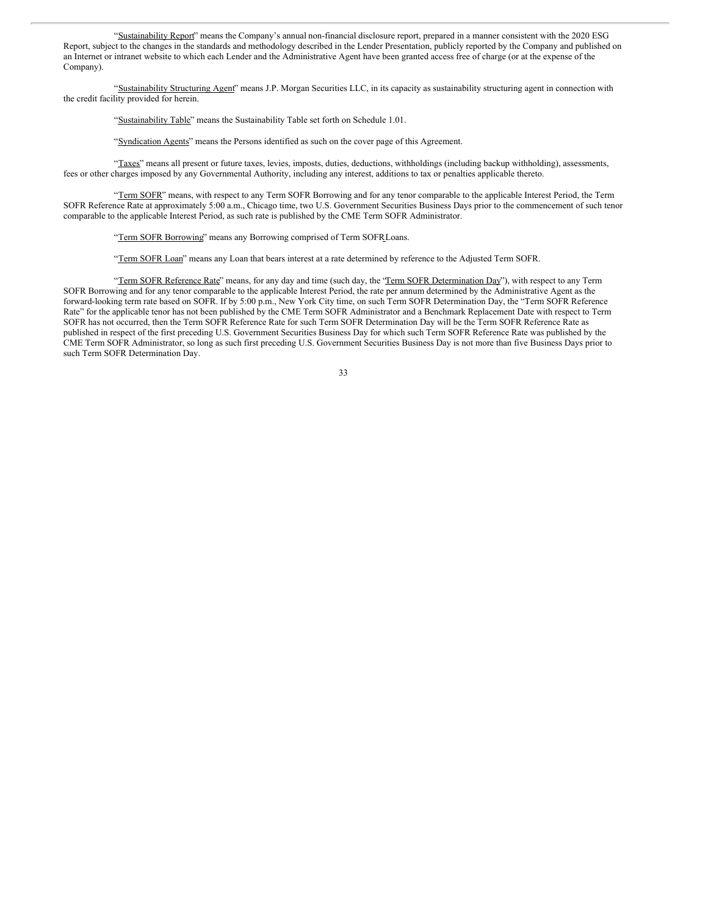"Sustainability Report" means the Company's annual non-financial disclosure report, prepared in a manner consistent with the 2020 ESG Report, subject to the changes in the standards and methodology described in the Lender Presentation, publicly reported by the Company and published on an Internet or intranet website to which each Lender and the Administrative Agent have been granted access free of charge (or at the expense of the Company).

"Sustainability Structuring Agent" means J.P. Morgan Securities LLC, in its capacity as sustainability structuring agent in connection with the credit facility provided for herein.

"Sustainability Table" means the Sustainability Table set forth on Schedule 1.01.

"Syndication Agents" means the Persons identified as such on the cover page of this Agreement.

"Taxes" means all present or future taxes, levies, imposts, duties, deductions, withholdings (including backup withholding), assessments, fees or other charges imposed by any Governmental Authority, including any interest, additions to tax or penalties applicable thereto.

"Term SOFR" means, with respect to any Term SOFR Borrowing and for any tenor comparable to the applicable Interest Period, the Term SOFR Reference Rate at approximately 5:00 a.m., Chicago time, two U.S. Government Securities Business Days prior to the commencement of such tenor comparable to the applicable Interest Period, as such rate is published by the CME Term SOFR Administrator.

"Term SOFR Borrowing" means any Borrowing comprised of Term SOFR Loans.

"Term SOFR Loan" means any Loan that bears interest at a rate determined by reference to the Adjusted Term SOFR.

"Term SOFR Reference Rate" means, for any day and time (such day, the "Term SOFR Determination Day"), with respect to any Term SOFR Borrowing and for any tenor comparable to the applicable Interest Period, the rate per annum determined by the Administrative Agent as the forward-looking term rate based on SOFR. If by 5:00 p.m., New York City time, on such Term SOFR Determination Day, the "Term SOFR Reference Rate" for the applicable tenor has not been published by the CME Term SOFR Administrator and a Benchmark Replacement Date with respect to Term SOFR has not occurred, then the Term SOFR Reference Rate for such Term SOFR Determination Day will be the Term SOFR Reference Rate as published in respect of the first preceding U.S. Government Securities Business Day for which such Term SOFR Reference Rate was published by the CME Term SOFR Administrator, so long as such first preceding U.S. Government Securities Business Day is not more than five Business Days prior to such Term SOFR Determination Day.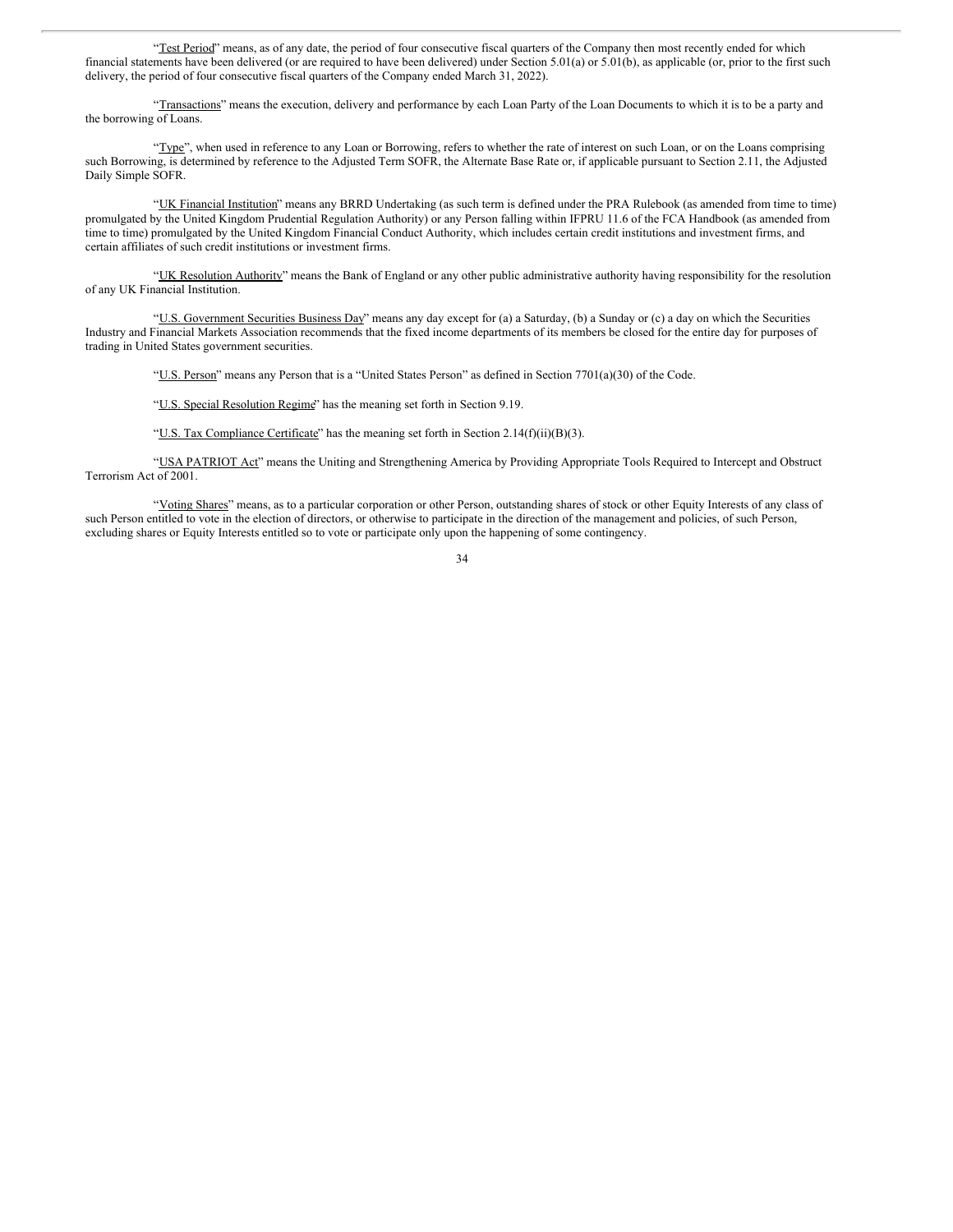"Test Period" means, as of any date, the period of four consecutive fiscal quarters of the Company then most recently ended for which financial statements have been delivered (or are required to have been delivered) under Section 5.01(a) or 5.01(b), as applicable (or, prior to the first such delivery, the period of four consecutive fiscal quarters of the Company ended March 31, 2022).

"Transactions" means the execution, delivery and performance by each Loan Party of the Loan Documents to which it is to be a party and the borrowing of Loans.

"Type", when used in reference to any Loan or Borrowing, refers to whether the rate of interest on such Loan, or on the Loans comprising such Borrowing, is determined by reference to the Adjusted Term SOFR, the Alternate Base Rate or, if applicable pursuant to Section 2.11, the Adjusted Daily Simple SOFR.

"UK Financial Institution" means any BRRD Undertaking (as such term is defined under the PRA Rulebook (as amended from time to time) promulgated by the United Kingdom Prudential Regulation Authority) or any Person falling within IFPRU 11.6 of the FCA Handbook (as amended from time to time) promulgated by the United Kingdom Financial Conduct Authority, which includes certain credit institutions and investment firms, and certain affiliates of such credit institutions or investment firms.

"UK Resolution Authority" means the Bank of England or any other public administrative authority having responsibility for the resolution of any UK Financial Institution.

"U.S. Government Securities Business Day" means any day except for (a) a Saturday, (b) a Sunday or (c) a day on which the Securities Industry and Financial Markets Association recommends that the fixed income departments of its members be closed for the entire day for purposes of trading in United States government securities.

"U.S. Person" means any Person that is a "United States Person" as defined in Section 7701(a)(30) of the Code.

"U.S. Special Resolution Regime" has the meaning set forth in Section 9.19.

"U.S. Tax Compliance Certificate" has the meaning set forth in Section 2.14(f)(ii)(B)(3).

"USA PATRIOT Act" means the Uniting and Strengthening America by Providing Appropriate Tools Required to Intercept and Obstruct Terrorism Act of 2001.

"Voting Shares" means, as to a particular corporation or other Person, outstanding shares of stock or other Equity Interests of any class of such Person entitled to vote in the election of directors, or otherwise to participate in the direction of the management and policies, of such Person, excluding shares or Equity Interests entitled so to vote or participate only upon the happening of some contingency.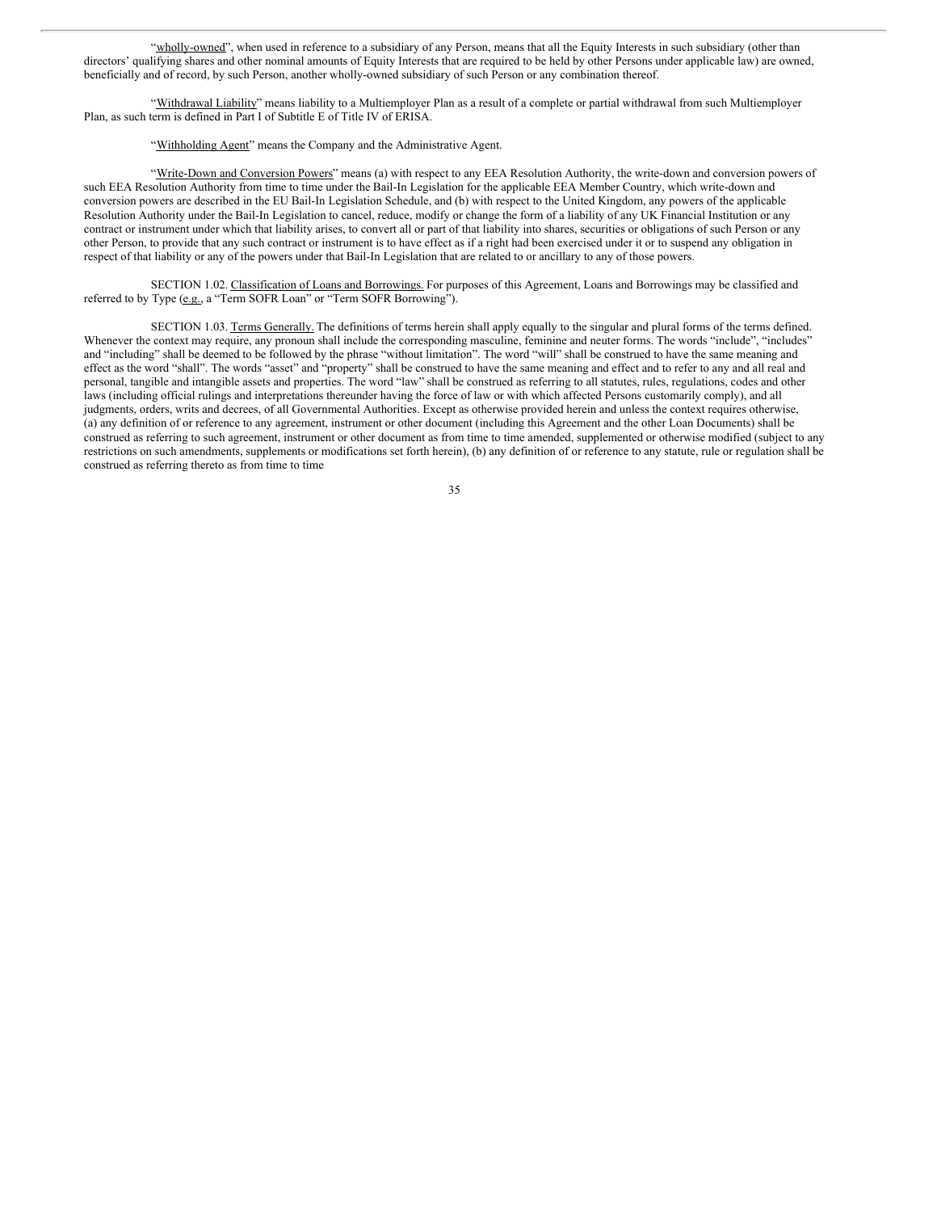"wholly-owned", when used in reference to a subsidiary of any Person, means that all the Equity Interests in such subsidiary (other than directors' qualifying shares and other nominal amounts of Equity Interests that are required to be held by other Persons under applicable law) are owned, beneficially and of record, by such Person, another wholly-owned subsidiary of such Person or any combination thereof.

"Withdrawal Liability" means liability to a Multiemployer Plan as a result of a complete or partial withdrawal from such Multiemployer Plan, as such term is defined in Part I of Subtitle E of Title IV of ERISA.

"Withholding Agent" means the Company and the Administrative Agent.

"Write-Down and Conversion Powers" means (a) with respect to any EEA Resolution Authority, the write-down and conversion powers of such EEA Resolution Authority from time to time under the Bail-In Legislation for the applicable EEA Member Country, which write-down and conversion powers are described in the EU Bail-In Legislation Schedule, and (b) with respect to the United Kingdom, any powers of the applicable Resolution Authority under the Bail-In Legislation to cancel, reduce, modify or change the form of a liability of any UK Financial Institution or any contract or instrument under which that liability arises, to convert all or part of that liability into shares, securities or obligations of such Person or any other Person, to provide that any such contract or instrument is to have effect as if a right had been exercised under it or to suspend any obligation in respect of that liability or any of the powers under that Bail-In Legislation that are related to or ancillary to any of those powers.

SECTION 1.02. Classification of Loans and Borrowings. For purposes of this Agreement, Loans and Borrowings may be classified and referred to by Type (e.g., a "Term SOFR Loan" or "Term SOFR Borrowing").

SECTION 1.03. Terms Generally. The definitions of terms herein shall apply equally to the singular and plural forms of the terms defined. Whenever the context may require, any pronoun shall include the corresponding masculine, feminine and neuter forms. The words "include", "includes" and "including" shall be deemed to be followed by the phrase "without limitation". The word "will" shall be construed to have the same meaning and effect as the word "shall". The words "asset" and "property" shall be construed to have the same meaning and effect and to refer to any and all real and personal, tangible and intangible assets and properties. The word "law" shall be construed as referring to all statutes, rules, regulations, codes and other laws (including official rulings and interpretations thereunder having the force of law or with which affected Persons customarily comply), and all judgments, orders, writs and decrees, of all Governmental Authorities. Except as otherwise provided herein and unless the context requires otherwise, (a) any definition of or reference to any agreement, instrument or other document (including this Agreement and the other Loan Documents) shall be construed as referring to such agreement, instrument or other document as from time to time amended, supplemented or otherwise modified (subject to any restrictions on such amendments, supplements or modifications set forth herein), (b) any definition of or reference to any statute, rule or regulation shall be construed as referring thereto as from time to time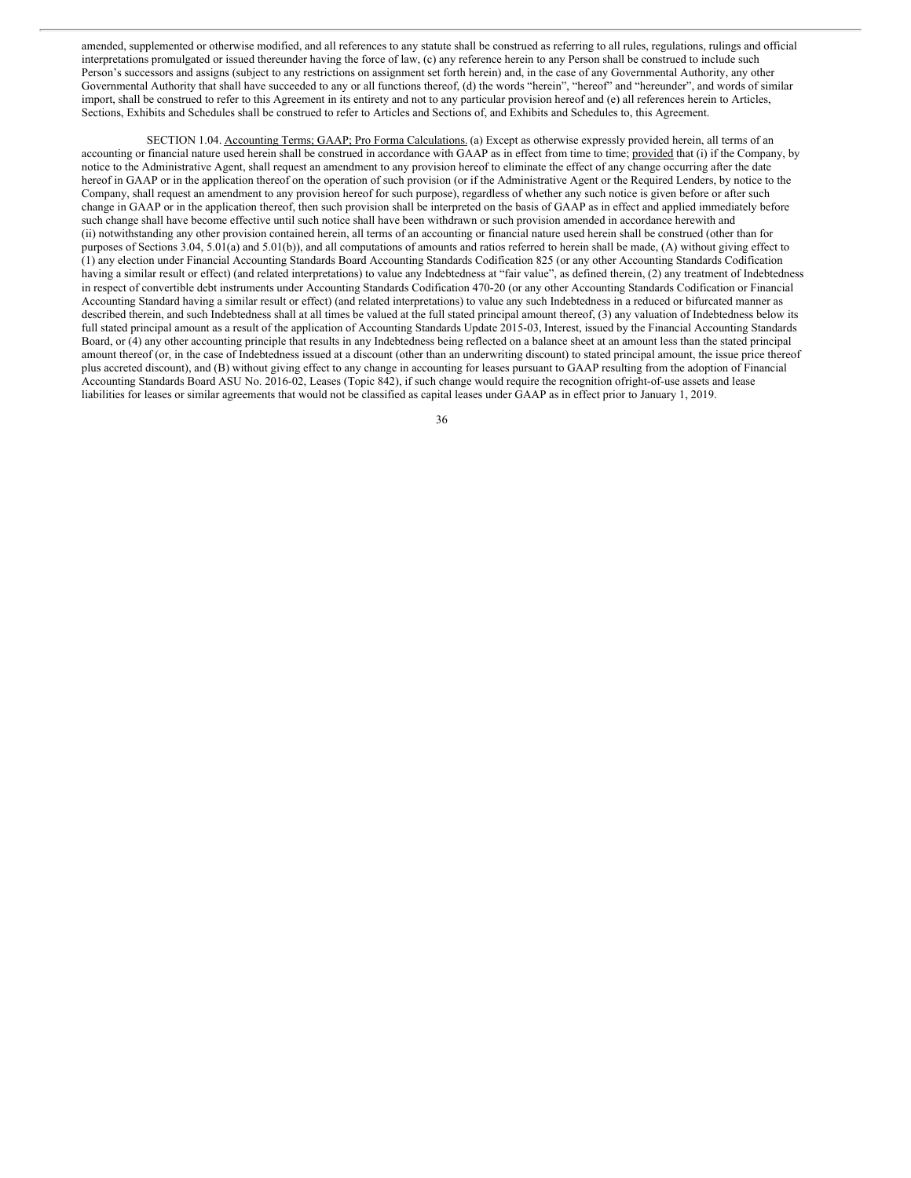amended, supplemented or otherwise modified, and all references to any statute shall be construed as referring to all rules, regulations, rulings and official interpretations promulgated or issued thereunder having the force of law, (c) any reference herein to any Person shall be construed to include such Person's successors and assigns (subject to any restrictions on assignment set forth herein) and, in the case of any Governmental Authority, any other Governmental Authority that shall have succeeded to any or all functions thereof, (d) the words "herein", "hereof" and "hereunder", and words of similar import, shall be construed to refer to this Agreement in its entirety and not to any particular provision hereof and (e) all references herein to Articles, Sections, Exhibits and Schedules shall be construed to refer to Articles and Sections of, and Exhibits and Schedules to, this Agreement.

SECTION 1.04. Accounting Terms; GAAP; Pro Forma Calculations. (a) Except as otherwise expressly provided herein, all terms of an accounting or financial nature used herein shall be construed in accordance with GAAP as in effect from time to time; provided that (i) if the Company, by notice to the Administrative Agent, shall request an amendment to any provision hereof to eliminate the effect of any change occurring after the date hereof in GAAP or in the application thereof on the operation of such provision (or if the Administrative Agent or the Required Lenders, by notice to the Company, shall request an amendment to any provision hereof for such purpose), regardless of whether any such notice is given before or after such change in GAAP or in the application thereof, then such provision shall be interpreted on the basis of GAAP as in effect and applied immediately before such change shall have become effective until such notice shall have been withdrawn or such provision amended in accordance herewith and (ii) notwithstanding any other provision contained herein, all terms of an accounting or financial nature used herein shall be construed (other than for purposes of Sections 3.04, 5.01(a) and 5.01(b)), and all computations of amounts and ratios referred to herein shall be made, (A) without giving effect to (1) any election under Financial Accounting Standards Board Accounting Standards Codification 825 (or any other Accounting Standards Codification having a similar result or effect) (and related interpretations) to value any Indebtedness at "fair value", as defined therein, (2) any treatment of Indebtedness in respect of convertible debt instruments under Accounting Standards Codification 470-20 (or any other Accounting Standards Codification or Financial Accounting Standard having a similar result or effect) (and related interpretations) to value any such Indebtedness in a reduced or bifurcated manner as described therein, and such Indebtedness shall at all times be valued at the full stated principal amount thereof, (3) any valuation of Indebtedness below its full stated principal amount as a result of the application of Accounting Standards Update 2015-03, Interest, issued by the Financial Accounting Standards Board, or (4) any other accounting principle that results in any Indebtedness being reflected on a balance sheet at an amount less than the stated principal amount thereof (or, in the case of Indebtedness issued at a discount (other than an underwriting discount) to stated principal amount, the issue price thereof plus accreted discount), and (B) without giving effect to any change in accounting for leases pursuant to GAAP resulting from the adoption of Financial Accounting Standards Board ASU No. 2016-02, Leases (Topic 842), if such change would require the recognition ofright-of-use assets and lease liabilities for leases or similar agreements that would not be classified as capital leases under GAAP as in effect prior to January 1, 2019.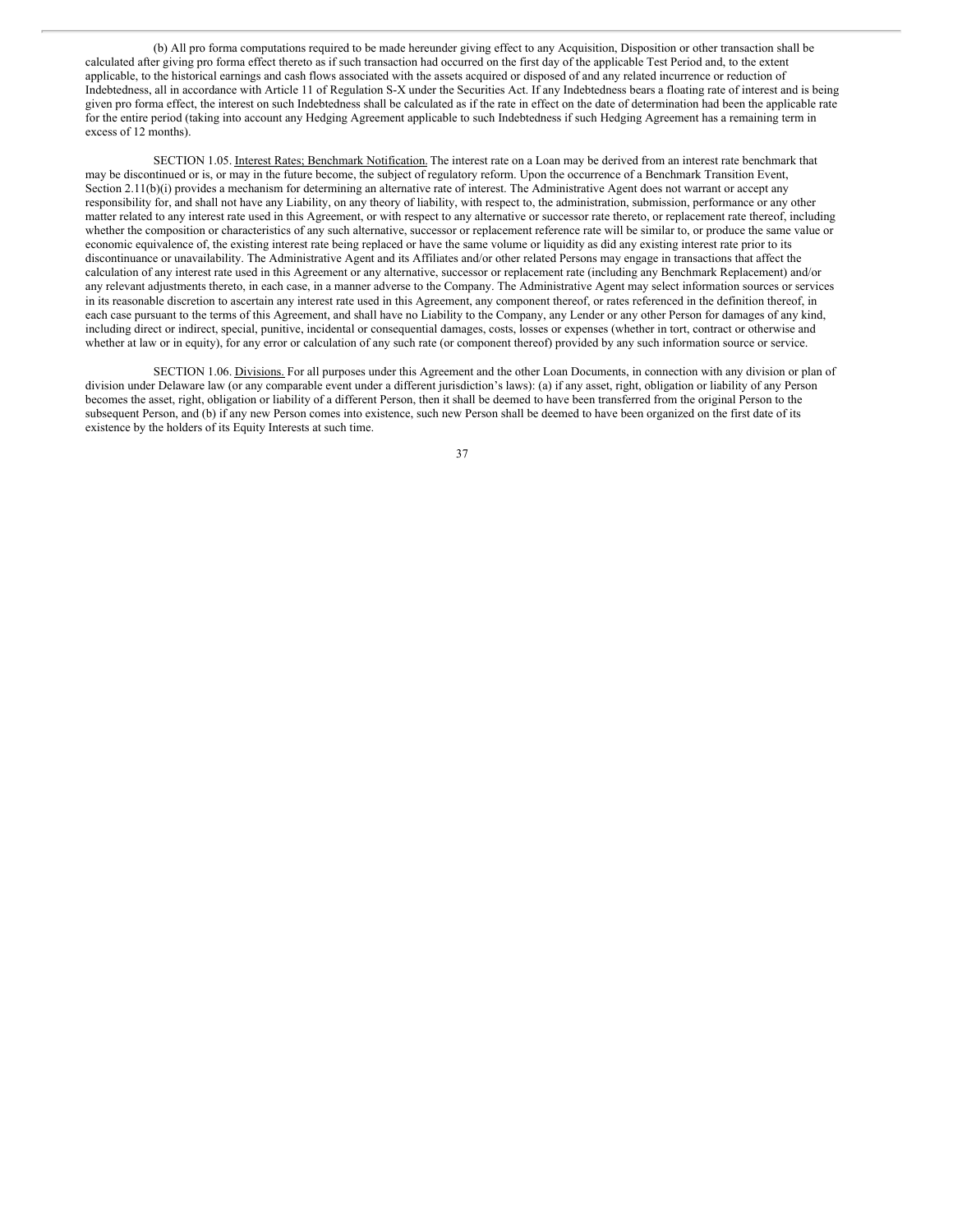(b) All pro forma computations required to be made hereunder giving effect to any Acquisition, Disposition or other transaction shall be calculated after giving pro forma effect thereto as if such transaction had occurred on the first day of the applicable Test Period and, to the extent applicable, to the historical earnings and cash flows associated with the assets acquired or disposed of and any related incurrence or reduction of Indebtedness, all in accordance with Article 11 of Regulation S-X under the Securities Act. If any Indebtedness bears a floating rate of interest and is being given pro forma effect, the interest on such Indebtedness shall be calculated as if the rate in effect on the date of determination had been the applicable rate for the entire period (taking into account any Hedging Agreement applicable to such Indebtedness if such Hedging Agreement has a remaining term in excess of 12 months).

SECTION 1.05. Interest Rates; Benchmark Notification. The interest rate on a Loan may be derived from an interest rate benchmark that may be discontinued or is, or may in the future become, the subject of regulatory reform. Upon the occurrence of a Benchmark Transition Event, Section 2.11(b)(i) provides a mechanism for determining an alternative rate of interest. The Administrative Agent does not warrant or accept any responsibility for, and shall not have any Liability, on any theory of liability, with respect to, the administration, submission, performance or any other matter related to any interest rate used in this Agreement, or with respect to any alternative or successor rate thereto, or replacement rate thereof, including whether the composition or characteristics of any such alternative, successor or replacement reference rate will be similar to, or produce the same value or economic equivalence of, the existing interest rate being replaced or have the same volume or liquidity as did any existing interest rate prior to its discontinuance or unavailability. The Administrative Agent and its Affiliates and/or other related Persons may engage in transactions that affect the calculation of any interest rate used in this Agreement or any alternative, successor or replacement rate (including any Benchmark Replacement) and/or any relevant adjustments thereto, in each case, in a manner adverse to the Company. The Administrative Agent may select information sources or services in its reasonable discretion to ascertain any interest rate used in this Agreement, any component thereof, or rates referenced in the definition thereof, in each case pursuant to the terms of this Agreement, and shall have no Liability to the Company, any Lender or any other Person for damages of any kind, including direct or indirect, special, punitive, incidental or consequential damages, costs, losses or expenses (whether in tort, contract or otherwise and whether at law or in equity), for any error or calculation of any such rate (or component thereof) provided by any such information source or service.

SECTION 1.06. Divisions. For all purposes under this Agreement and the other Loan Documents, in connection with any division or plan of division under Delaware law (or any comparable event under a different jurisdiction's laws): (a) if any asset, right, obligation or liability of any Person becomes the asset, right, obligation or liability of a different Person, then it shall be deemed to have been transferred from the original Person to the subsequent Person, and (b) if any new Person comes into existence, such new Person shall be deemed to have been organized on the first date of its existence by the holders of its Equity Interests at such time.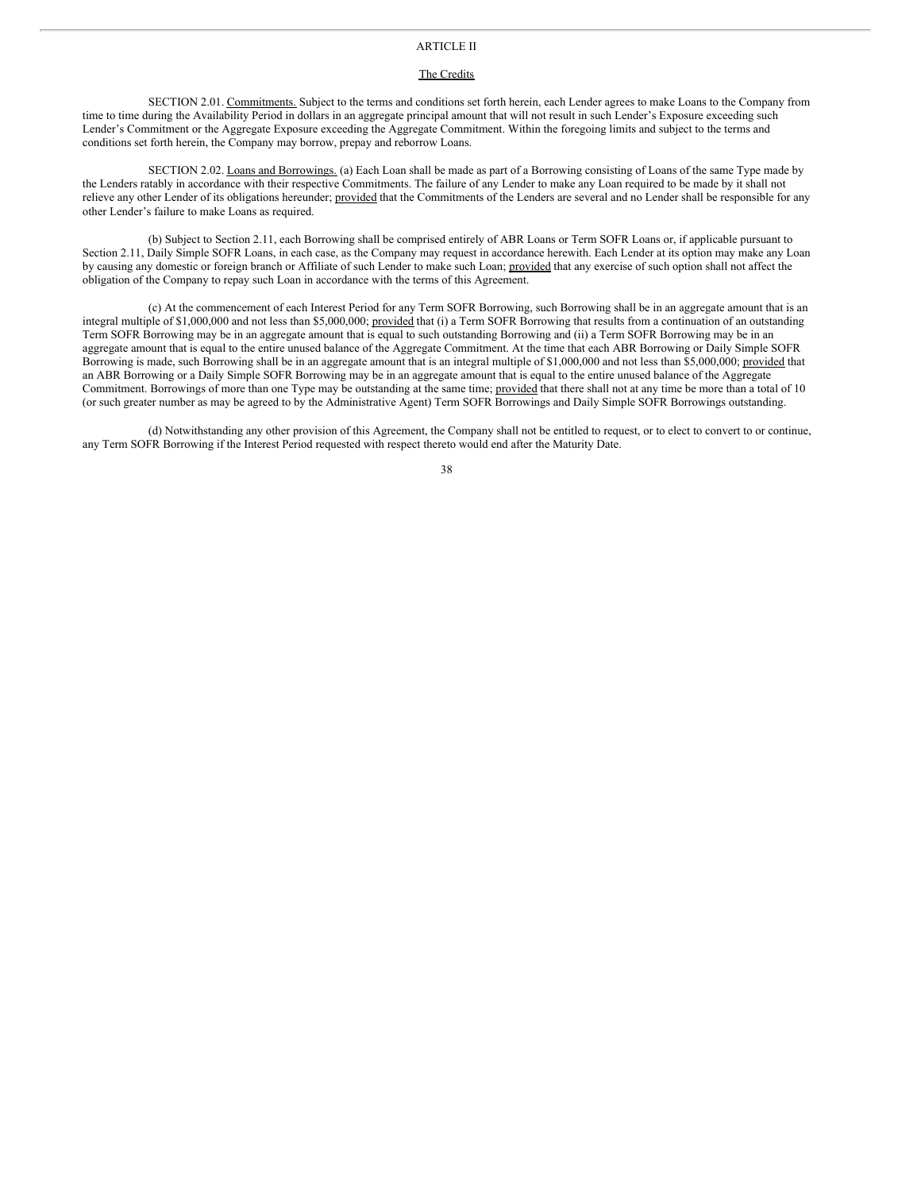## ARTICLE II

### The Credits

SECTION 2.01. Commitments. Subject to the terms and conditions set forth herein, each Lender agrees to make Loans to the Company from time to time during the Availability Period in dollars in an aggregate principal amount that will not result in such Lender's Exposure exceeding such Lender's Commitment or the Aggregate Exposure exceeding the Aggregate Commitment. Within the foregoing limits and subject to the terms and conditions set forth herein, the Company may borrow, prepay and reborrow Loans.

SECTION 2.02. Loans and Borrowings. (a) Each Loan shall be made as part of a Borrowing consisting of Loans of the same Type made by the Lenders ratably in accordance with their respective Commitments. The failure of any Lender to make any Loan required to be made by it shall not relieve any other Lender of its obligations hereunder; provided that the Commitments of the Lenders are several and no Lender shall be responsible for any other Lender's failure to make Loans as required.

(b) Subject to Section 2.11, each Borrowing shall be comprised entirely of ABR Loans or Term SOFR Loans or, if applicable pursuant to Section 2.11, Daily Simple SOFR Loans, in each case, as the Company may request in accordance herewith. Each Lender at its option may make any Loan by causing any domestic or foreign branch or Affiliate of such Lender to make such Loan; provided that any exercise of such option shall not affect the obligation of the Company to repay such Loan in accordance with the terms of this Agreement.

(c) At the commencement of each Interest Period for any Term SOFR Borrowing, such Borrowing shall be in an aggregate amount that is an integral multiple of $1,000,000 and not less than $5,000,000; provided that (i) a Term SOFR Borrowing that results from a continuation of an outstanding Term SOFR Borrowing may be in an aggregate amount that is equal to such outstanding Borrowing and (ii) a Term SOFR Borrowing may be in an aggregate amount that is equal to the entire unused balance of the Aggregate Commitment. At the time that each ABR Borrowing or Daily Simple SOFR Borrowing is made, such Borrowing shall be in an aggregate amount that is an integral multiple of $1,000,000 and not less than $5,000,000; provided that an ABR Borrowing or a Daily Simple SOFR Borrowing may be in an aggregate amount that is equal to the entire unused balance of the Aggregate Commitment. Borrowings of more than one Type may be outstanding at the same time; provided that there shall not at any time be more than a total of 10 (or such greater number as may be agreed to by the Administrative Agent) Term SOFR Borrowings and Daily Simple SOFR Borrowings outstanding.

(d) Notwithstanding any other provision of this Agreement, the Company shall not be entitled to request, or to elect to convert to or continue, any Term SOFR Borrowing if the Interest Period requested with respect thereto would end after the Maturity Date.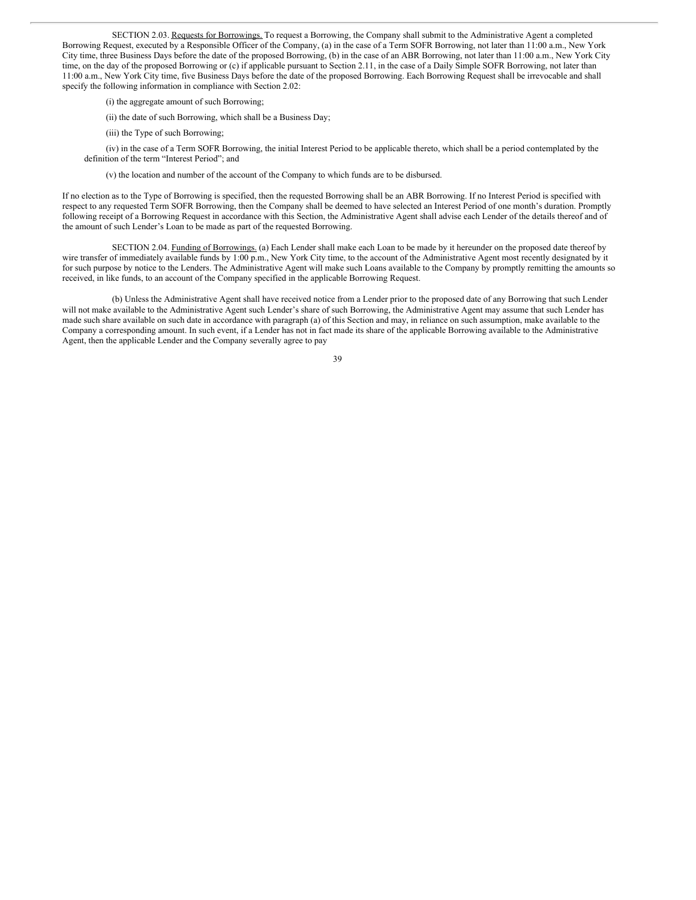SECTION 2.03. Requests for Borrowings. To request a Borrowing, the Company shall submit to the Administrative Agent a completed Borrowing Request, executed by a Responsible Officer of the Company, (a) in the case of a Term SOFR Borrowing, not later than 11:00 a.m., New York City time, three Business Days before the date of the proposed Borrowing, (b) in the case of an ABR Borrowing, not later than 11:00 a.m., New York City time, on the day of the proposed Borrowing or (c) if applicable pursuant to Section 2.11, in the case of a Daily Simple SOFR Borrowing, not later than 11:00 a.m., New York City time, five Business Days before the date of the proposed Borrowing. Each Borrowing Request shall be irrevocable and shall specify the following information in compliance with Section 2.02:

(i) the aggregate amount of such Borrowing;

(ii) the date of such Borrowing, which shall be a Business Day;

(iii) the Type of such Borrowing;

(iv) in the case of a Term SOFR Borrowing, the initial Interest Period to be applicable thereto, which shall be a period contemplated by the definition of the term "Interest Period"; and

(v) the location and number of the account of the Company to which funds are to be disbursed.

If no election as to the Type of Borrowing is specified, then the requested Borrowing shall be an ABR Borrowing. If no Interest Period is specified with respect to any requested Term SOFR Borrowing, then the Company shall be deemed to have selected an Interest Period of one month's duration. Promptly following receipt of a Borrowing Request in accordance with this Section, the Administrative Agent shall advise each Lender of the details thereof and of the amount of such Lender's Loan to be made as part of the requested Borrowing.

SECTION 2.04. Funding of Borrowings. (a) Each Lender shall make each Loan to be made by it hereunder on the proposed date thereof by wire transfer of immediately available funds by 1:00 p.m., New York City time, to the account of the Administrative Agent most recently designated by it for such purpose by notice to the Lenders. The Administrative Agent will make such Loans available to the Company by promptly remitting the amounts so received, in like funds, to an account of the Company specified in the applicable Borrowing Request.

(b) Unless the Administrative Agent shall have received notice from a Lender prior to the proposed date of any Borrowing that such Lender will not make available to the Administrative Agent such Lender's share of such Borrowing, the Administrative Agent may assume that such Lender has made such share available on such date in accordance with paragraph (a) of this Section and may, in reliance on such assumption, make available to the Company a corresponding amount. In such event, if a Lender has not in fact made its share of the applicable Borrowing available to the Administrative Agent, then the applicable Lender and the Company severally agree to pay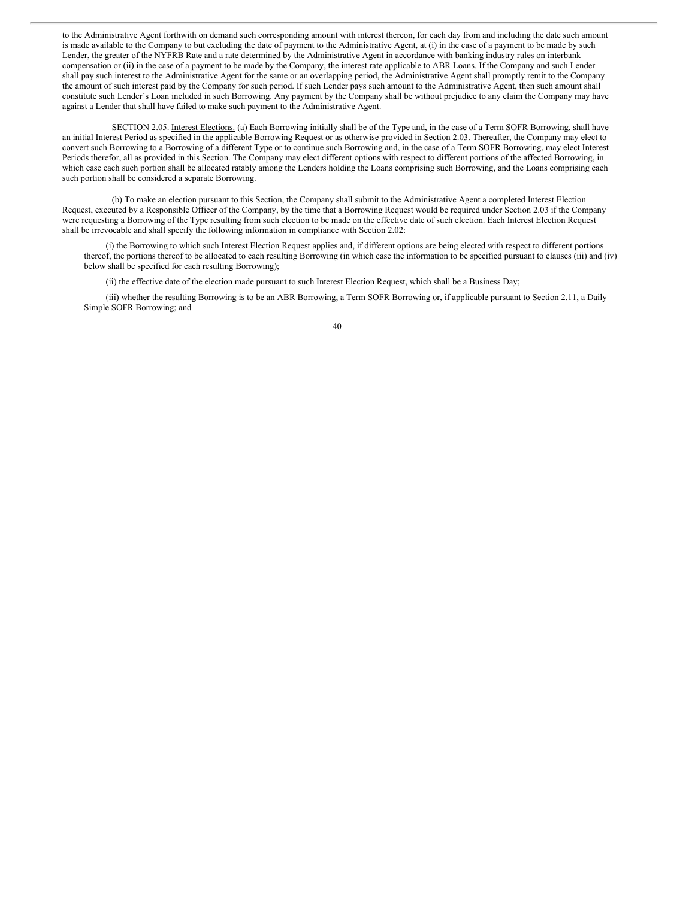to the Administrative Agent forthwith on demand such corresponding amount with interest thereon, for each day from and including the date such amount is made available to the Company to but excluding the date of payment to the Administrative Agent, at (i) in the case of a payment to be made by such Lender, the greater of the NYFRB Rate and a rate determined by the Administrative Agent in accordance with banking industry rules on interbank compensation or (ii) in the case of a payment to be made by the Company, the interest rate applicable to ABR Loans. If the Company and such Lender shall pay such interest to the Administrative Agent for the same or an overlapping period, the Administrative Agent shall promptly remit to the Company the amount of such interest paid by the Company for such period. If such Lender pays such amount to the Administrative Agent, then such amount shall constitute such Lender's Loan included in such Borrowing. Any payment by the Company shall be without prejudice to any claim the Company may have against a Lender that shall have failed to make such payment to the Administrative Agent.

SECTION 2.05. Interest Elections. (a) Each Borrowing initially shall be of the Type and, in the case of a Term SOFR Borrowing, shall have an initial Interest Period as specified in the applicable Borrowing Request or as otherwise provided in Section 2.03. Thereafter, the Company may elect to convert such Borrowing to a Borrowing of a different Type or to continue such Borrowing and, in the case of a Term SOFR Borrowing, may elect Interest Periods therefor, all as provided in this Section. The Company may elect different options with respect to different portions of the affected Borrowing, in which case each such portion shall be allocated ratably among the Lenders holding the Loans comprising such Borrowing, and the Loans comprising each such portion shall be considered a separate Borrowing.

(b) To make an election pursuant to this Section, the Company shall submit to the Administrative Agent a completed Interest Election Request, executed by a Responsible Officer of the Company, by the time that a Borrowing Request would be required under Section 2.03 if the Company were requesting a Borrowing of the Type resulting from such election to be made on the effective date of such election. Each Interest Election Request shall be irrevocable and shall specify the following information in compliance with Section 2.02:

(i) the Borrowing to which such Interest Election Request applies and, if different options are being elected with respect to different portions thereof, the portions thereof to be allocated to each resulting Borrowing (in which case the information to be specified pursuant to clauses (iii) and (iv) below shall be specified for each resulting Borrowing);

(ii) the effective date of the election made pursuant to such Interest Election Request, which shall be a Business Day;

(iii) whether the resulting Borrowing is to be an ABR Borrowing, a Term SOFR Borrowing or, if applicable pursuant to Section 2.11, a Daily Simple SOFR Borrowing; and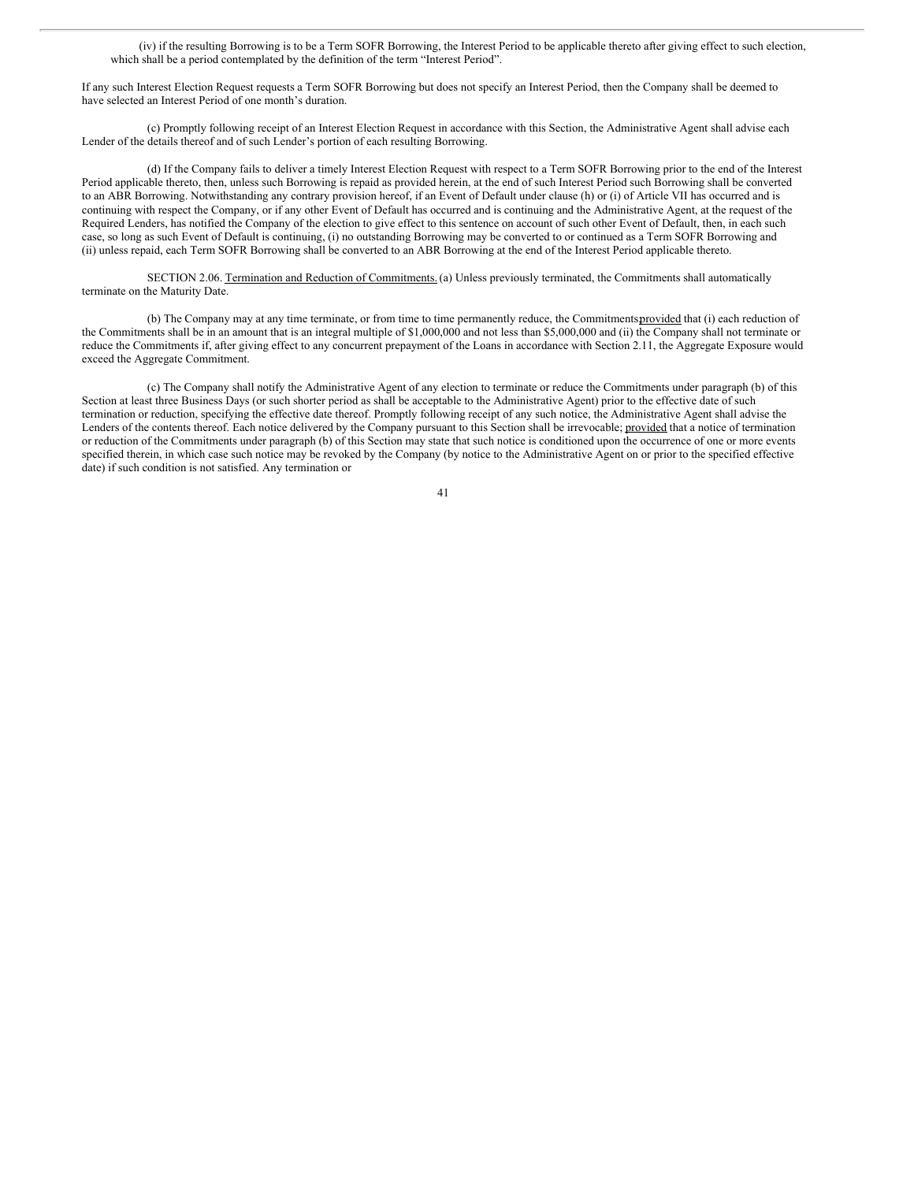(iv) if the resulting Borrowing is to be a Term SOFR Borrowing, the Interest Period to be applicable thereto after giving effect to such election, which shall be a period contemplated by the definition of the term "Interest Period".

If any such Interest Election Request requests a Term SOFR Borrowing but does not specify an Interest Period, then the Company shall be deemed to have selected an Interest Period of one month's duration.

(c) Promptly following receipt of an Interest Election Request in accordance with this Section, the Administrative Agent shall advise each Lender of the details thereof and of such Lender's portion of each resulting Borrowing.

(d) If the Company fails to deliver a timely Interest Election Request with respect to a Term SOFR Borrowing prior to the end of the Interest Period applicable thereto, then, unless such Borrowing is repaid as provided herein, at the end of such Interest Period such Borrowing shall be converted to an ABR Borrowing. Notwithstanding any contrary provision hereof, if an Event of Default under clause (h) or (i) of Article VII has occurred and is continuing with respect the Company, or if any other Event of Default has occurred and is continuing and the Administrative Agent, at the request of the Required Lenders, has notified the Company of the election to give effect to this sentence on account of such other Event of Default, then, in each such case, so long as such Event of Default is continuing, (i) no outstanding Borrowing may be converted to or continued as a Term SOFR Borrowing and (ii) unless repaid, each Term SOFR Borrowing shall be converted to an ABR Borrowing at the end of the Interest Period applicable thereto.

SECTION 2.06. Termination and Reduction of Commitments. (a) Unless previously terminated, the Commitments shall automatically terminate on the Maturity Date.

(b) The Company may at any time terminate, or from time to time permanently reduce, the Commitmentsprovided that (i) each reduction of the Commitments shall be in an amount that is an integral multiple of $1,000,000 and not less than $5,000,000 and (ii) the Company shall not terminate or reduce the Commitments if, after giving effect to any concurrent prepayment of the Loans in accordance with Section 2.11, the Aggregate Exposure would exceed the Aggregate Commitment.

(c) The Company shall notify the Administrative Agent of any election to terminate or reduce the Commitments under paragraph (b) of this Section at least three Business Days (or such shorter period as shall be acceptable to the Administrative Agent) prior to the effective date of such termination or reduction, specifying the effective date thereof. Promptly following receipt of any such notice, the Administrative Agent shall advise the Lenders of the contents thereof. Each notice delivered by the Company pursuant to this Section shall be irrevocable; provided that a notice of termination or reduction of the Commitments under paragraph (b) of this Section may state that such notice is conditioned upon the occurrence of one or more events specified therein, in which case such notice may be revoked by the Company (by notice to the Administrative Agent on or prior to the specified effective date) if such condition is not satisfied. Any termination or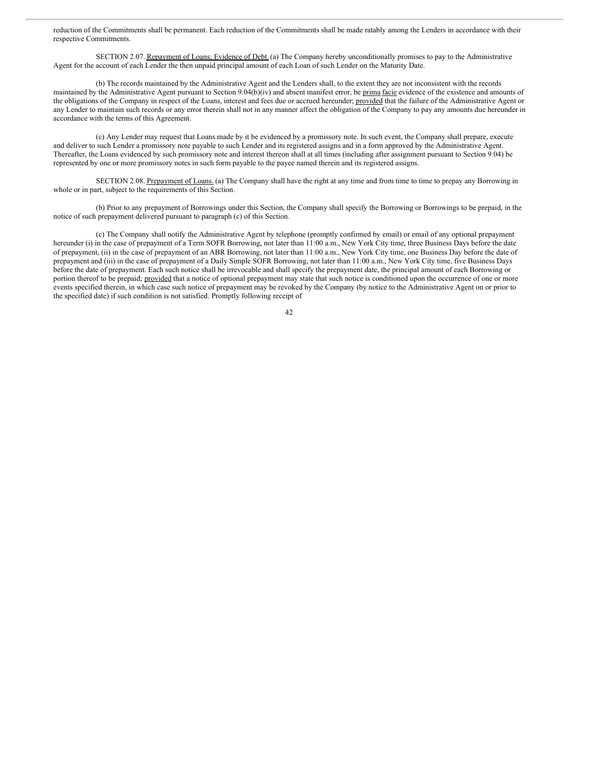reduction of the Commitments shall be permanent. Each reduction of the Commitments shall be made ratably among the Lenders in accordance with their respective Commitments.

SECTION 2.07. Repayment of Loans; Evidence of Debt. (a) The Company hereby unconditionally promises to pay to the Administrative Agent for the account of each Lender the then unpaid principal amount of each Loan of such Lender on the Maturity Date.

(b) The records maintained by the Administrative Agent and the Lenders shall, to the extent they are not inconsistent with the records maintained by the Administrative Agent pursuant to Section 9.04(b)(iv) and absent manifest error, be prima facie evidence of the existence and amounts of the obligations of the Company in respect of the Loans, interest and fees due or accrued hereunder; provided that the failure of the Administrative Agent or any Lender to maintain such records or any error therein shall not in any manner affect the obligation of the Company to pay any amounts due hereunder in accordance with the terms of this Agreement.

(c) Any Lender may request that Loans made by it be evidenced by a promissory note. In such event, the Company shall prepare, execute and deliver to such Lender a promissory note payable to such Lender and its registered assigns and in a form approved by the Administrative Agent. Thereafter, the Loans evidenced by such promissory note and interest thereon shall at all times (including after assignment pursuant to Section 9.04) be represented by one or more promissory notes in such form payable to the payee named therein and its registered assigns.

SECTION 2.08. Prepayment of Loans. (a) The Company shall have the right at any time and from time to time to prepay any Borrowing in whole or in part, subject to the requirements of this Section.

(b) Prior to any prepayment of Borrowings under this Section, the Company shall specify the Borrowing or Borrowings to be prepaid, in the notice of such prepayment delivered pursuant to paragraph (c) of this Section.

(c) The Company shall notify the Administrative Agent by telephone (promptly confirmed by email) or email of any optional prepayment hereunder (i) in the case of prepayment of a Term SOFR Borrowing, not later than 11:00 a.m., New York City time, three Business Days before the date of prepayment, (ii) in the case of prepayment of an ABR Borrowing, not later than 11:00 a.m., New York City time, one Business Day before the date of prepayment and (iii) in the case of prepayment of a Daily Simple SOFR Borrowing, not later than 11:00 a.m., New York City time, five Business Days before the date of prepayment. Each such notice shall be irrevocable and shall specify the prepayment date, the principal amount of each Borrowing or portion thereof to be prepaid; provided that a notice of optional prepayment may state that such notice is conditioned upon the occurrence of one or more events specified therein, in which case such notice of prepayment may be revoked by the Company (by notice to the Administrative Agent on or prior to the specified date) if such condition is not satisfied. Promptly following receipt of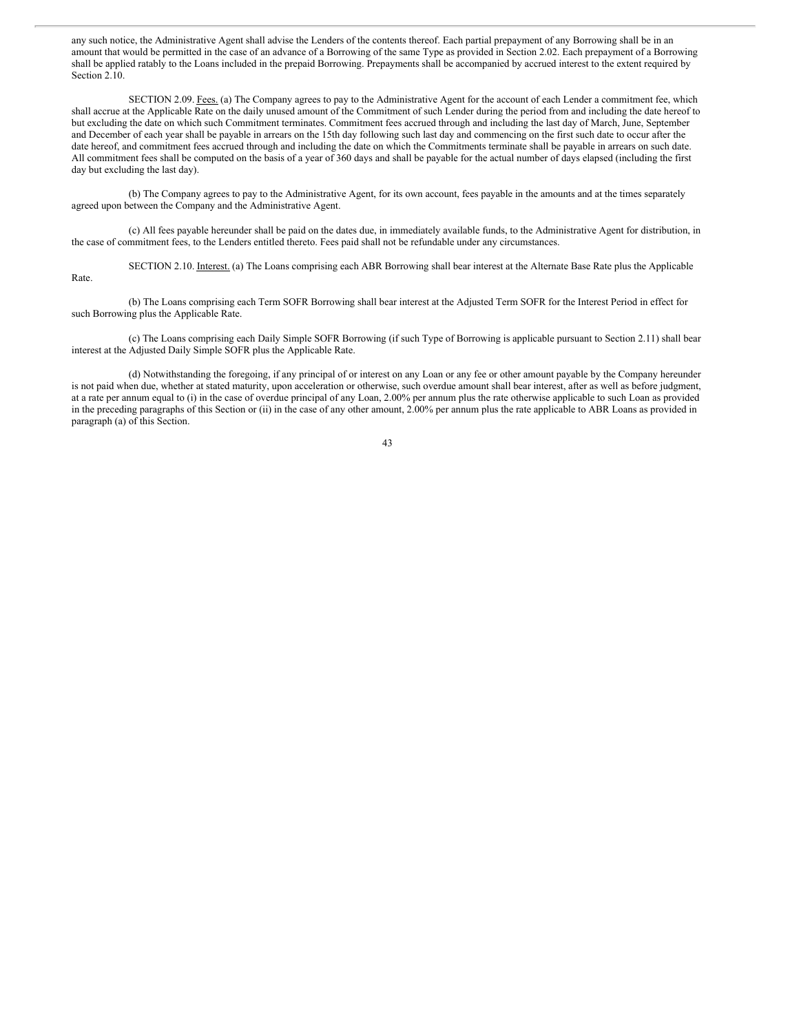any such notice, the Administrative Agent shall advise the Lenders of the contents thereof. Each partial prepayment of any Borrowing shall be in an amount that would be permitted in the case of an advance of a Borrowing of the same Type as provided in Section 2.02. Each prepayment of a Borrowing shall be applied ratably to the Loans included in the prepaid Borrowing. Prepayments shall be accompanied by accrued interest to the extent required by Section 2.10.

SECTION 2.09. Fees. (a) The Company agrees to pay to the Administrative Agent for the account of each Lender a commitment fee, which shall accrue at the Applicable Rate on the daily unused amount of the Commitment of such Lender during the period from and including the date hereof to but excluding the date on which such Commitment terminates. Commitment fees accrued through and including the last day of March, June, September and December of each year shall be payable in arrears on the 15th day following such last day and commencing on the first such date to occur after the date hereof, and commitment fees accrued through and including the date on which the Commitments terminate shall be payable in arrears on such date. All commitment fees shall be computed on the basis of a year of 360 days and shall be payable for the actual number of days elapsed (including the first day but excluding the last day).

(b) The Company agrees to pay to the Administrative Agent, for its own account, fees payable in the amounts and at the times separately agreed upon between the Company and the Administrative Agent.

(c) All fees payable hereunder shall be paid on the dates due, in immediately available funds, to the Administrative Agent for distribution, in the case of commitment fees, to the Lenders entitled thereto. Fees paid shall not be refundable under any circumstances.

SECTION 2.10. Interest. (a) The Loans comprising each ABR Borrowing shall bear interest at the Alternate Base Rate plus the Applicable Rate.

(b) The Loans comprising each Term SOFR Borrowing shall bear interest at the Adjusted Term SOFR for the Interest Period in effect for such Borrowing plus the Applicable Rate.

(c) The Loans comprising each Daily Simple SOFR Borrowing (if such Type of Borrowing is applicable pursuant to Section 2.11) shall bear interest at the Adjusted Daily Simple SOFR plus the Applicable Rate.

(d) Notwithstanding the foregoing, if any principal of or interest on any Loan or any fee or other amount payable by the Company hereunder is not paid when due, whether at stated maturity, upon acceleration or otherwise, such overdue amount shall bear interest, after as well as before judgment, at a rate per annum equal to (i) in the case of overdue principal of any Loan, 2.00% per annum plus the rate otherwise applicable to such Loan as provided in the preceding paragraphs of this Section or (ii) in the case of any other amount, 2.00% per annum plus the rate applicable to ABR Loans as provided in paragraph (a) of this Section.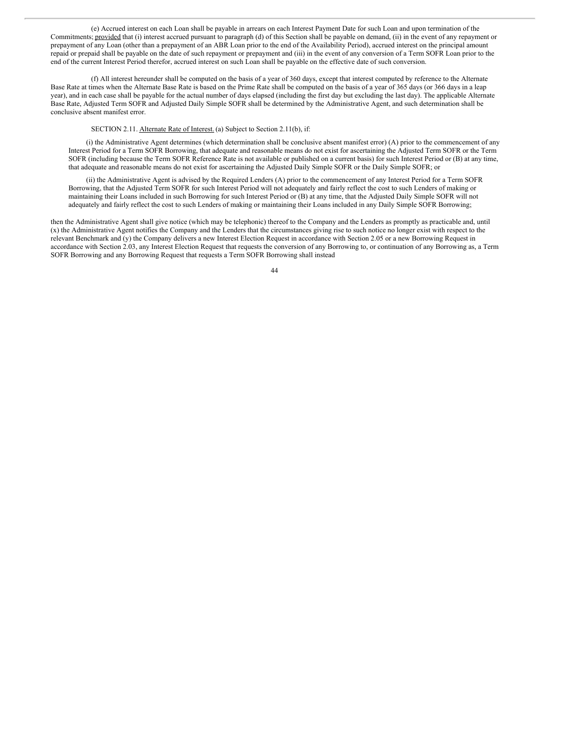(e) Accrued interest on each Loan shall be payable in arrears on each Interest Payment Date for such Loan and upon termination of the Commitments; provided that (i) interest accrued pursuant to paragraph (d) of this Section shall be payable on demand, (ii) in the event of any repayment or prepayment of any Loan (other than a prepayment of an ABR Loan prior to the end of the Availability Period), accrued interest on the principal amount repaid or prepaid shall be payable on the date of such repayment or prepayment and (iii) in the event of any conversion of a Term SOFR Loan prior to the end of the current Interest Period therefor, accrued interest on such Loan shall be payable on the effective date of such conversion.

(f) All interest hereunder shall be computed on the basis of a year of 360 days, except that interest computed by reference to the Alternate Base Rate at times when the Alternate Base Rate is based on the Prime Rate shall be computed on the basis of a year of 365 days (or 366 days in a leap year), and in each case shall be payable for the actual number of days elapsed (including the first day but excluding the last day). The applicable Alternate Base Rate, Adjusted Term SOFR and Adjusted Daily Simple SOFR shall be determined by the Administrative Agent, and such determination shall be conclusive absent manifest error.

SECTION 2.11. Alternate Rate of Interest. (a) Subject to Section 2.11(b), if:

(i) the Administrative Agent determines (which determination shall be conclusive absent manifest error) (A) prior to the commencement of any Interest Period for a Term SOFR Borrowing, that adequate and reasonable means do not exist for ascertaining the Adjusted Term SOFR or the Term SOFR (including because the Term SOFR Reference Rate is not available or published on a current basis) for such Interest Period or (B) at any time, that adequate and reasonable means do not exist for ascertaining the Adjusted Daily Simple SOFR or the Daily Simple SOFR; or

(ii) the Administrative Agent is advised by the Required Lenders (A) prior to the commencement of any Interest Period for a Term SOFR Borrowing, that the Adjusted Term SOFR for such Interest Period will not adequately and fairly reflect the cost to such Lenders of making or maintaining their Loans included in such Borrowing for such Interest Period or (B) at any time, that the Adjusted Daily Simple SOFR will not adequately and fairly reflect the cost to such Lenders of making or maintaining their Loans included in any Daily Simple SOFR Borrowing;

then the Administrative Agent shall give notice (which may be telephonic) thereof to the Company and the Lenders as promptly as practicable and, until (x) the Administrative Agent notifies the Company and the Lenders that the circumstances giving rise to such notice no longer exist with respect to the relevant Benchmark and (y) the Company delivers a new Interest Election Request in accordance with Section 2.05 or a new Borrowing Request in accordance with Section 2.03, any Interest Election Request that requests the conversion of any Borrowing to, or continuation of any Borrowing as, a Term SOFR Borrowing and any Borrowing Request that requests a Term SOFR Borrowing shall instead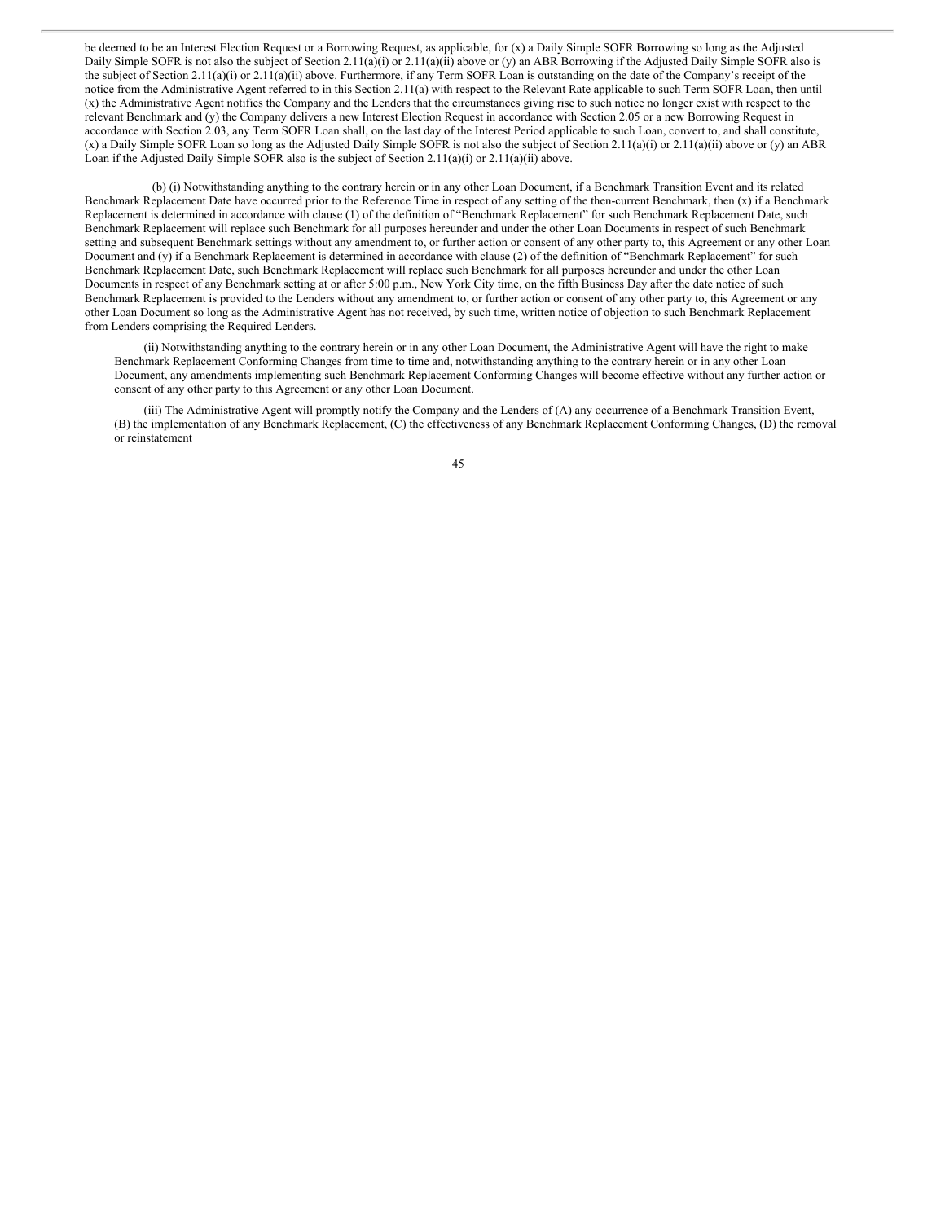be deemed to be an Interest Election Request or a Borrowing Request, as applicable, for (x) a Daily Simple SOFR Borrowing so long as the Adjusted Daily Simple SOFR is not also the subject of Section 2.11(a)(i) or 2.11(a)(ii) above or (y) an ABR Borrowing if the Adjusted Daily Simple SOFR also is the subject of Section 2.11(a)(i) or 2.11(a)(ii) above. Furthermore, if any Term SOFR Loan is outstanding on the date of the Company's receipt of the notice from the Administrative Agent referred to in this Section 2.11(a) with respect to the Relevant Rate applicable to such Term SOFR Loan, then until (x) the Administrative Agent notifies the Company and the Lenders that the circumstances giving rise to such notice no longer exist with respect to the relevant Benchmark and (y) the Company delivers a new Interest Election Request in accordance with Section 2.05 or a new Borrowing Request in accordance with Section 2.03, any Term SOFR Loan shall, on the last day of the Interest Period applicable to such Loan, convert to, and shall constitute, (x) a Daily Simple SOFR Loan so long as the Adjusted Daily Simple SOFR is not also the subject of Section 2.11(a)(i) or 2.11(a)(ii) above or (y) an ABR Loan if the Adjusted Daily Simple SOFR also is the subject of Section 2.11(a)(i) or 2.11(a)(ii) above.

(b) (i) Notwithstanding anything to the contrary herein or in any other Loan Document, if a Benchmark Transition Event and its related Benchmark Replacement Date have occurred prior to the Reference Time in respect of any setting of the then-current Benchmark, then (x) if a Benchmark Replacement is determined in accordance with clause (1) of the definition of "Benchmark Replacement" for such Benchmark Replacement Date, such Benchmark Replacement will replace such Benchmark for all purposes hereunder and under the other Loan Documents in respect of such Benchmark setting and subsequent Benchmark settings without any amendment to, or further action or consent of any other party to, this Agreement or any other Loan Document and (y) if a Benchmark Replacement is determined in accordance with clause (2) of the definition of "Benchmark Replacement" for such Benchmark Replacement Date, such Benchmark Replacement will replace such Benchmark for all purposes hereunder and under the other Loan Documents in respect of any Benchmark setting at or after 5:00 p.m., New York City time, on the fifth Business Day after the date notice of such Benchmark Replacement is provided to the Lenders without any amendment to, or further action or consent of any other party to, this Agreement or any other Loan Document so long as the Administrative Agent has not received, by such time, written notice of objection to such Benchmark Replacement from Lenders comprising the Required Lenders.

(ii) Notwithstanding anything to the contrary herein or in any other Loan Document, the Administrative Agent will have the right to make Benchmark Replacement Conforming Changes from time to time and, notwithstanding anything to the contrary herein or in any other Loan Document, any amendments implementing such Benchmark Replacement Conforming Changes will become effective without any further action or consent of any other party to this Agreement or any other Loan Document.

(iii) The Administrative Agent will promptly notify the Company and the Lenders of (A) any occurrence of a Benchmark Transition Event, (B) the implementation of any Benchmark Replacement, (C) the effectiveness of any Benchmark Replacement Conforming Changes, (D) the removal or reinstatement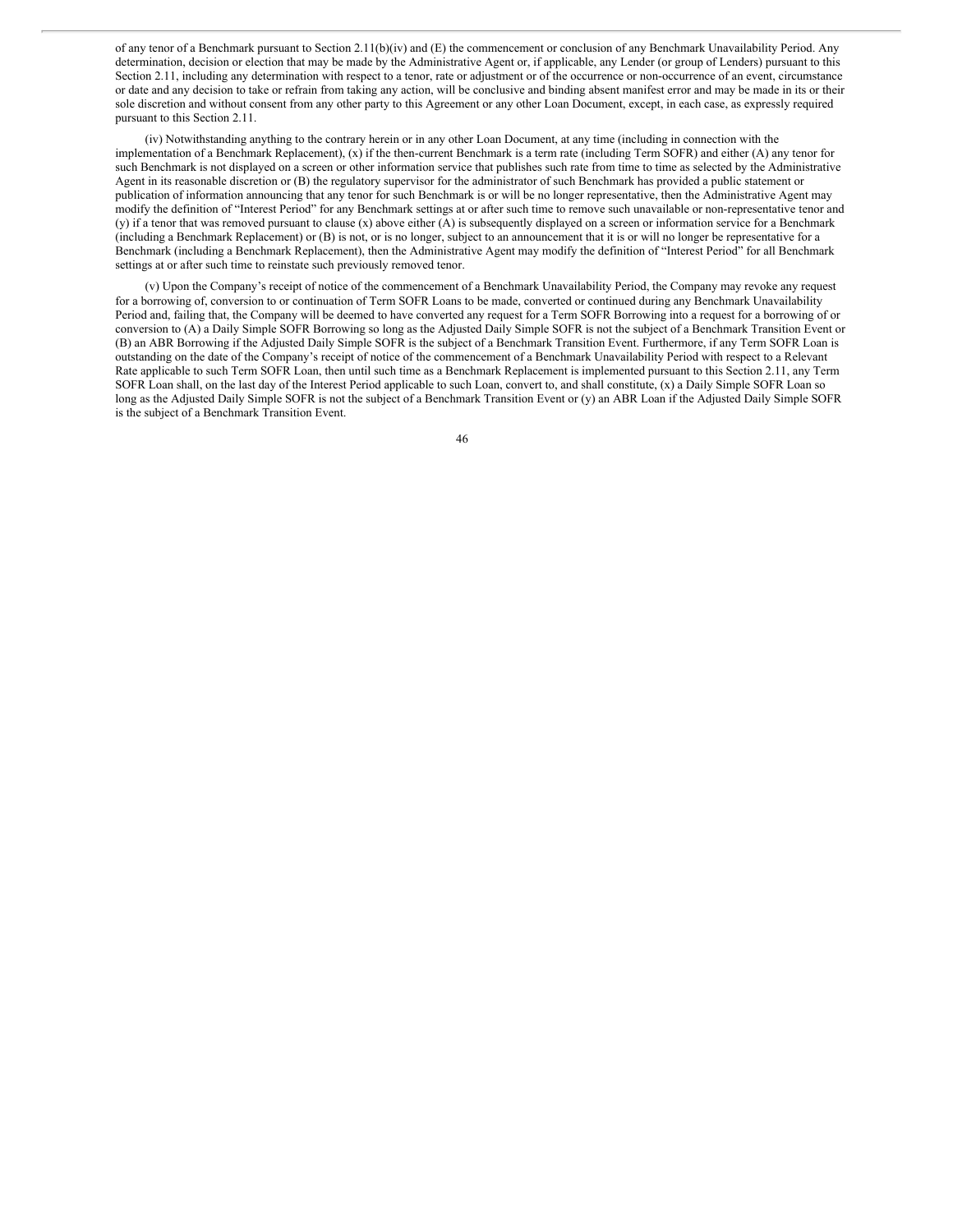of any tenor of a Benchmark pursuant to Section 2.11(b)(iv) and (E) the commencement or conclusion of any Benchmark Unavailability Period. Any determination, decision or election that may be made by the Administrative Agent or, if applicable, any Lender (or group of Lenders) pursuant to this Section 2.11, including any determination with respect to a tenor, rate or adjustment or of the occurrence or non-occurrence of an event, circumstance or date and any decision to take or refrain from taking any action, will be conclusive and binding absent manifest error and may be made in its or their sole discretion and without consent from any other party to this Agreement or any other Loan Document, except, in each case, as expressly required pursuant to this Section 2.11.

(iv) Notwithstanding anything to the contrary herein or in any other Loan Document, at any time (including in connection with the implementation of a Benchmark Replacement), (x) if the then-current Benchmark is a term rate (including Term SOFR) and either (A) any tenor for such Benchmark is not displayed on a screen or other information service that publishes such rate from time to time as selected by the Administrative Agent in its reasonable discretion or (B) the regulatory supervisor for the administrator of such Benchmark has provided a public statement or publication of information announcing that any tenor for such Benchmark is or will be no longer representative, then the Administrative Agent may modify the definition of "Interest Period" for any Benchmark settings at or after such time to remove such unavailable or non-representative tenor and (y) if a tenor that was removed pursuant to clause (x) above either (A) is subsequently displayed on a screen or information service for a Benchmark (including a Benchmark Replacement) or (B) is not, or is no longer, subject to an announcement that it is or will no longer be representative for a Benchmark (including a Benchmark Replacement), then the Administrative Agent may modify the definition of "Interest Period" for all Benchmark settings at or after such time to reinstate such previously removed tenor.

(v) Upon the Company's receipt of notice of the commencement of a Benchmark Unavailability Period, the Company may revoke any request for a borrowing of, conversion to or continuation of Term SOFR Loans to be made, converted or continued during any Benchmark Unavailability Period and, failing that, the Company will be deemed to have converted any request for a Term SOFR Borrowing into a request for a borrowing of or conversion to (A) a Daily Simple SOFR Borrowing so long as the Adjusted Daily Simple SOFR is not the subject of a Benchmark Transition Event or (B) an ABR Borrowing if the Adjusted Daily Simple SOFR is the subject of a Benchmark Transition Event. Furthermore, if any Term SOFR Loan is outstanding on the date of the Company's receipt of notice of the commencement of a Benchmark Unavailability Period with respect to a Relevant Rate applicable to such Term SOFR Loan, then until such time as a Benchmark Replacement is implemented pursuant to this Section 2.11, any Term SOFR Loan shall, on the last day of the Interest Period applicable to such Loan, convert to, and shall constitute, (x) a Daily Simple SOFR Loan so long as the Adjusted Daily Simple SOFR is not the subject of a Benchmark Transition Event or (y) an ABR Loan if the Adjusted Daily Simple SOFR is the subject of a Benchmark Transition Event.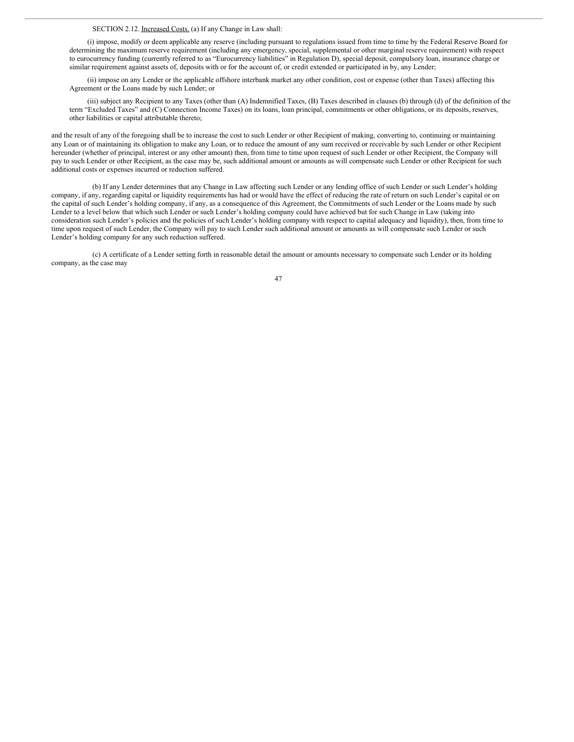SECTION 2.12. Increased Costs. (a) If any Change in Law shall:

(i) impose, modify or deem applicable any reserve (including pursuant to regulations issued from time to time by the Federal Reserve Board for determining the maximum reserve requirement (including any emergency, special, supplemental or other marginal reserve requirement) with respect to eurocurrency funding (currently referred to as "Eurocurrency liabilities" in Regulation D), special deposit, compulsory loan, insurance charge or similar requirement against assets of, deposits with or for the account of, or credit extended or participated in by, any Lender;

(ii) impose on any Lender or the applicable offshore interbank market any other condition, cost or expense (other than Taxes) affecting this Agreement or the Loans made by such Lender; or

(iii) subject any Recipient to any Taxes (other than (A) Indemnified Taxes, (B) Taxes described in clauses (b) through (d) of the definition of the term "Excluded Taxes" and (C) Connection Income Taxes) on its loans, loan principal, commitments or other obligations, or its deposits, reserves, other liabilities or capital attributable thereto;

and the result of any of the foregoing shall be to increase the cost to such Lender or other Recipient of making, converting to, continuing or maintaining any Loan or of maintaining its obligation to make any Loan, or to reduce the amount of any sum received or receivable by such Lender or other Recipient hereunder (whether of principal, interest or any other amount) then, from time to time upon request of such Lender or other Recipient, the Company will pay to such Lender or other Recipient, as the case may be, such additional amount or amounts as will compensate such Lender or other Recipient for such additional costs or expenses incurred or reduction suffered.

(b) If any Lender determines that any Change in Law affecting such Lender or any lending office of such Lender or such Lender's holding company, if any, regarding capital or liquidity requirements has had or would have the effect of reducing the rate of return on such Lender's capital or on the capital of such Lender's holding company, if any, as a consequence of this Agreement, the Commitments of such Lender or the Loans made by such Lender to a level below that which such Lender or such Lender's holding company could have achieved but for such Change in Law (taking into consideration such Lender's policies and the policies of such Lender's holding company with respect to capital adequacy and liquidity), then, from time to time upon request of such Lender, the Company will pay to such Lender such additional amount or amounts as will compensate such Lender or such Lender's holding company for any such reduction suffered.

(c) A certificate of a Lender setting forth in reasonable detail the amount or amounts necessary to compensate such Lender or its holding company, as the case may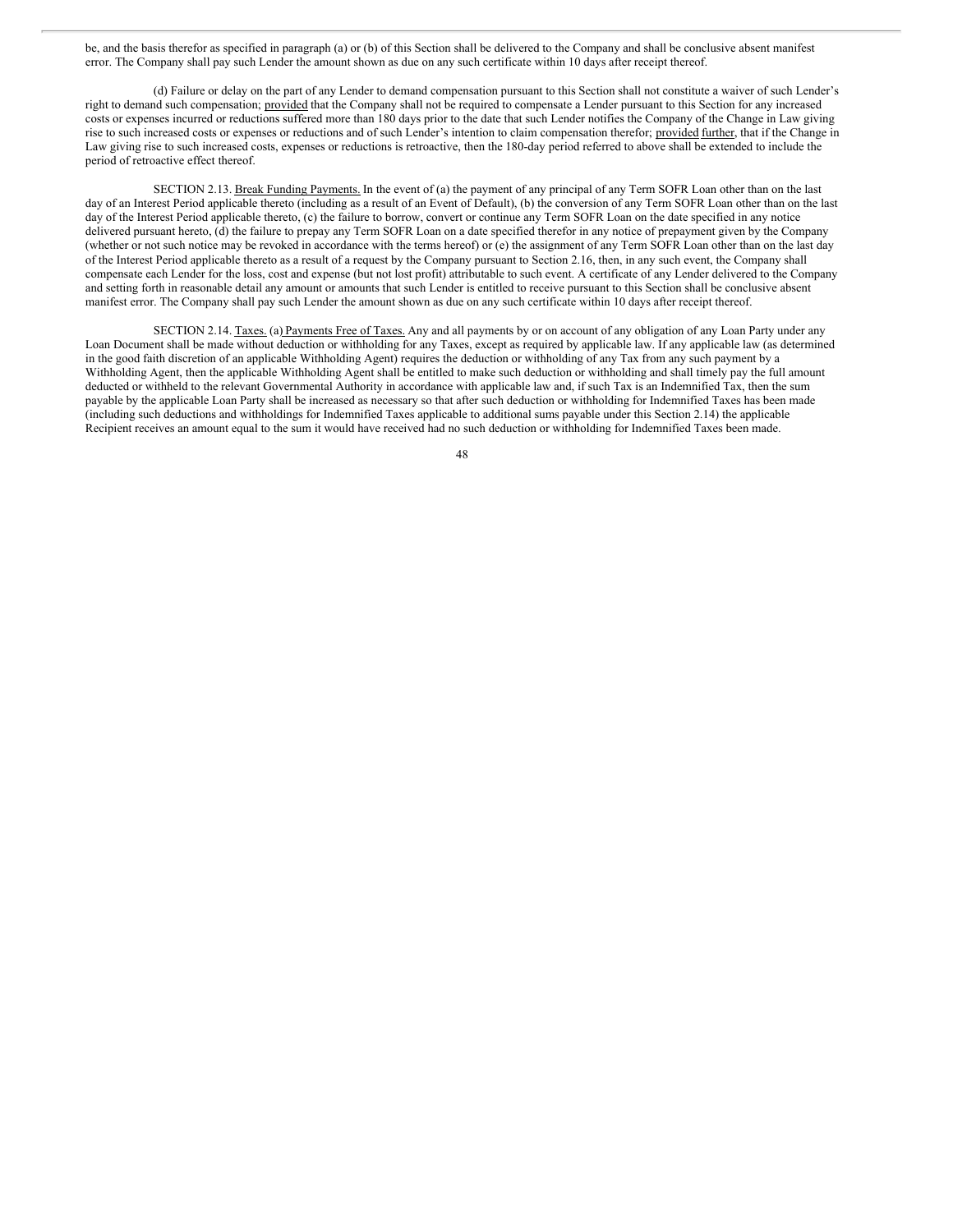be, and the basis therefor as specified in paragraph (a) or (b) of this Section shall be delivered to the Company and shall be conclusive absent manifest error. The Company shall pay such Lender the amount shown as due on any such certificate within 10 days after receipt thereof.

(d) Failure or delay on the part of any Lender to demand compensation pursuant to this Section shall not constitute a waiver of such Lender's right to demand such compensation; provided that the Company shall not be required to compensate a Lender pursuant to this Section for any increased costs or expenses incurred or reductions suffered more than 180 days prior to the date that such Lender notifies the Company of the Change in Law giving rise to such increased costs or expenses or reductions and of such Lender's intention to claim compensation therefor; provided further, that if the Change in Law giving rise to such increased costs, expenses or reductions is retroactive, then the 180-day period referred to above shall be extended to include the period of retroactive effect thereof.

SECTION 2.13. Break Funding Payments. In the event of (a) the payment of any principal of any Term SOFR Loan other than on the last day of an Interest Period applicable thereto (including as a result of an Event of Default), (b) the conversion of any Term SOFR Loan other than on the last day of the Interest Period applicable thereto, (c) the failure to borrow, convert or continue any Term SOFR Loan on the date specified in any notice delivered pursuant hereto, (d) the failure to prepay any Term SOFR Loan on a date specified therefor in any notice of prepayment given by the Company (whether or not such notice may be revoked in accordance with the terms hereof) or (e) the assignment of any Term SOFR Loan other than on the last day of the Interest Period applicable thereto as a result of a request by the Company pursuant to Section 2.16, then, in any such event, the Company shall compensate each Lender for the loss, cost and expense (but not lost profit) attributable to such event. A certificate of any Lender delivered to the Company and setting forth in reasonable detail any amount or amounts that such Lender is entitled to receive pursuant to this Section shall be conclusive absent manifest error. The Company shall pay such Lender the amount shown as due on any such certificate within 10 days after receipt thereof.

SECTION 2.14. Taxes. (a) Payments Free of Taxes. Any and all payments by or on account of any obligation of any Loan Party under any Loan Document shall be made without deduction or withholding for any Taxes, except as required by applicable law. If any applicable law (as determined in the good faith discretion of an applicable Withholding Agent) requires the deduction or withholding of any Tax from any such payment by a Withholding Agent, then the applicable Withholding Agent shall be entitled to make such deduction or withholding and shall timely pay the full amount deducted or withheld to the relevant Governmental Authority in accordance with applicable law and, if such Tax is an Indemnified Tax, then the sum payable by the applicable Loan Party shall be increased as necessary so that after such deduction or withholding for Indemnified Taxes has been made (including such deductions and withholdings for Indemnified Taxes applicable to additional sums payable under this Section 2.14) the applicable Recipient receives an amount equal to the sum it would have received had no such deduction or withholding for Indemnified Taxes been made.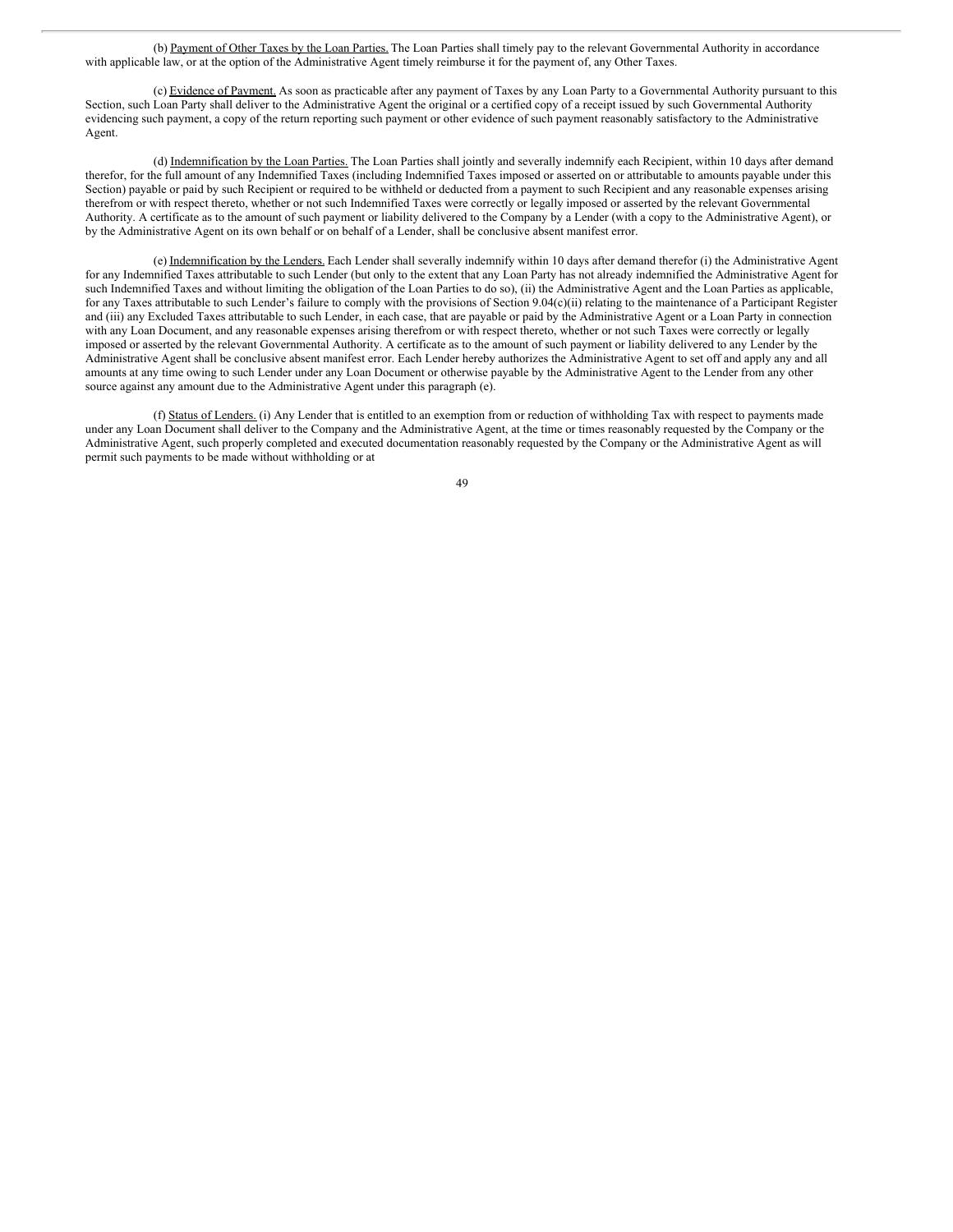(b) Payment of Other Taxes by the Loan Parties. The Loan Parties shall timely pay to the relevant Governmental Authority in accordance with applicable law, or at the option of the Administrative Agent timely reimburse it for the payment of, any Other Taxes.

(c) Evidence of Payment. As soon as practicable after any payment of Taxes by any Loan Party to a Governmental Authority pursuant to this Section, such Loan Party shall deliver to the Administrative Agent the original or a certified copy of a receipt issued by such Governmental Authority evidencing such payment, a copy of the return reporting such payment or other evidence of such payment reasonably satisfactory to the Administrative Agent.

(d) Indemnification by the Loan Parties. The Loan Parties shall jointly and severally indemnify each Recipient, within 10 days after demand therefor, for the full amount of any Indemnified Taxes (including Indemnified Taxes imposed or asserted on or attributable to amounts payable under this Section) payable or paid by such Recipient or required to be withheld or deducted from a payment to such Recipient and any reasonable expenses arising therefrom or with respect thereto, whether or not such Indemnified Taxes were correctly or legally imposed or asserted by the relevant Governmental Authority. A certificate as to the amount of such payment or liability delivered to the Company by a Lender (with a copy to the Administrative Agent), or by the Administrative Agent on its own behalf or on behalf of a Lender, shall be conclusive absent manifest error.

(e) Indemnification by the Lenders. Each Lender shall severally indemnify within 10 days after demand therefor (i) the Administrative Agent for any Indemnified Taxes attributable to such Lender (but only to the extent that any Loan Party has not already indemnified the Administrative Agent for such Indemnified Taxes and without limiting the obligation of the Loan Parties to do so), (ii) the Administrative Agent and the Loan Parties as applicable, for any Taxes attributable to such Lender's failure to comply with the provisions of Section 9.04(c)(ii) relating to the maintenance of a Participant Register and (iii) any Excluded Taxes attributable to such Lender, in each case, that are payable or paid by the Administrative Agent or a Loan Party in connection with any Loan Document, and any reasonable expenses arising therefrom or with respect thereto, whether or not such Taxes were correctly or legally imposed or asserted by the relevant Governmental Authority. A certificate as to the amount of such payment or liability delivered to any Lender by the Administrative Agent shall be conclusive absent manifest error. Each Lender hereby authorizes the Administrative Agent to set off and apply any and all amounts at any time owing to such Lender under any Loan Document or otherwise payable by the Administrative Agent to the Lender from any other source against any amount due to the Administrative Agent under this paragraph (e).

(f) Status of Lenders. (i) Any Lender that is entitled to an exemption from or reduction of withholding Tax with respect to payments made under any Loan Document shall deliver to the Company and the Administrative Agent, at the time or times reasonably requested by the Company or the Administrative Agent, such properly completed and executed documentation reasonably requested by the Company or the Administrative Agent as will permit such payments to be made without withholding or at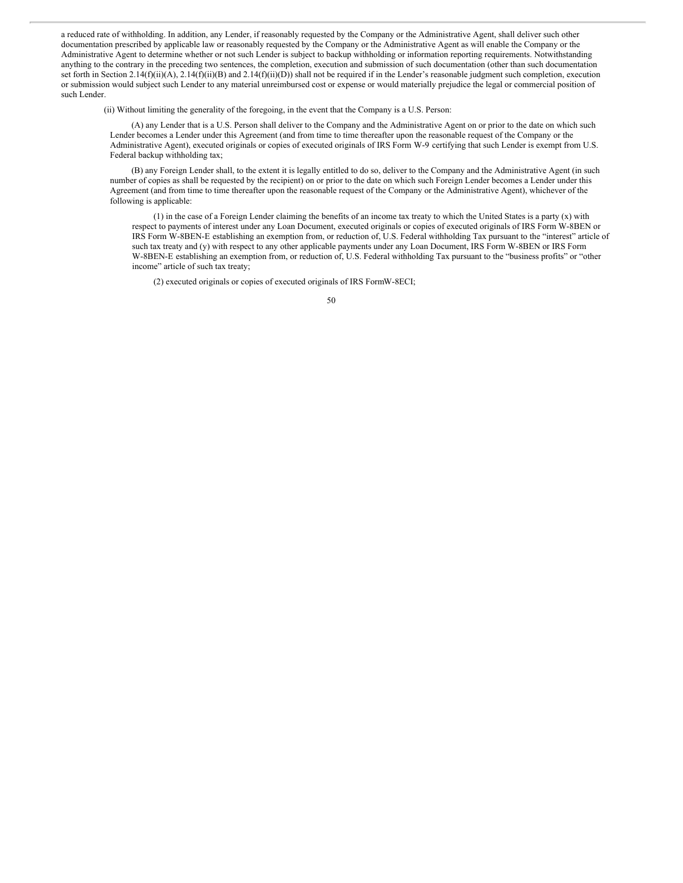a reduced rate of withholding. In addition, any Lender, if reasonably requested by the Company or the Administrative Agent, shall deliver such other documentation prescribed by applicable law or reasonably requested by the Company or the Administrative Agent as will enable the Company or the Administrative Agent to determine whether or not such Lender is subject to backup withholding or information reporting requirements. Notwithstanding anything to the contrary in the preceding two sentences, the completion, execution and submission of such documentation (other than such documentation set forth in Section 2.14(f)(ii)(A), 2.14(f)(ii)(B) and 2.14(f)(ii)(D)) shall not be required if in the Lender's reasonable judgment such completion, execution or submission would subject such Lender to any material unreimbursed cost or expense or would materially prejudice the legal or commercial position of such Lender.

(ii) Without limiting the generality of the foregoing, in the event that the Company is a U.S. Person:

(A) any Lender that is a U.S. Person shall deliver to the Company and the Administrative Agent on or prior to the date on which such Lender becomes a Lender under this Agreement (and from time to time thereafter upon the reasonable request of the Company or the Administrative Agent), executed originals or copies of executed originals of IRS Form W-9 certifying that such Lender is exempt from U.S. Federal backup withholding tax;

(B) any Foreign Lender shall, to the extent it is legally entitled to do so, deliver to the Company and the Administrative Agent (in such number of copies as shall be requested by the recipient) on or prior to the date on which such Foreign Lender becomes a Lender under this Agreement (and from time to time thereafter upon the reasonable request of the Company or the Administrative Agent), whichever of the following is applicable:

(1) in the case of a Foreign Lender claiming the benefits of an income tax treaty to which the United States is a party (x) with respect to payments of interest under any Loan Document, executed originals or copies of executed originals of IRS Form W-8BEN or IRS Form W-8BEN-E establishing an exemption from, or reduction of, U.S. Federal withholding Tax pursuant to the "interest" article of such tax treaty and (y) with respect to any other applicable payments under any Loan Document, IRS Form W-8BEN or IRS Form W-8BEN-E establishing an exemption from, or reduction of, U.S. Federal withholding Tax pursuant to the "business profits" or "other income" article of such tax treaty;

(2) executed originals or copies of executed originals of IRS FormW-8ECI;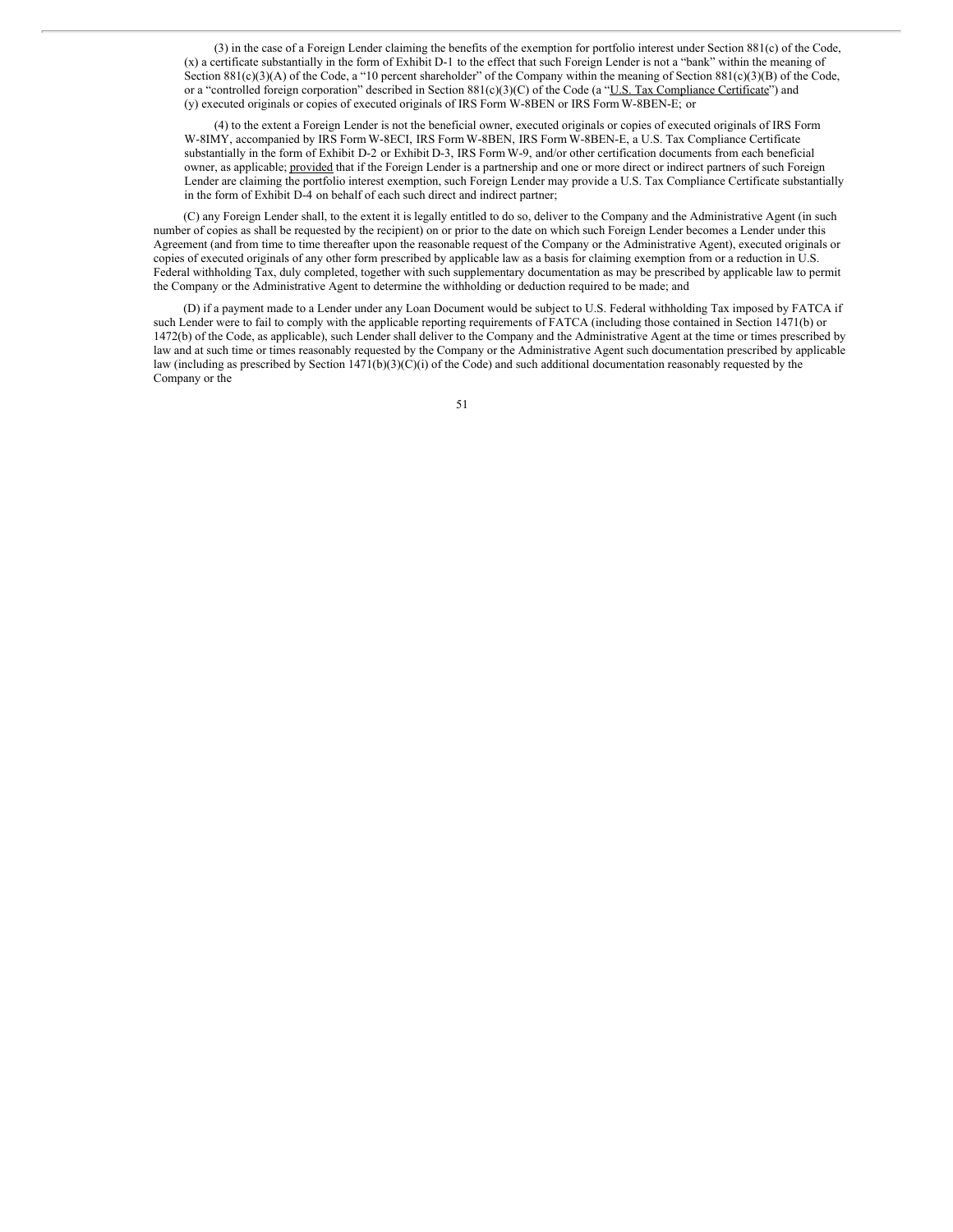(3) in the case of a Foreign Lender claiming the benefits of the exemption for portfolio interest under Section 881(c) of the Code, (x) a certificate substantially in the form of Exhibit D-1 to the effect that such Foreign Lender is not a "bank" within the meaning of Section 881(c)(3)(A) of the Code, a "10 percent shareholder" of the Company within the meaning of Section 881(c)(3)(B) of the Code, or a "controlled foreign corporation" described in Section 881(c)(3)(C) of the Code (a "U.S. Tax Compliance Certificate") and (y) executed originals or copies of executed originals of IRS Form W-8BEN or IRS Form W-8BEN-E; or

(4) to the extent a Foreign Lender is not the beneficial owner, executed originals or copies of executed originals of IRS Form W-8IMY, accompanied by IRS Form W-8ECI, IRS Form W-8BEN, IRS Form W-8BEN-E, a U.S. Tax Compliance Certificate substantially in the form of Exhibit D-2 or Exhibit D-3, IRS Form W-9, and/or other certification documents from each beneficial owner, as applicable; provided that if the Foreign Lender is a partnership and one or more direct or indirect partners of such Foreign Lender are claiming the portfolio interest exemption, such Foreign Lender may provide a U.S. Tax Compliance Certificate substantially in the form of Exhibit D-4 on behalf of each such direct and indirect partner;

(C) any Foreign Lender shall, to the extent it is legally entitled to do so, deliver to the Company and the Administrative Agent (in such number of copies as shall be requested by the recipient) on or prior to the date on which such Foreign Lender becomes a Lender under this Agreement (and from time to time thereafter upon the reasonable request of the Company or the Administrative Agent), executed originals or copies of executed originals of any other form prescribed by applicable law as a basis for claiming exemption from or a reduction in U.S. Federal withholding Tax, duly completed, together with such supplementary documentation as may be prescribed by applicable law to permit the Company or the Administrative Agent to determine the withholding or deduction required to be made; and

(D) if a payment made to a Lender under any Loan Document would be subject to U.S. Federal withholding Tax imposed by FATCA if such Lender were to fail to comply with the applicable reporting requirements of FATCA (including those contained in Section 1471(b) or 1472(b) of the Code, as applicable), such Lender shall deliver to the Company and the Administrative Agent at the time or times prescribed by law and at such time or times reasonably requested by the Company or the Administrative Agent such documentation prescribed by applicable law (including as prescribed by Section 1471(b)(3)(C)(i) of the Code) and such additional documentation reasonably requested by the Company or the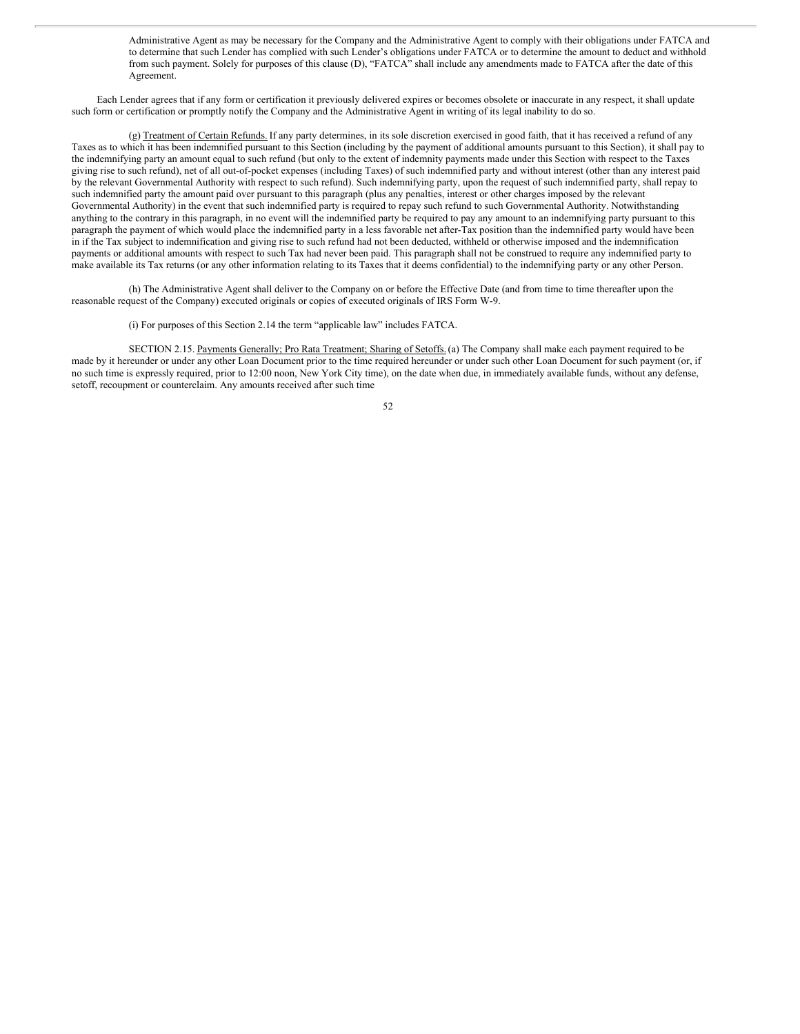Administrative Agent as may be necessary for the Company and the Administrative Agent to comply with their obligations under FATCA and to determine that such Lender has complied with such Lender's obligations under FATCA or to determine the amount to deduct and withhold from such payment. Solely for purposes of this clause (D), "FATCA" shall include any amendments made to FATCA after the date of this Agreement.

Each Lender agrees that if any form or certification it previously delivered expires or becomes obsolete or inaccurate in any respect, it shall update such form or certification or promptly notify the Company and the Administrative Agent in writing of its legal inability to do so.

(g) Treatment of Certain Refunds. If any party determines, in its sole discretion exercised in good faith, that it has received a refund of any Taxes as to which it has been indemnified pursuant to this Section (including by the payment of additional amounts pursuant to this Section), it shall pay to the indemnifying party an amount equal to such refund (but only to the extent of indemnity payments made under this Section with respect to the Taxes giving rise to such refund), net of all out-of-pocket expenses (including Taxes) of such indemnified party and without interest (other than any interest paid by the relevant Governmental Authority with respect to such refund). Such indemnifying party, upon the request of such indemnified party, shall repay to such indemnified party the amount paid over pursuant to this paragraph (plus any penalties, interest or other charges imposed by the relevant Governmental Authority) in the event that such indemnified party is required to repay such refund to such Governmental Authority. Notwithstanding anything to the contrary in this paragraph, in no event will the indemnified party be required to pay any amount to an indemnifying party pursuant to this paragraph the payment of which would place the indemnified party in a less favorable net after-Tax position than the indemnified party would have been in if the Tax subject to indemnification and giving rise to such refund had not been deducted, withheld or otherwise imposed and the indemnification payments or additional amounts with respect to such Tax had never been paid. This paragraph shall not be construed to require any indemnified party to make available its Tax returns (or any other information relating to its Taxes that it deems confidential) to the indemnifying party or any other Person.

(h) The Administrative Agent shall deliver to the Company on or before the Effective Date (and from time to time thereafter upon the reasonable request of the Company) executed originals or copies of executed originals of IRS Form W-9.

(i) For purposes of this Section 2.14 the term "applicable law" includes FATCA.

SECTION 2.15. Payments Generally; Pro Rata Treatment; Sharing of Setoffs. (a) The Company shall make each payment required to be made by it hereunder or under any other Loan Document prior to the time required hereunder or under such other Loan Document for such payment (or, if no such time is expressly required, prior to 12:00 noon, New York City time), on the date when due, in immediately available funds, without any defense, setoff, recoupment or counterclaim. Any amounts received after such time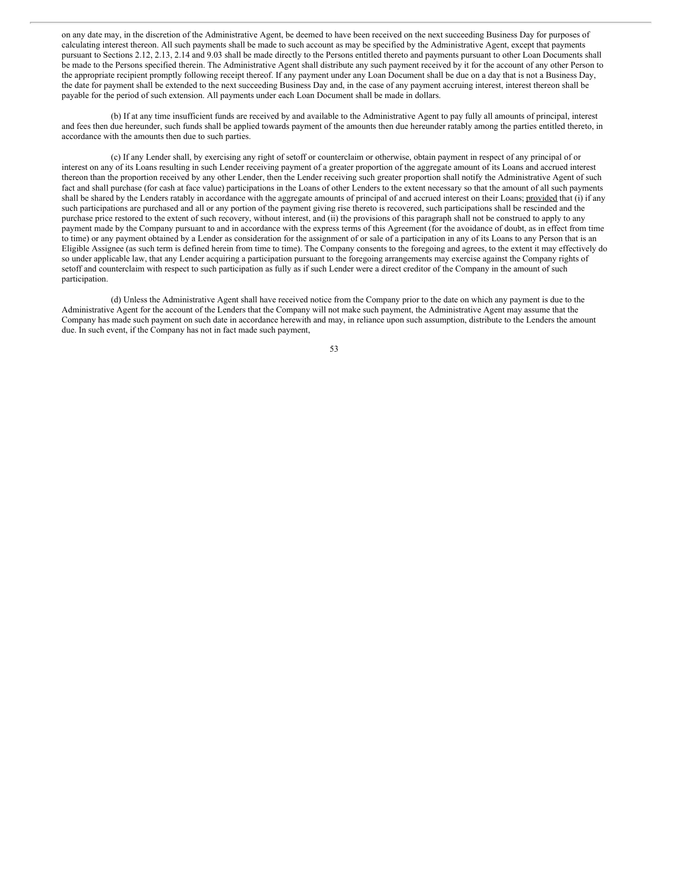on any date may, in the discretion of the Administrative Agent, be deemed to have been received on the next succeeding Business Day for purposes of calculating interest thereon. All such payments shall be made to such account as may be specified by the Administrative Agent, except that payments pursuant to Sections 2.12, 2.13, 2.14 and 9.03 shall be made directly to the Persons entitled thereto and payments pursuant to other Loan Documents shall be made to the Persons specified therein. The Administrative Agent shall distribute any such payment received by it for the account of any other Person to the appropriate recipient promptly following receipt thereof. If any payment under any Loan Document shall be due on a day that is not a Business Day, the date for payment shall be extended to the next succeeding Business Day and, in the case of any payment accruing interest, interest thereon shall be payable for the period of such extension. All payments under each Loan Document shall be made in dollars.

(b) If at any time insufficient funds are received by and available to the Administrative Agent to pay fully all amounts of principal, interest and fees then due hereunder, such funds shall be applied towards payment of the amounts then due hereunder ratably among the parties entitled thereto, in accordance with the amounts then due to such parties.

(c) If any Lender shall, by exercising any right of setoff or counterclaim or otherwise, obtain payment in respect of any principal of or interest on any of its Loans resulting in such Lender receiving payment of a greater proportion of the aggregate amount of its Loans and accrued interest thereon than the proportion received by any other Lender, then the Lender receiving such greater proportion shall notify the Administrative Agent of such fact and shall purchase (for cash at face value) participations in the Loans of other Lenders to the extent necessary so that the amount of all such payments shall be shared by the Lenders ratably in accordance with the aggregate amounts of principal of and accrued interest on their Loans; provided that (i) if any such participations are purchased and all or any portion of the payment giving rise thereto is recovered, such participations shall be rescinded and the purchase price restored to the extent of such recovery, without interest, and (ii) the provisions of this paragraph shall not be construed to apply to any payment made by the Company pursuant to and in accordance with the express terms of this Agreement (for the avoidance of doubt, as in effect from time to time) or any payment obtained by a Lender as consideration for the assignment of or sale of a participation in any of its Loans to any Person that is an Eligible Assignee (as such term is defined herein from time to time). The Company consents to the foregoing and agrees, to the extent it may effectively do so under applicable law, that any Lender acquiring a participation pursuant to the foregoing arrangements may exercise against the Company rights of setoff and counterclaim with respect to such participation as fully as if such Lender were a direct creditor of the Company in the amount of such participation.

(d) Unless the Administrative Agent shall have received notice from the Company prior to the date on which any payment is due to the Administrative Agent for the account of the Lenders that the Company will not make such payment, the Administrative Agent may assume that the Company has made such payment on such date in accordance herewith and may, in reliance upon such assumption, distribute to the Lenders the amount due. In such event, if the Company has not in fact made such payment,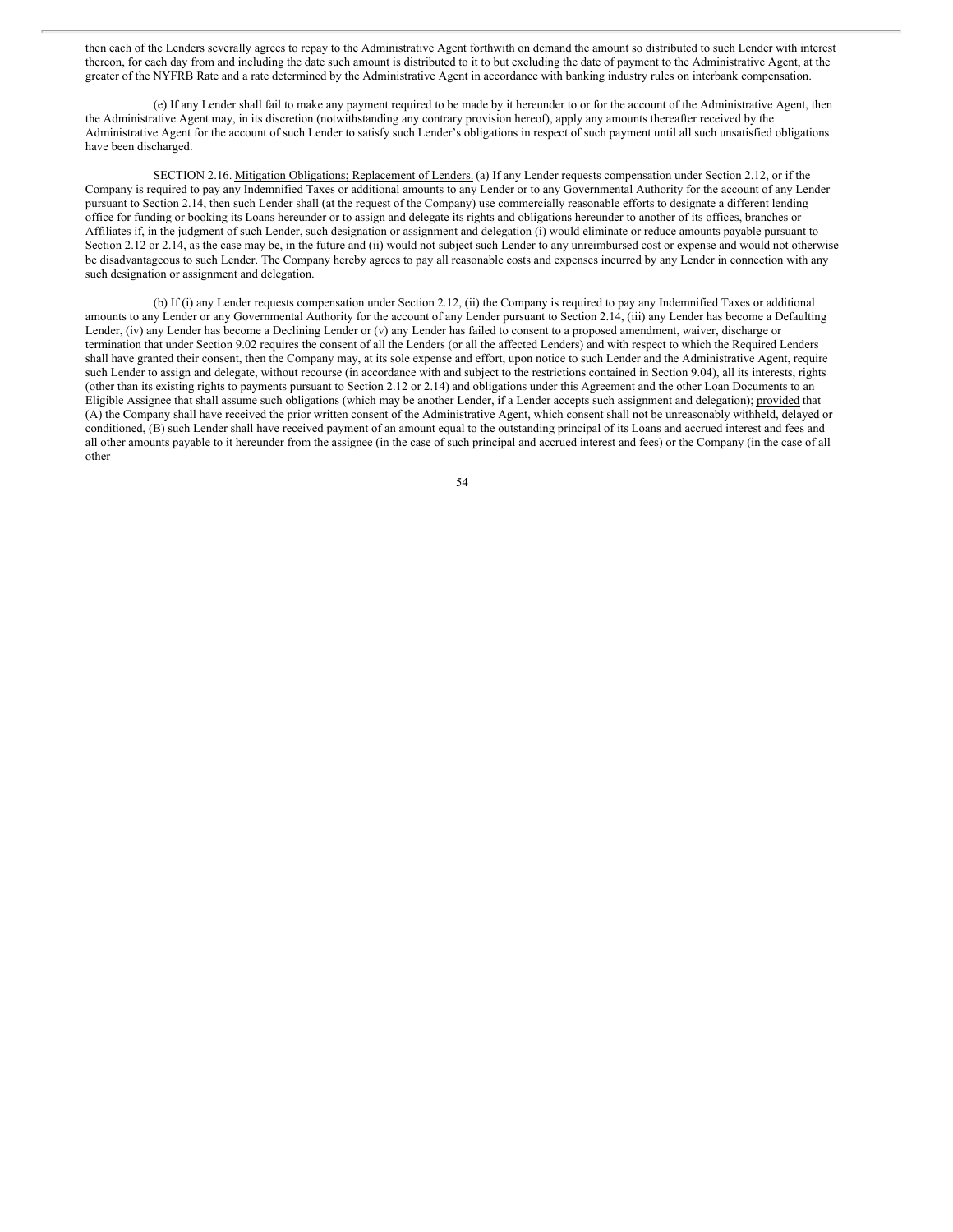then each of the Lenders severally agrees to repay to the Administrative Agent forthwith on demand the amount so distributed to such Lender with interest thereon, for each day from and including the date such amount is distributed to it to but excluding the date of payment to the Administrative Agent, at the greater of the NYFRB Rate and a rate determined by the Administrative Agent in accordance with banking industry rules on interbank compensation.

(e) If any Lender shall fail to make any payment required to be made by it hereunder to or for the account of the Administrative Agent, then the Administrative Agent may, in its discretion (notwithstanding any contrary provision hereof), apply any amounts thereafter received by the Administrative Agent for the account of such Lender to satisfy such Lender's obligations in respect of such payment until all such unsatisfied obligations have been discharged.

SECTION 2.16. Mitigation Obligations; Replacement of Lenders. (a) If any Lender requests compensation under Section 2.12, or if the Company is required to pay any Indemnified Taxes or additional amounts to any Lender or to any Governmental Authority for the account of any Lender pursuant to Section 2.14, then such Lender shall (at the request of the Company) use commercially reasonable efforts to designate a different lending office for funding or booking its Loans hereunder or to assign and delegate its rights and obligations hereunder to another of its offices, branches or Affiliates if, in the judgment of such Lender, such designation or assignment and delegation (i) would eliminate or reduce amounts payable pursuant to Section 2.12 or 2.14, as the case may be, in the future and (ii) would not subject such Lender to any unreimbursed cost or expense and would not otherwise be disadvantageous to such Lender. The Company hereby agrees to pay all reasonable costs and expenses incurred by any Lender in connection with any such designation or assignment and delegation.

(b) If (i) any Lender requests compensation under Section 2.12, (ii) the Company is required to pay any Indemnified Taxes or additional amounts to any Lender or any Governmental Authority for the account of any Lender pursuant to Section 2.14, (iii) any Lender has become a Defaulting Lender, (iv) any Lender has become a Declining Lender or (v) any Lender has failed to consent to a proposed amendment, waiver, discharge or termination that under Section 9.02 requires the consent of all the Lenders (or all the affected Lenders) and with respect to which the Required Lenders shall have granted their consent, then the Company may, at its sole expense and effort, upon notice to such Lender and the Administrative Agent, require such Lender to assign and delegate, without recourse (in accordance with and subject to the restrictions contained in Section 9.04), all its interests, rights (other than its existing rights to payments pursuant to Section 2.12 or 2.14) and obligations under this Agreement and the other Loan Documents to an Eligible Assignee that shall assume such obligations (which may be another Lender, if a Lender accepts such assignment and delegation); provided that (A) the Company shall have received the prior written consent of the Administrative Agent, which consent shall not be unreasonably withheld, delayed or conditioned, (B) such Lender shall have received payment of an amount equal to the outstanding principal of its Loans and accrued interest and fees and all other amounts payable to it hereunder from the assignee (in the case of such principal and accrued interest and fees) or the Company (in the case of all other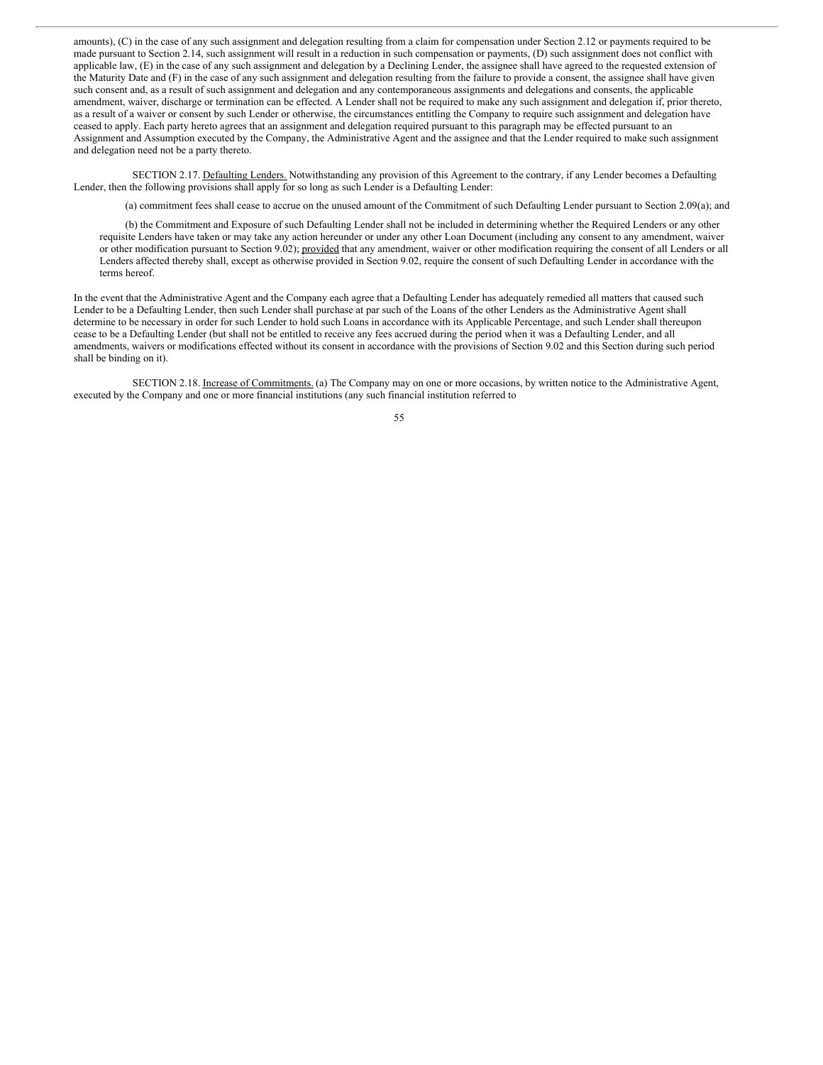amounts), (C) in the case of any such assignment and delegation resulting from a claim for compensation under Section 2.12 or payments required to be made pursuant to Section 2.14, such assignment will result in a reduction in such compensation or payments, (D) such assignment does not conflict with applicable law, (E) in the case of any such assignment and delegation by a Declining Lender, the assignee shall have agreed to the requested extension of the Maturity Date and (F) in the case of any such assignment and delegation resulting from the failure to provide a consent, the assignee shall have given such consent and, as a result of such assignment and delegation and any contemporaneous assignments and delegations and consents, the applicable amendment, waiver, discharge or termination can be effected. A Lender shall not be required to make any such assignment and delegation if, prior thereto, as a result of a waiver or consent by such Lender or otherwise, the circumstances entitling the Company to require such assignment and delegation have ceased to apply. Each party hereto agrees that an assignment and delegation required pursuant to this paragraph may be effected pursuant to an Assignment and Assumption executed by the Company, the Administrative Agent and the assignee and that the Lender required to make such assignment and delegation need not be a party thereto.

SECTION 2.17. Defaulting Lenders. Notwithstanding any provision of this Agreement to the contrary, if any Lender becomes a Defaulting Lender, then the following provisions shall apply for so long as such Lender is a Defaulting Lender:

(a) commitment fees shall cease to accrue on the unused amount of the Commitment of such Defaulting Lender pursuant to Section 2.09(a); and

(b) the Commitment and Exposure of such Defaulting Lender shall not be included in determining whether the Required Lenders or any other requisite Lenders have taken or may take any action hereunder or under any other Loan Document (including any consent to any amendment, waiver or other modification pursuant to Section 9.02); provided that any amendment, waiver or other modification requiring the consent of all Lenders or all Lenders affected thereby shall, except as otherwise provided in Section 9.02, require the consent of such Defaulting Lender in accordance with the terms hereof.

In the event that the Administrative Agent and the Company each agree that a Defaulting Lender has adequately remedied all matters that caused such Lender to be a Defaulting Lender, then such Lender shall purchase at par such of the Loans of the other Lenders as the Administrative Agent shall determine to be necessary in order for such Lender to hold such Loans in accordance with its Applicable Percentage, and such Lender shall thereupon cease to be a Defaulting Lender (but shall not be entitled to receive any fees accrued during the period when it was a Defaulting Lender, and all amendments, waivers or modifications effected without its consent in accordance with the provisions of Section 9.02 and this Section during such period shall be binding on it).

SECTION 2.18. Increase of Commitments. (a) The Company may on one or more occasions, by written notice to the Administrative Agent, executed by the Company and one or more financial institutions (any such financial institution referred to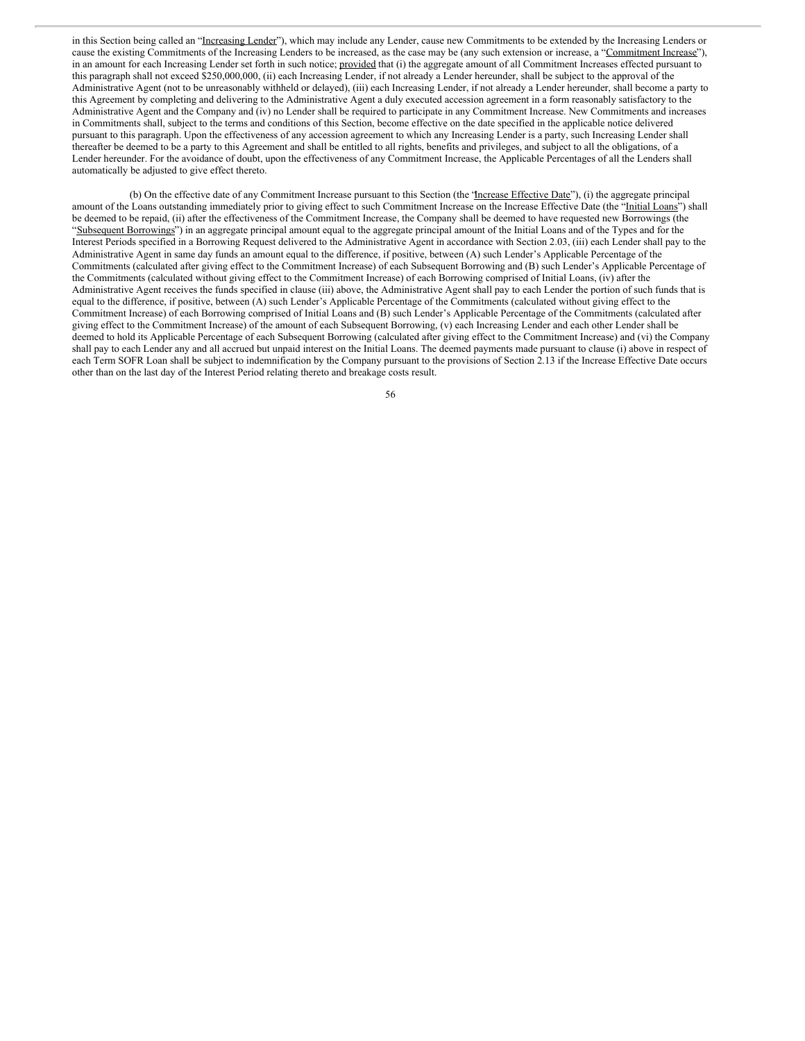in this Section being called an "Increasing Lender"), which may include any Lender, cause new Commitments to be extended by the Increasing Lenders or cause the existing Commitments of the Increasing Lenders to be increased, as the case may be (any such extension or increase, a "Commitment Increase"), in an amount for each Increasing Lender set forth in such notice; provided that (i) the aggregate amount of all Commitment Increases effected pursuant to this paragraph shall not exceed $250,000,000, (ii) each Increasing Lender, if not already a Lender hereunder, shall be subject to the approval of the Administrative Agent (not to be unreasonably withheld or delayed), (iii) each Increasing Lender, if not already a Lender hereunder, shall become a party to this Agreement by completing and delivering to the Administrative Agent a duly executed accession agreement in a form reasonably satisfactory to the Administrative Agent and the Company and (iv) no Lender shall be required to participate in any Commitment Increase. New Commitments and increases in Commitments shall, subject to the terms and conditions of this Section, become effective on the date specified in the applicable notice delivered pursuant to this paragraph. Upon the effectiveness of any accession agreement to which any Increasing Lender is a party, such Increasing Lender shall thereafter be deemed to be a party to this Agreement and shall be entitled to all rights, benefits and privileges, and subject to all the obligations, of a Lender hereunder. For the avoidance of doubt, upon the effectiveness of any Commitment Increase, the Applicable Percentages of all the Lenders shall automatically be adjusted to give effect thereto.

(b) On the effective date of any Commitment Increase pursuant to this Section (the "Increase Effective Date"), (i) the aggregate principal amount of the Loans outstanding immediately prior to giving effect to such Commitment Increase on the Increase Effective Date (the "Initial Loans") shall be deemed to be repaid, (ii) after the effectiveness of the Commitment Increase, the Company shall be deemed to have requested new Borrowings (the "Subsequent Borrowings") in an aggregate principal amount equal to the aggregate principal amount of the Initial Loans and of the Types and for the Interest Periods specified in a Borrowing Request delivered to the Administrative Agent in accordance with Section 2.03, (iii) each Lender shall pay to the Administrative Agent in same day funds an amount equal to the difference, if positive, between (A) such Lender's Applicable Percentage of the Commitments (calculated after giving effect to the Commitment Increase) of each Subsequent Borrowing and (B) such Lender's Applicable Percentage of the Commitments (calculated without giving effect to the Commitment Increase) of each Borrowing comprised of Initial Loans, (iv) after the Administrative Agent receives the funds specified in clause (iii) above, the Administrative Agent shall pay to each Lender the portion of such funds that is equal to the difference, if positive, between (A) such Lender's Applicable Percentage of the Commitments (calculated without giving effect to the Commitment Increase) of each Borrowing comprised of Initial Loans and (B) such Lender's Applicable Percentage of the Commitments (calculated after giving effect to the Commitment Increase) of the amount of each Subsequent Borrowing, (v) each Increasing Lender and each other Lender shall be deemed to hold its Applicable Percentage of each Subsequent Borrowing (calculated after giving effect to the Commitment Increase) and (vi) the Company shall pay to each Lender any and all accrued but unpaid interest on the Initial Loans. The deemed payments made pursuant to clause (i) above in respect of each Term SOFR Loan shall be subject to indemnification by the Company pursuant to the provisions of Section 2.13 if the Increase Effective Date occurs other than on the last day of the Interest Period relating thereto and breakage costs result.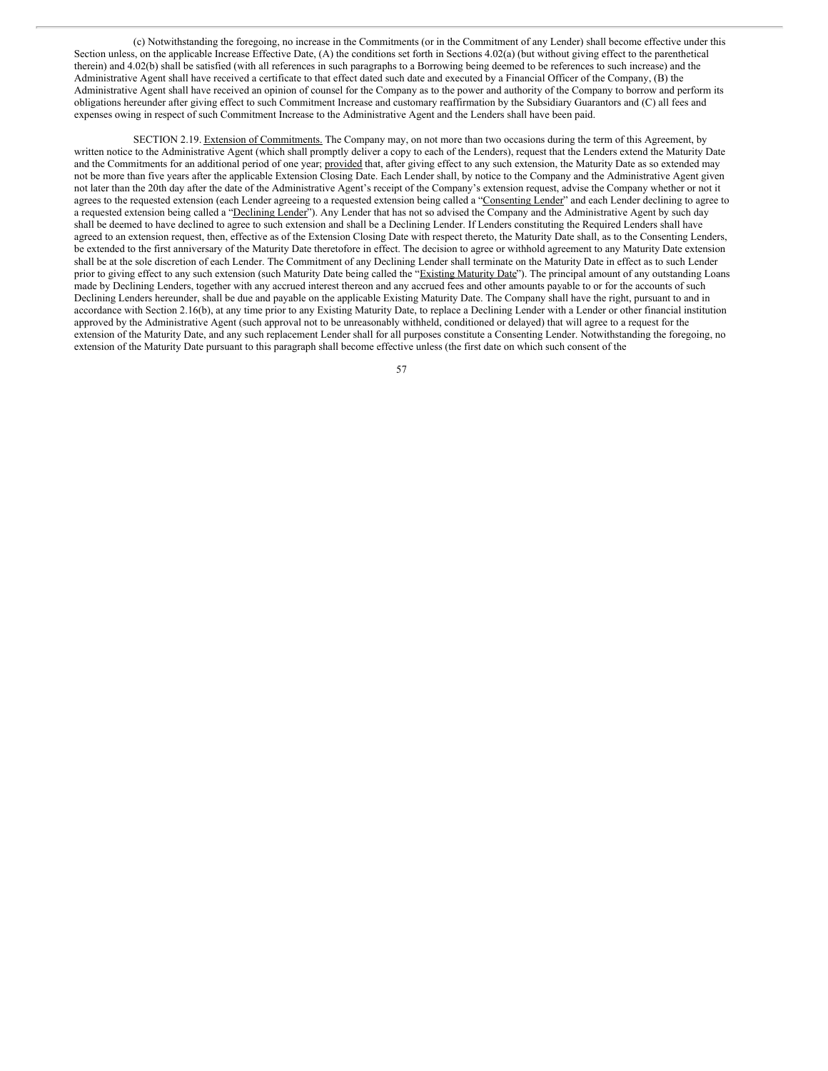(c) Notwithstanding the foregoing, no increase in the Commitments (or in the Commitment of any Lender) shall become effective under this Section unless, on the applicable Increase Effective Date, (A) the conditions set forth in Sections 4.02(a) (but without giving effect to the parenthetical therein) and 4.02(b) shall be satisfied (with all references in such paragraphs to a Borrowing being deemed to be references to such increase) and the Administrative Agent shall have received a certificate to that effect dated such date and executed by a Financial Officer of the Company, (B) the Administrative Agent shall have received an opinion of counsel for the Company as to the power and authority of the Company to borrow and perform its obligations hereunder after giving effect to such Commitment Increase and customary reaffirmation by the Subsidiary Guarantors and (C) all fees and expenses owing in respect of such Commitment Increase to the Administrative Agent and the Lenders shall have been paid.

SECTION 2.19. Extension of Commitments. The Company may, on not more than two occasions during the term of this Agreement, by written notice to the Administrative Agent (which shall promptly deliver a copy to each of the Lenders), request that the Lenders extend the Maturity Date and the Commitments for an additional period of one year; provided that, after giving effect to any such extension, the Maturity Date as so extended may not be more than five years after the applicable Extension Closing Date. Each Lender shall, by notice to the Company and the Administrative Agent given not later than the 20th day after the date of the Administrative Agent's receipt of the Company's extension request, advise the Company whether or not it agrees to the requested extension (each Lender agreeing to a requested extension being called a "Consenting Lender" and each Lender declining to agree to a requested extension being called a "Declining Lender"). Any Lender that has not so advised the Company and the Administrative Agent by such day shall be deemed to have declined to agree to such extension and shall be a Declining Lender. If Lenders constituting the Required Lenders shall have agreed to an extension request, then, effective as of the Extension Closing Date with respect thereto, the Maturity Date shall, as to the Consenting Lenders, be extended to the first anniversary of the Maturity Date theretofore in effect. The decision to agree or withhold agreement to any Maturity Date extension shall be at the sole discretion of each Lender. The Commitment of any Declining Lender shall terminate on the Maturity Date in effect as to such Lender prior to giving effect to any such extension (such Maturity Date being called the "Existing Maturity Date"). The principal amount of any outstanding Loans made by Declining Lenders, together with any accrued interest thereon and any accrued fees and other amounts payable to or for the accounts of such Declining Lenders hereunder, shall be due and payable on the applicable Existing Maturity Date. The Company shall have the right, pursuant to and in accordance with Section 2.16(b), at any time prior to any Existing Maturity Date, to replace a Declining Lender with a Lender or other financial institution approved by the Administrative Agent (such approval not to be unreasonably withheld, conditioned or delayed) that will agree to a request for the extension of the Maturity Date, and any such replacement Lender shall for all purposes constitute a Consenting Lender. Notwithstanding the foregoing, no extension of the Maturity Date pursuant to this paragraph shall become effective unless (the first date on which such consent of the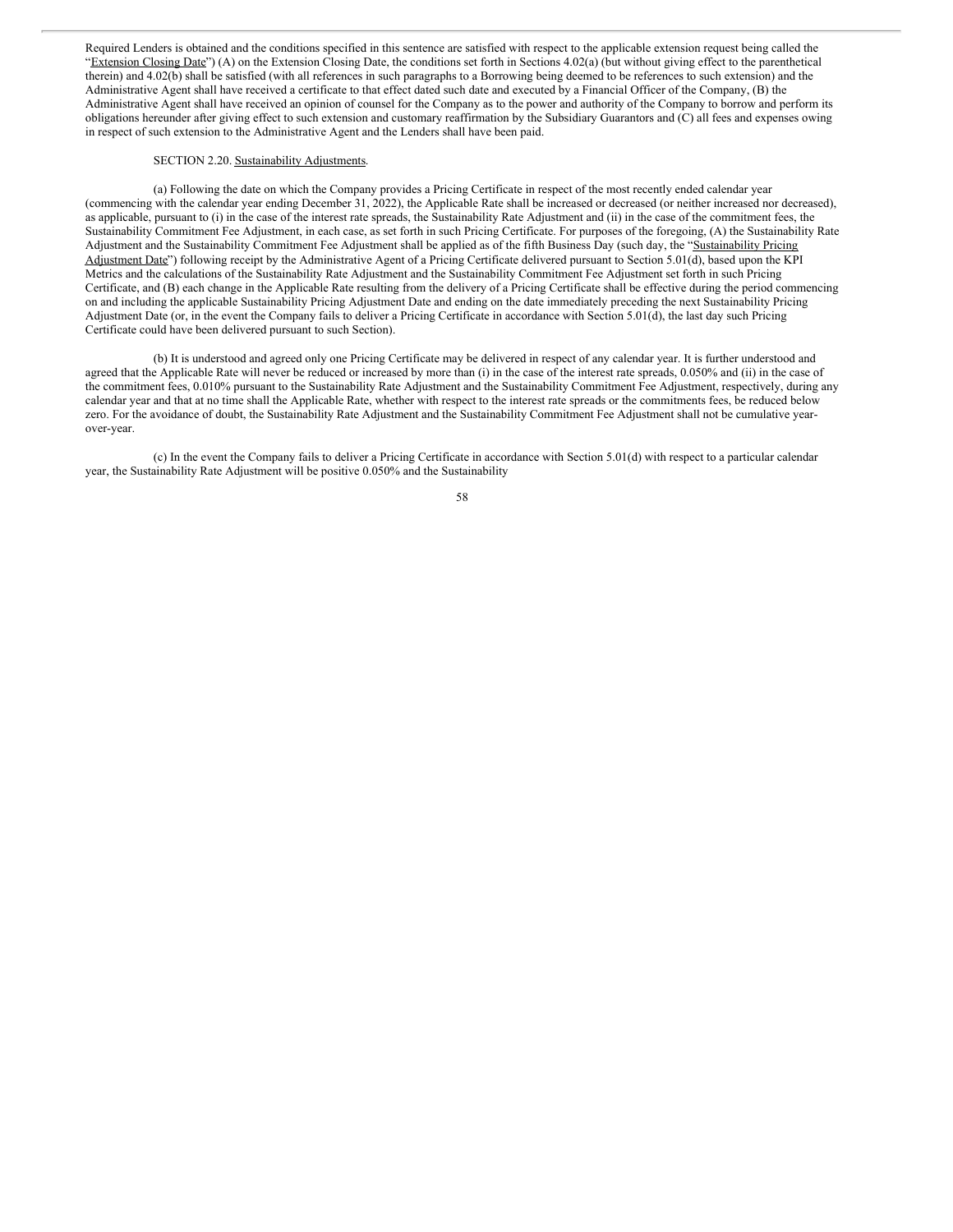Required Lenders is obtained and the conditions specified in this sentence are satisfied with respect to the applicable extension request being called the "Extension Closing Date") (A) on the Extension Closing Date, the conditions set forth in Sections 4.02(a) (but without giving effect to the parenthetical therein) and 4.02(b) shall be satisfied (with all references in such paragraphs to a Borrowing being deemed to be references to such extension) and the Administrative Agent shall have received a certificate to that effect dated such date and executed by a Financial Officer of the Company, (B) the Administrative Agent shall have received an opinion of counsel for the Company as to the power and authority of the Company to borrow and perform its obligations hereunder after giving effect to such extension and customary reaffirmation by the Subsidiary Guarantors and (C) all fees and expenses owing in respect of such extension to the Administrative Agent and the Lenders shall have been paid.

SECTION 2.20. Sustainability Adjustments.

(a) Following the date on which the Company provides a Pricing Certificate in respect of the most recently ended calendar year (commencing with the calendar year ending December 31, 2022), the Applicable Rate shall be increased or decreased (or neither increased nor decreased), as applicable, pursuant to (i) in the case of the interest rate spreads, the Sustainability Rate Adjustment and (ii) in the case of the commitment fees, the Sustainability Commitment Fee Adjustment, in each case, as set forth in such Pricing Certificate. For purposes of the foregoing, (A) the Sustainability Rate Adjustment and the Sustainability Commitment Fee Adjustment shall be applied as of the fifth Business Day (such day, the "Sustainability Pricing Adjustment Date") following receipt by the Administrative Agent of a Pricing Certificate delivered pursuant to Section 5.01(d), based upon the KPI Metrics and the calculations of the Sustainability Rate Adjustment and the Sustainability Commitment Fee Adjustment set forth in such Pricing Certificate, and (B) each change in the Applicable Rate resulting from the delivery of a Pricing Certificate shall be effective during the period commencing on and including the applicable Sustainability Pricing Adjustment Date and ending on the date immediately preceding the next Sustainability Pricing Adjustment Date (or, in the event the Company fails to deliver a Pricing Certificate in accordance with Section 5.01(d), the last day such Pricing Certificate could have been delivered pursuant to such Section).

(b) It is understood and agreed only one Pricing Certificate may be delivered in respect of any calendar year. It is further understood and agreed that the Applicable Rate will never be reduced or increased by more than (i) in the case of the interest rate spreads, 0.050% and (ii) in the case of the commitment fees, 0.010% pursuant to the Sustainability Rate Adjustment and the Sustainability Commitment Fee Adjustment, respectively, during any calendar year and that at no time shall the Applicable Rate, whether with respect to the interest rate spreads or the commitments fees, be reduced below zero. For the avoidance of doubt, the Sustainability Rate Adjustment and the Sustainability Commitment Fee Adjustment shall not be cumulative year-over-year.

(c) In the event the Company fails to deliver a Pricing Certificate in accordance with Section 5.01(d) with respect to a particular calendar year, the Sustainability Rate Adjustment will be positive 0.050% and the Sustainability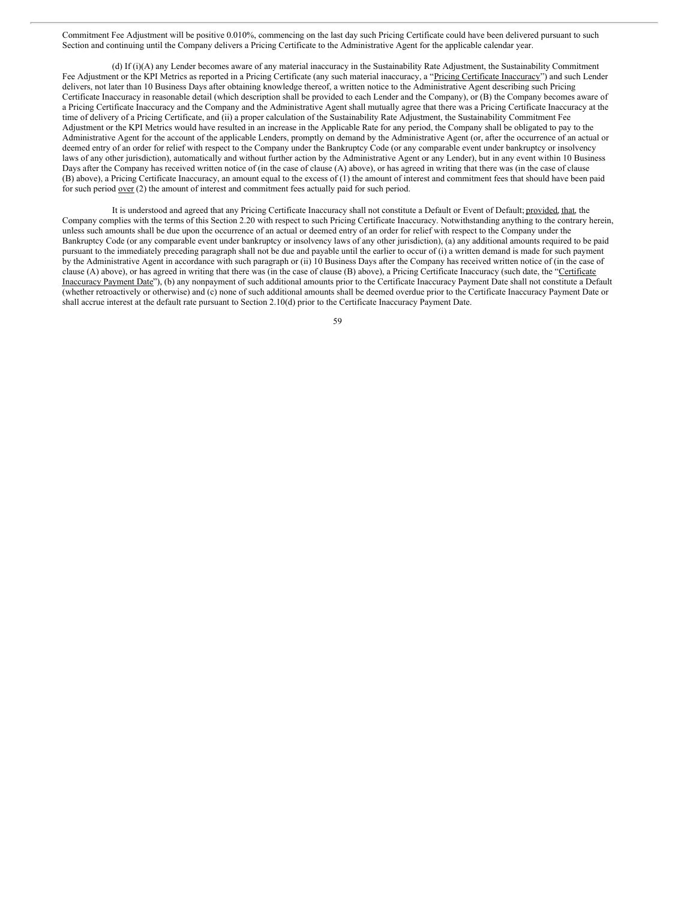Commitment Fee Adjustment will be positive 0.010%, commencing on the last day such Pricing Certificate could have been delivered pursuant to such Section and continuing until the Company delivers a Pricing Certificate to the Administrative Agent for the applicable calendar year.

(d) If (i)(A) any Lender becomes aware of any material inaccuracy in the Sustainability Rate Adjustment, the Sustainability Commitment Fee Adjustment or the KPI Metrics as reported in a Pricing Certificate (any such material inaccuracy, a "Pricing Certificate Inaccuracy") and such Lender delivers, not later than 10 Business Days after obtaining knowledge thereof, a written notice to the Administrative Agent describing such Pricing Certificate Inaccuracy in reasonable detail (which description shall be provided to each Lender and the Company), or (B) the Company becomes aware of a Pricing Certificate Inaccuracy and the Company and the Administrative Agent shall mutually agree that there was a Pricing Certificate Inaccuracy at the time of delivery of a Pricing Certificate, and (ii) a proper calculation of the Sustainability Rate Adjustment, the Sustainability Commitment Fee Adjustment or the KPI Metrics would have resulted in an increase in the Applicable Rate for any period, the Company shall be obligated to pay to the Administrative Agent for the account of the applicable Lenders, promptly on demand by the Administrative Agent (or, after the occurrence of an actual or deemed entry of an order for relief with respect to the Company under the Bankruptcy Code (or any comparable event under bankruptcy or insolvency laws of any other jurisdiction), automatically and without further action by the Administrative Agent or any Lender), but in any event within 10 Business Days after the Company has received written notice of (in the case of clause (A) above), or has agreed in writing that there was (in the case of clause (B) above), a Pricing Certificate Inaccuracy, an amount equal to the excess of (1) the amount of interest and commitment fees that should have been paid for such period over (2) the amount of interest and commitment fees actually paid for such period.

It is understood and agreed that any Pricing Certificate Inaccuracy shall not constitute a Default or Event of Default; provided, that, the Company complies with the terms of this Section 2.20 with respect to such Pricing Certificate Inaccuracy. Notwithstanding anything to the contrary herein, unless such amounts shall be due upon the occurrence of an actual or deemed entry of an order for relief with respect to the Company under the Bankruptcy Code (or any comparable event under bankruptcy or insolvency laws of any other jurisdiction), (a) any additional amounts required to be paid pursuant to the immediately preceding paragraph shall not be due and payable until the earlier to occur of (i) a written demand is made for such payment by the Administrative Agent in accordance with such paragraph or (ii) 10 Business Days after the Company has received written notice of (in the case of clause (A) above), or has agreed in writing that there was (in the case of clause (B) above), a Pricing Certificate Inaccuracy (such date, the "Certificate Inaccuracy Payment Date"), (b) any nonpayment of such additional amounts prior to the Certificate Inaccuracy Payment Date shall not constitute a Default (whether retroactively or otherwise) and (c) none of such additional amounts shall be deemed overdue prior to the Certificate Inaccuracy Payment Date or shall accrue interest at the default rate pursuant to Section 2.10(d) prior to the Certificate Inaccuracy Payment Date.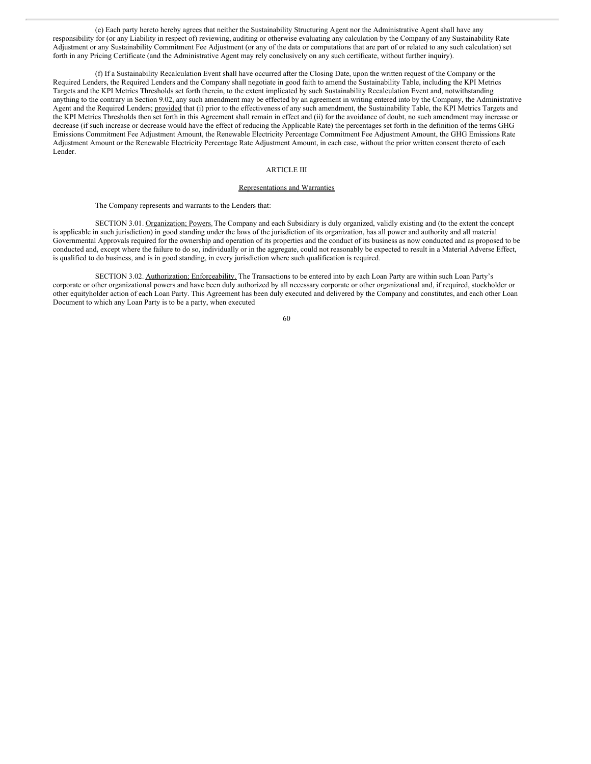(e) Each party hereto hereby agrees that neither the Sustainability Structuring Agent nor the Administrative Agent shall have any responsibility for (or any Liability in respect of) reviewing, auditing or otherwise evaluating any calculation by the Company of any Sustainability Rate Adjustment or any Sustainability Commitment Fee Adjustment (or any of the data or computations that are part of or related to any such calculation) set forth in any Pricing Certificate (and the Administrative Agent may rely conclusively on any such certificate, without further inquiry).

(f) If a Sustainability Recalculation Event shall have occurred after the Closing Date, upon the written request of the Company or the Required Lenders, the Required Lenders and the Company shall negotiate in good faith to amend the Sustainability Table, including the KPI Metrics Targets and the KPI Metrics Thresholds set forth therein, to the extent implicated by such Sustainability Recalculation Event and, notwithstanding anything to the contrary in Section 9.02, any such amendment may be effected by an agreement in writing entered into by the Company, the Administrative Agent and the Required Lenders; provided that (i) prior to the effectiveness of any such amendment, the Sustainability Table, the KPI Metrics Targets and the KPI Metrics Thresholds then set forth in this Agreement shall remain in effect and (ii) for the avoidance of doubt, no such amendment may increase or decrease (if such increase or decrease would have the effect of reducing the Applicable Rate) the percentages set forth in the definition of the terms GHG Emissions Commitment Fee Adjustment Amount, the Renewable Electricity Percentage Commitment Fee Adjustment Amount, the GHG Emissions Rate Adjustment Amount or the Renewable Electricity Percentage Rate Adjustment Amount, in each case, without the prior written consent thereto of each Lender.

## ARTICLE III

## Representations and Warranties

The Company represents and warrants to the Lenders that:

SECTION 3.01. Organization; Powers. The Company and each Subsidiary is duly organized, validly existing and (to the extent the concept is applicable in such jurisdiction) in good standing under the laws of the jurisdiction of its organization, has all power and authority and all material Governmental Approvals required for the ownership and operation of its properties and the conduct of its business as now conducted and as proposed to be conducted and, except where the failure to do so, individually or in the aggregate, could not reasonably be expected to result in a Material Adverse Effect, is qualified to do business, and is in good standing, in every jurisdiction where such qualification is required.

SECTION 3.02. Authorization; Enforceability. The Transactions to be entered into by each Loan Party are within such Loan Party's corporate or other organizational powers and have been duly authorized by all necessary corporate or other organizational and, if required, stockholder or other equityholder action of each Loan Party. This Agreement has been duly executed and delivered by the Company and constitutes, and each other Loan Document to which any Loan Party is to be a party, when executed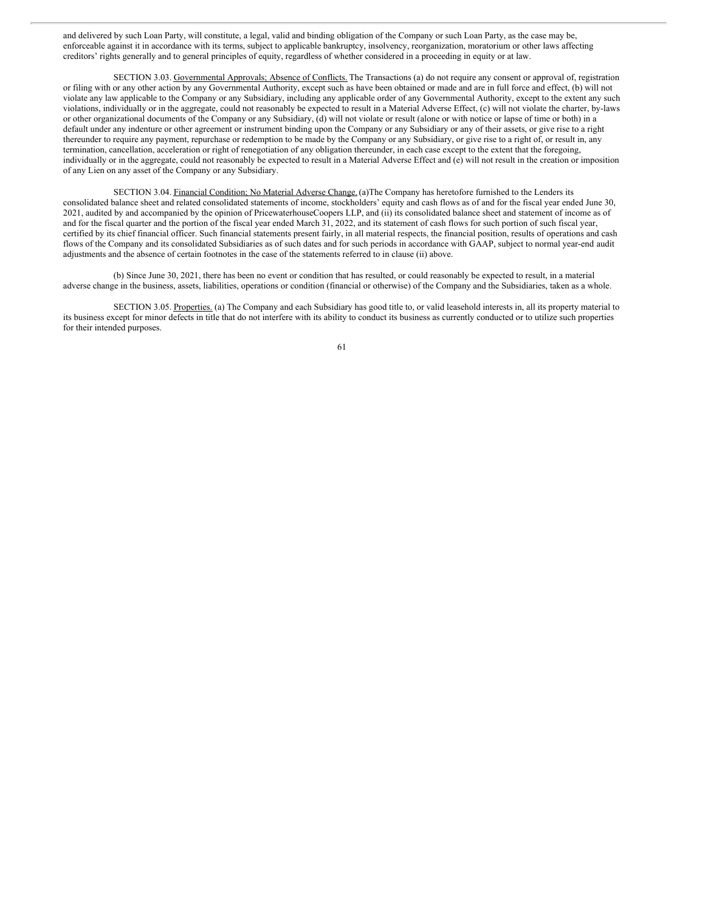and delivered by such Loan Party, will constitute, a legal, valid and binding obligation of the Company or such Loan Party, as the case may be, enforceable against it in accordance with its terms, subject to applicable bankruptcy, insolvency, reorganization, moratorium or other laws affecting creditors' rights generally and to general principles of equity, regardless of whether considered in a proceeding in equity or at law.

SECTION 3.03. Governmental Approvals; Absence of Conflicts. The Transactions (a) do not require any consent or approval of, registration or filing with or any other action by any Governmental Authority, except such as have been obtained or made and are in full force and effect, (b) will not violate any law applicable to the Company or any Subsidiary, including any applicable order of any Governmental Authority, except to the extent any such violations, individually or in the aggregate, could not reasonably be expected to result in a Material Adverse Effect, (c) will not violate the charter, by-laws or other organizational documents of the Company or any Subsidiary, (d) will not violate or result (alone or with notice or lapse of time or both) in a default under any indenture or other agreement or instrument binding upon the Company or any Subsidiary or any of their assets, or give rise to a right thereunder to require any payment, repurchase or redemption to be made by the Company or any Subsidiary, or give rise to a right of, or result in, any termination, cancellation, acceleration or right of renegotiation of any obligation thereunder, in each case except to the extent that the foregoing, individually or in the aggregate, could not reasonably be expected to result in a Material Adverse Effect and (e) will not result in the creation or imposition of any Lien on any asset of the Company or any Subsidiary.

SECTION 3.04. Financial Condition; No Material Adverse Change. (a)The Company has heretofore furnished to the Lenders its consolidated balance sheet and related consolidated statements of income, stockholders' equity and cash flows as of and for the fiscal year ended June 30, 2021, audited by and accompanied by the opinion of PricewaterhouseCoopers LLP, and (ii) its consolidated balance sheet and statement of income as of and for the fiscal quarter and the portion of the fiscal year ended March 31, 2022, and its statement of cash flows for such portion of such fiscal year, certified by its chief financial officer. Such financial statements present fairly, in all material respects, the financial position, results of operations and cash flows of the Company and its consolidated Subsidiaries as of such dates and for such periods in accordance with GAAP, subject to normal year-end audit adjustments and the absence of certain footnotes in the case of the statements referred to in clause (ii) above.

(b) Since June 30, 2021, there has been no event or condition that has resulted, or could reasonably be expected to result, in a material adverse change in the business, assets, liabilities, operations or condition (financial or otherwise) of the Company and the Subsidiaries, taken as a whole.

SECTION 3.05. Properties. (a) The Company and each Subsidiary has good title to, or valid leasehold interests in, all its property material to its business except for minor defects in title that do not interfere with its ability to conduct its business as currently conducted or to utilize such properties for their intended purposes.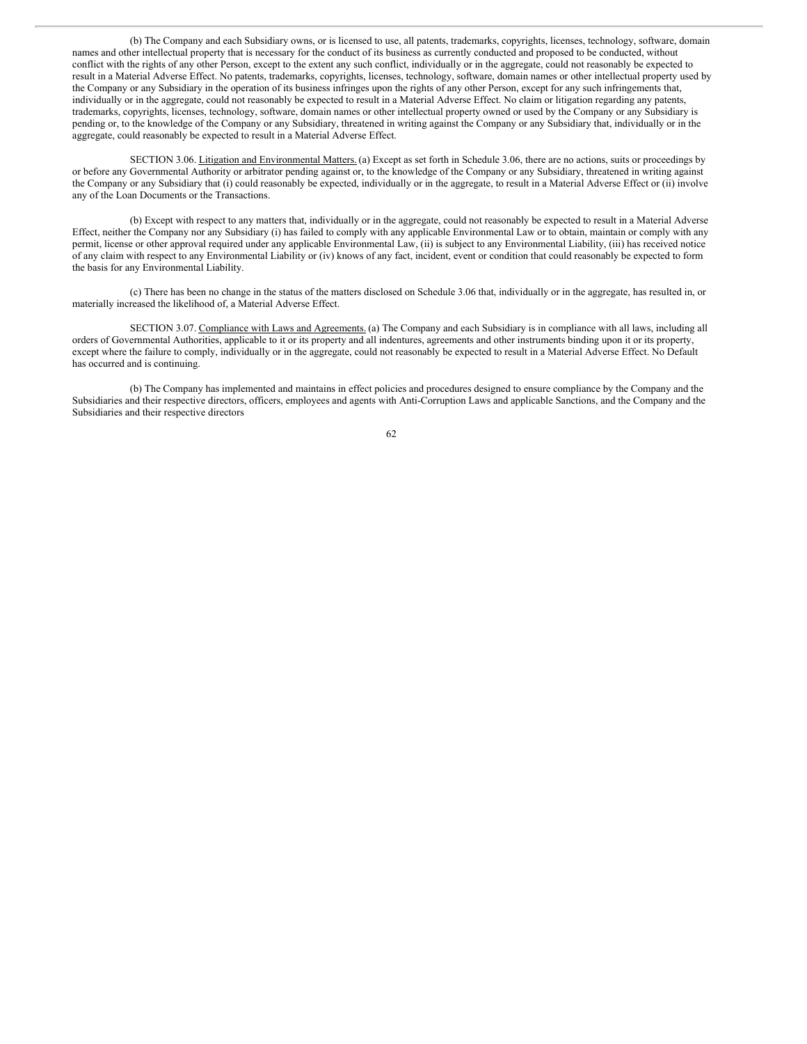(b) The Company and each Subsidiary owns, or is licensed to use, all patents, trademarks, copyrights, licenses, technology, software, domain names and other intellectual property that is necessary for the conduct of its business as currently conducted and proposed to be conducted, without conflict with the rights of any other Person, except to the extent any such conflict, individually or in the aggregate, could not reasonably be expected to result in a Material Adverse Effect. No patents, trademarks, copyrights, licenses, technology, software, domain names or other intellectual property used by the Company or any Subsidiary in the operation of its business infringes upon the rights of any other Person, except for any such infringements that, individually or in the aggregate, could not reasonably be expected to result in a Material Adverse Effect. No claim or litigation regarding any patents, trademarks, copyrights, licenses, technology, software, domain names or other intellectual property owned or used by the Company or any Subsidiary is pending or, to the knowledge of the Company or any Subsidiary, threatened in writing against the Company or any Subsidiary that, individually or in the aggregate, could reasonably be expected to result in a Material Adverse Effect.

SECTION 3.06. Litigation and Environmental Matters. (a) Except as set forth in Schedule 3.06, there are no actions, suits or proceedings by or before any Governmental Authority or arbitrator pending against or, to the knowledge of the Company or any Subsidiary, threatened in writing against the Company or any Subsidiary that (i) could reasonably be expected, individually or in the aggregate, to result in a Material Adverse Effect or (ii) involve any of the Loan Documents or the Transactions.

(b) Except with respect to any matters that, individually or in the aggregate, could not reasonably be expected to result in a Material Adverse Effect, neither the Company nor any Subsidiary (i) has failed to comply with any applicable Environmental Law or to obtain, maintain or comply with any permit, license or other approval required under any applicable Environmental Law, (ii) is subject to any Environmental Liability, (iii) has received notice of any claim with respect to any Environmental Liability or (iv) knows of any fact, incident, event or condition that could reasonably be expected to form the basis for any Environmental Liability.

(c) There has been no change in the status of the matters disclosed on Schedule 3.06 that, individually or in the aggregate, has resulted in, or materially increased the likelihood of, a Material Adverse Effect.

SECTION 3.07. Compliance with Laws and Agreements. (a) The Company and each Subsidiary is in compliance with all laws, including all orders of Governmental Authorities, applicable to it or its property and all indentures, agreements and other instruments binding upon it or its property, except where the failure to comply, individually or in the aggregate, could not reasonably be expected to result in a Material Adverse Effect. No Default has occurred and is continuing.

(b) The Company has implemented and maintains in effect policies and procedures designed to ensure compliance by the Company and the Subsidiaries and their respective directors, officers, employees and agents with Anti-Corruption Laws and applicable Sanctions, and the Company and the Subsidiaries and their respective directors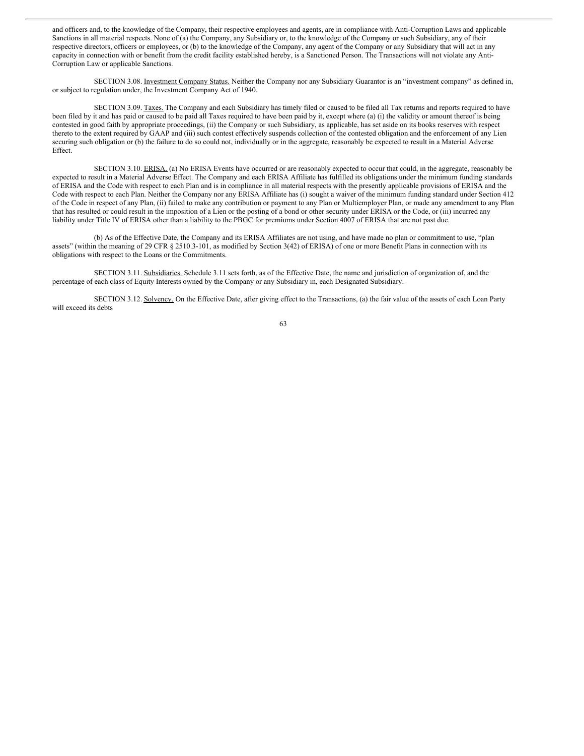and officers and, to the knowledge of the Company, their respective employees and agents, are in compliance with Anti-Corruption Laws and applicable Sanctions in all material respects. None of (a) the Company, any Subsidiary or, to the knowledge of the Company or such Subsidiary, any of their respective directors, officers or employees, or (b) to the knowledge of the Company, any agent of the Company or any Subsidiary that will act in any capacity in connection with or benefit from the credit facility established hereby, is a Sanctioned Person. The Transactions will not violate any Anti-Corruption Law or applicable Sanctions.

SECTION 3.08. Investment Company Status. Neither the Company nor any Subsidiary Guarantor is an "investment company" as defined in, or subject to regulation under, the Investment Company Act of 1940.

SECTION 3.09. Taxes. The Company and each Subsidiary has timely filed or caused to be filed all Tax returns and reports required to have been filed by it and has paid or caused to be paid all Taxes required to have been paid by it, except where (a) (i) the validity or amount thereof is being contested in good faith by appropriate proceedings, (ii) the Company or such Subsidiary, as applicable, has set aside on its books reserves with respect thereto to the extent required by GAAP and (iii) such contest effectively suspends collection of the contested obligation and the enforcement of any Lien securing such obligation or (b) the failure to do so could not, individually or in the aggregate, reasonably be expected to result in a Material Adverse Effect.

SECTION 3.10. ERISA. (a) No ERISA Events have occurred or are reasonably expected to occur that could, in the aggregate, reasonably be expected to result in a Material Adverse Effect. The Company and each ERISA Affiliate has fulfilled its obligations under the minimum funding standards of ERISA and the Code with respect to each Plan and is in compliance in all material respects with the presently applicable provisions of ERISA and the Code with respect to each Plan. Neither the Company nor any ERISA Affiliate has (i) sought a waiver of the minimum funding standard under Section 412 of the Code in respect of any Plan, (ii) failed to make any contribution or payment to any Plan or Multiemployer Plan, or made any amendment to any Plan that has resulted or could result in the imposition of a Lien or the posting of a bond or other security under ERISA or the Code, or (iii) incurred any liability under Title IV of ERISA other than a liability to the PBGC for premiums under Section 4007 of ERISA that are not past due.

(b) As of the Effective Date, the Company and its ERISA Affiliates are not using, and have made no plan or commitment to use, "plan assets" (within the meaning of 29 CFR § 2510.3-101, as modified by Section 3(42) of ERISA) of one or more Benefit Plans in connection with its obligations with respect to the Loans or the Commitments.

SECTION 3.11. Subsidiaries. Schedule 3.11 sets forth, as of the Effective Date, the name and jurisdiction of organization of, and the percentage of each class of Equity Interests owned by the Company or any Subsidiary in, each Designated Subsidiary.

SECTION 3.12. Solvency. On the Effective Date, after giving effect to the Transactions, (a) the fair value of the assets of each Loan Party will exceed its debts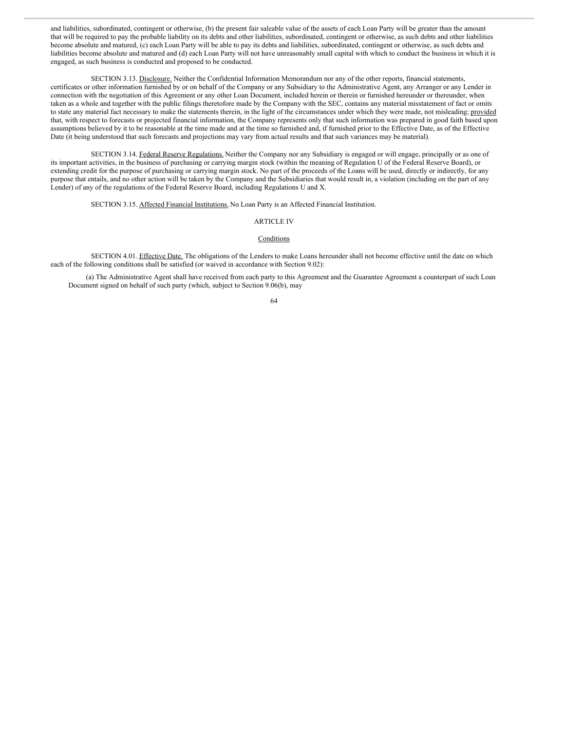and liabilities, subordinated, contingent or otherwise, (b) the present fair saleable value of the assets of each Loan Party will be greater than the amount that will be required to pay the probable liability on its debts and other liabilities, subordinated, contingent or otherwise, as such debts and other liabilities become absolute and matured, (c) each Loan Party will be able to pay its debts and liabilities, subordinated, contingent or otherwise, as such debts and liabilities become absolute and matured and (d) each Loan Party will not have unreasonably small capital with which to conduct the business in which it is engaged, as such business is conducted and proposed to be conducted.

SECTION 3.13. Disclosure. Neither the Confidential Information Memorandum nor any of the other reports, financial statements, certificates or other information furnished by or on behalf of the Company or any Subsidiary to the Administrative Agent, any Arranger or any Lender in connection with the negotiation of this Agreement or any other Loan Document, included herein or therein or furnished hereunder or thereunder, when taken as a whole and together with the public filings theretofore made by the Company with the SEC, contains any material misstatement of fact or omits to state any material fact necessary to make the statements therein, in the light of the circumstances under which they were made, not misleading; provided that, with respect to forecasts or projected financial information, the Company represents only that such information was prepared in good faith based upon assumptions believed by it to be reasonable at the time made and at the time so furnished and, if furnished prior to the Effective Date, as of the Effective Date (it being understood that such forecasts and projections may vary from actual results and that such variances may be material).

SECTION 3.14. Federal Reserve Regulations. Neither the Company nor any Subsidiary is engaged or will engage, principally or as one of its important activities, in the business of purchasing or carrying margin stock (within the meaning of Regulation U of the Federal Reserve Board), or extending credit for the purpose of purchasing or carrying margin stock. No part of the proceeds of the Loans will be used, directly or indirectly, for any purpose that entails, and no other action will be taken by the Company and the Subsidiaries that would result in, a violation (including on the part of any Lender) of any of the regulations of the Federal Reserve Board, including Regulations U and X.

SECTION 3.15. Affected Financial Institutions. No Loan Party is an Affected Financial Institution.

## ARTICLE IV

### Conditions

SECTION 4.01. Effective Date. The obligations of the Lenders to make Loans hereunder shall not become effective until the date on which each of the following conditions shall be satisfied (or waived in accordance with Section 9.02):

(a) The Administrative Agent shall have received from each party to this Agreement and the Guarantee Agreement a counterpart of such Loan Document signed on behalf of such party (which, subject to Section 9.06(b), may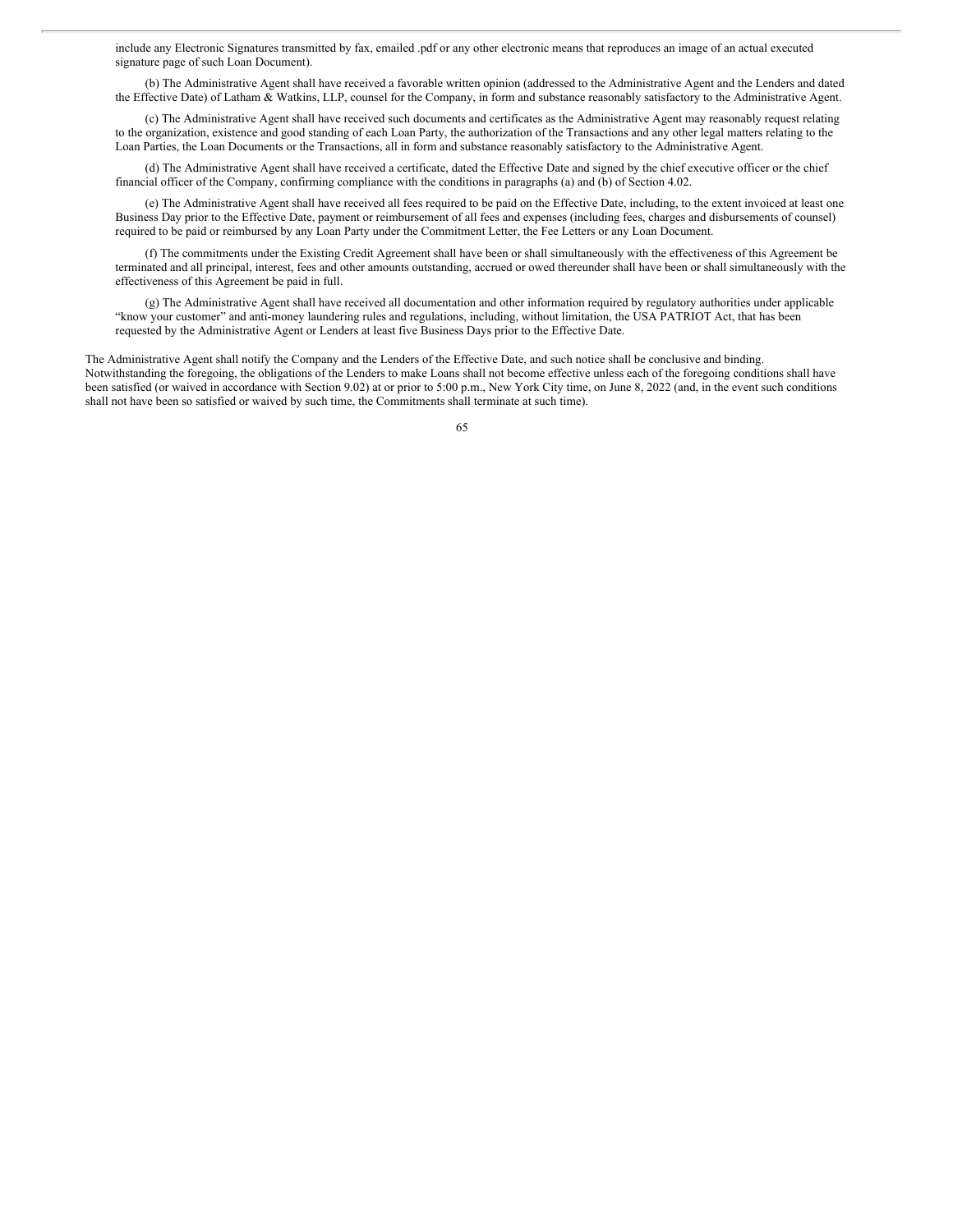include any Electronic Signatures transmitted by fax, emailed .pdf or any other electronic means that reproduces an image of an actual executed signature page of such Loan Document).

(b) The Administrative Agent shall have received a favorable written opinion (addressed to the Administrative Agent and the Lenders and dated the Effective Date) of Latham & Watkins, LLP, counsel for the Company, in form and substance reasonably satisfactory to the Administrative Agent.

(c) The Administrative Agent shall have received such documents and certificates as the Administrative Agent may reasonably request relating to the organization, existence and good standing of each Loan Party, the authorization of the Transactions and any other legal matters relating to the Loan Parties, the Loan Documents or the Transactions, all in form and substance reasonably satisfactory to the Administrative Agent.

(d) The Administrative Agent shall have received a certificate, dated the Effective Date and signed by the chief executive officer or the chief financial officer of the Company, confirming compliance with the conditions in paragraphs (a) and (b) of Section 4.02.

(e) The Administrative Agent shall have received all fees required to be paid on the Effective Date, including, to the extent invoiced at least one Business Day prior to the Effective Date, payment or reimbursement of all fees and expenses (including fees, charges and disbursements of counsel) required to be paid or reimbursed by any Loan Party under the Commitment Letter, the Fee Letters or any Loan Document.

(f) The commitments under the Existing Credit Agreement shall have been or shall simultaneously with the effectiveness of this Agreement be terminated and all principal, interest, fees and other amounts outstanding, accrued or owed thereunder shall have been or shall simultaneously with the effectiveness of this Agreement be paid in full.

(g) The Administrative Agent shall have received all documentation and other information required by regulatory authorities under applicable "know your customer" and anti-money laundering rules and regulations, including, without limitation, the USA PATRIOT Act, that has been requested by the Administrative Agent or Lenders at least five Business Days prior to the Effective Date.

The Administrative Agent shall notify the Company and the Lenders of the Effective Date, and such notice shall be conclusive and binding. Notwithstanding the foregoing, the obligations of the Lenders to make Loans shall not become effective unless each of the foregoing conditions shall have been satisfied (or waived in accordance with Section 9.02) at or prior to 5:00 p.m., New York City time, on June 8, 2022 (and, in the event such conditions shall not have been so satisfied or waived by such time, the Commitments shall terminate at such time).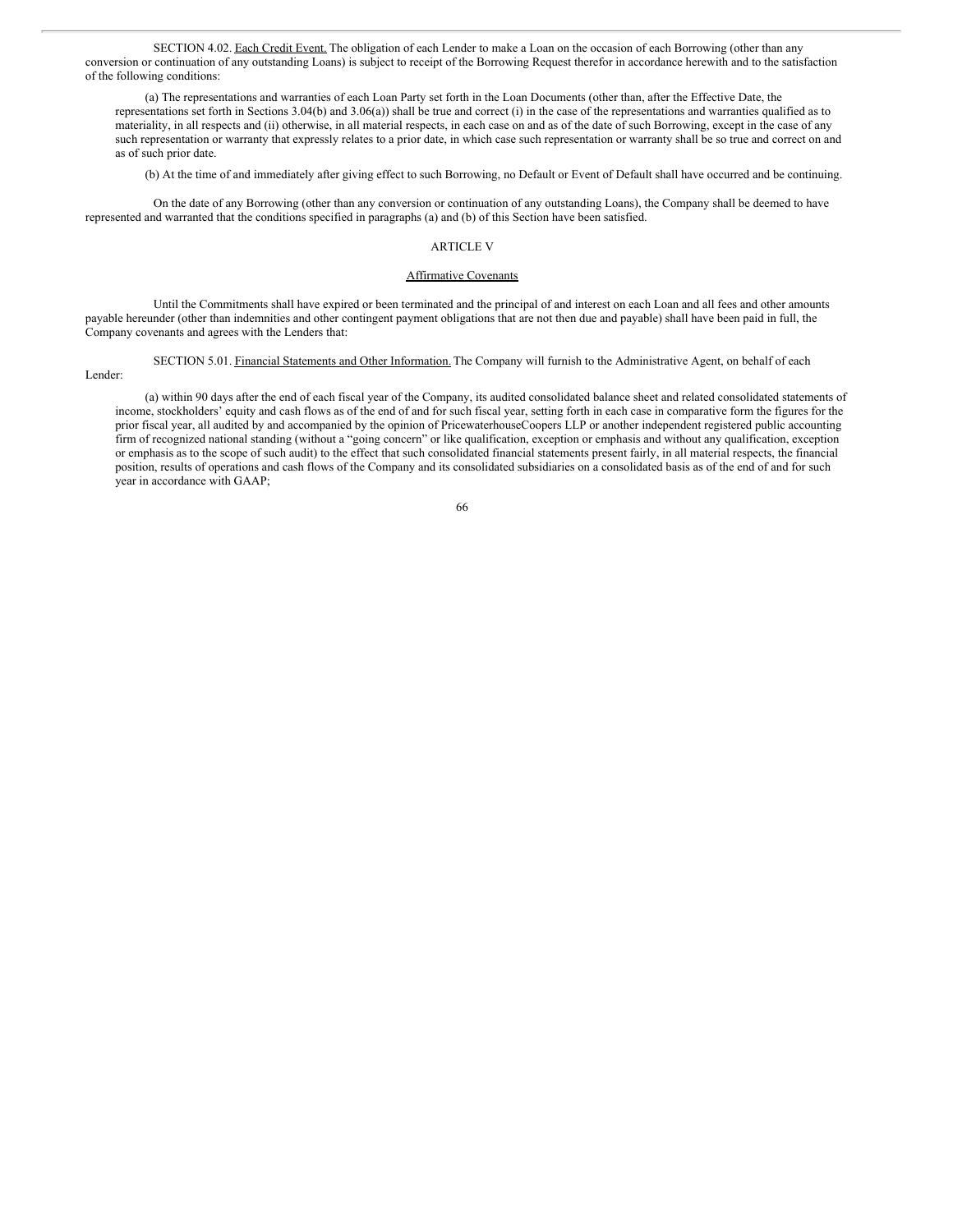SECTION 4.02. Each Credit Event. The obligation of each Lender to make a Loan on the occasion of each Borrowing (other than any conversion or continuation of any outstanding Loans) is subject to receipt of the Borrowing Request therefor in accordance herewith and to the satisfaction of the following conditions:

(a) The representations and warranties of each Loan Party set forth in the Loan Documents (other than, after the Effective Date, the representations set forth in Sections 3.04(b) and 3.06(a)) shall be true and correct (i) in the case of the representations and warranties qualified as to materiality, in all respects and (ii) otherwise, in all material respects, in each case on and as of the date of such Borrowing, except in the case of any such representation or warranty that expressly relates to a prior date, in which case such representation or warranty shall be so true and correct on and as of such prior date.

(b) At the time of and immediately after giving effect to such Borrowing, no Default or Event of Default shall have occurred and be continuing.

On the date of any Borrowing (other than any conversion or continuation of any outstanding Loans), the Company shall be deemed to have represented and warranted that the conditions specified in paragraphs (a) and (b) of this Section have been satisfied.

## ARTICLE V

### Affirmative Covenants

Until the Commitments shall have expired or been terminated and the principal of and interest on each Loan and all fees and other amounts payable hereunder (other than indemnities and other contingent payment obligations that are not then due and payable) shall have been paid in full, the Company covenants and agrees with the Lenders that:

SECTION 5.01. Financial Statements and Other Information. The Company will furnish to the Administrative Agent, on behalf of each Lender:

(a) within 90 days after the end of each fiscal year of the Company, its audited consolidated balance sheet and related consolidated statements of income, stockholders' equity and cash flows as of the end of and for such fiscal year, setting forth in each case in comparative form the figures for the prior fiscal year, all audited by and accompanied by the opinion of PricewaterhouseCoopers LLP or another independent registered public accounting firm of recognized national standing (without a "going concern" or like qualification, exception or emphasis and without any qualification, exception or emphasis as to the scope of such audit) to the effect that such consolidated financial statements present fairly, in all material respects, the financial position, results of operations and cash flows of the Company and its consolidated subsidiaries on a consolidated basis as of the end of and for such year in accordance with GAAP;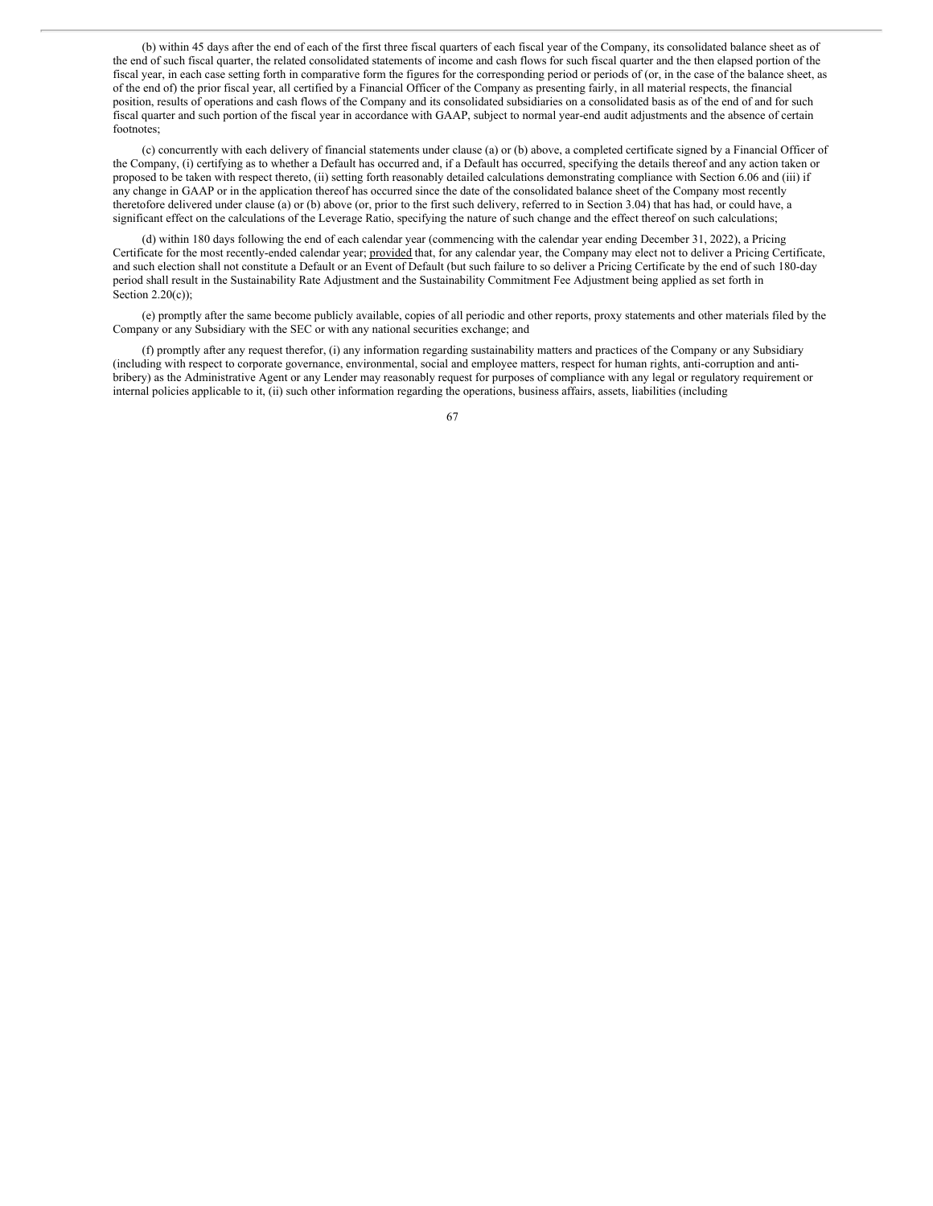(b) within 45 days after the end of each of the first three fiscal quarters of each fiscal year of the Company, its consolidated balance sheet as of the end of such fiscal quarter, the related consolidated statements of income and cash flows for such fiscal quarter and the then elapsed portion of the fiscal year, in each case setting forth in comparative form the figures for the corresponding period or periods of (or, in the case of the balance sheet, as of the end of) the prior fiscal year, all certified by a Financial Officer of the Company as presenting fairly, in all material respects, the financial position, results of operations and cash flows of the Company and its consolidated subsidiaries on a consolidated basis as of the end of and for such fiscal quarter and such portion of the fiscal year in accordance with GAAP, subject to normal year-end audit adjustments and the absence of certain footnotes;

(c) concurrently with each delivery of financial statements under clause (a) or (b) above, a completed certificate signed by a Financial Officer of the Company, (i) certifying as to whether a Default has occurred and, if a Default has occurred, specifying the details thereof and any action taken or proposed to be taken with respect thereto, (ii) setting forth reasonably detailed calculations demonstrating compliance with Section 6.06 and (iii) if any change in GAAP or in the application thereof has occurred since the date of the consolidated balance sheet of the Company most recently theretofore delivered under clause (a) or (b) above (or, prior to the first such delivery, referred to in Section 3.04) that has had, or could have, a significant effect on the calculations of the Leverage Ratio, specifying the nature of such change and the effect thereof on such calculations;

(d) within 180 days following the end of each calendar year (commencing with the calendar year ending December 31, 2022), a Pricing Certificate for the most recently-ended calendar year; provided that, for any calendar year, the Company may elect not to deliver a Pricing Certificate, and such election shall not constitute a Default or an Event of Default (but such failure to so deliver a Pricing Certificate by the end of such 180-day period shall result in the Sustainability Rate Adjustment and the Sustainability Commitment Fee Adjustment being applied as set forth in Section 2.20(c));

(e) promptly after the same become publicly available, copies of all periodic and other reports, proxy statements and other materials filed by the Company or any Subsidiary with the SEC or with any national securities exchange; and

(f) promptly after any request therefor, (i) any information regarding sustainability matters and practices of the Company or any Subsidiary (including with respect to corporate governance, environmental, social and employee matters, respect for human rights, anti-corruption and anti-bribery) as the Administrative Agent or any Lender may reasonably request for purposes of compliance with any legal or regulatory requirement or internal policies applicable to it, (ii) such other information regarding the operations, business affairs, assets, liabilities (including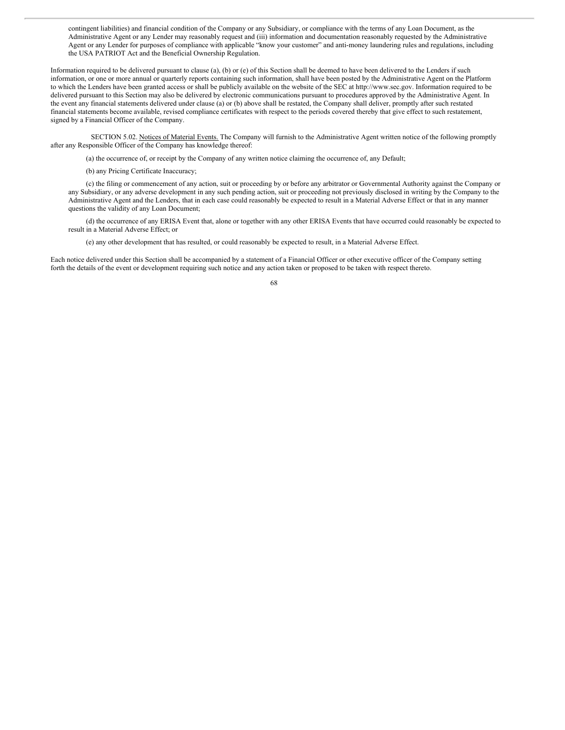contingent liabilities) and financial condition of the Company or any Subsidiary, or compliance with the terms of any Loan Document, as the Administrative Agent or any Lender may reasonably request and (iii) information and documentation reasonably requested by the Administrative Agent or any Lender for purposes of compliance with applicable "know your customer" and anti-money laundering rules and regulations, including the USA PATRIOT Act and the Beneficial Ownership Regulation.

Information required to be delivered pursuant to clause (a), (b) or (e) of this Section shall be deemed to have been delivered to the Lenders if such information, or one or more annual or quarterly reports containing such information, shall have been posted by the Administrative Agent on the Platform to which the Lenders have been granted access or shall be publicly available on the website of the SEC at http://www.sec.gov. Information required to be delivered pursuant to this Section may also be delivered by electronic communications pursuant to procedures approved by the Administrative Agent. In the event any financial statements delivered under clause (a) or (b) above shall be restated, the Company shall deliver, promptly after such restated financial statements become available, revised compliance certificates with respect to the periods covered thereby that give effect to such restatement, signed by a Financial Officer of the Company.

SECTION 5.02. Notices of Material Events. The Company will furnish to the Administrative Agent written notice of the following promptly after any Responsible Officer of the Company has knowledge thereof:

(a) the occurrence of, or receipt by the Company of any written notice claiming the occurrence of, any Default;

(b) any Pricing Certificate Inaccuracy;

(c) the filing or commencement of any action, suit or proceeding by or before any arbitrator or Governmental Authority against the Company or any Subsidiary, or any adverse development in any such pending action, suit or proceeding not previously disclosed in writing by the Company to the Administrative Agent and the Lenders, that in each case could reasonably be expected to result in a Material Adverse Effect or that in any manner questions the validity of any Loan Document;

(d) the occurrence of any ERISA Event that, alone or together with any other ERISA Events that have occurred could reasonably be expected to result in a Material Adverse Effect; or

(e) any other development that has resulted, or could reasonably be expected to result, in a Material Adverse Effect.

Each notice delivered under this Section shall be accompanied by a statement of a Financial Officer or other executive officer of the Company setting forth the details of the event or development requiring such notice and any action taken or proposed to be taken with respect thereto.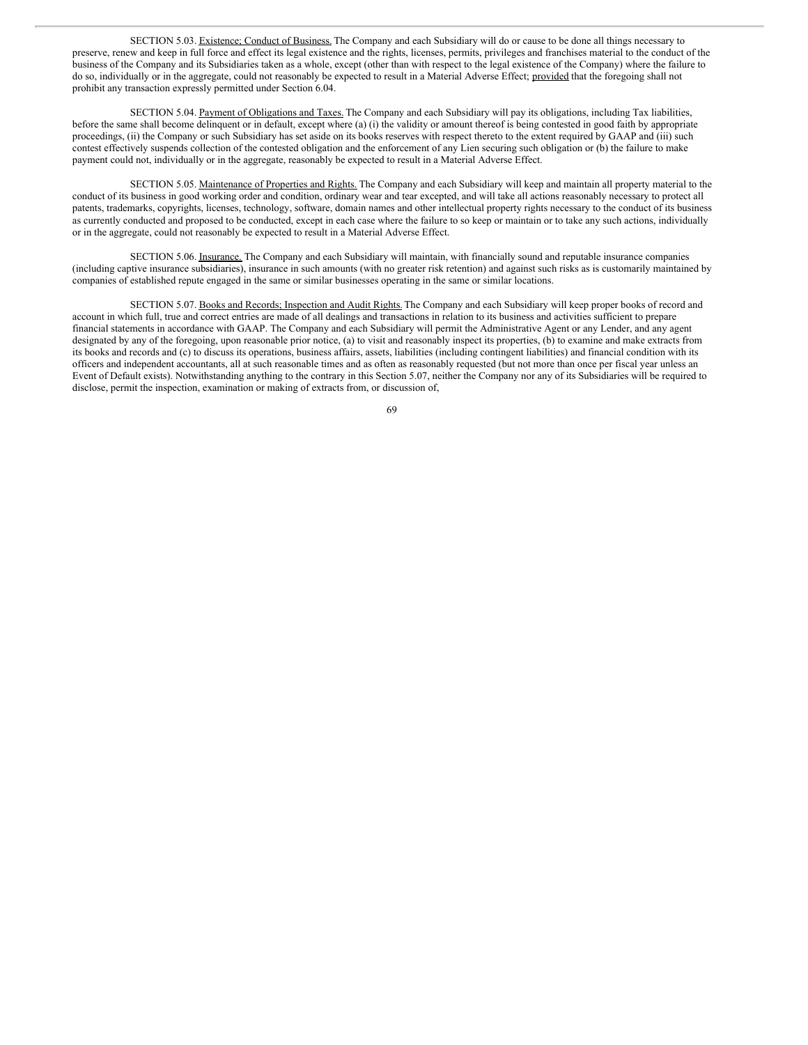SECTION 5.03. Existence; Conduct of Business. The Company and each Subsidiary will do or cause to be done all things necessary to preserve, renew and keep in full force and effect its legal existence and the rights, licenses, permits, privileges and franchises material to the conduct of the business of the Company and its Subsidiaries taken as a whole, except (other than with respect to the legal existence of the Company) where the failure to do so, individually or in the aggregate, could not reasonably be expected to result in a Material Adverse Effect; provided that the foregoing shall not prohibit any transaction expressly permitted under Section 6.04.

SECTION 5.04. Payment of Obligations and Taxes. The Company and each Subsidiary will pay its obligations, including Tax liabilities, before the same shall become delinquent or in default, except where (a) (i) the validity or amount thereof is being contested in good faith by appropriate proceedings, (ii) the Company or such Subsidiary has set aside on its books reserves with respect thereto to the extent required by GAAP and (iii) such contest effectively suspends collection of the contested obligation and the enforcement of any Lien securing such obligation or (b) the failure to make payment could not, individually or in the aggregate, reasonably be expected to result in a Material Adverse Effect.

SECTION 5.05. Maintenance of Properties and Rights. The Company and each Subsidiary will keep and maintain all property material to the conduct of its business in good working order and condition, ordinary wear and tear excepted, and will take all actions reasonably necessary to protect all patents, trademarks, copyrights, licenses, technology, software, domain names and other intellectual property rights necessary to the conduct of its business as currently conducted and proposed to be conducted, except in each case where the failure to so keep or maintain or to take any such actions, individually or in the aggregate, could not reasonably be expected to result in a Material Adverse Effect.

SECTION 5.06. Insurance. The Company and each Subsidiary will maintain, with financially sound and reputable insurance companies (including captive insurance subsidiaries), insurance in such amounts (with no greater risk retention) and against such risks as is customarily maintained by companies of established repute engaged in the same or similar businesses operating in the same or similar locations.

SECTION 5.07. Books and Records; Inspection and Audit Rights. The Company and each Subsidiary will keep proper books of record and account in which full, true and correct entries are made of all dealings and transactions in relation to its business and activities sufficient to prepare financial statements in accordance with GAAP. The Company and each Subsidiary will permit the Administrative Agent or any Lender, and any agent designated by any of the foregoing, upon reasonable prior notice, (a) to visit and reasonably inspect its properties, (b) to examine and make extracts from its books and records and (c) to discuss its operations, business affairs, assets, liabilities (including contingent liabilities) and financial condition with its officers and independent accountants, all at such reasonable times and as often as reasonably requested (but not more than once per fiscal year unless an Event of Default exists). Notwithstanding anything to the contrary in this Section 5.07, neither the Company nor any of its Subsidiaries will be required to disclose, permit the inspection, examination or making of extracts from, or discussion of,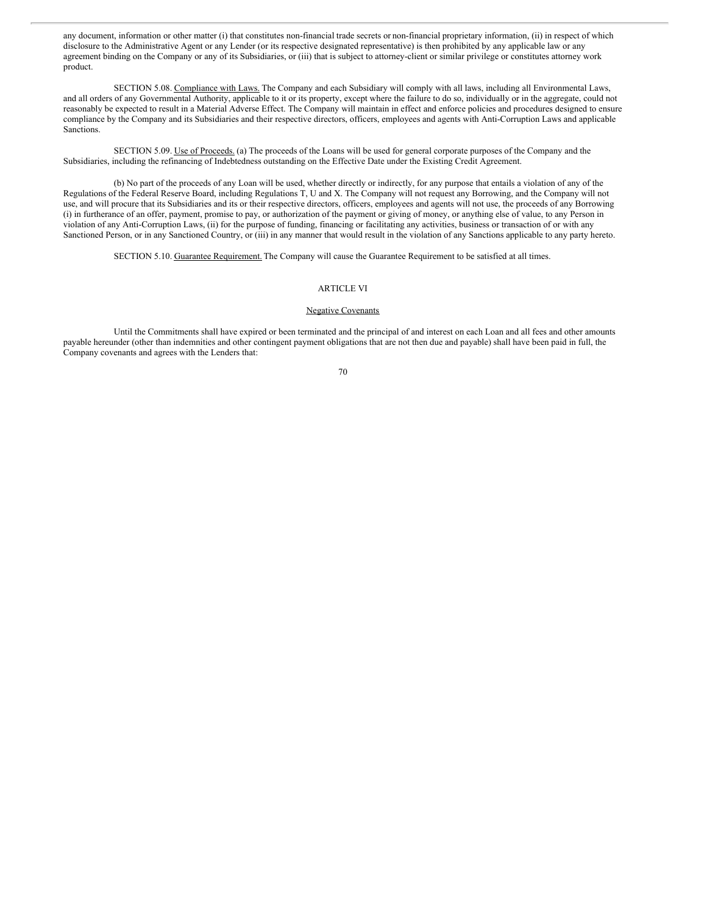any document, information or other matter (i) that constitutes non-financial trade secrets or non-financial proprietary information, (ii) in respect of which disclosure to the Administrative Agent or any Lender (or its respective designated representative) is then prohibited by any applicable law or any agreement binding on the Company or any of its Subsidiaries, or (iii) that is subject to attorney-client or similar privilege or constitutes attorney work product.

SECTION 5.08. Compliance with Laws. The Company and each Subsidiary will comply with all laws, including all Environmental Laws, and all orders of any Governmental Authority, applicable to it or its property, except where the failure to do so, individually or in the aggregate, could not reasonably be expected to result in a Material Adverse Effect. The Company will maintain in effect and enforce policies and procedures designed to ensure compliance by the Company and its Subsidiaries and their respective directors, officers, employees and agents with Anti-Corruption Laws and applicable Sanctions.

SECTION 5.09. Use of Proceeds. (a) The proceeds of the Loans will be used for general corporate purposes of the Company and the Subsidiaries, including the refinancing of Indebtedness outstanding on the Effective Date under the Existing Credit Agreement.

(b) No part of the proceeds of any Loan will be used, whether directly or indirectly, for any purpose that entails a violation of any of the Regulations of the Federal Reserve Board, including Regulations T, U and X. The Company will not request any Borrowing, and the Company will not use, and will procure that its Subsidiaries and its or their respective directors, officers, employees and agents will not use, the proceeds of any Borrowing (i) in furtherance of an offer, payment, promise to pay, or authorization of the payment or giving of money, or anything else of value, to any Person in violation of any Anti-Corruption Laws, (ii) for the purpose of funding, financing or facilitating any activities, business or transaction of or with any Sanctioned Person, or in any Sanctioned Country, or (iii) in any manner that would result in the violation of any Sanctions applicable to any party hereto.

SECTION 5.10. Guarantee Requirement. The Company will cause the Guarantee Requirement to be satisfied at all times.

## ARTICLE VI

### Negative Covenants

Until the Commitments shall have expired or been terminated and the principal of and interest on each Loan and all fees and other amounts payable hereunder (other than indemnities and other contingent payment obligations that are not then due and payable) shall have been paid in full, the Company covenants and agrees with the Lenders that: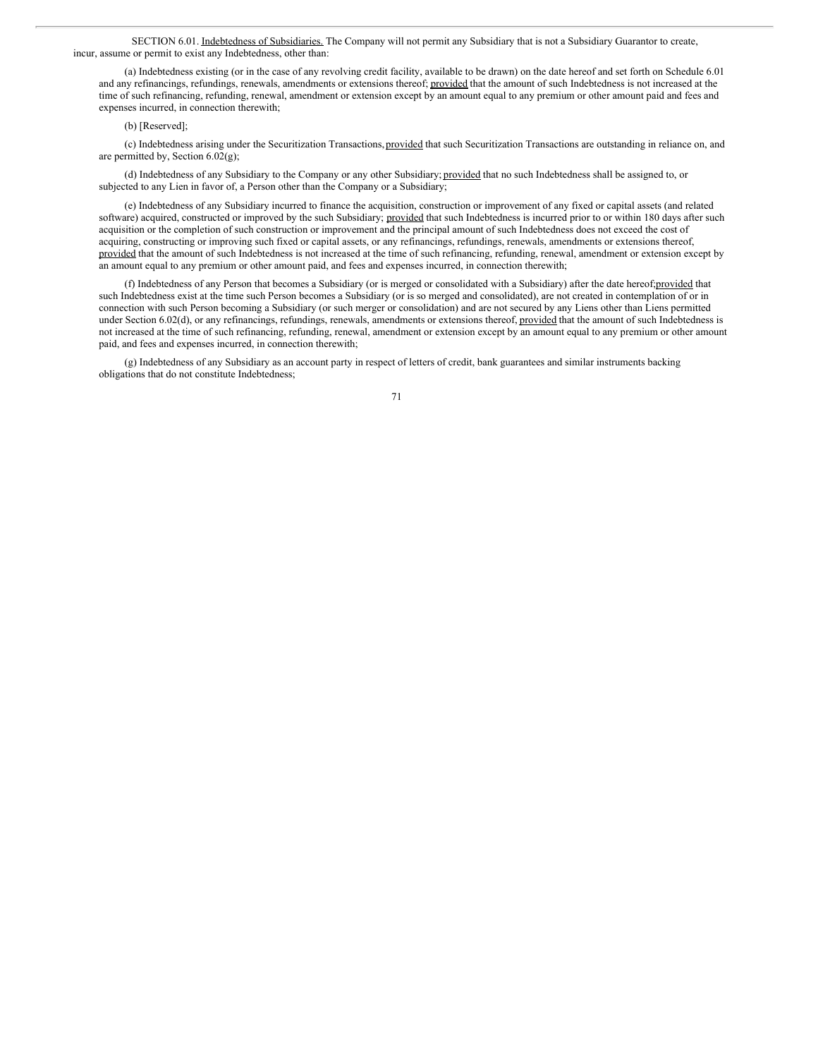SECTION 6.01. Indebtedness of Subsidiaries. The Company will not permit any Subsidiary that is not a Subsidiary Guarantor to create, incur, assume or permit to exist any Indebtedness, other than:

(a) Indebtedness existing (or in the case of any revolving credit facility, available to be drawn) on the date hereof and set forth on Schedule 6.01 and any refinancings, refundings, renewals, amendments or extensions thereof; provided that the amount of such Indebtedness is not increased at the time of such refinancing, refunding, renewal, amendment or extension except by an amount equal to any premium or other amount paid and fees and expenses incurred, in connection therewith;

(b) [Reserved];

(c) Indebtedness arising under the Securitization Transactions, provided that such Securitization Transactions are outstanding in reliance on, and are permitted by, Section 6.02(g);

(d) Indebtedness of any Subsidiary to the Company or any other Subsidiary; provided that no such Indebtedness shall be assigned to, or subjected to any Lien in favor of, a Person other than the Company or a Subsidiary;

(e) Indebtedness of any Subsidiary incurred to finance the acquisition, construction or improvement of any fixed or capital assets (and related software) acquired, constructed or improved by the such Subsidiary; provided that such Indebtedness is incurred prior to or within 180 days after such acquisition or the completion of such construction or improvement and the principal amount of such Indebtedness does not exceed the cost of acquiring, constructing or improving such fixed or capital assets, or any refinancings, refundings, renewals, amendments or extensions thereof, provided that the amount of such Indebtedness is not increased at the time of such refinancing, refunding, renewal, amendment or extension except by an amount equal to any premium or other amount paid, and fees and expenses incurred, in connection therewith;

(f) Indebtedness of any Person that becomes a Subsidiary (or is merged or consolidated with a Subsidiary) after the date hereof;provided that such Indebtedness exist at the time such Person becomes a Subsidiary (or is so merged and consolidated), are not created in contemplation of or in connection with such Person becoming a Subsidiary (or such merger or consolidation) and are not secured by any Liens other than Liens permitted under Section 6.02(d), or any refinancings, refundings, renewals, amendments or extensions thereof, provided that the amount of such Indebtedness is not increased at the time of such refinancing, refunding, renewal, amendment or extension except by an amount equal to any premium or other amount paid, and fees and expenses incurred, in connection therewith;

(g) Indebtedness of any Subsidiary as an account party in respect of letters of credit, bank guarantees and similar instruments backing obligations that do not constitute Indebtedness;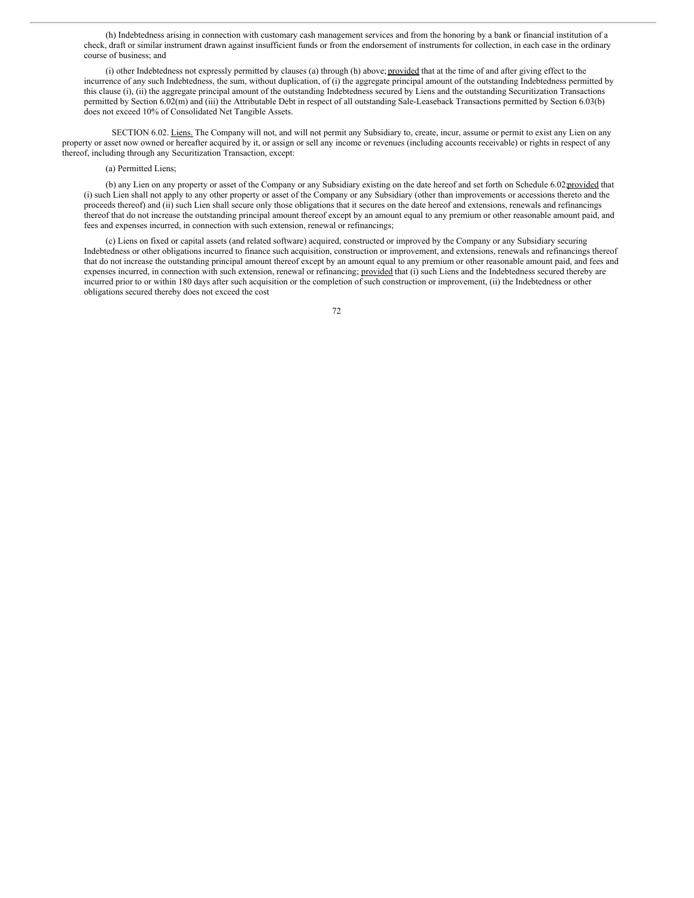(h) Indebtedness arising in connection with customary cash management services and from the honoring by a bank or financial institution of a check, draft or similar instrument drawn against insufficient funds or from the endorsement of instruments for collection, in each case in the ordinary course of business; and

(i) other Indebtedness not expressly permitted by clauses (a) through (h) above; provided that at the time of and after giving effect to the incurrence of any such Indebtedness, the sum, without duplication, of (i) the aggregate principal amount of the outstanding Indebtedness permitted by this clause (i), (ii) the aggregate principal amount of the outstanding Indebtedness secured by Liens and the outstanding Securitization Transactions permitted by Section 6.02(m) and (iii) the Attributable Debt in respect of all outstanding Sale-Leaseback Transactions permitted by Section 6.03(b) does not exceed 10% of Consolidated Net Tangible Assets.

SECTION 6.02. Liens. The Company will not, and will not permit any Subsidiary to, create, incur, assume or permit to exist any Lien on any property or asset now owned or hereafter acquired by it, or assign or sell any income or revenues (including accounts receivable) or rights in respect of any thereof, including through any Securitization Transaction, except:

(a) Permitted Liens;

(b) any Lien on any property or asset of the Company or any Subsidiary existing on the date hereof and set forth on Schedule 6.02; provided that (i) such Lien shall not apply to any other property or asset of the Company or any Subsidiary (other than improvements or accessions thereto and the proceeds thereof) and (ii) such Lien shall secure only those obligations that it secures on the date hereof and extensions, renewals and refinancings thereof that do not increase the outstanding principal amount thereof except by an amount equal to any premium or other reasonable amount paid, and fees and expenses incurred, in connection with such extension, renewal or refinancings;

(c) Liens on fixed or capital assets (and related software) acquired, constructed or improved by the Company or any Subsidiary securing Indebtedness or other obligations incurred to finance such acquisition, construction or improvement, and extensions, renewals and refinancings thereof that do not increase the outstanding principal amount thereof except by an amount equal to any premium or other reasonable amount paid, and fees and expenses incurred, in connection with such extension, renewal or refinancing; provided that (i) such Liens and the Indebtedness secured thereby are incurred prior to or within 180 days after such acquisition or the completion of such construction or improvement, (ii) the Indebtedness or other obligations secured thereby does not exceed the cost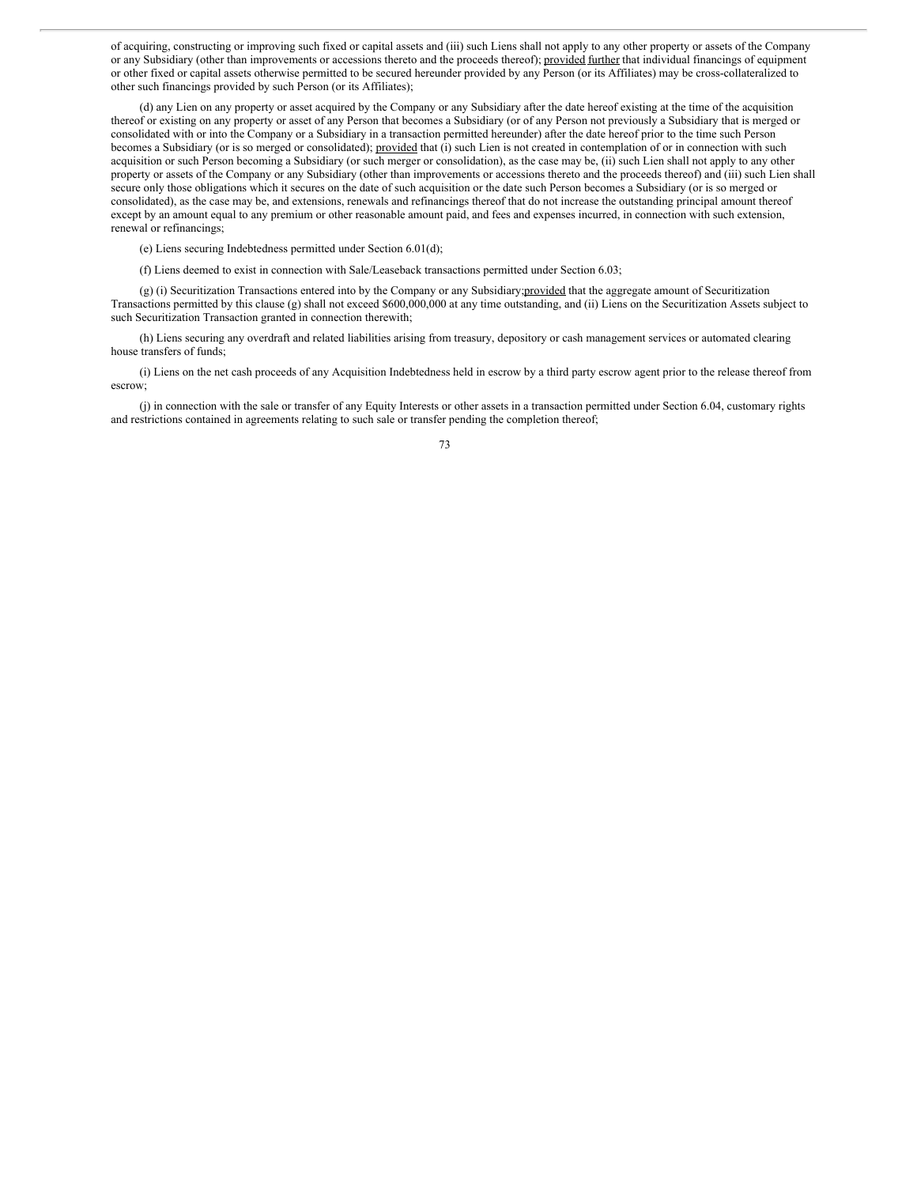of acquiring, constructing or improving such fixed or capital assets and (iii) such Liens shall not apply to any other property or assets of the Company or any Subsidiary (other than improvements or accessions thereto and the proceeds thereof); provided further that individual financings of equipment or other fixed or capital assets otherwise permitted to be secured hereunder provided by any Person (or its Affiliates) may be cross-collateralized to other such financings provided by such Person (or its Affiliates);

(d) any Lien on any property or asset acquired by the Company or any Subsidiary after the date hereof existing at the time of the acquisition thereof or existing on any property or asset of any Person that becomes a Subsidiary (or of any Person not previously a Subsidiary that is merged or consolidated with or into the Company or a Subsidiary in a transaction permitted hereunder) after the date hereof prior to the time such Person becomes a Subsidiary (or is so merged or consolidated); provided that (i) such Lien is not created in contemplation of or in connection with such acquisition or such Person becoming a Subsidiary (or such merger or consolidation), as the case may be, (ii) such Lien shall not apply to any other property or assets of the Company or any Subsidiary (other than improvements or accessions thereto and the proceeds thereof) and (iii) such Lien shall secure only those obligations which it secures on the date of such acquisition or the date such Person becomes a Subsidiary (or is so merged or consolidated), as the case may be, and extensions, renewals and refinancings thereof that do not increase the outstanding principal amount thereof except by an amount equal to any premium or other reasonable amount paid, and fees and expenses incurred, in connection with such extension, renewal or refinancings;

(e) Liens securing Indebtedness permitted under Section 6.01(d);

(f) Liens deemed to exist in connection with Sale/Leaseback transactions permitted under Section 6.03;

(g) (i) Securitization Transactions entered into by the Company or any Subsidiary;provided that the aggregate amount of Securitization Transactions permitted by this clause (g) shall not exceed $600,000,000 at any time outstanding, and (ii) Liens on the Securitization Assets subject to such Securitization Transaction granted in connection therewith;

(h) Liens securing any overdraft and related liabilities arising from treasury, depository or cash management services or automated clearing house transfers of funds;

(i) Liens on the net cash proceeds of any Acquisition Indebtedness held in escrow by a third party escrow agent prior to the release thereof from escrow;

(j) in connection with the sale or transfer of any Equity Interests or other assets in a transaction permitted under Section 6.04, customary rights and restrictions contained in agreements relating to such sale or transfer pending the completion thereof;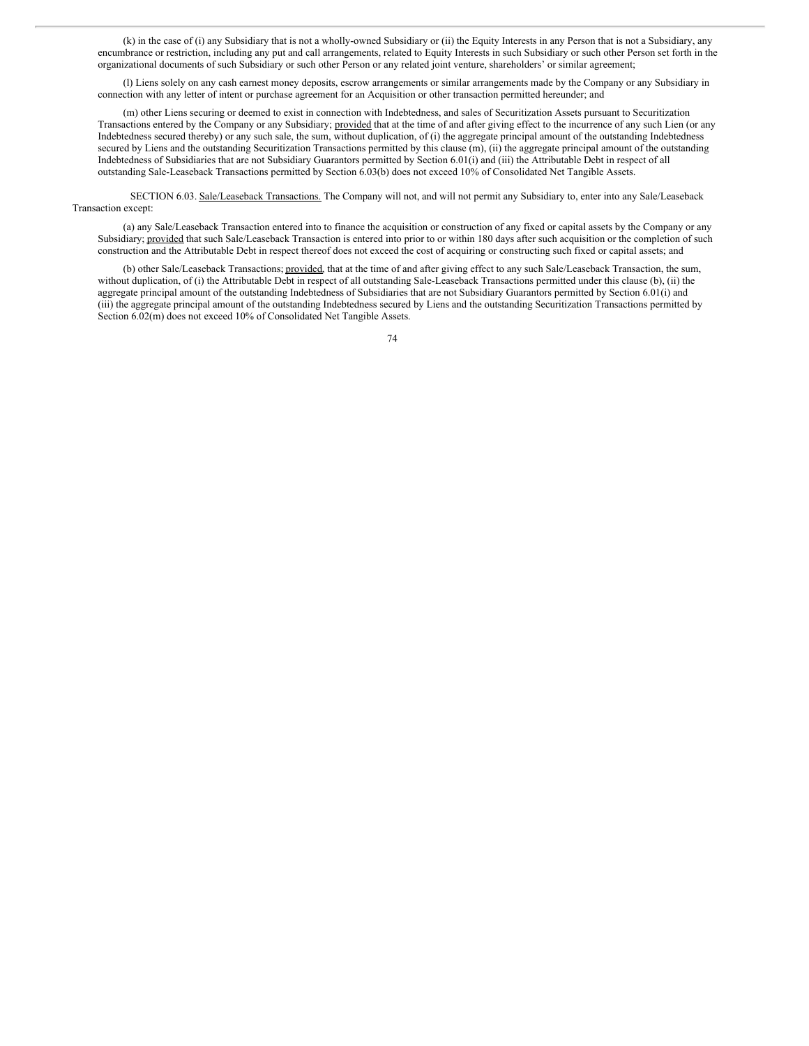(k) in the case of (i) any Subsidiary that is not a wholly-owned Subsidiary or (ii) the Equity Interests in any Person that is not a Subsidiary, any encumbrance or restriction, including any put and call arrangements, related to Equity Interests in such Subsidiary or such other Person set forth in the organizational documents of such Subsidiary or such other Person or any related joint venture, shareholders' or similar agreement;

(l) Liens solely on any cash earnest money deposits, escrow arrangements or similar arrangements made by the Company or any Subsidiary in connection with any letter of intent or purchase agreement for an Acquisition or other transaction permitted hereunder; and

(m) other Liens securing or deemed to exist in connection with Indebtedness, and sales of Securitization Assets pursuant to Securitization Transactions entered by the Company or any Subsidiary; provided that at the time of and after giving effect to the incurrence of any such Lien (or any Indebtedness secured thereby) or any such sale, the sum, without duplication, of (i) the aggregate principal amount of the outstanding Indebtedness secured by Liens and the outstanding Securitization Transactions permitted by this clause (m), (ii) the aggregate principal amount of the outstanding Indebtedness of Subsidiaries that are not Subsidiary Guarantors permitted by Section 6.01(i) and (iii) the Attributable Debt in respect of all outstanding Sale-Leaseback Transactions permitted by Section 6.03(b) does not exceed 10% of Consolidated Net Tangible Assets.

SECTION 6.03. Sale/Leaseback Transactions. The Company will not, and will not permit any Subsidiary to, enter into any Sale/Leaseback Transaction except:

(a) any Sale/Leaseback Transaction entered into to finance the acquisition or construction of any fixed or capital assets by the Company or any Subsidiary; provided that such Sale/Leaseback Transaction is entered into prior to or within 180 days after such acquisition or the completion of such construction and the Attributable Debt in respect thereof does not exceed the cost of acquiring or constructing such fixed or capital assets; and

(b) other Sale/Leaseback Transactions; provided, that at the time of and after giving effect to any such Sale/Leaseback Transaction, the sum, without duplication, of (i) the Attributable Debt in respect of all outstanding Sale-Leaseback Transactions permitted under this clause (b), (ii) the aggregate principal amount of the outstanding Indebtedness of Subsidiaries that are not Subsidiary Guarantors permitted by Section 6.01(i) and (iii) the aggregate principal amount of the outstanding Indebtedness secured by Liens and the outstanding Securitization Transactions permitted by Section 6.02(m) does not exceed 10% of Consolidated Net Tangible Assets.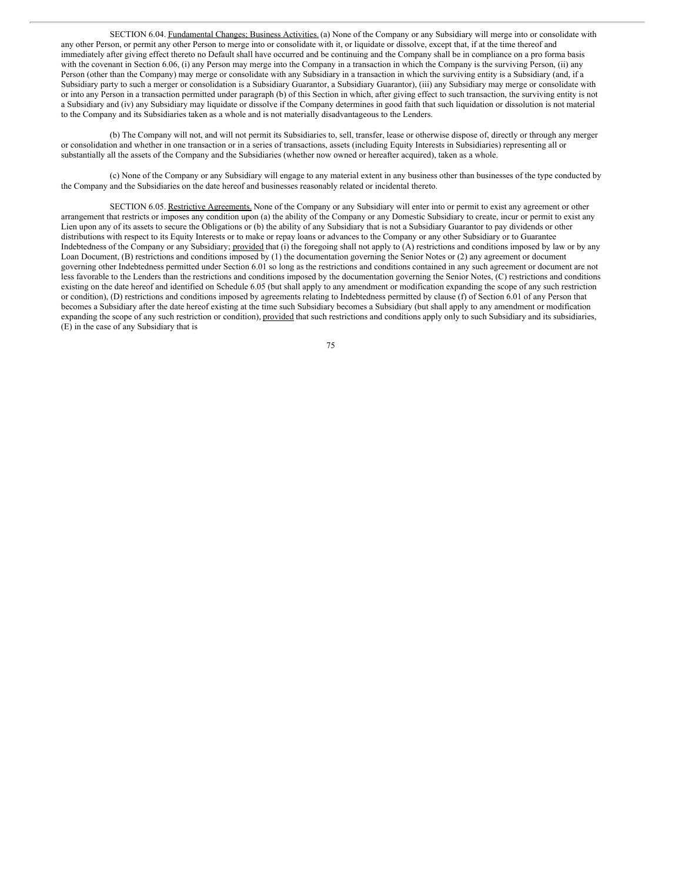SECTION 6.04. Fundamental Changes; Business Activities. (a) None of the Company or any Subsidiary will merge into or consolidate with any other Person, or permit any other Person to merge into or consolidate with it, or liquidate or dissolve, except that, if at the time thereof and immediately after giving effect thereto no Default shall have occurred and be continuing and the Company shall be in compliance on a pro forma basis with the covenant in Section 6.06, (i) any Person may merge into the Company in a transaction in which the Company is the surviving Person, (ii) any Person (other than the Company) may merge or consolidate with any Subsidiary in a transaction in which the surviving entity is a Subsidiary (and, if a Subsidiary party to such a merger or consolidation is a Subsidiary Guarantor, a Subsidiary Guarantor), (iii) any Subsidiary may merge or consolidate with or into any Person in a transaction permitted under paragraph (b) of this Section in which, after giving effect to such transaction, the surviving entity is not a Subsidiary and (iv) any Subsidiary may liquidate or dissolve if the Company determines in good faith that such liquidation or dissolution is not material to the Company and its Subsidiaries taken as a whole and is not materially disadvantageous to the Lenders.

(b) The Company will not, and will not permit its Subsidiaries to, sell, transfer, lease or otherwise dispose of, directly or through any merger or consolidation and whether in one transaction or in a series of transactions, assets (including Equity Interests in Subsidiaries) representing all or substantially all the assets of the Company and the Subsidiaries (whether now owned or hereafter acquired), taken as a whole.

(c) None of the Company or any Subsidiary will engage to any material extent in any business other than businesses of the type conducted by the Company and the Subsidiaries on the date hereof and businesses reasonably related or incidental thereto.

SECTION 6.05. Restrictive Agreements. None of the Company or any Subsidiary will enter into or permit to exist any agreement or other arrangement that restricts or imposes any condition upon (a) the ability of the Company or any Domestic Subsidiary to create, incur or permit to exist any Lien upon any of its assets to secure the Obligations or (b) the ability of any Subsidiary that is not a Subsidiary Guarantor to pay dividends or other distributions with respect to its Equity Interests or to make or repay loans or advances to the Company or any other Subsidiary or to Guarantee Indebtedness of the Company or any Subsidiary; provided that (i) the foregoing shall not apply to (A) restrictions and conditions imposed by law or by any Loan Document, (B) restrictions and conditions imposed by (1) the documentation governing the Senior Notes or (2) any agreement or document governing other Indebtedness permitted under Section 6.01 so long as the restrictions and conditions contained in any such agreement or document are not less favorable to the Lenders than the restrictions and conditions imposed by the documentation governing the Senior Notes, (C) restrictions and conditions existing on the date hereof and identified on Schedule 6.05 (but shall apply to any amendment or modification expanding the scope of any such restriction or condition), (D) restrictions and conditions imposed by agreements relating to Indebtedness permitted by clause (f) of Section 6.01 of any Person that becomes a Subsidiary after the date hereof existing at the time such Subsidiary becomes a Subsidiary (but shall apply to any amendment or modification expanding the scope of any such restriction or condition), provided that such restrictions and conditions apply only to such Subsidiary and its subsidiaries, (E) in the case of any Subsidiary that is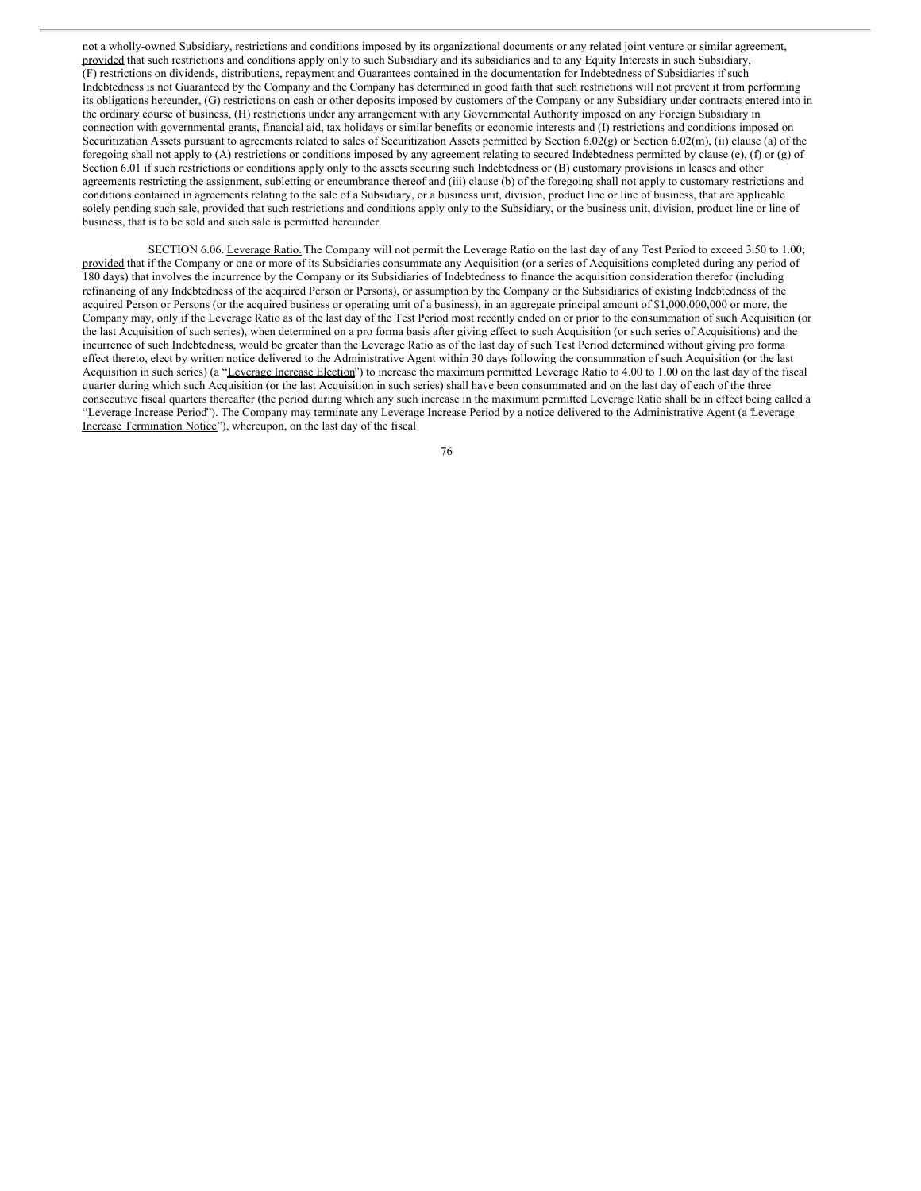not a wholly-owned Subsidiary, restrictions and conditions imposed by its organizational documents or any related joint venture or similar agreement, provided that such restrictions and conditions apply only to such Subsidiary and its subsidiaries and to any Equity Interests in such Subsidiary, (F) restrictions on dividends, distributions, repayment and Guarantees contained in the documentation for Indebtedness of Subsidiaries if such Indebtedness is not Guaranteed by the Company and the Company has determined in good faith that such restrictions will not prevent it from performing its obligations hereunder, (G) restrictions on cash or other deposits imposed by customers of the Company or any Subsidiary under contracts entered into in the ordinary course of business, (H) restrictions under any arrangement with any Governmental Authority imposed on any Foreign Subsidiary in connection with governmental grants, financial aid, tax holidays or similar benefits or economic interests and (I) restrictions and conditions imposed on Securitization Assets pursuant to agreements related to sales of Securitization Assets permitted by Section 6.02(g) or Section 6.02(m), (ii) clause (a) of the foregoing shall not apply to (A) restrictions or conditions imposed by any agreement relating to secured Indebtedness permitted by clause (e), (f) or (g) of Section 6.01 if such restrictions or conditions apply only to the assets securing such Indebtedness or (B) customary provisions in leases and other agreements restricting the assignment, subletting or encumbrance thereof and (iii) clause (b) of the foregoing shall not apply to customary restrictions and conditions contained in agreements relating to the sale of a Subsidiary, or a business unit, division, product line or line of business, that are applicable solely pending such sale, provided that such restrictions and conditions apply only to the Subsidiary, or the business unit, division, product line or line of business, that is to be sold and such sale is permitted hereunder.

SECTION 6.06. Leverage Ratio. The Company will not permit the Leverage Ratio on the last day of any Test Period to exceed 3.50 to 1.00; provided that if the Company or one or more of its Subsidiaries consummate any Acquisition (or a series of Acquisitions completed during any period of 180 days) that involves the incurrence by the Company or its Subsidiaries of Indebtedness to finance the acquisition consideration therefor (including refinancing of any Indebtedness of the acquired Person or Persons), or assumption by the Company or the Subsidiaries of existing Indebtedness of the acquired Person or Persons (or the acquired business or operating unit of a business), in an aggregate principal amount of $1,000,000,000 or more, the Company may, only if the Leverage Ratio as of the last day of the Test Period most recently ended on or prior to the consummation of such Acquisition (or the last Acquisition of such series), when determined on a pro forma basis after giving effect to such Acquisition (or such series of Acquisitions) and the incurrence of such Indebtedness, would be greater than the Leverage Ratio as of the last day of such Test Period determined without giving pro forma effect thereto, elect by written notice delivered to the Administrative Agent within 30 days following the consummation of such Acquisition (or the last Acquisition in such series) (a "Leverage Increase Election") to increase the maximum permitted Leverage Ratio to 4.00 to 1.00 on the last day of the fiscal quarter during which such Acquisition (or the last Acquisition in such series) shall have been consummated and on the last day of each of the three consecutive fiscal quarters thereafter (the period during which any such increase in the maximum permitted Leverage Ratio shall be in effect being called a "Leverage Increase Period"). The Company may terminate any Leverage Increase Period by a notice delivered to the Administrative Agent (a "Leverage Increase Termination Notice"), whereupon, on the last day of the fiscal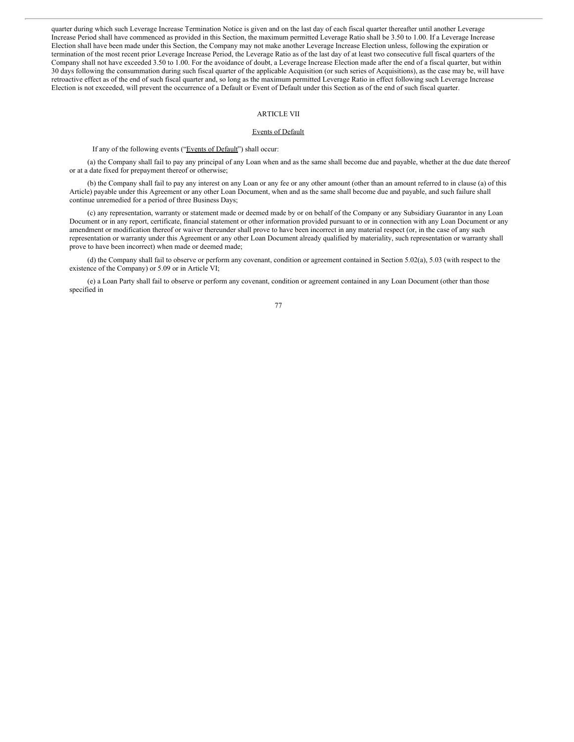quarter during which such Leverage Increase Termination Notice is given and on the last day of each fiscal quarter thereafter until another Leverage Increase Period shall have commenced as provided in this Section, the maximum permitted Leverage Ratio shall be 3.50 to 1.00. If a Leverage Increase Election shall have been made under this Section, the Company may not make another Leverage Increase Election unless, following the expiration or termination of the most recent prior Leverage Increase Period, the Leverage Ratio as of the last day of at least two consecutive full fiscal quarters of the Company shall not have exceeded 3.50 to 1.00. For the avoidance of doubt, a Leverage Increase Election made after the end of a fiscal quarter, but within 30 days following the consummation during such fiscal quarter of the applicable Acquisition (or such series of Acquisitions), as the case may be, will have retroactive effect as of the end of such fiscal quarter and, so long as the maximum permitted Leverage Ratio in effect following such Leverage Increase Election is not exceeded, will prevent the occurrence of a Default or Event of Default under this Section as of the end of such fiscal quarter.

## ARTICLE VII

### Events of Default

If any of the following events ("Events of Default") shall occur:

(a) the Company shall fail to pay any principal of any Loan when and as the same shall become due and payable, whether at the due date thereof or at a date fixed for prepayment thereof or otherwise;

(b) the Company shall fail to pay any interest on any Loan or any fee or any other amount (other than an amount referred to in clause (a) of this Article) payable under this Agreement or any other Loan Document, when and as the same shall become due and payable, and such failure shall continue unremedied for a period of three Business Days;

(c) any representation, warranty or statement made or deemed made by or on behalf of the Company or any Subsidiary Guarantor in any Loan Document or in any report, certificate, financial statement or other information provided pursuant to or in connection with any Loan Document or any amendment or modification thereof or waiver thereunder shall prove to have been incorrect in any material respect (or, in the case of any such representation or warranty under this Agreement or any other Loan Document already qualified by materiality, such representation or warranty shall prove to have been incorrect) when made or deemed made;

(d) the Company shall fail to observe or perform any covenant, condition or agreement contained in Section 5.02(a), 5.03 (with respect to the existence of the Company) or 5.09 or in Article VI;

(e) a Loan Party shall fail to observe or perform any covenant, condition or agreement contained in any Loan Document (other than those specified in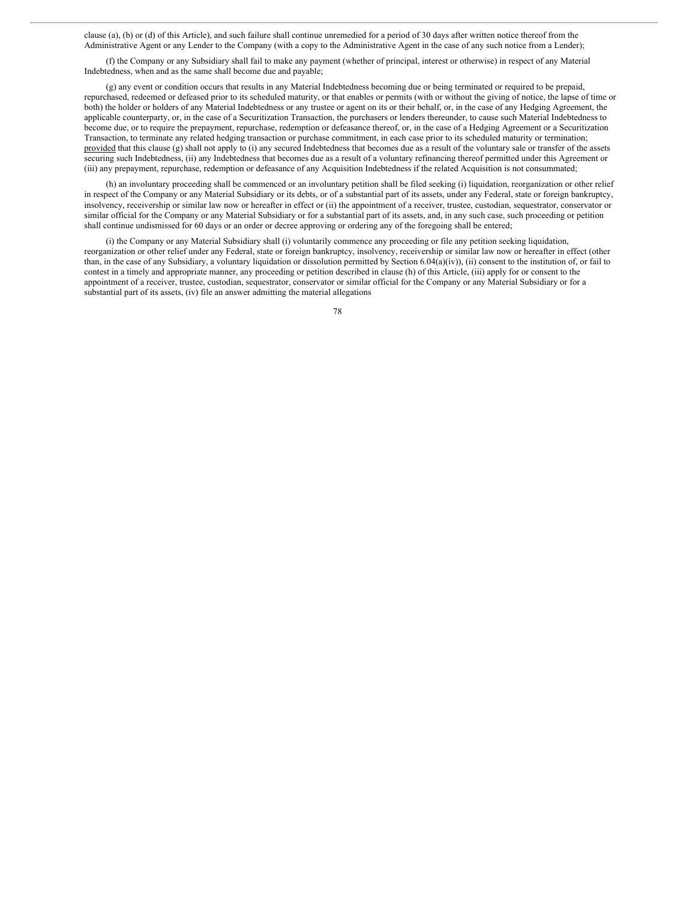clause (a), (b) or (d) of this Article), and such failure shall continue unremedied for a period of 30 days after written notice thereof from the Administrative Agent or any Lender to the Company (with a copy to the Administrative Agent in the case of any such notice from a Lender);

(f) the Company or any Subsidiary shall fail to make any payment (whether of principal, interest or otherwise) in respect of any Material Indebtedness, when and as the same shall become due and payable;

(g) any event or condition occurs that results in any Material Indebtedness becoming due or being terminated or required to be prepaid, repurchased, redeemed or defeased prior to its scheduled maturity, or that enables or permits (with or without the giving of notice, the lapse of time or both) the holder or holders of any Material Indebtedness or any trustee or agent on its or their behalf, or, in the case of any Hedging Agreement, the applicable counterparty, or, in the case of a Securitization Transaction, the purchasers or lenders thereunder, to cause such Material Indebtedness to become due, or to require the prepayment, repurchase, redemption or defeasance thereof, or, in the case of a Hedging Agreement or a Securitization Transaction, to terminate any related hedging transaction or purchase commitment, in each case prior to its scheduled maturity or termination; provided that this clause (g) shall not apply to (i) any secured Indebtedness that becomes due as a result of the voluntary sale or transfer of the assets securing such Indebtedness, (ii) any Indebtedness that becomes due as a result of a voluntary refinancing thereof permitted under this Agreement or (iii) any prepayment, repurchase, redemption or defeasance of any Acquisition Indebtedness if the related Acquisition is not consummated;

(h) an involuntary proceeding shall be commenced or an involuntary petition shall be filed seeking (i) liquidation, reorganization or other relief in respect of the Company or any Material Subsidiary or its debts, or of a substantial part of its assets, under any Federal, state or foreign bankruptcy, insolvency, receivership or similar law now or hereafter in effect or (ii) the appointment of a receiver, trustee, custodian, sequestrator, conservator or similar official for the Company or any Material Subsidiary or for a substantial part of its assets, and, in any such case, such proceeding or petition shall continue undismissed for 60 days or an order or decree approving or ordering any of the foregoing shall be entered;

(i) the Company or any Material Subsidiary shall (i) voluntarily commence any proceeding or file any petition seeking liquidation, reorganization or other relief under any Federal, state or foreign bankruptcy, insolvency, receivership or similar law now or hereafter in effect (other than, in the case of any Subsidiary, a voluntary liquidation or dissolution permitted by Section 6.04(a)(iv)), (ii) consent to the institution of, or fail to contest in a timely and appropriate manner, any proceeding or petition described in clause (h) of this Article, (iii) apply for or consent to the appointment of a receiver, trustee, custodian, sequestrator, conservator or similar official for the Company or any Material Subsidiary or for a substantial part of its assets, (iv) file an answer admitting the material allegations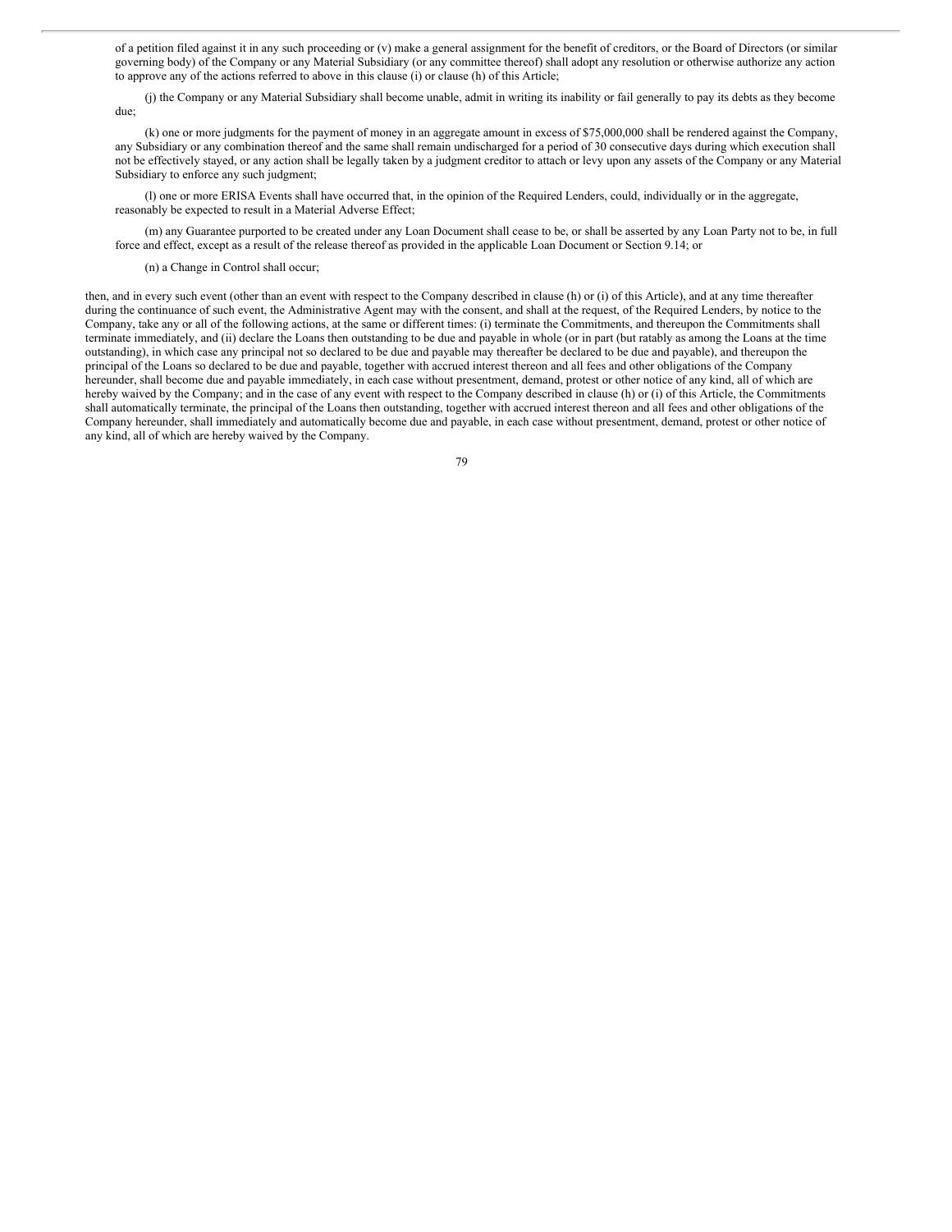of a petition filed against it in any such proceeding or (v) make a general assignment for the benefit of creditors, or the Board of Directors (or similar governing body) of the Company or any Material Subsidiary (or any committee thereof) shall adopt any resolution or otherwise authorize any action to approve any of the actions referred to above in this clause (i) or clause (h) of this Article;

(j) the Company or any Material Subsidiary shall become unable, admit in writing its inability or fail generally to pay its debts as they become due;

(k) one or more judgments for the payment of money in an aggregate amount in excess of $75,000,000 shall be rendered against the Company, any Subsidiary or any combination thereof and the same shall remain undischarged for a period of 30 consecutive days during which execution shall not be effectively stayed, or any action shall be legally taken by a judgment creditor to attach or levy upon any assets of the Company or any Material Subsidiary to enforce any such judgment;

(l) one or more ERISA Events shall have occurred that, in the opinion of the Required Lenders, could, individually or in the aggregate, reasonably be expected to result in a Material Adverse Effect;

(m) any Guarantee purported to be created under any Loan Document shall cease to be, or shall be asserted by any Loan Party not to be, in full force and effect, except as a result of the release thereof as provided in the applicable Loan Document or Section 9.14; or

(n) a Change in Control shall occur;

then, and in every such event (other than an event with respect to the Company described in clause (h) or (i) of this Article), and at any time thereafter during the continuance of such event, the Administrative Agent may with the consent, and shall at the request, of the Required Lenders, by notice to the Company, take any or all of the following actions, at the same or different times: (i) terminate the Commitments, and thereupon the Commitments shall terminate immediately, and (ii) declare the Loans then outstanding to be due and payable in whole (or in part (but ratably as among the Loans at the time outstanding), in which case any principal not so declared to be due and payable may thereafter be declared to be due and payable), and thereupon the principal of the Loans so declared to be due and payable, together with accrued interest thereon and all fees and other obligations of the Company hereunder, shall become due and payable immediately, in each case without presentment, demand, protest or other notice of any kind, all of which are hereby waived by the Company; and in the case of any event with respect to the Company described in clause (h) or (i) of this Article, the Commitments shall automatically terminate, the principal of the Loans then outstanding, together with accrued interest thereon and all fees and other obligations of the Company hereunder, shall immediately and automatically become due and payable, in each case without presentment, demand, protest or other notice of any kind, all of which are hereby waived by the Company.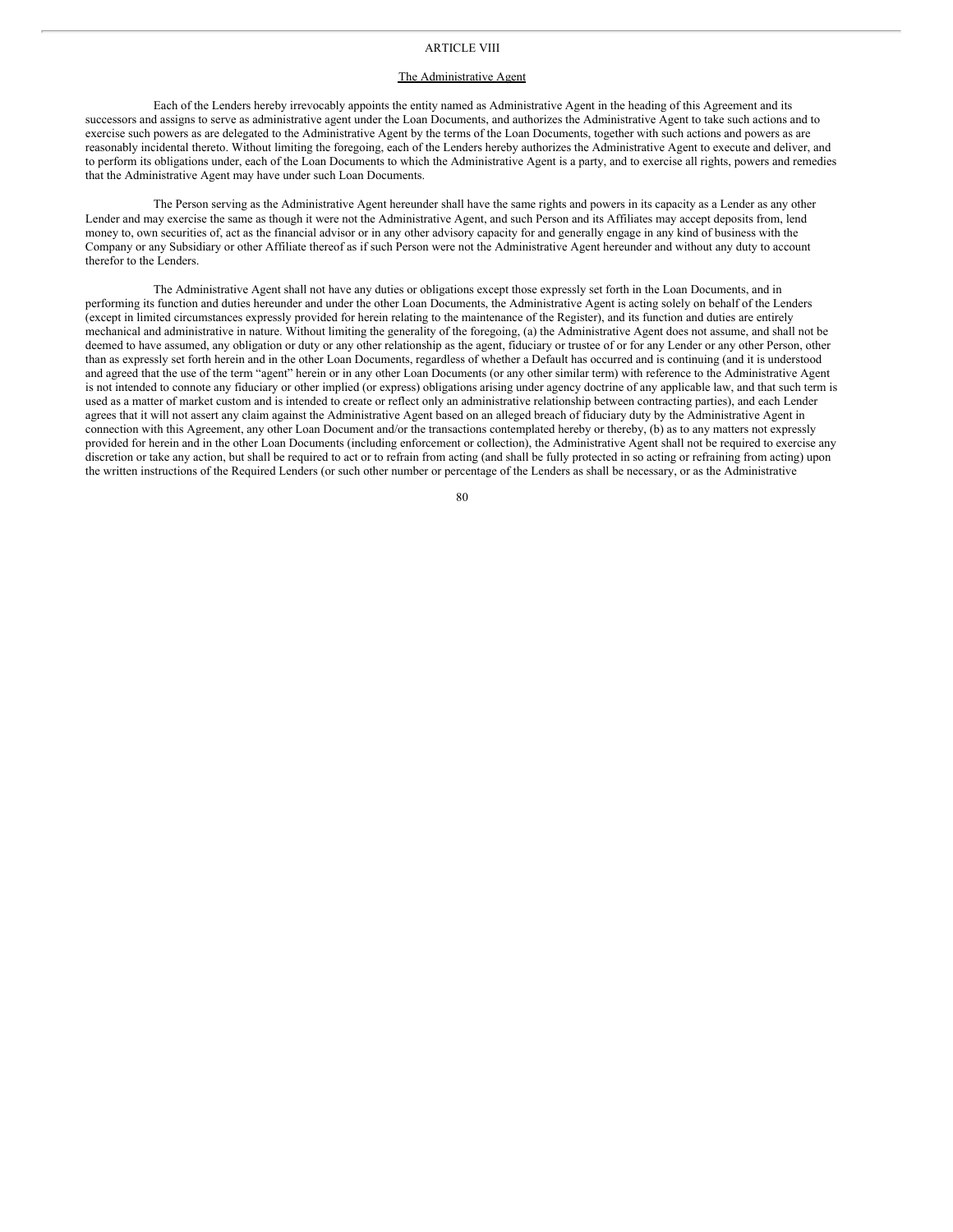# ARTICLE VIII

## The Administrative Agent

Each of the Lenders hereby irrevocably appoints the entity named as Administrative Agent in the heading of this Agreement and its successors and assigns to serve as administrative agent under the Loan Documents, and authorizes the Administrative Agent to take such actions and to exercise such powers as are delegated to the Administrative Agent by the terms of the Loan Documents, together with such actions and powers as are reasonably incidental thereto. Without limiting the foregoing, each of the Lenders hereby authorizes the Administrative Agent to execute and deliver, and to perform its obligations under, each of the Loan Documents to which the Administrative Agent is a party, and to exercise all rights, powers and remedies that the Administrative Agent may have under such Loan Documents.

The Person serving as the Administrative Agent hereunder shall have the same rights and powers in its capacity as a Lender as any other Lender and may exercise the same as though it were not the Administrative Agent, and such Person and its Affiliates may accept deposits from, lend money to, own securities of, act as the financial advisor or in any other advisory capacity for and generally engage in any kind of business with the Company or any Subsidiary or other Affiliate thereof as if such Person were not the Administrative Agent hereunder and without any duty to account therefor to the Lenders.

The Administrative Agent shall not have any duties or obligations except those expressly set forth in the Loan Documents, and in performing its function and duties hereunder and under the other Loan Documents, the Administrative Agent is acting solely on behalf of the Lenders (except in limited circumstances expressly provided for herein relating to the maintenance of the Register), and its function and duties are entirely mechanical and administrative in nature. Without limiting the generality of the foregoing, (a) the Administrative Agent does not assume, and shall not be deemed to have assumed, any obligation or duty or any other relationship as the agent, fiduciary or trustee of or for any Lender or any other Person, other than as expressly set forth herein and in the other Loan Documents, regardless of whether a Default has occurred and is continuing (and it is understood and agreed that the use of the term "agent" herein or in any other Loan Documents (or any other similar term) with reference to the Administrative Agent is not intended to connote any fiduciary or other implied (or express) obligations arising under agency doctrine of any applicable law, and that such term is used as a matter of market custom and is intended to create or reflect only an administrative relationship between contracting parties), and each Lender agrees that it will not assert any claim against the Administrative Agent based on an alleged breach of fiduciary duty by the Administrative Agent in connection with this Agreement, any other Loan Document and/or the transactions contemplated hereby or thereby, (b) as to any matters not expressly provided for herein and in the other Loan Documents (including enforcement or collection), the Administrative Agent shall not be required to exercise any discretion or take any action, but shall be required to act or to refrain from acting (and shall be fully protected in so acting or refraining from acting) upon the written instructions of the Required Lenders (or such other number or percentage of the Lenders as shall be necessary, or as the Administrative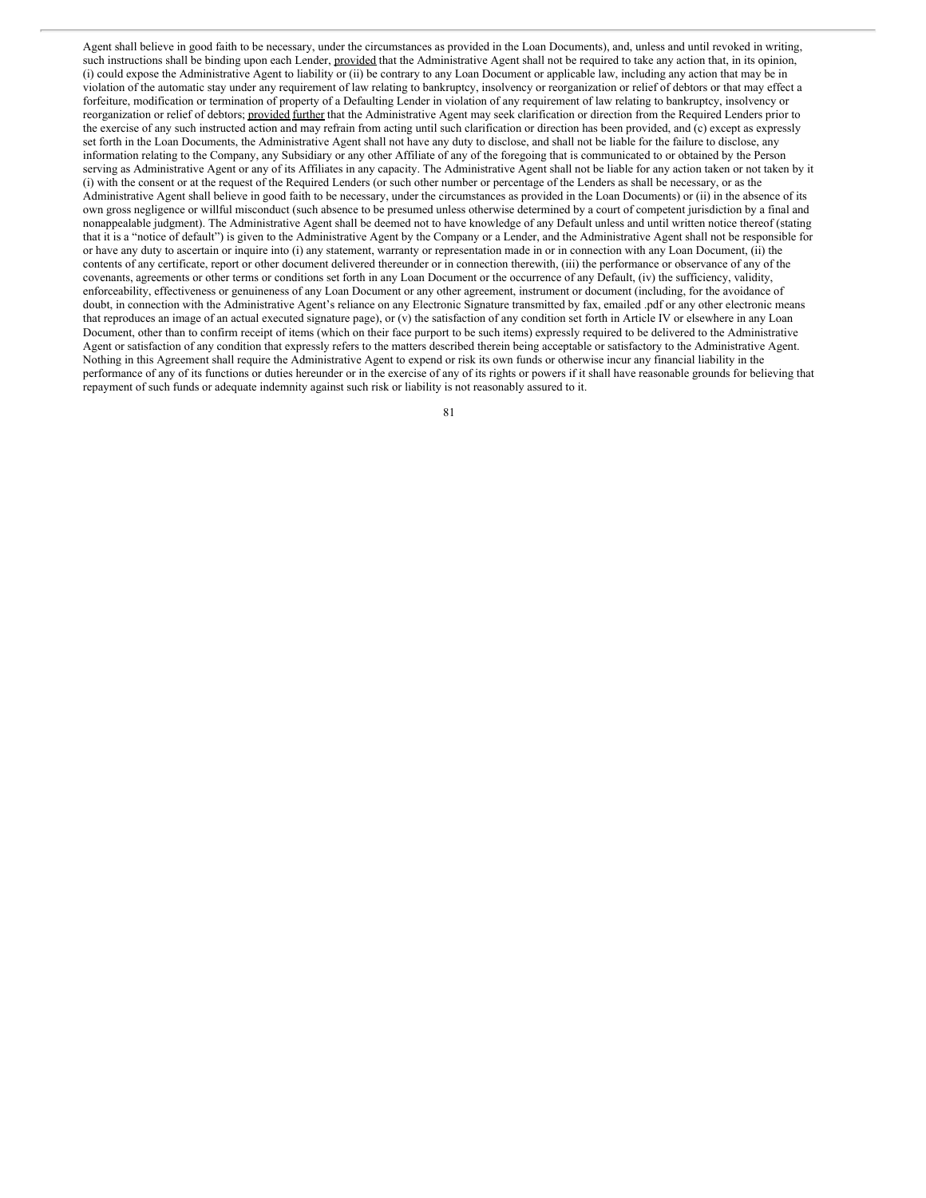Agent shall believe in good faith to be necessary, under the circumstances as provided in the Loan Documents), and, unless and until revoked in writing, such instructions shall be binding upon each Lender, provided that the Administrative Agent shall not be required to take any action that, in its opinion, (i) could expose the Administrative Agent to liability or (ii) be contrary to any Loan Document or applicable law, including any action that may be in violation of the automatic stay under any requirement of law relating to bankruptcy, insolvency or reorganization or relief of debtors or that may effect a forfeiture, modification or termination of property of a Defaulting Lender in violation of any requirement of law relating to bankruptcy, insolvency or reorganization or relief of debtors; provided further that the Administrative Agent may seek clarification or direction from the Required Lenders prior to the exercise of any such instructed action and may refrain from acting until such clarification or direction has been provided, and (c) except as expressly set forth in the Loan Documents, the Administrative Agent shall not have any duty to disclose, and shall not be liable for the failure to disclose, any information relating to the Company, any Subsidiary or any other Affiliate of any of the foregoing that is communicated to or obtained by the Person serving as Administrative Agent or any of its Affiliates in any capacity. The Administrative Agent shall not be liable for any action taken or not taken by it (i) with the consent or at the request of the Required Lenders (or such other number or percentage of the Lenders as shall be necessary, or as the Administrative Agent shall believe in good faith to be necessary, under the circumstances as provided in the Loan Documents) or (ii) in the absence of its own gross negligence or willful misconduct (such absence to be presumed unless otherwise determined by a court of competent jurisdiction by a final and nonappealable judgment). The Administrative Agent shall be deemed not to have knowledge of any Default unless and until written notice thereof (stating that it is a "notice of default") is given to the Administrative Agent by the Company or a Lender, and the Administrative Agent shall not be responsible for or have any duty to ascertain or inquire into (i) any statement, warranty or representation made in or in connection with any Loan Document, (ii) the contents of any certificate, report or other document delivered thereunder or in connection therewith, (iii) the performance or observance of any of the covenants, agreements or other terms or conditions set forth in any Loan Document or the occurrence of any Default, (iv) the sufficiency, validity, enforceability, effectiveness or genuineness of any Loan Document or any other agreement, instrument or document (including, for the avoidance of doubt, in connection with the Administrative Agent's reliance on any Electronic Signature transmitted by fax, emailed .pdf or any other electronic means that reproduces an image of an actual executed signature page), or (v) the satisfaction of any condition set forth in Article IV or elsewhere in any Loan Document, other than to confirm receipt of items (which on their face purport to be such items) expressly required to be delivered to the Administrative Agent or satisfaction of any condition that expressly refers to the matters described therein being acceptable or satisfactory to the Administrative Agent. Nothing in this Agreement shall require the Administrative Agent to expend or risk its own funds or otherwise incur any financial liability in the performance of any of its functions or duties hereunder or in the exercise of any of its rights or powers if it shall have reasonable grounds for believing that repayment of such funds or adequate indemnity against such risk or liability is not reasonably assured to it.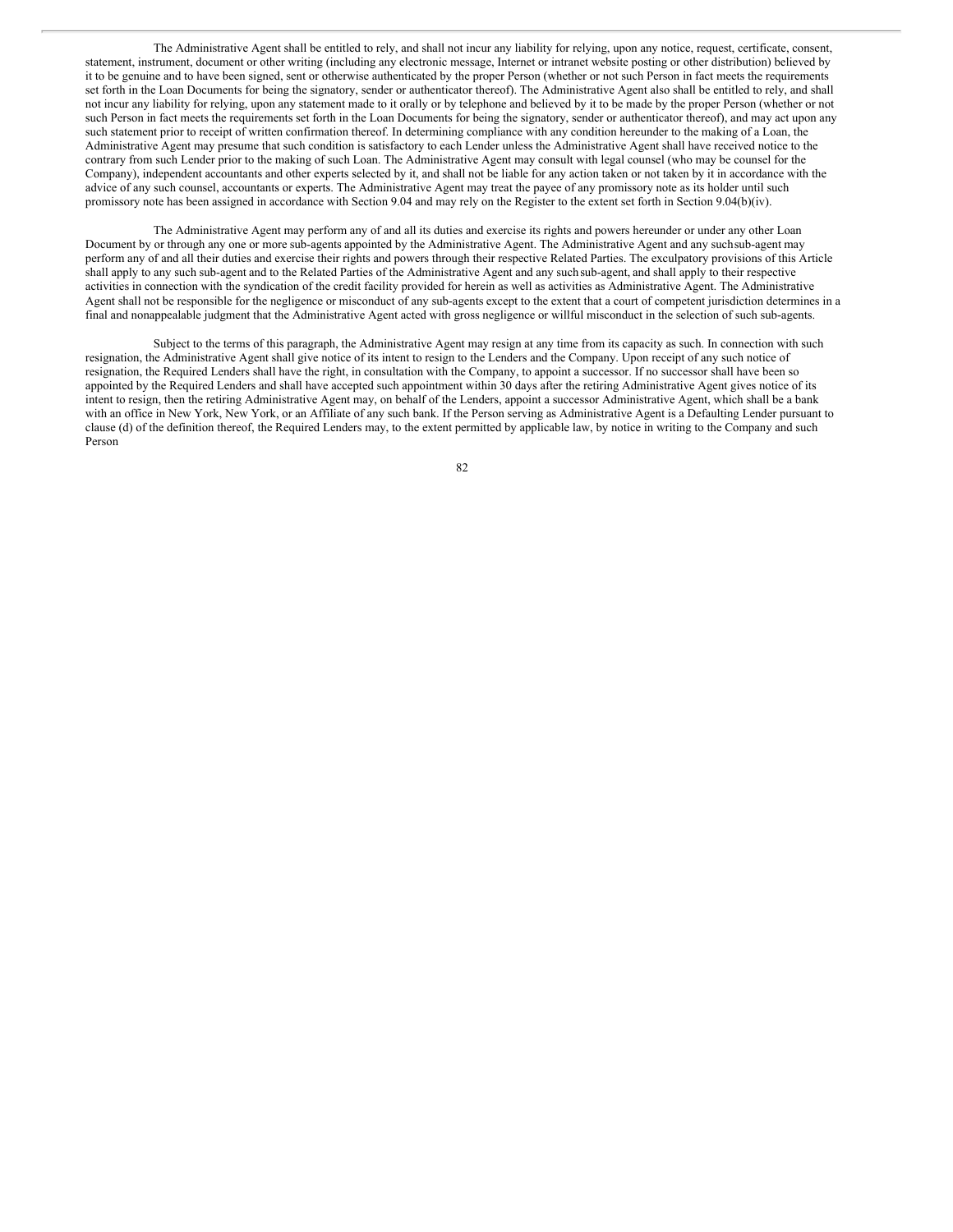The Administrative Agent shall be entitled to rely, and shall not incur any liability for relying, upon any notice, request, certificate, consent, statement, instrument, document or other writing (including any electronic message, Internet or intranet website posting or other distribution) believed by it to be genuine and to have been signed, sent or otherwise authenticated by the proper Person (whether or not such Person in fact meets the requirements set forth in the Loan Documents for being the signatory, sender or authenticator thereof). The Administrative Agent also shall be entitled to rely, and shall not incur any liability for relying, upon any statement made to it orally or by telephone and believed by it to be made by the proper Person (whether or not such Person in fact meets the requirements set forth in the Loan Documents for being the signatory, sender or authenticator thereof), and may act upon any such statement prior to receipt of written confirmation thereof. In determining compliance with any condition hereunder to the making of a Loan, the Administrative Agent may presume that such condition is satisfactory to each Lender unless the Administrative Agent shall have received notice to the contrary from such Lender prior to the making of such Loan. The Administrative Agent may consult with legal counsel (who may be counsel for the Company), independent accountants and other experts selected by it, and shall not be liable for any action taken or not taken by it in accordance with the advice of any such counsel, accountants or experts. The Administrative Agent may treat the payee of any promissory note as its holder until such promissory note has been assigned in accordance with Section 9.04 and may rely on the Register to the extent set forth in Section 9.04(b)(iv).

The Administrative Agent may perform any of and all its duties and exercise its rights and powers hereunder or under any other Loan Document by or through any one or more sub-agents appointed by the Administrative Agent. The Administrative Agent and any such sub-agent may perform any of and all their duties and exercise their rights and powers through their respective Related Parties. The exculpatory provisions of this Article shall apply to any such sub-agent and to the Related Parties of the Administrative Agent and any such sub-agent, and shall apply to their respective activities in connection with the syndication of the credit facility provided for herein as well as activities as Administrative Agent. The Administrative Agent shall not be responsible for the negligence or misconduct of any sub-agents except to the extent that a court of competent jurisdiction determines in a final and nonappealable judgment that the Administrative Agent acted with gross negligence or willful misconduct in the selection of such sub-agents.

Subject to the terms of this paragraph, the Administrative Agent may resign at any time from its capacity as such. In connection with such resignation, the Administrative Agent shall give notice of its intent to resign to the Lenders and the Company. Upon receipt of any such notice of resignation, the Required Lenders shall have the right, in consultation with the Company, to appoint a successor. If no successor shall have been so appointed by the Required Lenders and shall have accepted such appointment within 30 days after the retiring Administrative Agent gives notice of its intent to resign, then the retiring Administrative Agent may, on behalf of the Lenders, appoint a successor Administrative Agent, which shall be a bank with an office in New York, New York, or an Affiliate of any such bank. If the Person serving as Administrative Agent is a Defaulting Lender pursuant to clause (d) of the definition thereof, the Required Lenders may, to the extent permitted by applicable law, by notice in writing to the Company and such Person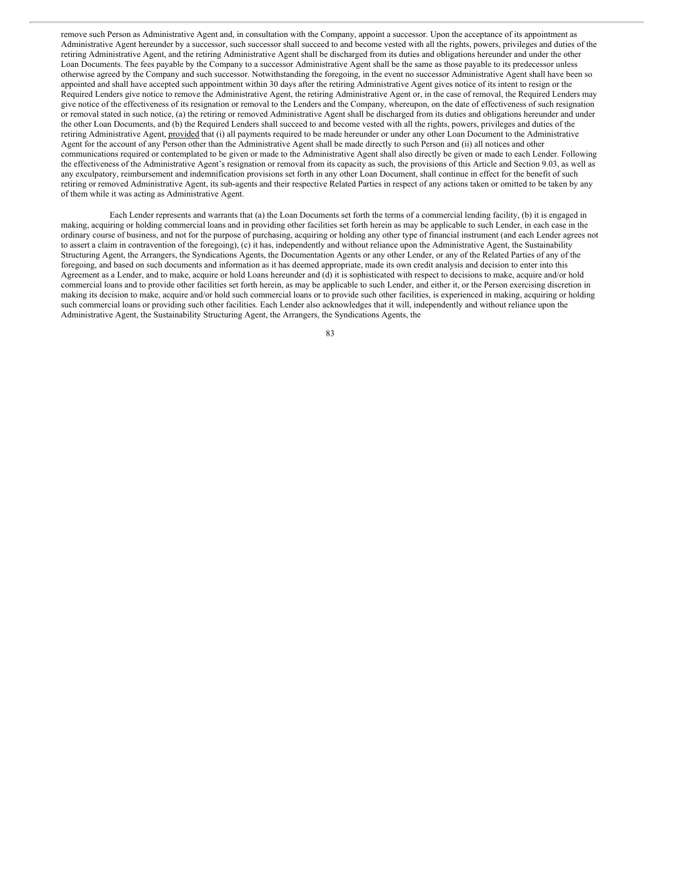remove such Person as Administrative Agent and, in consultation with the Company, appoint a successor. Upon the acceptance of its appointment as Administrative Agent hereunder by a successor, such successor shall succeed to and become vested with all the rights, powers, privileges and duties of the retiring Administrative Agent, and the retiring Administrative Agent shall be discharged from its duties and obligations hereunder and under the other Loan Documents. The fees payable by the Company to a successor Administrative Agent shall be the same as those payable to its predecessor unless otherwise agreed by the Company and such successor. Notwithstanding the foregoing, in the event no successor Administrative Agent shall have been so appointed and shall have accepted such appointment within 30 days after the retiring Administrative Agent gives notice of its intent to resign or the Required Lenders give notice to remove the Administrative Agent, the retiring Administrative Agent or, in the case of removal, the Required Lenders may give notice of the effectiveness of its resignation or removal to the Lenders and the Company, whereupon, on the date of effectiveness of such resignation or removal stated in such notice, (a) the retiring or removed Administrative Agent shall be discharged from its duties and obligations hereunder and under the other Loan Documents, and (b) the Required Lenders shall succeed to and become vested with all the rights, powers, privileges and duties of the retiring Administrative Agent, provided that (i) all payments required to be made hereunder or under any other Loan Document to the Administrative Agent for the account of any Person other than the Administrative Agent shall be made directly to such Person and (ii) all notices and other communications required or contemplated to be given or made to the Administrative Agent shall also directly be given or made to each Lender. Following the effectiveness of the Administrative Agent's resignation or removal from its capacity as such, the provisions of this Article and Section 9.03, as well as any exculpatory, reimbursement and indemnification provisions set forth in any other Loan Document, shall continue in effect for the benefit of such retiring or removed Administrative Agent, its sub-agents and their respective Related Parties in respect of any actions taken or omitted to be taken by any of them while it was acting as Administrative Agent.

Each Lender represents and warrants that (a) the Loan Documents set forth the terms of a commercial lending facility, (b) it is engaged in making, acquiring or holding commercial loans and in providing other facilities set forth herein as may be applicable to such Lender, in each case in the ordinary course of business, and not for the purpose of purchasing, acquiring or holding any other type of financial instrument (and each Lender agrees not to assert a claim in contravention of the foregoing), (c) it has, independently and without reliance upon the Administrative Agent, the Sustainability Structuring Agent, the Arrangers, the Syndications Agents, the Documentation Agents or any other Lender, or any of the Related Parties of any of the foregoing, and based on such documents and information as it has deemed appropriate, made its own credit analysis and decision to enter into this Agreement as a Lender, and to make, acquire or hold Loans hereunder and (d) it is sophisticated with respect to decisions to make, acquire and/or hold commercial loans and to provide other facilities set forth herein, as may be applicable to such Lender, and either it, or the Person exercising discretion in making its decision to make, acquire and/or hold such commercial loans or to provide such other facilities, is experienced in making, acquiring or holding such commercial loans or providing such other facilities. Each Lender also acknowledges that it will, independently and without reliance upon the Administrative Agent, the Sustainability Structuring Agent, the Arrangers, the Syndications Agents, the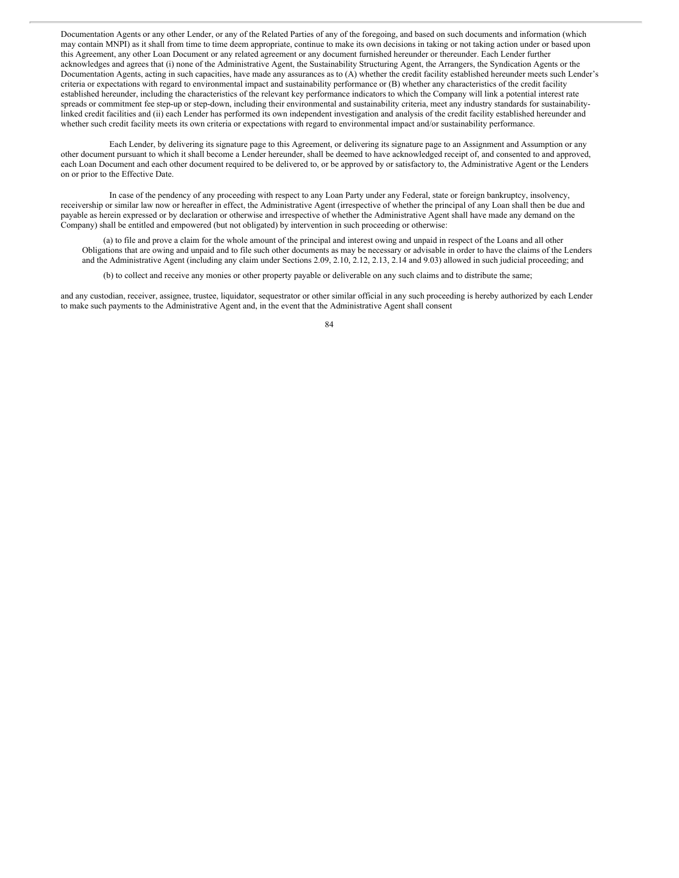Documentation Agents or any other Lender, or any of the Related Parties of any of the foregoing, and based on such documents and information (which may contain MNPI) as it shall from time to time deem appropriate, continue to make its own decisions in taking or not taking action under or based upon this Agreement, any other Loan Document or any related agreement or any document furnished hereunder or thereunder. Each Lender further acknowledges and agrees that (i) none of the Administrative Agent, the Sustainability Structuring Agent, the Arrangers, the Syndication Agents or the Documentation Agents, acting in such capacities, have made any assurances as to (A) whether the credit facility established hereunder meets such Lender's criteria or expectations with regard to environmental impact and sustainability performance or (B) whether any characteristics of the credit facility established hereunder, including the characteristics of the relevant key performance indicators to which the Company will link a potential interest rate spreads or commitment fee step-up or step-down, including their environmental and sustainability criteria, meet any industry standards for sustainability-linked credit facilities and (ii) each Lender has performed its own independent investigation and analysis of the credit facility established hereunder and whether such credit facility meets its own criteria or expectations with regard to environmental impact and/or sustainability performance.

Each Lender, by delivering its signature page to this Agreement, or delivering its signature page to an Assignment and Assumption or any other document pursuant to which it shall become a Lender hereunder, shall be deemed to have acknowledged receipt of, and consented to and approved, each Loan Document and each other document required to be delivered to, or be approved by or satisfactory to, the Administrative Agent or the Lenders on or prior to the Effective Date.

In case of the pendency of any proceeding with respect to any Loan Party under any Federal, state or foreign bankruptcy, insolvency, receivership or similar law now or hereafter in effect, the Administrative Agent (irrespective of whether the principal of any Loan shall then be due and payable as herein expressed or by declaration or otherwise and irrespective of whether the Administrative Agent shall have made any demand on the Company) shall be entitled and empowered (but not obligated) by intervention in such proceeding or otherwise:

(a) to file and prove a claim for the whole amount of the principal and interest owing and unpaid in respect of the Loans and all other Obligations that are owing and unpaid and to file such other documents as may be necessary or advisable in order to have the claims of the Lenders and the Administrative Agent (including any claim under Sections 2.09, 2.10, 2.12, 2.13, 2.14 and 9.03) allowed in such judicial proceeding; and

(b) to collect and receive any monies or other property payable or deliverable on any such claims and to distribute the same;

and any custodian, receiver, assignee, trustee, liquidator, sequestrator or other similar official in any such proceeding is hereby authorized by each Lender to make such payments to the Administrative Agent and, in the event that the Administrative Agent shall consent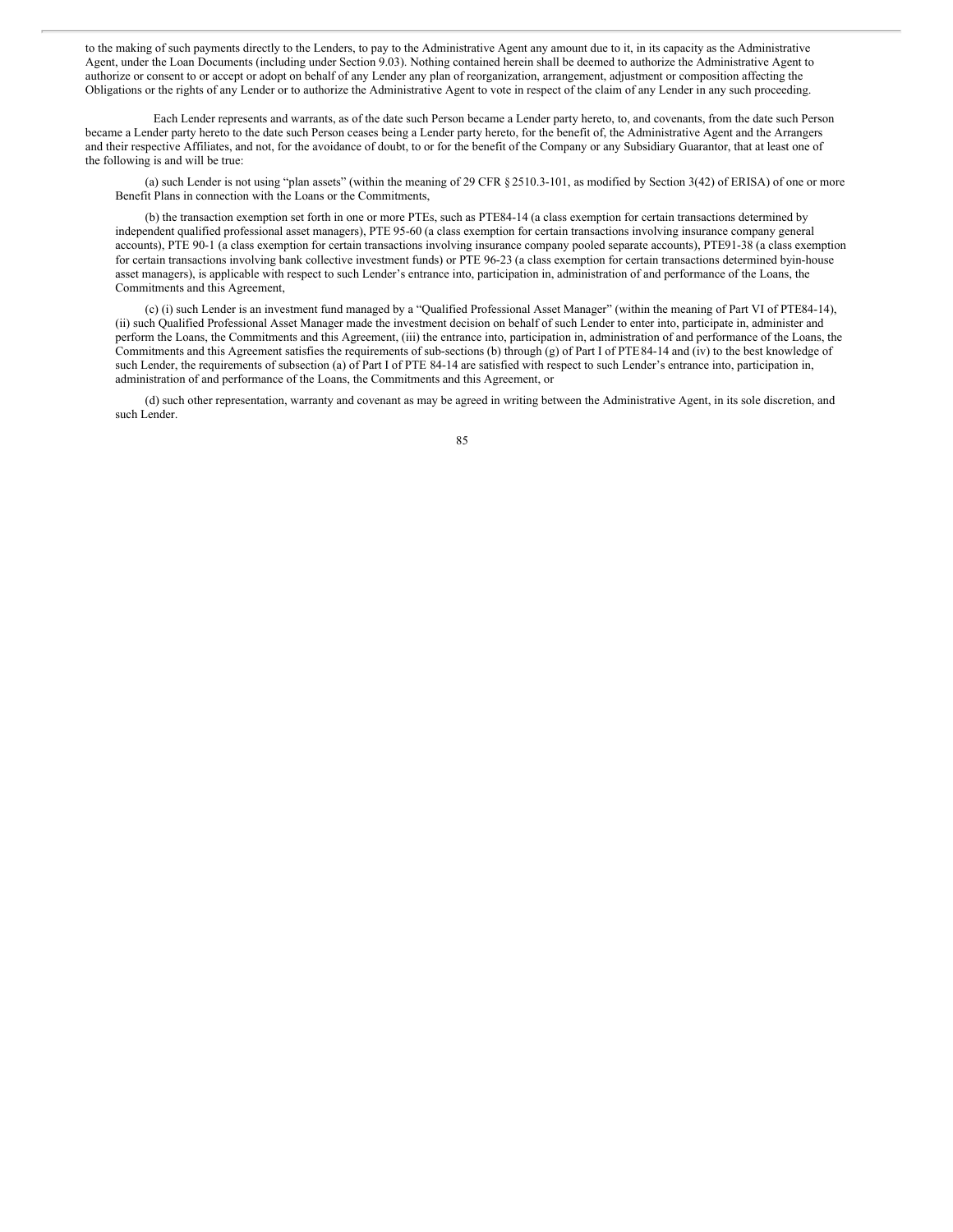to the making of such payments directly to the Lenders, to pay to the Administrative Agent any amount due to it, in its capacity as the Administrative Agent, under the Loan Documents (including under Section 9.03). Nothing contained herein shall be deemed to authorize the Administrative Agent to authorize or consent to or accept or adopt on behalf of any Lender any plan of reorganization, arrangement, adjustment or composition affecting the Obligations or the rights of any Lender or to authorize the Administrative Agent to vote in respect of the claim of any Lender in any such proceeding.

Each Lender represents and warrants, as of the date such Person became a Lender party hereto, to, and covenants, from the date such Person became a Lender party hereto to the date such Person ceases being a Lender party hereto, for the benefit of, the Administrative Agent and the Arrangers and their respective Affiliates, and not, for the avoidance of doubt, to or for the benefit of the Company or any Subsidiary Guarantor, that at least one of the following is and will be true:

(a) such Lender is not using "plan assets" (within the meaning of 29 CFR § 2510.3-101, as modified by Section 3(42) of ERISA) of one or more Benefit Plans in connection with the Loans or the Commitments,

(b) the transaction exemption set forth in one or more PTEs, such as PTE84-14 (a class exemption for certain transactions determined by independent qualified professional asset managers), PTE 95-60 (a class exemption for certain transactions involving insurance company general accounts), PTE 90-1 (a class exemption for certain transactions involving insurance company pooled separate accounts), PTE91-38 (a class exemption for certain transactions involving bank collective investment funds) or PTE 96-23 (a class exemption for certain transactions determined byin-house asset managers), is applicable with respect to such Lender's entrance into, participation in, administration of and performance of the Loans, the Commitments and this Agreement,

(c) (i) such Lender is an investment fund managed by a "Qualified Professional Asset Manager" (within the meaning of Part VI of PTE84-14), (ii) such Qualified Professional Asset Manager made the investment decision on behalf of such Lender to enter into, participate in, administer and perform the Loans, the Commitments and this Agreement, (iii) the entrance into, participation in, administration of and performance of the Loans, the Commitments and this Agreement satisfies the requirements of sub-sections (b) through (g) of Part I of PTE 84-14 and (iv) to the best knowledge of such Lender, the requirements of subsection (a) of Part I of PTE 84-14 are satisfied with respect to such Lender's entrance into, participation in, administration of and performance of the Loans, the Commitments and this Agreement, or

(d) such other representation, warranty and covenant as may be agreed in writing between the Administrative Agent, in its sole discretion, and such Lender.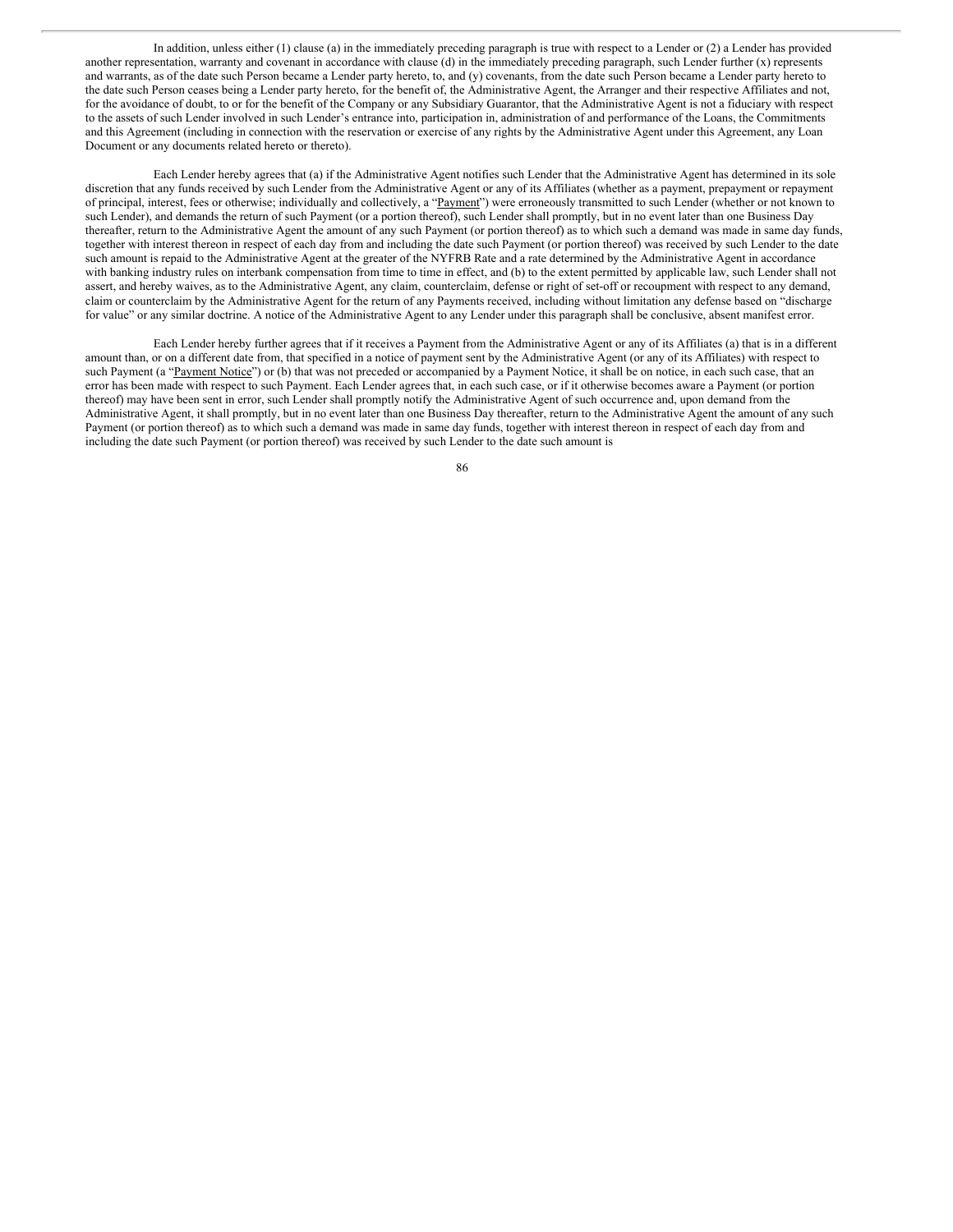In addition, unless either (1) clause (a) in the immediately preceding paragraph is true with respect to a Lender or (2) a Lender has provided another representation, warranty and covenant in accordance with clause (d) in the immediately preceding paragraph, such Lender further (x) represents and warrants, as of the date such Person became a Lender party hereto, to, and (y) covenants, from the date such Person became a Lender party hereto to the date such Person ceases being a Lender party hereto, for the benefit of, the Administrative Agent, the Arranger and their respective Affiliates and not, for the avoidance of doubt, to or for the benefit of the Company or any Subsidiary Guarantor, that the Administrative Agent is not a fiduciary with respect to the assets of such Lender involved in such Lender's entrance into, participation in, administration of and performance of the Loans, the Commitments and this Agreement (including in connection with the reservation or exercise of any rights by the Administrative Agent under this Agreement, any Loan Document or any documents related hereto or thereto).

Each Lender hereby agrees that (a) if the Administrative Agent notifies such Lender that the Administrative Agent has determined in its sole discretion that any funds received by such Lender from the Administrative Agent or any of its Affiliates (whether as a payment, prepayment or repayment of principal, interest, fees or otherwise; individually and collectively, a "Payment") were erroneously transmitted to such Lender (whether or not known to such Lender), and demands the return of such Payment (or a portion thereof), such Lender shall promptly, but in no event later than one Business Day thereafter, return to the Administrative Agent the amount of any such Payment (or portion thereof) as to which such a demand was made in same day funds, together with interest thereon in respect of each day from and including the date such Payment (or portion thereof) was received by such Lender to the date such amount is repaid to the Administrative Agent at the greater of the NYFRB Rate and a rate determined by the Administrative Agent in accordance with banking industry rules on interbank compensation from time to time in effect, and (b) to the extent permitted by applicable law, such Lender shall not assert, and hereby waives, as to the Administrative Agent, any claim, counterclaim, defense or right of set-off or recoupment with respect to any demand, claim or counterclaim by the Administrative Agent for the return of any Payments received, including without limitation any defense based on "discharge for value" or any similar doctrine. A notice of the Administrative Agent to any Lender under this paragraph shall be conclusive, absent manifest error.

Each Lender hereby further agrees that if it receives a Payment from the Administrative Agent or any of its Affiliates (a) that is in a different amount than, or on a different date from, that specified in a notice of payment sent by the Administrative Agent (or any of its Affiliates) with respect to such Payment (a "Payment Notice") or (b) that was not preceded or accompanied by a Payment Notice, it shall be on notice, in each such case, that an error has been made with respect to such Payment. Each Lender agrees that, in each such case, or if it otherwise becomes aware a Payment (or portion thereof) may have been sent in error, such Lender shall promptly notify the Administrative Agent of such occurrence and, upon demand from the Administrative Agent, it shall promptly, but in no event later than one Business Day thereafter, return to the Administrative Agent the amount of any such Payment (or portion thereof) as to which such a demand was made in same day funds, together with interest thereon in respect of each day from and including the date such Payment (or portion thereof) was received by such Lender to the date such amount is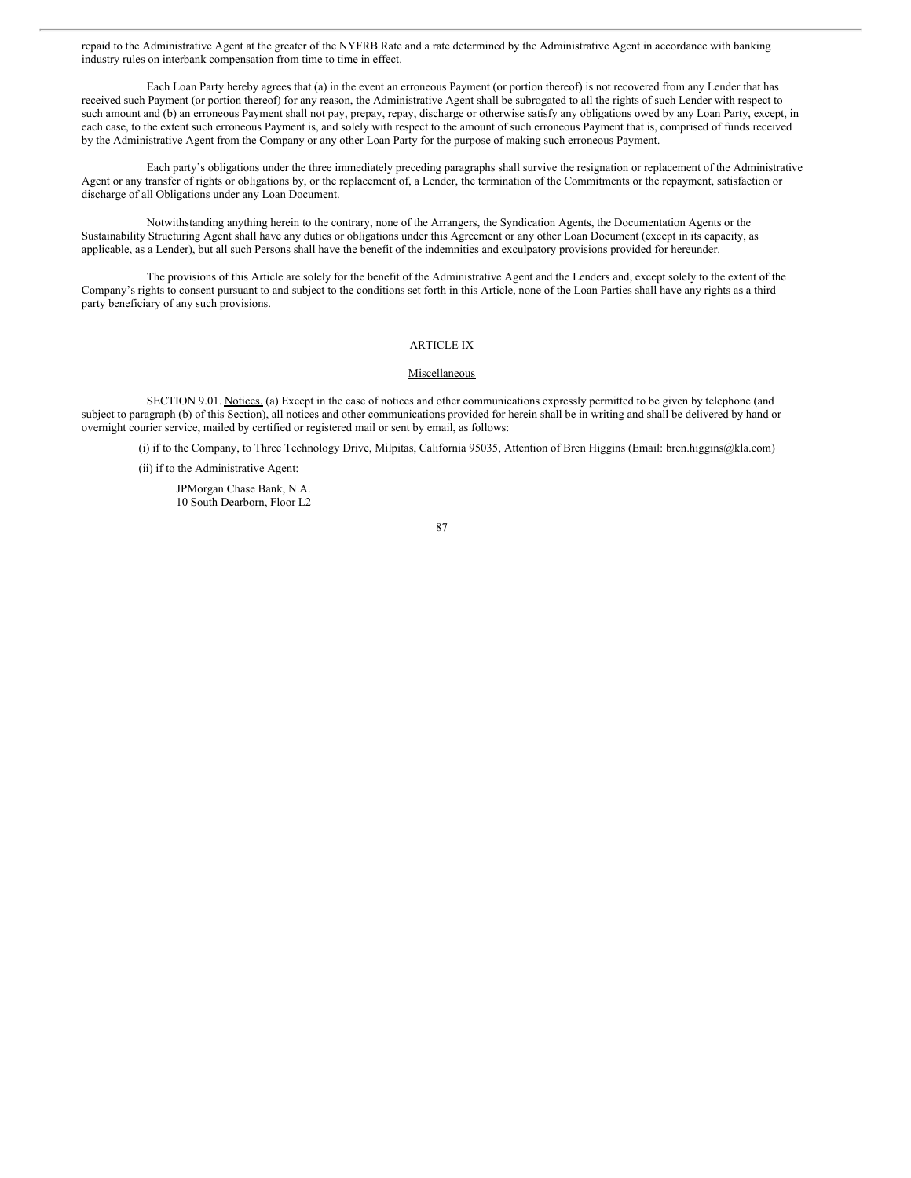repaid to the Administrative Agent at the greater of the NYFRB Rate and a rate determined by the Administrative Agent in accordance with banking industry rules on interbank compensation from time to time in effect.

Each Loan Party hereby agrees that (a) in the event an erroneous Payment (or portion thereof) is not recovered from any Lender that has received such Payment (or portion thereof) for any reason, the Administrative Agent shall be subrogated to all the rights of such Lender with respect to such amount and (b) an erroneous Payment shall not pay, prepay, repay, discharge or otherwise satisfy any obligations owed by any Loan Party, except, in each case, to the extent such erroneous Payment is, and solely with respect to the amount of such erroneous Payment that is, comprised of funds received by the Administrative Agent from the Company or any other Loan Party for the purpose of making such erroneous Payment.

Each party's obligations under the three immediately preceding paragraphs shall survive the resignation or replacement of the Administrative Agent or any transfer of rights or obligations by, or the replacement of, a Lender, the termination of the Commitments or the repayment, satisfaction or discharge of all Obligations under any Loan Document.

Notwithstanding anything herein to the contrary, none of the Arrangers, the Syndication Agents, the Documentation Agents or the Sustainability Structuring Agent shall have any duties or obligations under this Agreement or any other Loan Document (except in its capacity, as applicable, as a Lender), but all such Persons shall have the benefit of the indemnities and exculpatory provisions provided for hereunder.

The provisions of this Article are solely for the benefit of the Administrative Agent and the Lenders and, except solely to the extent of the Company's rights to consent pursuant to and subject to the conditions set forth in this Article, none of the Loan Parties shall have any rights as a third party beneficiary of any such provisions.

# ARTICLE IX

## Miscellaneous

SECTION 9.01. Notices. (a) Except in the case of notices and other communications expressly permitted to be given by telephone (and subject to paragraph (b) of this Section), all notices and other communications provided for herein shall be in writing and shall be delivered by hand or overnight courier service, mailed by certified or registered mail or sent by email, as follows:

(i) if to the Company, to Three Technology Drive, Milpitas, California 95035, Attention of Bren Higgins (Email: bren.higgins@kla.com)

(ii) if to the Administrative Agent:

JPMorgan Chase Bank, N.A.
10 South Dearborn, Floor L2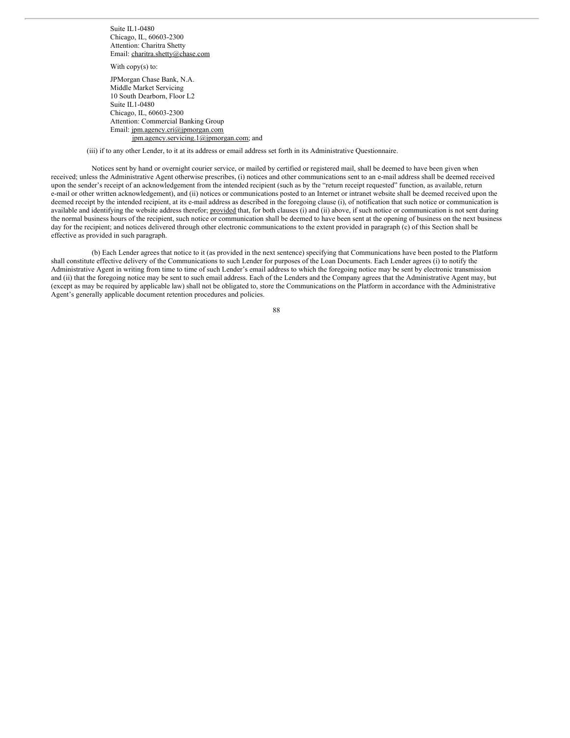Suite IL1-0480
Chicago, IL, 60603-2300
Attention: Charitra Shetty
Email: charitra.shetty@chase.com

With copy(s) to:

JPMorgan Chase Bank, N.A.
Middle Market Servicing
10 South Dearborn, Floor L2
Suite IL1-0480
Chicago, IL, 60603-2300
Attention: Commercial Banking Group
Email: jpm.agency.cri@jpmorgan.com
jpm.agency.servicing.1@jpmorgan.com; and

(iii) if to any other Lender, to it at its address or email address set forth in its Administrative Questionnaire.

Notices sent by hand or overnight courier service, or mailed by certified or registered mail, shall be deemed to have been given when received; unless the Administrative Agent otherwise prescribes, (i) notices and other communications sent to an e-mail address shall be deemed received upon the sender's receipt of an acknowledgement from the intended recipient (such as by the "return receipt requested" function, as available, return e-mail or other written acknowledgement), and (ii) notices or communications posted to an Internet or intranet website shall be deemed received upon the deemed receipt by the intended recipient, at its e-mail address as described in the foregoing clause (i), of notification that such notice or communication is available and identifying the website address therefor; provided that, for both clauses (i) and (ii) above, if such notice or communication is not sent during the normal business hours of the recipient, such notice or communication shall be deemed to have been sent at the opening of business on the next business day for the recipient; and notices delivered through other electronic communications to the extent provided in paragraph (c) of this Section shall be effective as provided in such paragraph.

(b) Each Lender agrees that notice to it (as provided in the next sentence) specifying that Communications have been posted to the Platform shall constitute effective delivery of the Communications to such Lender for purposes of the Loan Documents. Each Lender agrees (i) to notify the Administrative Agent in writing from time to time of such Lender's email address to which the foregoing notice may be sent by electronic transmission and (ii) that the foregoing notice may be sent to such email address. Each of the Lenders and the Company agrees that the Administrative Agent may, but (except as may be required by applicable law) shall not be obligated to, store the Communications on the Platform in accordance with the Administrative Agent's generally applicable document retention procedures and policies.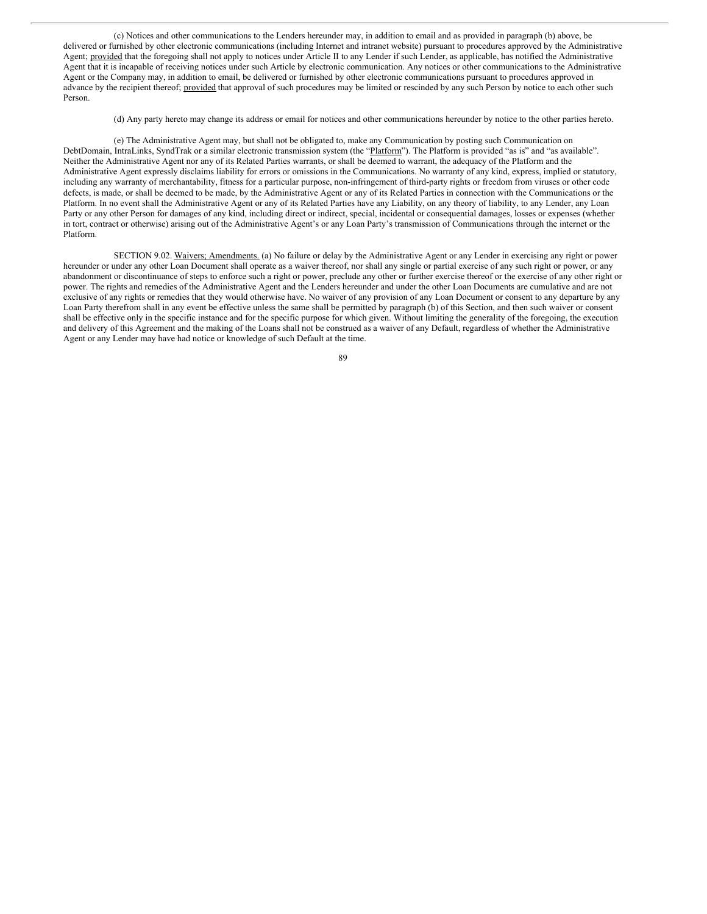(c) Notices and other communications to the Lenders hereunder may, in addition to email and as provided in paragraph (b) above, be delivered or furnished by other electronic communications (including Internet and intranet website) pursuant to procedures approved by the Administrative Agent; provided that the foregoing shall not apply to notices under Article II to any Lender if such Lender, as applicable, has notified the Administrative Agent that it is incapable of receiving notices under such Article by electronic communication. Any notices or other communications to the Administrative Agent or the Company may, in addition to email, be delivered or furnished by other electronic communications pursuant to procedures approved in advance by the recipient thereof; provided that approval of such procedures may be limited or rescinded by any such Person by notice to each other such Person.

(d) Any party hereto may change its address or email for notices and other communications hereunder by notice to the other parties hereto.

(e) The Administrative Agent may, but shall not be obligated to, make any Communication by posting such Communication on DebtDomain, IntraLinks, SyndTrak or a similar electronic transmission system (the "Platform"). The Platform is provided "as is" and "as available". Neither the Administrative Agent nor any of its Related Parties warrants, or shall be deemed to warrant, the adequacy of the Platform and the Administrative Agent expressly disclaims liability for errors or omissions in the Communications. No warranty of any kind, express, implied or statutory, including any warranty of merchantability, fitness for a particular purpose, non-infringement of third-party rights or freedom from viruses or other code defects, is made, or shall be deemed to be made, by the Administrative Agent or any of its Related Parties in connection with the Communications or the Platform. In no event shall the Administrative Agent or any of its Related Parties have any Liability, on any theory of liability, to any Lender, any Loan Party or any other Person for damages of any kind, including direct or indirect, special, incidental or consequential damages, losses or expenses (whether in tort, contract or otherwise) arising out of the Administrative Agent's or any Loan Party's transmission of Communications through the internet or the Platform.

SECTION 9.02. Waivers; Amendments. (a) No failure or delay by the Administrative Agent or any Lender in exercising any right or power hereunder or under any other Loan Document shall operate as a waiver thereof, nor shall any single or partial exercise of any such right or power, or any abandonment or discontinuance of steps to enforce such a right or power, preclude any other or further exercise thereof or the exercise of any other right or power. The rights and remedies of the Administrative Agent and the Lenders hereunder and under the other Loan Documents are cumulative and are not exclusive of any rights or remedies that they would otherwise have. No waiver of any provision of any Loan Document or consent to any departure by any Loan Party therefrom shall in any event be effective unless the same shall be permitted by paragraph (b) of this Section, and then such waiver or consent shall be effective only in the specific instance and for the specific purpose for which given. Without limiting the generality of the foregoing, the execution and delivery of this Agreement and the making of the Loans shall not be construed as a waiver of any Default, regardless of whether the Administrative Agent or any Lender may have had notice or knowledge of such Default at the time.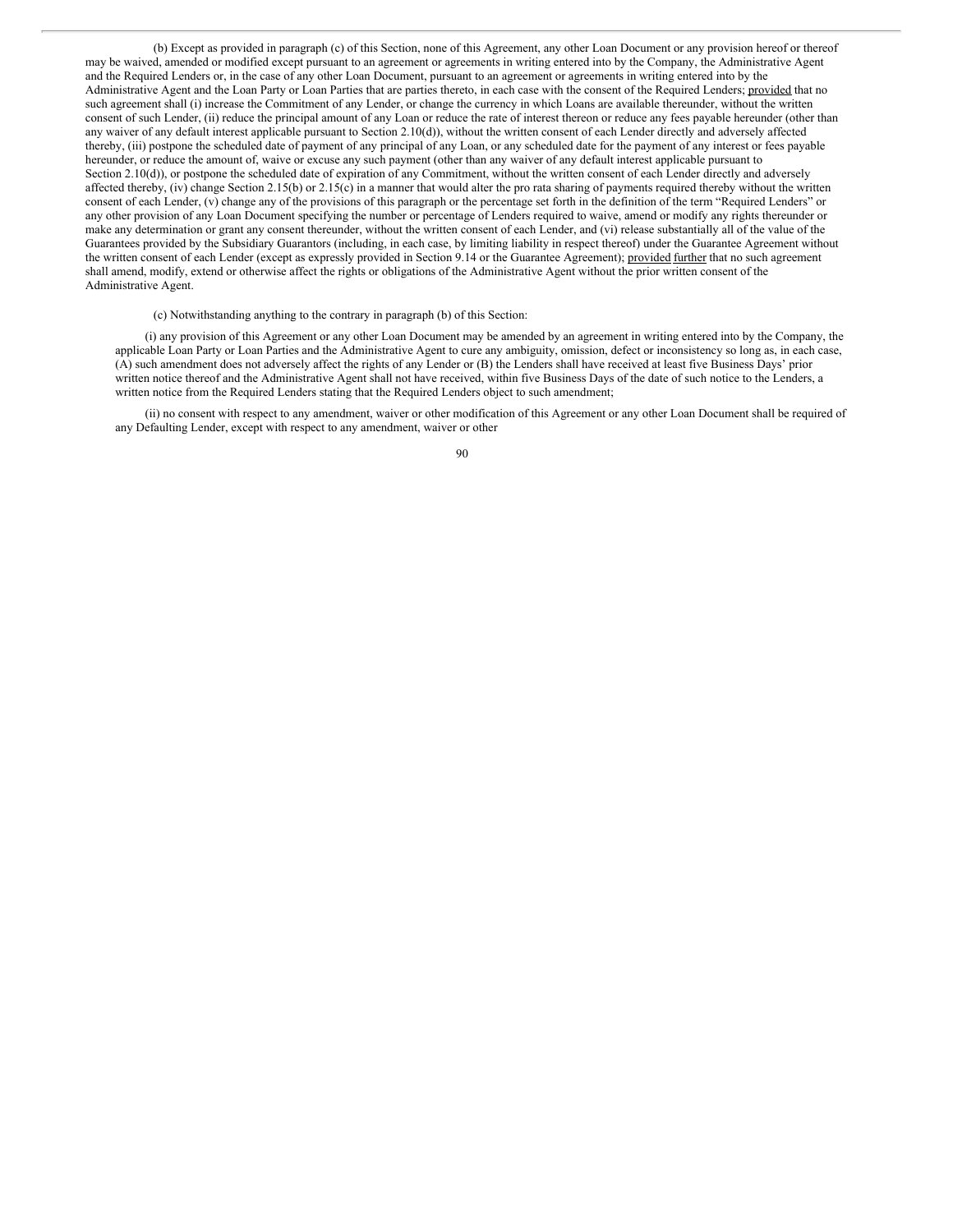(b) Except as provided in paragraph (c) of this Section, none of this Agreement, any other Loan Document or any provision hereof or thereof may be waived, amended or modified except pursuant to an agreement or agreements in writing entered into by the Company, the Administrative Agent and the Required Lenders or, in the case of any other Loan Document, pursuant to an agreement or agreements in writing entered into by the Administrative Agent and the Loan Party or Loan Parties that are parties thereto, in each case with the consent of the Required Lenders; provided that no such agreement shall (i) increase the Commitment of any Lender, or change the currency in which Loans are available thereunder, without the written consent of such Lender, (ii) reduce the principal amount of any Loan or reduce the rate of interest thereon or reduce any fees payable hereunder (other than any waiver of any default interest applicable pursuant to Section 2.10(d)), without the written consent of each Lender directly and adversely affected thereby, (iii) postpone the scheduled date of payment of any principal of any Loan, or any scheduled date for the payment of any interest or fees payable hereunder, or reduce the amount of, waive or excuse any such payment (other than any waiver of any default interest applicable pursuant to Section 2.10(d)), or postpone the scheduled date of expiration of any Commitment, without the written consent of each Lender directly and adversely affected thereby, (iv) change Section 2.15(b) or 2.15(c) in a manner that would alter the pro rata sharing of payments required thereby without the written consent of each Lender, (v) change any of the provisions of this paragraph or the percentage set forth in the definition of the term "Required Lenders" or any other provision of any Loan Document specifying the number or percentage of Lenders required to waive, amend or modify any rights thereunder or make any determination or grant any consent thereunder, without the written consent of each Lender, and (vi) release substantially all of the value of the Guarantees provided by the Subsidiary Guarantors (including, in each case, by limiting liability in respect thereof) under the Guarantee Agreement without the written consent of each Lender (except as expressly provided in Section 9.14 or the Guarantee Agreement); provided further that no such agreement shall amend, modify, extend or otherwise affect the rights or obligations of the Administrative Agent without the prior written consent of the Administrative Agent.

(c) Notwithstanding anything to the contrary in paragraph (b) of this Section:

(i) any provision of this Agreement or any other Loan Document may be amended by an agreement in writing entered into by the Company, the applicable Loan Party or Loan Parties and the Administrative Agent to cure any ambiguity, omission, defect or inconsistency so long as, in each case, (A) such amendment does not adversely affect the rights of any Lender or (B) the Lenders shall have received at least five Business Days' prior written notice thereof and the Administrative Agent shall not have received, within five Business Days of the date of such notice to the Lenders, a written notice from the Required Lenders stating that the Required Lenders object to such amendment;

(ii) no consent with respect to any amendment, waiver or other modification of this Agreement or any other Loan Document shall be required of any Defaulting Lender, except with respect to any amendment, waiver or other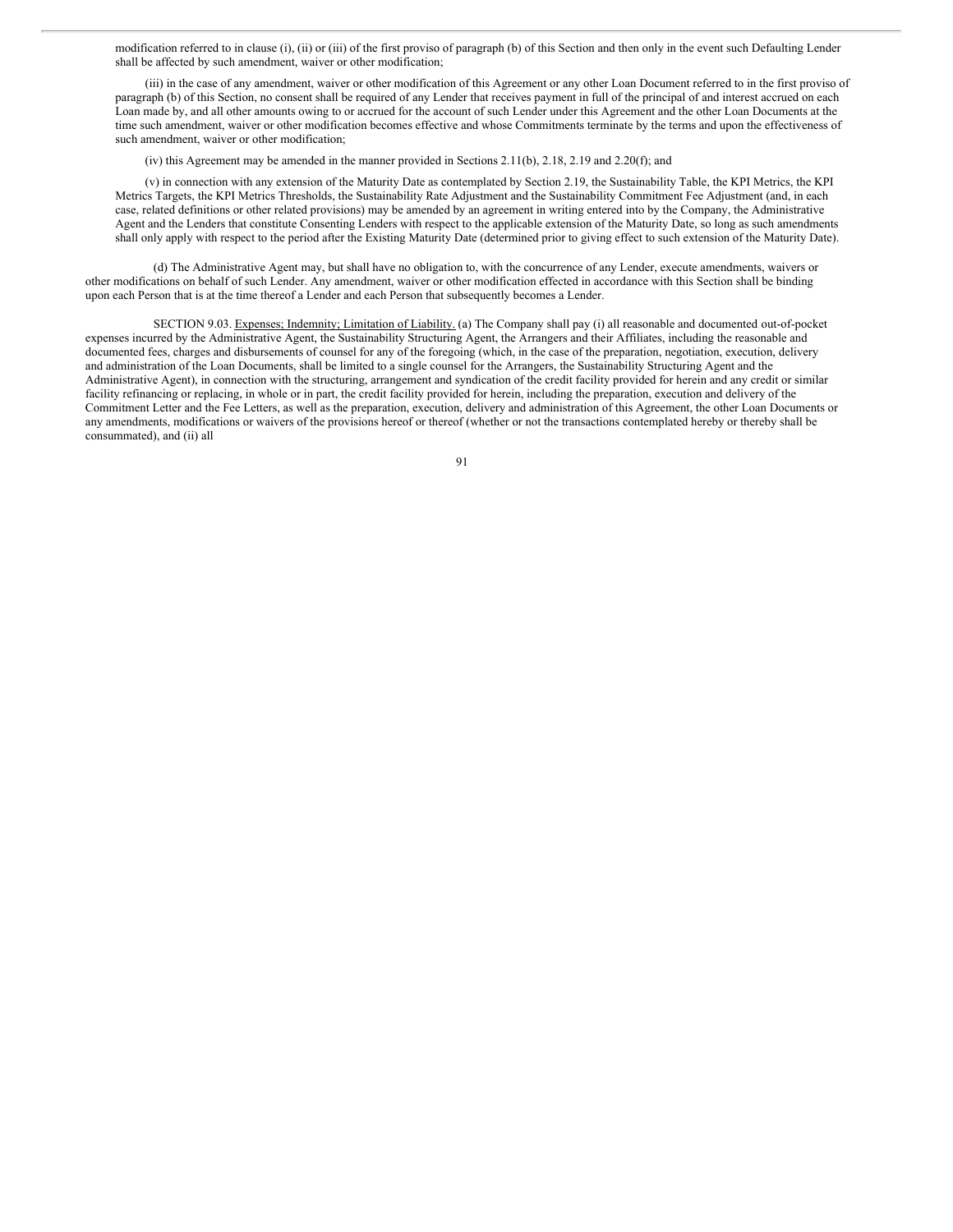modification referred to in clause (i), (ii) or (iii) of the first proviso of paragraph (b) of this Section and then only in the event such Defaulting Lender shall be affected by such amendment, waiver or other modification;

(iii) in the case of any amendment, waiver or other modification of this Agreement or any other Loan Document referred to in the first proviso of paragraph (b) of this Section, no consent shall be required of any Lender that receives payment in full of the principal of and interest accrued on each Loan made by, and all other amounts owing to or accrued for the account of such Lender under this Agreement and the other Loan Documents at the time such amendment, waiver or other modification becomes effective and whose Commitments terminate by the terms and upon the effectiveness of such amendment, waiver or other modification;

(iv) this Agreement may be amended in the manner provided in Sections 2.11(b), 2.18, 2.19 and 2.20(f); and

(v) in connection with any extension of the Maturity Date as contemplated by Section 2.19, the Sustainability Table, the KPI Metrics, the KPI Metrics Targets, the KPI Metrics Thresholds, the Sustainability Rate Adjustment and the Sustainability Commitment Fee Adjustment (and, in each case, related definitions or other related provisions) may be amended by an agreement in writing entered into by the Company, the Administrative Agent and the Lenders that constitute Consenting Lenders with respect to the applicable extension of the Maturity Date, so long as such amendments shall only apply with respect to the period after the Existing Maturity Date (determined prior to giving effect to such extension of the Maturity Date).

(d) The Administrative Agent may, but shall have no obligation to, with the concurrence of any Lender, execute amendments, waivers or other modifications on behalf of such Lender. Any amendment, waiver or other modification effected in accordance with this Section shall be binding upon each Person that is at the time thereof a Lender and each Person that subsequently becomes a Lender.

SECTION 9.03. Expenses; Indemnity; Limitation of Liability. (a) The Company shall pay (i) all reasonable and documented out-of-pocket expenses incurred by the Administrative Agent, the Sustainability Structuring Agent, the Arrangers and their Affiliates, including the reasonable and documented fees, charges and disbursements of counsel for any of the foregoing (which, in the case of the preparation, negotiation, execution, delivery and administration of the Loan Documents, shall be limited to a single counsel for the Arrangers, the Sustainability Structuring Agent and the Administrative Agent), in connection with the structuring, arrangement and syndication of the credit facility provided for herein and any credit or similar facility refinancing or replacing, in whole or in part, the credit facility provided for herein, including the preparation, execution and delivery of the Commitment Letter and the Fee Letters, as well as the preparation, execution, delivery and administration of this Agreement, the other Loan Documents or any amendments, modifications or waivers of the provisions hereof or thereof (whether or not the transactions contemplated hereby or thereby shall be consummated), and (ii) all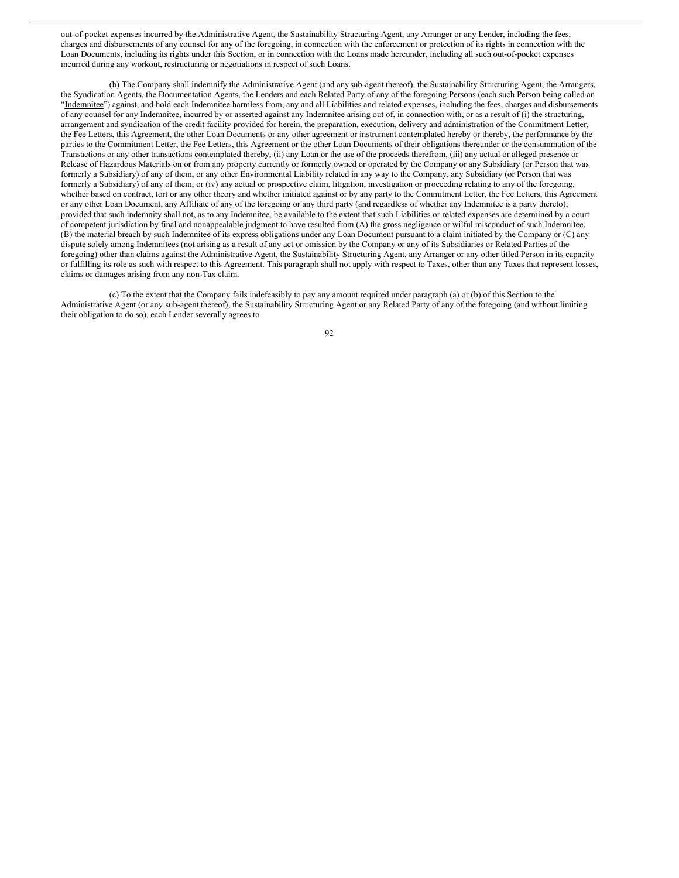out-of-pocket expenses incurred by the Administrative Agent, the Sustainability Structuring Agent, any Arranger or any Lender, including the fees, charges and disbursements of any counsel for any of the foregoing, in connection with the enforcement or protection of its rights in connection with the Loan Documents, including its rights under this Section, or in connection with the Loans made hereunder, including all such out-of-pocket expenses incurred during any workout, restructuring or negotiations in respect of such Loans.

(b) The Company shall indemnify the Administrative Agent (and any sub-agent thereof), the Sustainability Structuring Agent, the Arrangers, the Syndication Agents, the Documentation Agents, the Lenders and each Related Party of any of the foregoing Persons (each such Person being called an "Indemnitee") against, and hold each Indemnitee harmless from, any and all Liabilities and related expenses, including the fees, charges and disbursements of any counsel for any Indemnitee, incurred by or asserted against any Indemnitee arising out of, in connection with, or as a result of (i) the structuring, arrangement and syndication of the credit facility provided for herein, the preparation, execution, delivery and administration of the Commitment Letter, the Fee Letters, this Agreement, the other Loan Documents or any other agreement or instrument contemplated hereby or thereby, the performance by the parties to the Commitment Letter, the Fee Letters, this Agreement or the other Loan Documents of their obligations thereunder or the consummation of the Transactions or any other transactions contemplated thereby, (ii) any Loan or the use of the proceeds therefrom, (iii) any actual or alleged presence or Release of Hazardous Materials on or from any property currently or formerly owned or operated by the Company or any Subsidiary (or Person that was formerly a Subsidiary) of any of them, or any other Environmental Liability related in any way to the Company, any Subsidiary (or Person that was formerly a Subsidiary) of any of them, or (iv) any actual or prospective claim, litigation, investigation or proceeding relating to any of the foregoing, whether based on contract, tort or any other theory and whether initiated against or by any party to the Commitment Letter, the Fee Letters, this Agreement or any other Loan Document, any Affiliate of any of the foregoing or any third party (and regardless of whether any Indemnitee is a party thereto); provided that such indemnity shall not, as to any Indemnitee, be available to the extent that such Liabilities or related expenses are determined by a court of competent jurisdiction by final and nonappealable judgment to have resulted from (A) the gross negligence or wilful misconduct of such Indemnitee, (B) the material breach by such Indemnitee of its express obligations under any Loan Document pursuant to a claim initiated by the Company or (C) any dispute solely among Indemnitees (not arising as a result of any act or omission by the Company or any of its Subsidiaries or Related Parties of the foregoing) other than claims against the Administrative Agent, the Sustainability Structuring Agent, any Arranger or any other titled Person in its capacity or fulfilling its role as such with respect to this Agreement. This paragraph shall not apply with respect to Taxes, other than any Taxes that represent losses, claims or damages arising from any non-Tax claim.

(c) To the extent that the Company fails indefeasibly to pay any amount required under paragraph (a) or (b) of this Section to the Administrative Agent (or any sub-agent thereof), the Sustainability Structuring Agent or any Related Party of any of the foregoing (and without limiting their obligation to do so), each Lender severally agrees to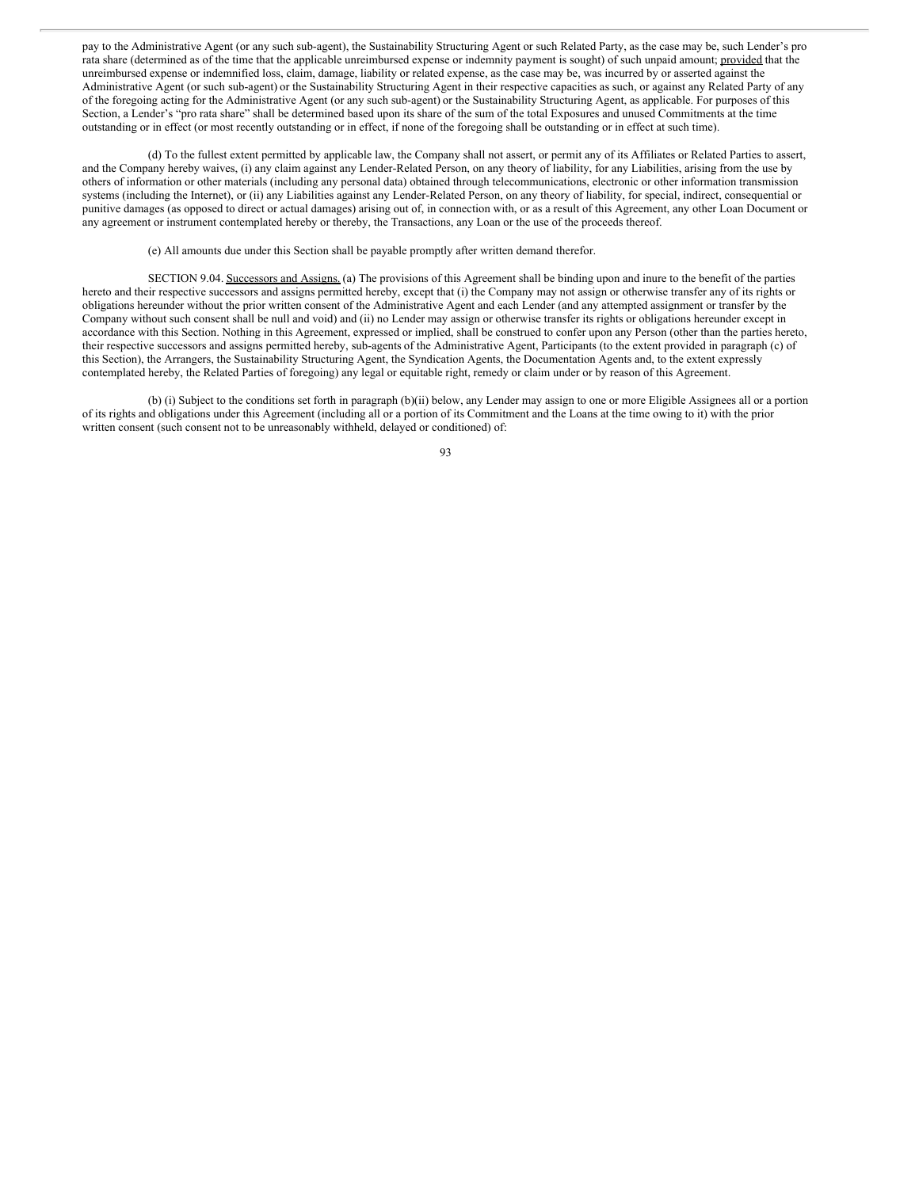pay to the Administrative Agent (or any such sub-agent), the Sustainability Structuring Agent or such Related Party, as the case may be, such Lender's pro rata share (determined as of the time that the applicable unreimbursed expense or indemnity payment is sought) of such unpaid amount; provided that the unreimbursed expense or indemnified loss, claim, damage, liability or related expense, as the case may be, was incurred by or asserted against the Administrative Agent (or such sub-agent) or the Sustainability Structuring Agent in their respective capacities as such, or against any Related Party of any of the foregoing acting for the Administrative Agent (or any such sub-agent) or the Sustainability Structuring Agent, as applicable. For purposes of this Section, a Lender's "pro rata share" shall be determined based upon its share of the sum of the total Exposures and unused Commitments at the time outstanding or in effect (or most recently outstanding or in effect, if none of the foregoing shall be outstanding or in effect at such time).

(d) To the fullest extent permitted by applicable law, the Company shall not assert, or permit any of its Affiliates or Related Parties to assert, and the Company hereby waives, (i) any claim against any Lender-Related Person, on any theory of liability, for any Liabilities, arising from the use by others of information or other materials (including any personal data) obtained through telecommunications, electronic or other information transmission systems (including the Internet), or (ii) any Liabilities against any Lender-Related Person, on any theory of liability, for special, indirect, consequential or punitive damages (as opposed to direct or actual damages) arising out of, in connection with, or as a result of this Agreement, any other Loan Document or any agreement or instrument contemplated hereby or thereby, the Transactions, any Loan or the use of the proceeds thereof.

(e) All amounts due under this Section shall be payable promptly after written demand therefor.

SECTION 9.04. Successors and Assigns. (a) The provisions of this Agreement shall be binding upon and inure to the benefit of the parties hereto and their respective successors and assigns permitted hereby, except that (i) the Company may not assign or otherwise transfer any of its rights or obligations hereunder without the prior written consent of the Administrative Agent and each Lender (and any attempted assignment or transfer by the Company without such consent shall be null and void) and (ii) no Lender may assign or otherwise transfer its rights or obligations hereunder except in accordance with this Section. Nothing in this Agreement, expressed or implied, shall be construed to confer upon any Person (other than the parties hereto, their respective successors and assigns permitted hereby, sub-agents of the Administrative Agent, Participants (to the extent provided in paragraph (c) of this Section), the Arrangers, the Sustainability Structuring Agent, the Syndication Agents, the Documentation Agents and, to the extent expressly contemplated hereby, the Related Parties of foregoing) any legal or equitable right, remedy or claim under or by reason of this Agreement.

(b) (i) Subject to the conditions set forth in paragraph (b)(ii) below, any Lender may assign to one or more Eligible Assignees all or a portion of its rights and obligations under this Agreement (including all or a portion of its Commitment and the Loans at the time owing to it) with the prior written consent (such consent not to be unreasonably withheld, delayed or conditioned) of: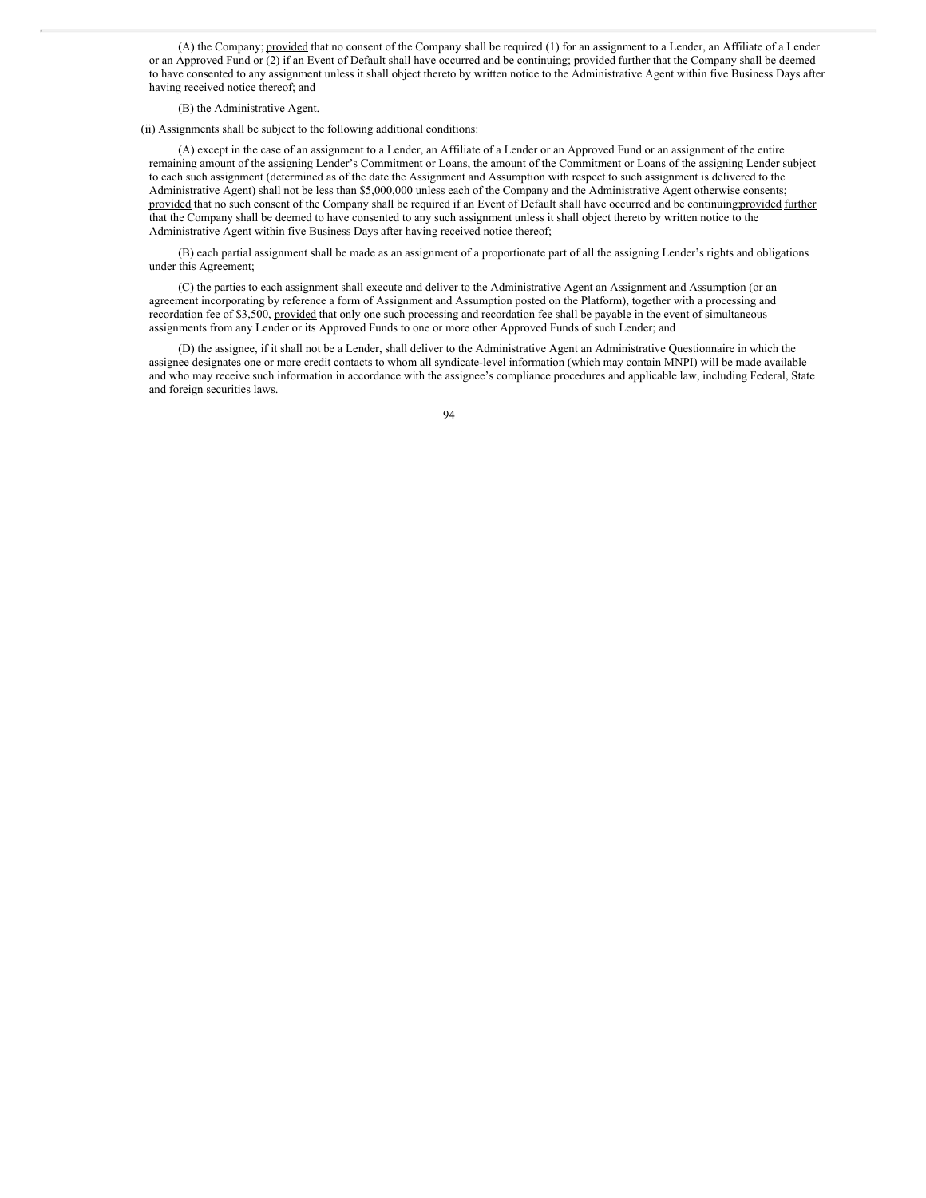(A) the Company; provided that no consent of the Company shall be required (1) for an assignment to a Lender, an Affiliate of a Lender or an Approved Fund or (2) if an Event of Default shall have occurred and be continuing; provided further that the Company shall be deemed to have consented to any assignment unless it shall object thereto by written notice to the Administrative Agent within five Business Days after having received notice thereof; and

(B) the Administrative Agent.

(ii) Assignments shall be subject to the following additional conditions:

(A) except in the case of an assignment to a Lender, an Affiliate of a Lender or an Approved Fund or an assignment of the entire remaining amount of the assigning Lender's Commitment or Loans, the amount of the Commitment or Loans of the assigning Lender subject to each such assignment (determined as of the date the Assignment and Assumption with respect to such assignment is delivered to the Administrative Agent) shall not be less than $5,000,000 unless each of the Company and the Administrative Agent otherwise consents; provided that no such consent of the Company shall be required if an Event of Default shall have occurred and be continuing; provided further that the Company shall be deemed to have consented to any such assignment unless it shall object thereto by written notice to the Administrative Agent within five Business Days after having received notice thereof;

(B) each partial assignment shall be made as an assignment of a proportionate part of all the assigning Lender's rights and obligations under this Agreement;

(C) the parties to each assignment shall execute and deliver to the Administrative Agent an Assignment and Assumption (or an agreement incorporating by reference a form of Assignment and Assumption posted on the Platform), together with a processing and recordation fee of $3,500, provided that only one such processing and recordation fee shall be payable in the event of simultaneous assignments from any Lender or its Approved Funds to one or more other Approved Funds of such Lender; and

(D) the assignee, if it shall not be a Lender, shall deliver to the Administrative Agent an Administrative Questionnaire in which the assignee designates one or more credit contacts to whom all syndicate-level information (which may contain MNPI) will be made available and who may receive such information in accordance with the assignee's compliance procedures and applicable law, including Federal, State and foreign securities laws.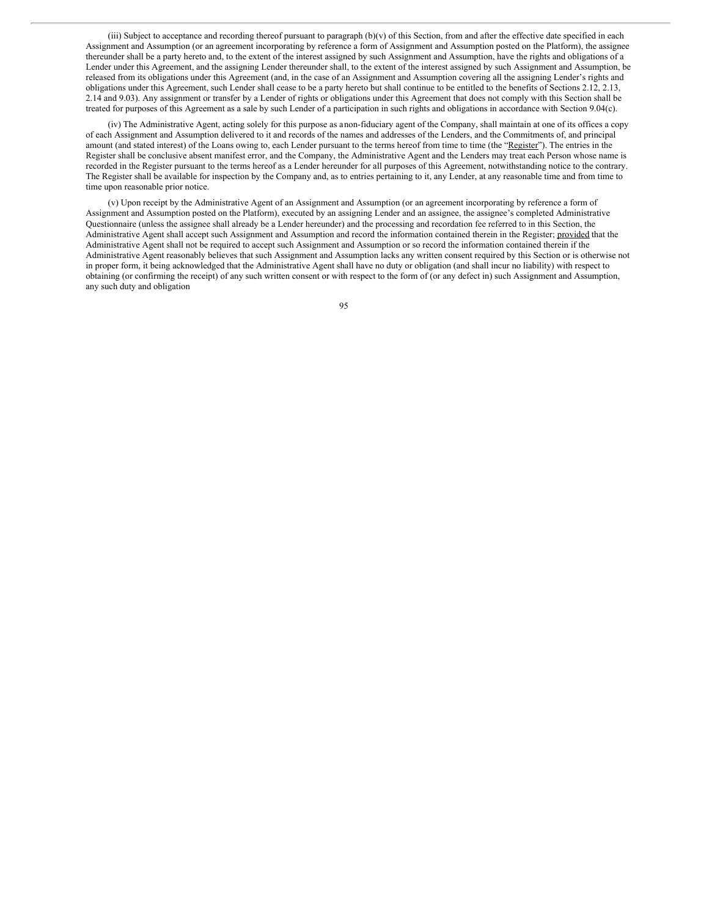(iii) Subject to acceptance and recording thereof pursuant to paragraph (b)(v) of this Section, from and after the effective date specified in each Assignment and Assumption (or an agreement incorporating by reference a form of Assignment and Assumption posted on the Platform), the assignee thereunder shall be a party hereto and, to the extent of the interest assigned by such Assignment and Assumption, have the rights and obligations of a Lender under this Agreement, and the assigning Lender thereunder shall, to the extent of the interest assigned by such Assignment and Assumption, be released from its obligations under this Agreement (and, in the case of an Assignment and Assumption covering all the assigning Lender's rights and obligations under this Agreement, such Lender shall cease to be a party hereto but shall continue to be entitled to the benefits of Sections 2.12, 2.13, 2.14 and 9.03). Any assignment or transfer by a Lender of rights or obligations under this Agreement that does not comply with this Section shall be treated for purposes of this Agreement as a sale by such Lender of a participation in such rights and obligations in accordance with Section 9.04(c).

(iv) The Administrative Agent, acting solely for this purpose as a non-fiduciary agent of the Company, shall maintain at one of its offices a copy of each Assignment and Assumption delivered to it and records of the names and addresses of the Lenders, and the Commitments of, and principal amount (and stated interest) of the Loans owing to, each Lender pursuant to the terms hereof from time to time (the "Register"). The entries in the Register shall be conclusive absent manifest error, and the Company, the Administrative Agent and the Lenders may treat each Person whose name is recorded in the Register pursuant to the terms hereof as a Lender hereunder for all purposes of this Agreement, notwithstanding notice to the contrary. The Register shall be available for inspection by the Company and, as to entries pertaining to it, any Lender, at any reasonable time and from time to time upon reasonable prior notice.

(v) Upon receipt by the Administrative Agent of an Assignment and Assumption (or an agreement incorporating by reference a form of Assignment and Assumption posted on the Platform), executed by an assigning Lender and an assignee, the assignee's completed Administrative Questionnaire (unless the assignee shall already be a Lender hereunder) and the processing and recordation fee referred to in this Section, the Administrative Agent shall accept such Assignment and Assumption and record the information contained therein in the Register; provided that the Administrative Agent shall not be required to accept such Assignment and Assumption or so record the information contained therein if the Administrative Agent reasonably believes that such Assignment and Assumption lacks any written consent required by this Section or is otherwise not in proper form, it being acknowledged that the Administrative Agent shall have no duty or obligation (and shall incur no liability) with respect to obtaining (or confirming the receipt) of any such written consent or with respect to the form of (or any defect in) such Assignment and Assumption, any such duty and obligation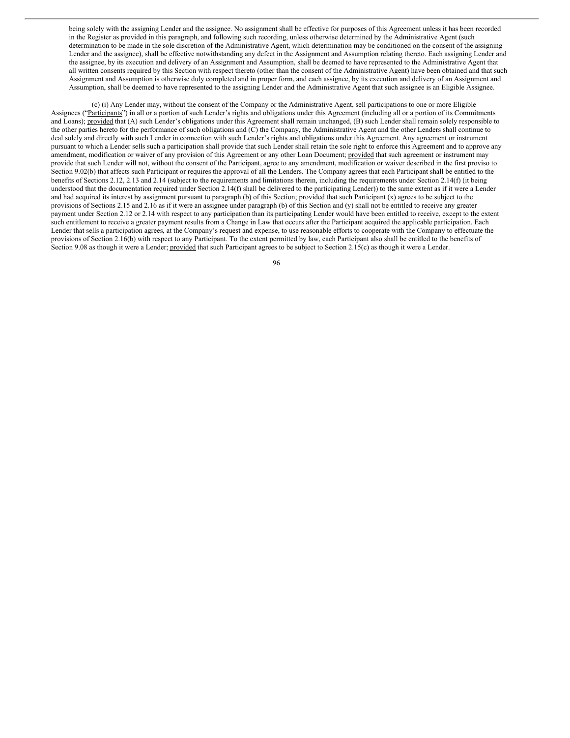being solely with the assigning Lender and the assignee. No assignment shall be effective for purposes of this Agreement unless it has been recorded in the Register as provided in this paragraph, and following such recording, unless otherwise determined by the Administrative Agent (such determination to be made in the sole discretion of the Administrative Agent, which determination may be conditioned on the consent of the assigning Lender and the assignee), shall be effective notwithstanding any defect in the Assignment and Assumption relating thereto. Each assigning Lender and the assignee, by its execution and delivery of an Assignment and Assumption, shall be deemed to have represented to the Administrative Agent that all written consents required by this Section with respect thereto (other than the consent of the Administrative Agent) have been obtained and that such Assignment and Assumption is otherwise duly completed and in proper form, and each assignee, by its execution and delivery of an Assignment and Assumption, shall be deemed to have represented to the assigning Lender and the Administrative Agent that such assignee is an Eligible Assignee.

(c) (i) Any Lender may, without the consent of the Company or the Administrative Agent, sell participations to one or more Eligible Assignees ("Participants") in all or a portion of such Lender's rights and obligations under this Agreement (including all or a portion of its Commitments and Loans); provided that (A) such Lender's obligations under this Agreement shall remain unchanged, (B) such Lender shall remain solely responsible to the other parties hereto for the performance of such obligations and (C) the Company, the Administrative Agent and the other Lenders shall continue to deal solely and directly with such Lender in connection with such Lender's rights and obligations under this Agreement. Any agreement or instrument pursuant to which a Lender sells such a participation shall provide that such Lender shall retain the sole right to enforce this Agreement and to approve any amendment, modification or waiver of any provision of this Agreement or any other Loan Document; provided that such agreement or instrument may provide that such Lender will not, without the consent of the Participant, agree to any amendment, modification or waiver described in the first proviso to Section 9.02(b) that affects such Participant or requires the approval of all the Lenders. The Company agrees that each Participant shall be entitled to the benefits of Sections 2.12, 2.13 and 2.14 (subject to the requirements and limitations therein, including the requirements under Section 2.14(f) (it being understood that the documentation required under Section 2.14(f) shall be delivered to the participating Lender)) to the same extent as if it were a Lender and had acquired its interest by assignment pursuant to paragraph (b) of this Section; provided that such Participant (x) agrees to be subject to the provisions of Sections 2.15 and 2.16 as if it were an assignee under paragraph (b) of this Section and (y) shall not be entitled to receive any greater payment under Section 2.12 or 2.14 with respect to any participation than its participating Lender would have been entitled to receive, except to the extent such entitlement to receive a greater payment results from a Change in Law that occurs after the Participant acquired the applicable participation. Each Lender that sells a participation agrees, at the Company's request and expense, to use reasonable efforts to cooperate with the Company to effectuate the provisions of Section 2.16(b) with respect to any Participant. To the extent permitted by law, each Participant also shall be entitled to the benefits of Section 9.08 as though it were a Lender; provided that such Participant agrees to be subject to Section 2.15(c) as though it were a Lender.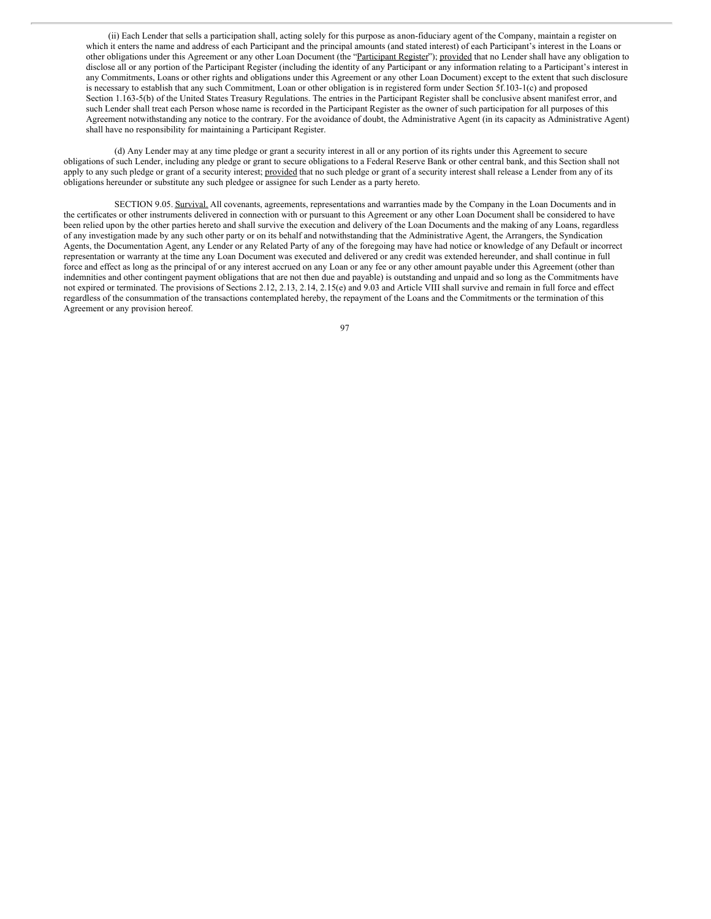(ii) Each Lender that sells a participation shall, acting solely for this purpose as anon-fiduciary agent of the Company, maintain a register on which it enters the name and address of each Participant and the principal amounts (and stated interest) of each Participant's interest in the Loans or other obligations under this Agreement or any other Loan Document (the "Participant Register"); provided that no Lender shall have any obligation to disclose all or any portion of the Participant Register (including the identity of any Participant or any information relating to a Participant's interest in any Commitments, Loans or other rights and obligations under this Agreement or any other Loan Document) except to the extent that such disclosure is necessary to establish that any such Commitment, Loan or other obligation is in registered form under Section 5f.103-1(c) and proposed Section 1.163-5(b) of the United States Treasury Regulations. The entries in the Participant Register shall be conclusive absent manifest error, and such Lender shall treat each Person whose name is recorded in the Participant Register as the owner of such participation for all purposes of this Agreement notwithstanding any notice to the contrary. For the avoidance of doubt, the Administrative Agent (in its capacity as Administrative Agent) shall have no responsibility for maintaining a Participant Register.

(d) Any Lender may at any time pledge or grant a security interest in all or any portion of its rights under this Agreement to secure obligations of such Lender, including any pledge or grant to secure obligations to a Federal Reserve Bank or other central bank, and this Section shall not apply to any such pledge or grant of a security interest; provided that no such pledge or grant of a security interest shall release a Lender from any of its obligations hereunder or substitute any such pledgee or assignee for such Lender as a party hereto.

SECTION 9.05. Survival. All covenants, agreements, representations and warranties made by the Company in the Loan Documents and in the certificates or other instruments delivered in connection with or pursuant to this Agreement or any other Loan Document shall be considered to have been relied upon by the other parties hereto and shall survive the execution and delivery of the Loan Documents and the making of any Loans, regardless of any investigation made by any such other party or on its behalf and notwithstanding that the Administrative Agent, the Arrangers, the Syndication Agents, the Documentation Agent, any Lender or any Related Party of any of the foregoing may have had notice or knowledge of any Default or incorrect representation or warranty at the time any Loan Document was executed and delivered or any credit was extended hereunder, and shall continue in full force and effect as long as the principal of or any interest accrued on any Loan or any fee or any other amount payable under this Agreement (other than indemnities and other contingent payment obligations that are not then due and payable) is outstanding and unpaid and so long as the Commitments have not expired or terminated. The provisions of Sections 2.12, 2.13, 2.14, 2.15(e) and 9.03 and Article VIII shall survive and remain in full force and effect regardless of the consummation of the transactions contemplated hereby, the repayment of the Loans and the Commitments or the termination of this Agreement or any provision hereof.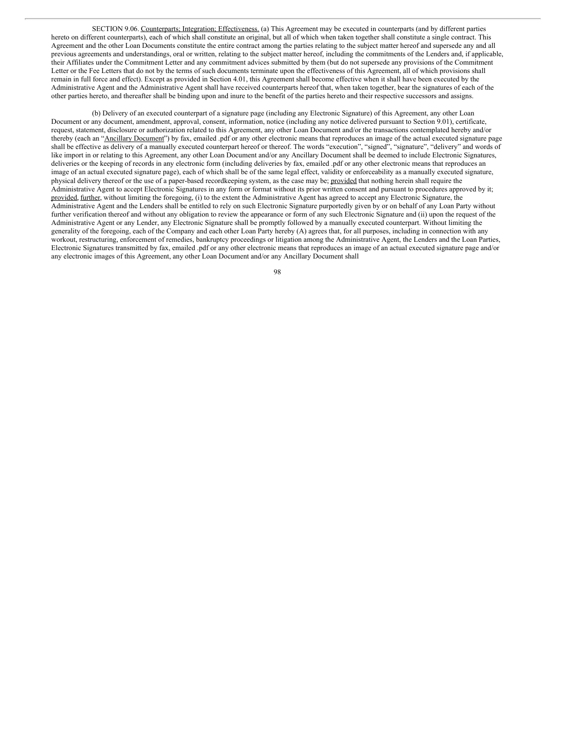SECTION 9.06. Counterparts; Integration; Effectiveness. (a) This Agreement may be executed in counterparts (and by different parties hereto on different counterparts), each of which shall constitute an original, but all of which when taken together shall constitute a single contract. This Agreement and the other Loan Documents constitute the entire contract among the parties relating to the subject matter hereof and supersede any and all previous agreements and understandings, oral or written, relating to the subject matter hereof, including the commitments of the Lenders and, if applicable, their Affiliates under the Commitment Letter and any commitment advices submitted by them (but do not supersede any provisions of the Commitment Letter or the Fee Letters that do not by the terms of such documents terminate upon the effectiveness of this Agreement, all of which provisions shall remain in full force and effect). Except as provided in Section 4.01, this Agreement shall become effective when it shall have been executed by the Administrative Agent and the Administrative Agent shall have received counterparts hereof that, when taken together, bear the signatures of each of the other parties hereto, and thereafter shall be binding upon and inure to the benefit of the parties hereto and their respective successors and assigns.

(b) Delivery of an executed counterpart of a signature page (including any Electronic Signature) of this Agreement, any other Loan Document or any document, amendment, approval, consent, information, notice (including any notice delivered pursuant to Section 9.01), certificate, request, statement, disclosure or authorization related to this Agreement, any other Loan Document and/or the transactions contemplated hereby and/or thereby (each an "Ancillary Document") by fax, emailed .pdf or any other electronic means that reproduces an image of the actual executed signature page shall be effective as delivery of a manually executed counterpart hereof or thereof. The words "execution", "signed", "signature", "delivery" and words of like import in or relating to this Agreement, any other Loan Document and/or any Ancillary Document shall be deemed to include Electronic Signatures, deliveries or the keeping of records in any electronic form (including deliveries by fax, emailed .pdf or any other electronic means that reproduces an image of an actual executed signature page), each of which shall be of the same legal effect, validity or enforceability as a manually executed signature, physical delivery thereof or the use of a paper-based recordkeeping system, as the case may be; provided that nothing herein shall require the Administrative Agent to accept Electronic Signatures in any form or format without its prior written consent and pursuant to procedures approved by it; provided, further, without limiting the foregoing, (i) to the extent the Administrative Agent has agreed to accept any Electronic Signature, the Administrative Agent and the Lenders shall be entitled to rely on such Electronic Signature purportedly given by or on behalf of any Loan Party without further verification thereof and without any obligation to review the appearance or form of any such Electronic Signature and (ii) upon the request of the Administrative Agent or any Lender, any Electronic Signature shall be promptly followed by a manually executed counterpart. Without limiting the generality of the foregoing, each of the Company and each other Loan Party hereby (A) agrees that, for all purposes, including in connection with any workout, restructuring, enforcement of remedies, bankruptcy proceedings or litigation among the Administrative Agent, the Lenders and the Loan Parties, Electronic Signatures transmitted by fax, emailed .pdf or any other electronic means that reproduces an image of an actual executed signature page and/or any electronic images of this Agreement, any other Loan Document and/or any Ancillary Document shall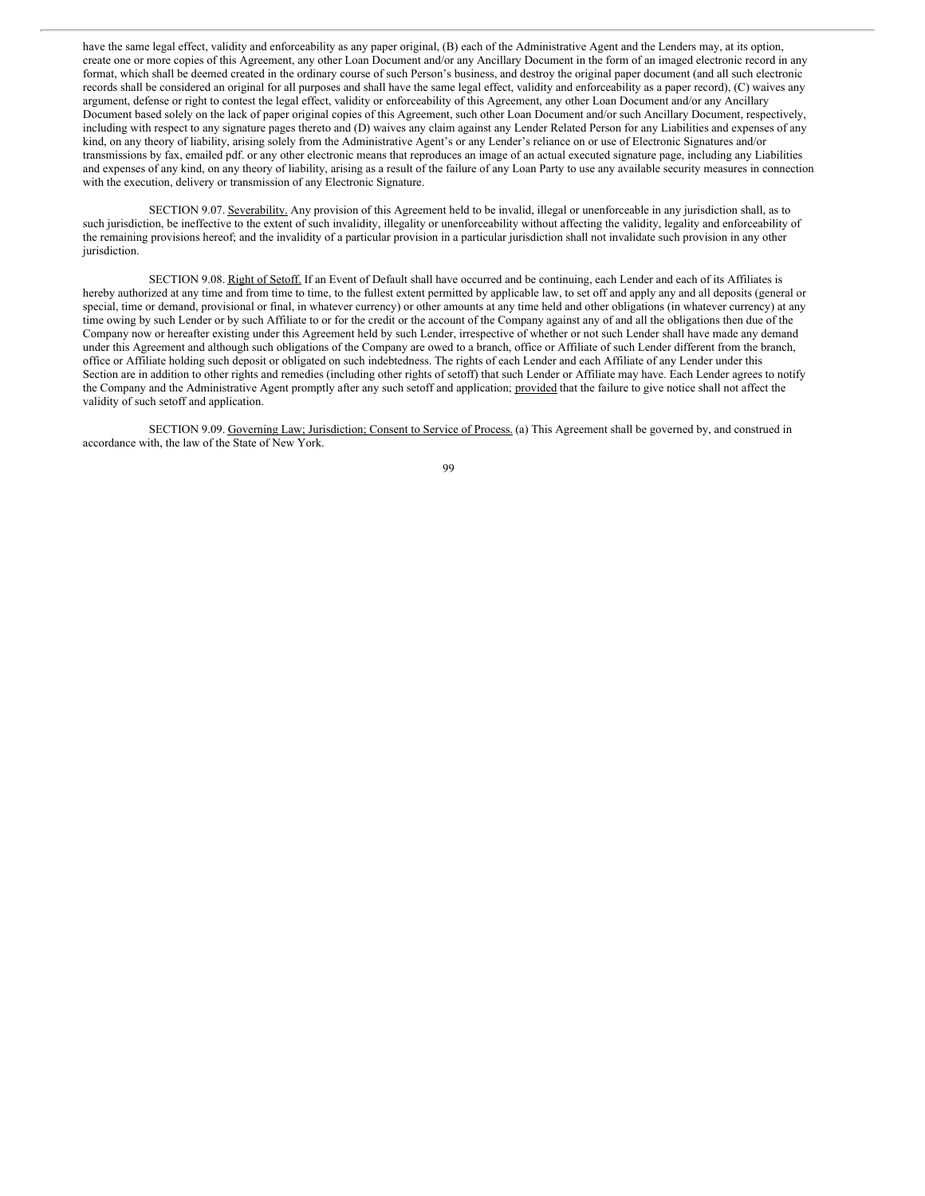have the same legal effect, validity and enforceability as any paper original, (B) each of the Administrative Agent and the Lenders may, at its option, create one or more copies of this Agreement, any other Loan Document and/or any Ancillary Document in the form of an imaged electronic record in any format, which shall be deemed created in the ordinary course of such Person's business, and destroy the original paper document (and all such electronic records shall be considered an original for all purposes and shall have the same legal effect, validity and enforceability as a paper record), (C) waives any argument, defense or right to contest the legal effect, validity or enforceability of this Agreement, any other Loan Document and/or any Ancillary Document based solely on the lack of paper original copies of this Agreement, such other Loan Document and/or such Ancillary Document, respectively, including with respect to any signature pages thereto and (D) waives any claim against any Lender Related Person for any Liabilities and expenses of any kind, on any theory of liability, arising solely from the Administrative Agent's or any Lender's reliance on or use of Electronic Signatures and/or transmissions by fax, emailed pdf. or any other electronic means that reproduces an image of an actual executed signature page, including any Liabilities and expenses of any kind, on any theory of liability, arising as a result of the failure of any Loan Party to use any available security measures in connection with the execution, delivery or transmission of any Electronic Signature.

SECTION 9.07. Severability. Any provision of this Agreement held to be invalid, illegal or unenforceable in any jurisdiction shall, as to such jurisdiction, be ineffective to the extent of such invalidity, illegality or unenforceability without affecting the validity, legality and enforceability of the remaining provisions hereof; and the invalidity of a particular provision in a particular jurisdiction shall not invalidate such provision in any other jurisdiction.

SECTION 9.08. Right of Setoff. If an Event of Default shall have occurred and be continuing, each Lender and each of its Affiliates is hereby authorized at any time and from time to time, to the fullest extent permitted by applicable law, to set off and apply any and all deposits (general or special, time or demand, provisional or final, in whatever currency) or other amounts at any time held and other obligations (in whatever currency) at any time owing by such Lender or by such Affiliate to or for the credit or the account of the Company against any of and all the obligations then due of the Company now or hereafter existing under this Agreement held by such Lender, irrespective of whether or not such Lender shall have made any demand under this Agreement and although such obligations of the Company are owed to a branch, office or Affiliate of such Lender different from the branch, office or Affiliate holding such deposit or obligated on such indebtedness. The rights of each Lender and each Affiliate of any Lender under this Section are in addition to other rights and remedies (including other rights of setoff) that such Lender or Affiliate may have. Each Lender agrees to notify the Company and the Administrative Agent promptly after any such setoff and application; provided that the failure to give notice shall not affect the validity of such setoff and application.

SECTION 9.09. Governing Law; Jurisdiction; Consent to Service of Process. (a) This Agreement shall be governed by, and construed in accordance with, the law of the State of New York.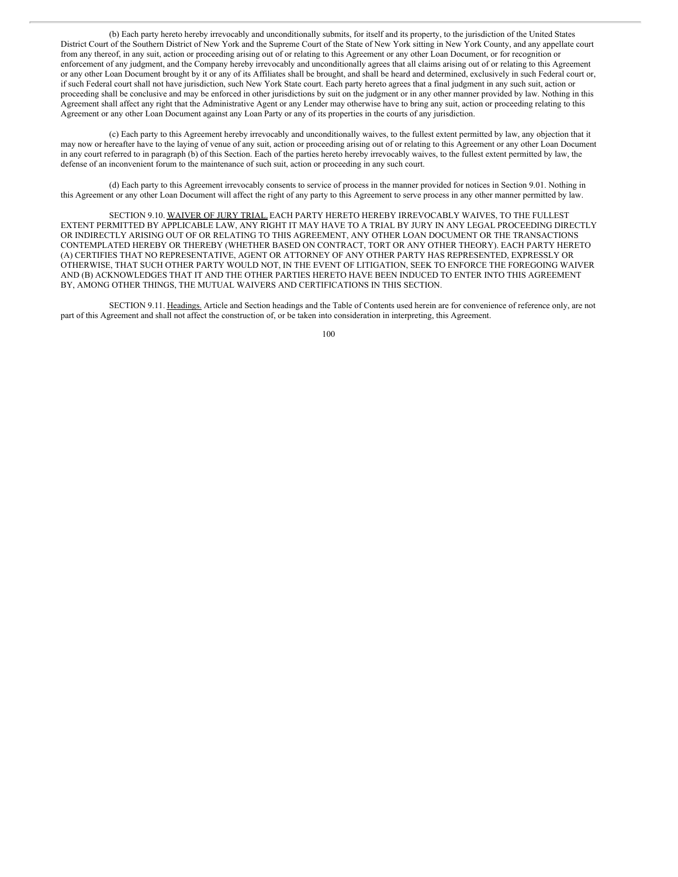(b) Each party hereto hereby irrevocably and unconditionally submits, for itself and its property, to the jurisdiction of the United States District Court of the Southern District of New York and the Supreme Court of the State of New York sitting in New York County, and any appellate court from any thereof, in any suit, action or proceeding arising out of or relating to this Agreement or any other Loan Document, or for recognition or enforcement of any judgment, and the Company hereby irrevocably and unconditionally agrees that all claims arising out of or relating to this Agreement or any other Loan Document brought by it or any of its Affiliates shall be brought, and shall be heard and determined, exclusively in such Federal court or, if such Federal court shall not have jurisdiction, such New York State court. Each party hereto agrees that a final judgment in any such suit, action or proceeding shall be conclusive and may be enforced in other jurisdictions by suit on the judgment or in any other manner provided by law. Nothing in this Agreement shall affect any right that the Administrative Agent or any Lender may otherwise have to bring any suit, action or proceeding relating to this Agreement or any other Loan Document against any Loan Party or any of its properties in the courts of any jurisdiction.

(c) Each party to this Agreement hereby irrevocably and unconditionally waives, to the fullest extent permitted by law, any objection that it may now or hereafter have to the laying of venue of any suit, action or proceeding arising out of or relating to this Agreement or any other Loan Document in any court referred to in paragraph (b) of this Section. Each of the parties hereto hereby irrevocably waives, to the fullest extent permitted by law, the defense of an inconvenient forum to the maintenance of such suit, action or proceeding in any such court.

(d) Each party to this Agreement irrevocably consents to service of process in the manner provided for notices in Section 9.01. Nothing in this Agreement or any other Loan Document will affect the right of any party to this Agreement to serve process in any other manner permitted by law.

SECTION 9.10. WAIVER OF JURY TRIAL. EACH PARTY HERETO HEREBY IRREVOCABLY WAIVES, TO THE FULLEST EXTENT PERMITTED BY APPLICABLE LAW, ANY RIGHT IT MAY HAVE TO A TRIAL BY JURY IN ANY LEGAL PROCEEDING DIRECTLY OR INDIRECTLY ARISING OUT OF OR RELATING TO THIS AGREEMENT, ANY OTHER LOAN DOCUMENT OR THE TRANSACTIONS CONTEMPLATED HEREBY OR THEREBY (WHETHER BASED ON CONTRACT, TORT OR ANY OTHER THEORY). EACH PARTY HERETO (A) CERTIFIES THAT NO REPRESENTATIVE, AGENT OR ATTORNEY OF ANY OTHER PARTY HAS REPRESENTED, EXPRESSLY OR OTHERWISE, THAT SUCH OTHER PARTY WOULD NOT, IN THE EVENT OF LITIGATION, SEEK TO ENFORCE THE FOREGOING WAIVER AND (B) ACKNOWLEDGES THAT IT AND THE OTHER PARTIES HERETO HAVE BEEN INDUCED TO ENTER INTO THIS AGREEMENT BY, AMONG OTHER THINGS, THE MUTUAL WAIVERS AND CERTIFICATIONS IN THIS SECTION.

SECTION 9.11. Headings. Article and Section headings and the Table of Contents used herein are for convenience of reference only, are not part of this Agreement and shall not affect the construction of, or be taken into consideration in interpreting, this Agreement.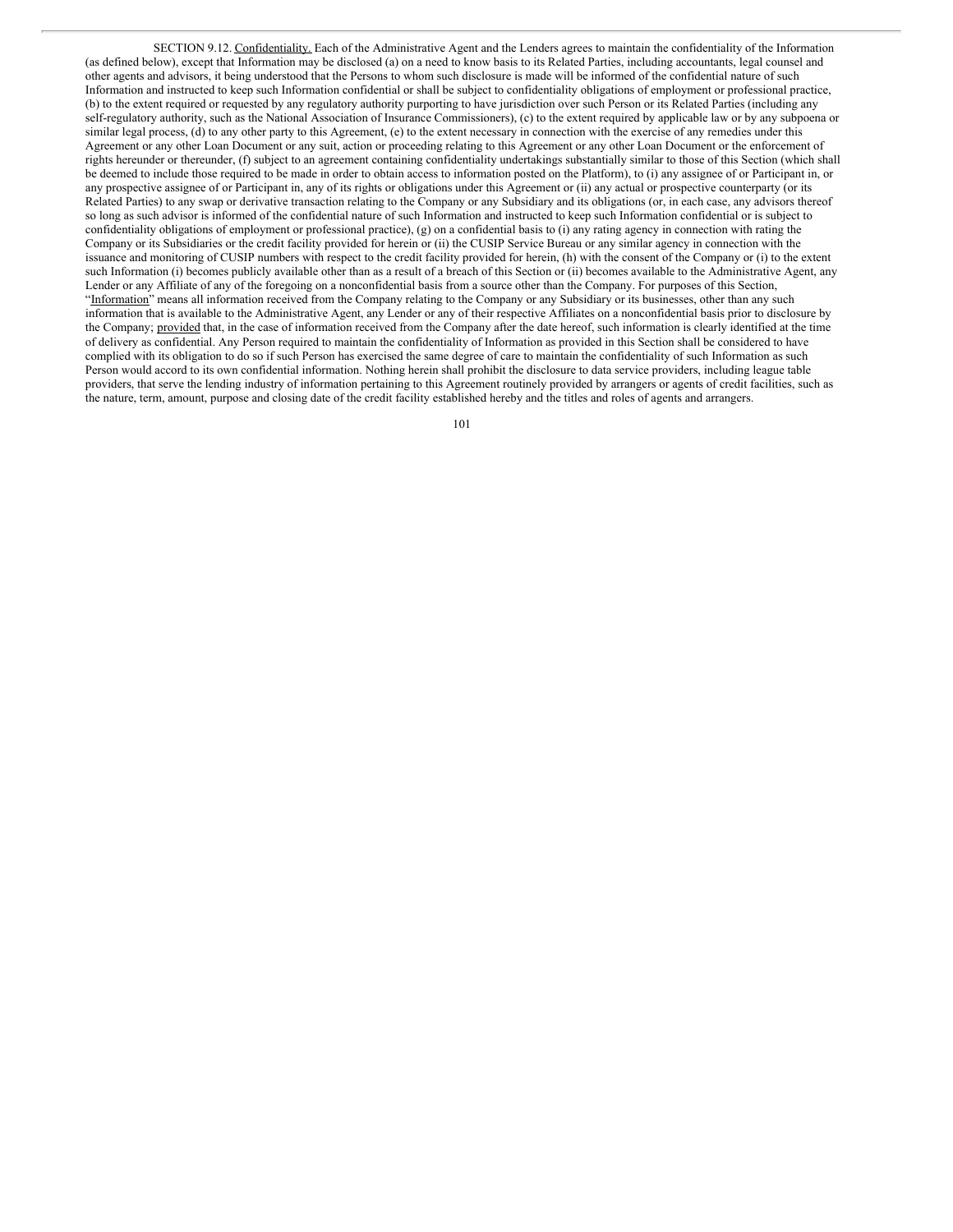SECTION 9.12. Confidentiality. Each of the Administrative Agent and the Lenders agrees to maintain the confidentiality of the Information (as defined below), except that Information may be disclosed (a) on a need to know basis to its Related Parties, including accountants, legal counsel and other agents and advisors, it being understood that the Persons to whom such disclosure is made will be informed of the confidential nature of such Information and instructed to keep such Information confidential or shall be subject to confidentiality obligations of employment or professional practice, (b) to the extent required or requested by any regulatory authority purporting to have jurisdiction over such Person or its Related Parties (including any self-regulatory authority, such as the National Association of Insurance Commissioners), (c) to the extent required by applicable law or by any subpoena or similar legal process, (d) to any other party to this Agreement, (e) to the extent necessary in connection with the exercise of any remedies under this Agreement or any other Loan Document or any suit, action or proceeding relating to this Agreement or any other Loan Document or the enforcement of rights hereunder or thereunder, (f) subject to an agreement containing confidentiality undertakings substantially similar to those of this Section (which shall be deemed to include those required to be made in order to obtain access to information posted on the Platform), to (i) any assignee of or Participant in, or any prospective assignee of or Participant in, any of its rights or obligations under this Agreement or (ii) any actual or prospective counterparty (or its Related Parties) to any swap or derivative transaction relating to the Company or any Subsidiary and its obligations (or, in each case, any advisors thereof so long as such advisor is informed of the confidential nature of such Information and instructed to keep such Information confidential or is subject to confidentiality obligations of employment or professional practice), (g) on a confidential basis to (i) any rating agency in connection with rating the Company or its Subsidiaries or the credit facility provided for herein or (ii) the CUSIP Service Bureau or any similar agency in connection with the issuance and monitoring of CUSIP numbers with respect to the credit facility provided for herein, (h) with the consent of the Company or (i) to the extent such Information (i) becomes publicly available other than as a result of a breach of this Section or (ii) becomes available to the Administrative Agent, any Lender or any Affiliate of any of the foregoing on a nonconfidential basis from a source other than the Company. For purposes of this Section, "Information" means all information received from the Company relating to the Company or any Subsidiary or its businesses, other than any such information that is available to the Administrative Agent, any Lender or any of their respective Affiliates on a nonconfidential basis prior to disclosure by the Company; provided that, in the case of information received from the Company after the date hereof, such information is clearly identified at the time of delivery as confidential. Any Person required to maintain the confidentiality of Information as provided in this Section shall be considered to have complied with its obligation to do so if such Person has exercised the same degree of care to maintain the confidentiality of such Information as such Person would accord to its own confidential information. Nothing herein shall prohibit the disclosure to data service providers, including league table providers, that serve the lending industry of information pertaining to this Agreement routinely provided by arrangers or agents of credit facilities, such as the nature, term, amount, purpose and closing date of the credit facility established hereby and the titles and roles of agents and arrangers.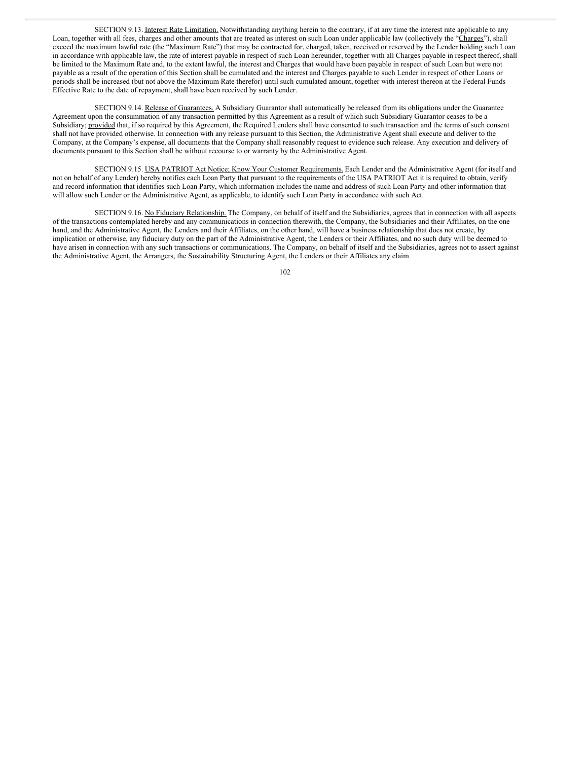SECTION 9.13. Interest Rate Limitation. Notwithstanding anything herein to the contrary, if at any time the interest rate applicable to any Loan, together with all fees, charges and other amounts that are treated as interest on such Loan under applicable law (collectively the "Charges"), shall exceed the maximum lawful rate (the "Maximum Rate") that may be contracted for, charged, taken, received or reserved by the Lender holding such Loan in accordance with applicable law, the rate of interest payable in respect of such Loan hereunder, together with all Charges payable in respect thereof, shall be limited to the Maximum Rate and, to the extent lawful, the interest and Charges that would have been payable in respect of such Loan but were not payable as a result of the operation of this Section shall be cumulated and the interest and Charges payable to such Lender in respect of other Loans or periods shall be increased (but not above the Maximum Rate therefor) until such cumulated amount, together with interest thereon at the Federal Funds Effective Rate to the date of repayment, shall have been received by such Lender.

SECTION 9.14. Release of Guarantees. A Subsidiary Guarantor shall automatically be released from its obligations under the Guarantee Agreement upon the consummation of any transaction permitted by this Agreement as a result of which such Subsidiary Guarantor ceases to be a Subsidiary; provided that, if so required by this Agreement, the Required Lenders shall have consented to such transaction and the terms of such consent shall not have provided otherwise. In connection with any release pursuant to this Section, the Administrative Agent shall execute and deliver to the Company, at the Company's expense, all documents that the Company shall reasonably request to evidence such release. Any execution and delivery of documents pursuant to this Section shall be without recourse to or warranty by the Administrative Agent.

SECTION 9.15. USA PATRIOT Act Notice; Know Your Customer Requirements. Each Lender and the Administrative Agent (for itself and not on behalf of any Lender) hereby notifies each Loan Party that pursuant to the requirements of the USA PATRIOT Act it is required to obtain, verify and record information that identifies such Loan Party, which information includes the name and address of such Loan Party and other information that will allow such Lender or the Administrative Agent, as applicable, to identify such Loan Party in accordance with such Act.

SECTION 9.16. No Fiduciary Relationship. The Company, on behalf of itself and the Subsidiaries, agrees that in connection with all aspects of the transactions contemplated hereby and any communications in connection therewith, the Company, the Subsidiaries and their Affiliates, on the one hand, and the Administrative Agent, the Lenders and their Affiliates, on the other hand, will have a business relationship that does not create, by implication or otherwise, any fiduciary duty on the part of the Administrative Agent, the Lenders or their Affiliates, and no such duty will be deemed to have arisen in connection with any such transactions or communications. The Company, on behalf of itself and the Subsidiaries, agrees not to assert against the Administrative Agent, the Arrangers, the Sustainability Structuring Agent, the Lenders or their Affiliates any claim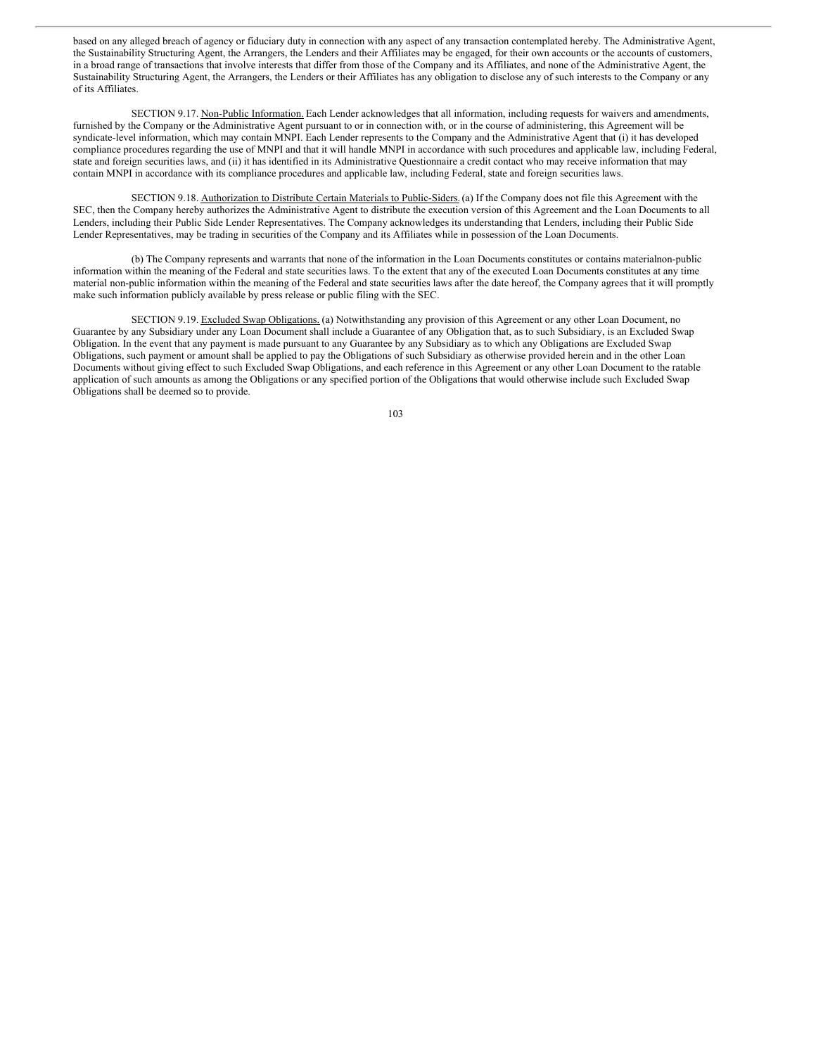based on any alleged breach of agency or fiduciary duty in connection with any aspect of any transaction contemplated hereby. The Administrative Agent, the Sustainability Structuring Agent, the Arrangers, the Lenders and their Affiliates may be engaged, for their own accounts or the accounts of customers, in a broad range of transactions that involve interests that differ from those of the Company and its Affiliates, and none of the Administrative Agent, the Sustainability Structuring Agent, the Arrangers, the Lenders or their Affiliates has any obligation to disclose any of such interests to the Company or any of its Affiliates.

SECTION 9.17. Non-Public Information. Each Lender acknowledges that all information, including requests for waivers and amendments, furnished by the Company or the Administrative Agent pursuant to or in connection with, or in the course of administering, this Agreement will be syndicate-level information, which may contain MNPI. Each Lender represents to the Company and the Administrative Agent that (i) it has developed compliance procedures regarding the use of MNPI and that it will handle MNPI in accordance with such procedures and applicable law, including Federal, state and foreign securities laws, and (ii) it has identified in its Administrative Questionnaire a credit contact who may receive information that may contain MNPI in accordance with its compliance procedures and applicable law, including Federal, state and foreign securities laws.

SECTION 9.18. Authorization to Distribute Certain Materials to Public-Siders. (a) If the Company does not file this Agreement with the SEC, then the Company hereby authorizes the Administrative Agent to distribute the execution version of this Agreement and the Loan Documents to all Lenders, including their Public Side Lender Representatives. The Company acknowledges its understanding that Lenders, including their Public Side Lender Representatives, may be trading in securities of the Company and its Affiliates while in possession of the Loan Documents.

(b) The Company represents and warrants that none of the information in the Loan Documents constitutes or contains materialnon-public information within the meaning of the Federal and state securities laws. To the extent that any of the executed Loan Documents constitutes at any time material non-public information within the meaning of the Federal and state securities laws after the date hereof, the Company agrees that it will promptly make such information publicly available by press release or public filing with the SEC.

SECTION 9.19. Excluded Swap Obligations. (a) Notwithstanding any provision of this Agreement or any other Loan Document, no Guarantee by any Subsidiary under any Loan Document shall include a Guarantee of any Obligation that, as to such Subsidiary, is an Excluded Swap Obligation. In the event that any payment is made pursuant to any Guarantee by any Subsidiary as to which any Obligations are Excluded Swap Obligations, such payment or amount shall be applied to pay the Obligations of such Subsidiary as otherwise provided herein and in the other Loan Documents without giving effect to such Excluded Swap Obligations, and each reference in this Agreement or any other Loan Document to the ratable application of such amounts as among the Obligations or any specified portion of the Obligations that would otherwise include such Excluded Swap Obligations shall be deemed so to provide.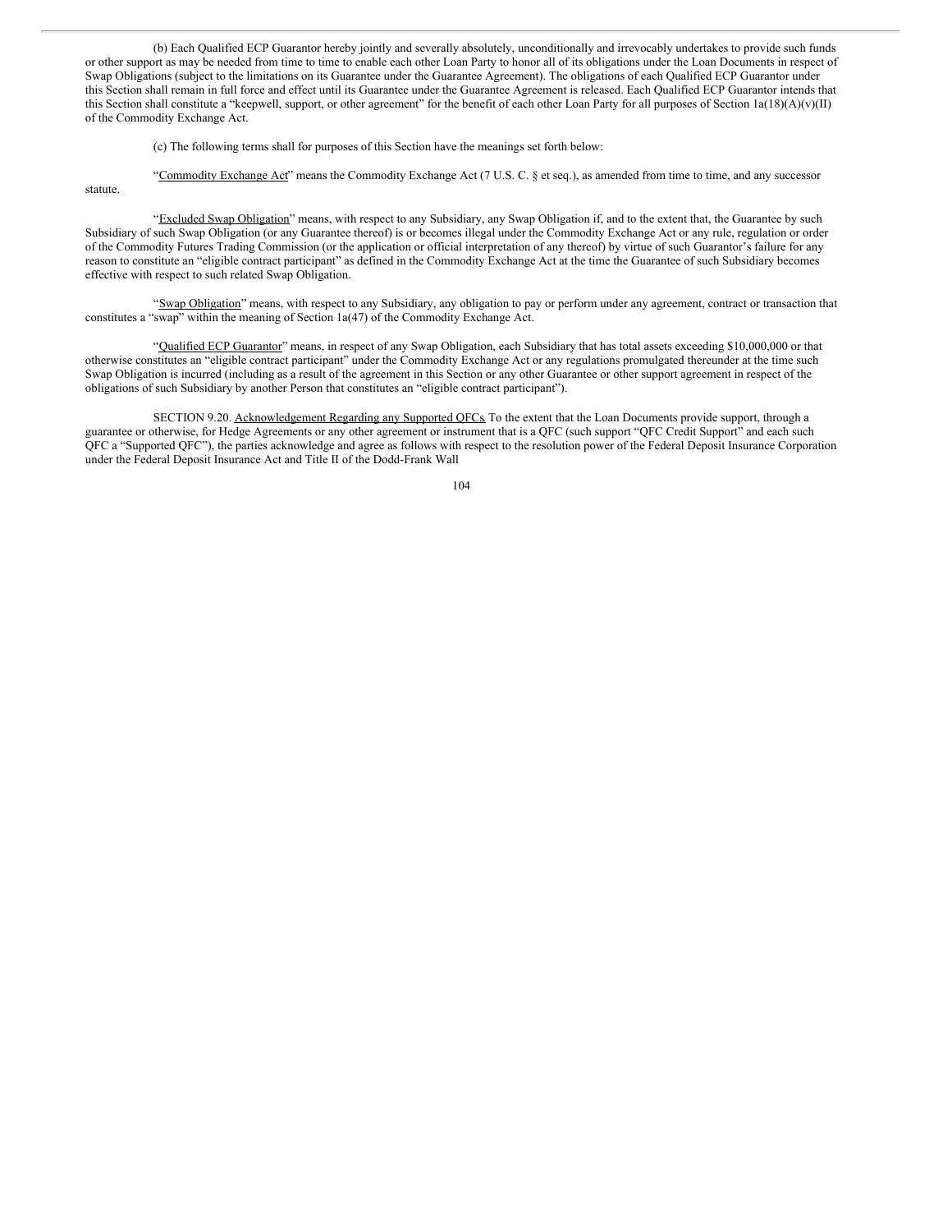(b) Each Qualified ECP Guarantor hereby jointly and severally absolutely, unconditionally and irrevocably undertakes to provide such funds or other support as may be needed from time to time to enable each other Loan Party to honor all of its obligations under the Loan Documents in respect of Swap Obligations (subject to the limitations on its Guarantee under the Guarantee Agreement). The obligations of each Qualified ECP Guarantor under this Section shall remain in full force and effect until its Guarantee under the Guarantee Agreement is released. Each Qualified ECP Guarantor intends that this Section shall constitute a "keepwell, support, or other agreement" for the benefit of each other Loan Party for all purposes of Section 1a(18)(A)(v)(II) of the Commodity Exchange Act.

(c) The following terms shall for purposes of this Section have the meanings set forth below:

"<u>Commodity Exchange Act</u>" means the Commodity Exchange Act (7 U.S. C. § et seq.), as amended from time to time, and any successor statute.

"<u>Excluded Swap Obligation</u>" means, with respect to any Subsidiary, any Swap Obligation if, and to the extent that, the Guarantee by such Subsidiary of such Swap Obligation (or any Guarantee thereof) is or becomes illegal under the Commodity Exchange Act or any rule, regulation or order of the Commodity Futures Trading Commission (or the application or official interpretation of any thereof) by virtue of such Guarantor's failure for any reason to constitute an "eligible contract participant" as defined in the Commodity Exchange Act at the time the Guarantee of such Subsidiary becomes effective with respect to such related Swap Obligation.

"<u>Swap Obligation</u>" means, with respect to any Subsidiary, any obligation to pay or perform under any agreement, contract or transaction that constitutes a "swap" within the meaning of Section 1a(47) of the Commodity Exchange Act.

"<u>Qualified ECP Guarantor</u>" means, in respect of any Swap Obligation, each Subsidiary that has total assets exceeding $10,000,000 or that otherwise constitutes an "eligible contract participant" under the Commodity Exchange Act or any regulations promulgated thereunder at the time such Swap Obligation is incurred (including as a result of the agreement in this Section or any other Guarantee or other support agreement in respect of the obligations of such Subsidiary by another Person that constitutes an "eligible contract participant").

SECTION 9.20. <u>Acknowledgement Regarding any Supported QFCs</u>. To the extent that the Loan Documents provide support, through a guarantee or otherwise, for Hedge Agreements or any other agreement or instrument that is a QFC (such support "QFC Credit Support" and each such QFC a "Supported QFC"), the parties acknowledge and agree as follows with respect to the resolution power of the Federal Deposit Insurance Corporation under the Federal Deposit Insurance Act and Title II of the Dodd-Frank Wall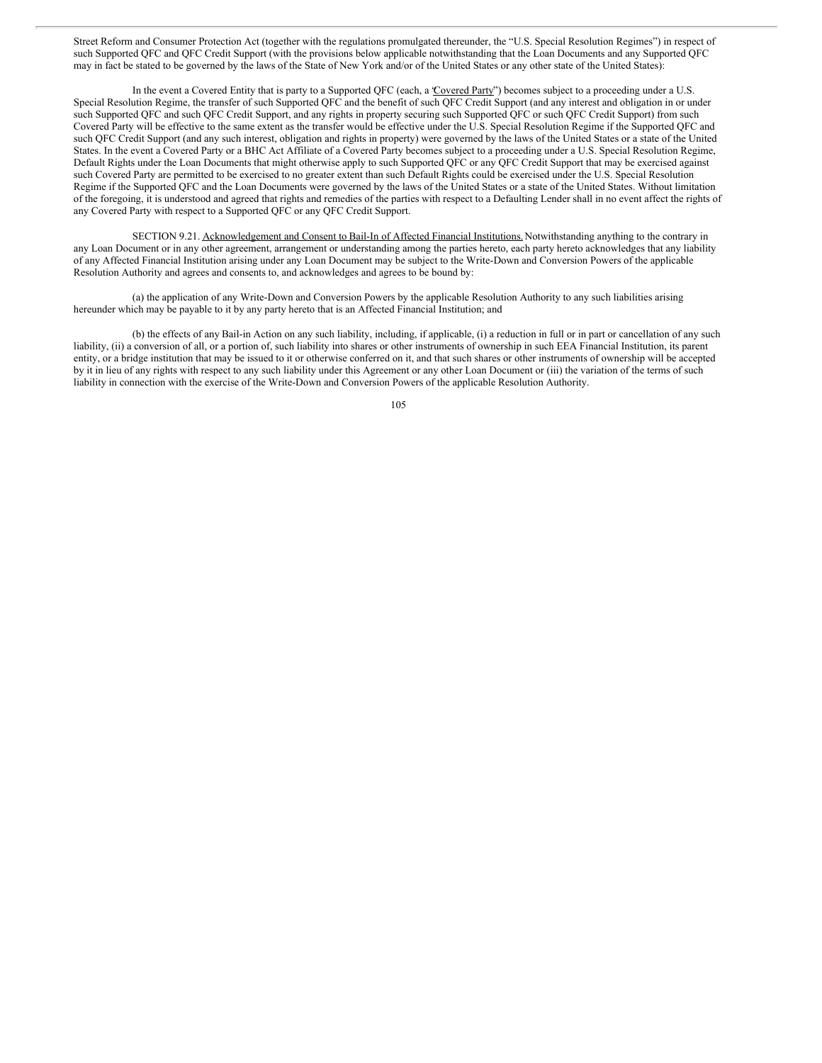Street Reform and Consumer Protection Act (together with the regulations promulgated thereunder, the "U.S. Special Resolution Regimes") in respect of such Supported QFC and QFC Credit Support (with the provisions below applicable notwithstanding that the Loan Documents and any Supported QFC may in fact be stated to be governed by the laws of the State of New York and/or of the United States or any other state of the United States):

In the event a Covered Entity that is party to a Supported QFC (each, a "Covered Party") becomes subject to a proceeding under a U.S. Special Resolution Regime, the transfer of such Supported QFC and the benefit of such QFC Credit Support (and any interest and obligation in or under such Supported QFC and such QFC Credit Support, and any rights in property securing such Supported QFC or such QFC Credit Support) from such Covered Party will be effective to the same extent as the transfer would be effective under the U.S. Special Resolution Regime if the Supported QFC and such QFC Credit Support (and any such interest, obligation and rights in property) were governed by the laws of the United States or a state of the United States. In the event a Covered Party or a BHC Act Affiliate of a Covered Party becomes subject to a proceeding under a U.S. Special Resolution Regime, Default Rights under the Loan Documents that might otherwise apply to such Supported QFC or any QFC Credit Support that may be exercised against such Covered Party are permitted to be exercised to no greater extent than such Default Rights could be exercised under the U.S. Special Resolution Regime if the Supported QFC and the Loan Documents were governed by the laws of the United States or a state of the United States. Without limitation of the foregoing, it is understood and agreed that rights and remedies of the parties with respect to a Defaulting Lender shall in no event affect the rights of any Covered Party with respect to a Supported QFC or any QFC Credit Support.

SECTION 9.21. Acknowledgement and Consent to Bail-In of Affected Financial Institutions. Notwithstanding anything to the contrary in any Loan Document or in any other agreement, arrangement or understanding among the parties hereto, each party hereto acknowledges that any liability of any Affected Financial Institution arising under any Loan Document may be subject to the Write-Down and Conversion Powers of the applicable Resolution Authority and agrees and consents to, and acknowledges and agrees to be bound by:

(a) the application of any Write-Down and Conversion Powers by the applicable Resolution Authority to any such liabilities arising hereunder which may be payable to it by any party hereto that is an Affected Financial Institution; and

(b) the effects of any Bail-in Action on any such liability, including, if applicable, (i) a reduction in full or in part or cancellation of any such liability, (ii) a conversion of all, or a portion of, such liability into shares or other instruments of ownership in such EEA Financial Institution, its parent entity, or a bridge institution that may be issued to it or otherwise conferred on it, and that such shares or other instruments of ownership will be accepted by it in lieu of any rights with respect to any such liability under this Agreement or any other Loan Document or (iii) the variation of the terms of such liability in connection with the exercise of the Write-Down and Conversion Powers of the applicable Resolution Authority.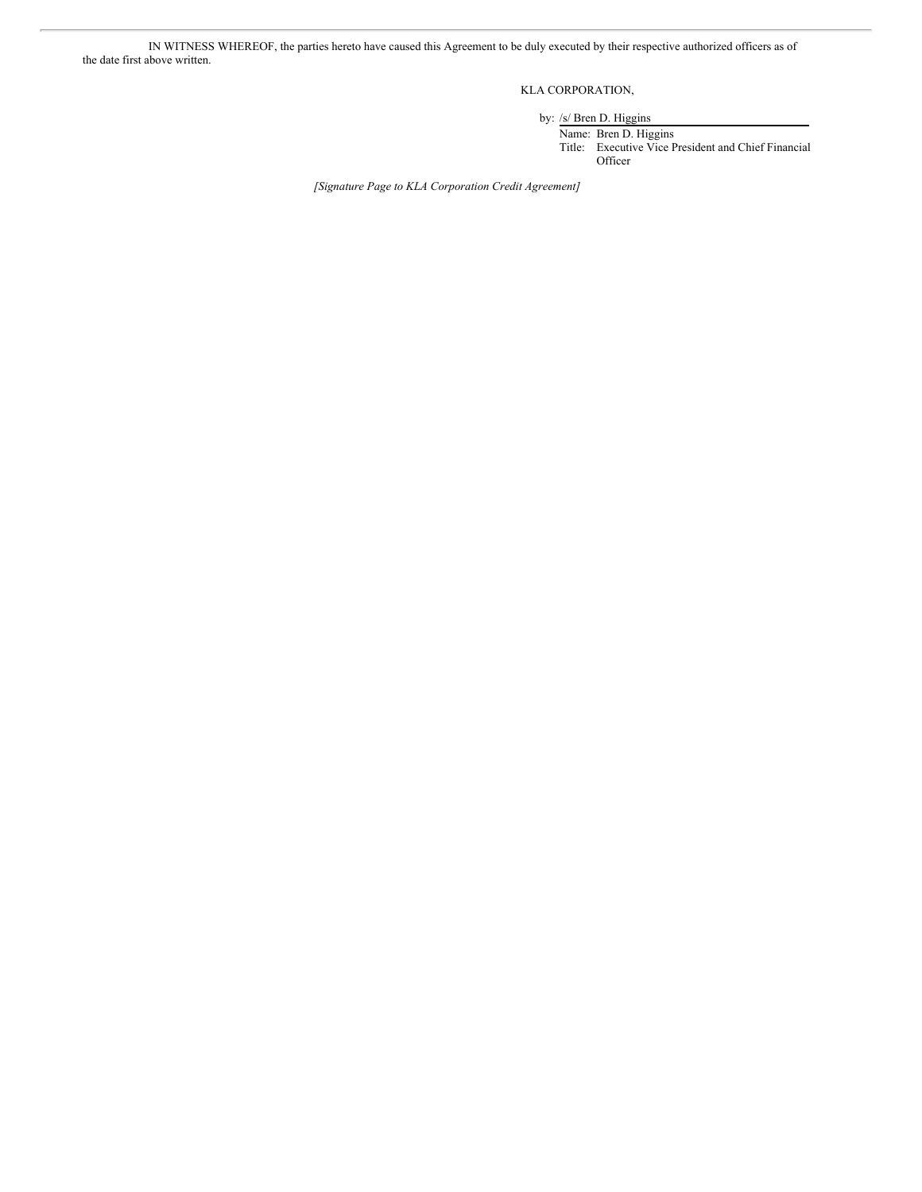IN WITNESS WHEREOF, the parties hereto have caused this Agreement to be duly executed by their respective authorized officers as of the date first above written.

KLA CORPORATION,

by: /s/ Bren D. Higgins
Name: Bren D. Higgins
Title: Executive Vice President and Chief Financial Officer

*[Signature Page to KLA Corporation Credit Agreement]*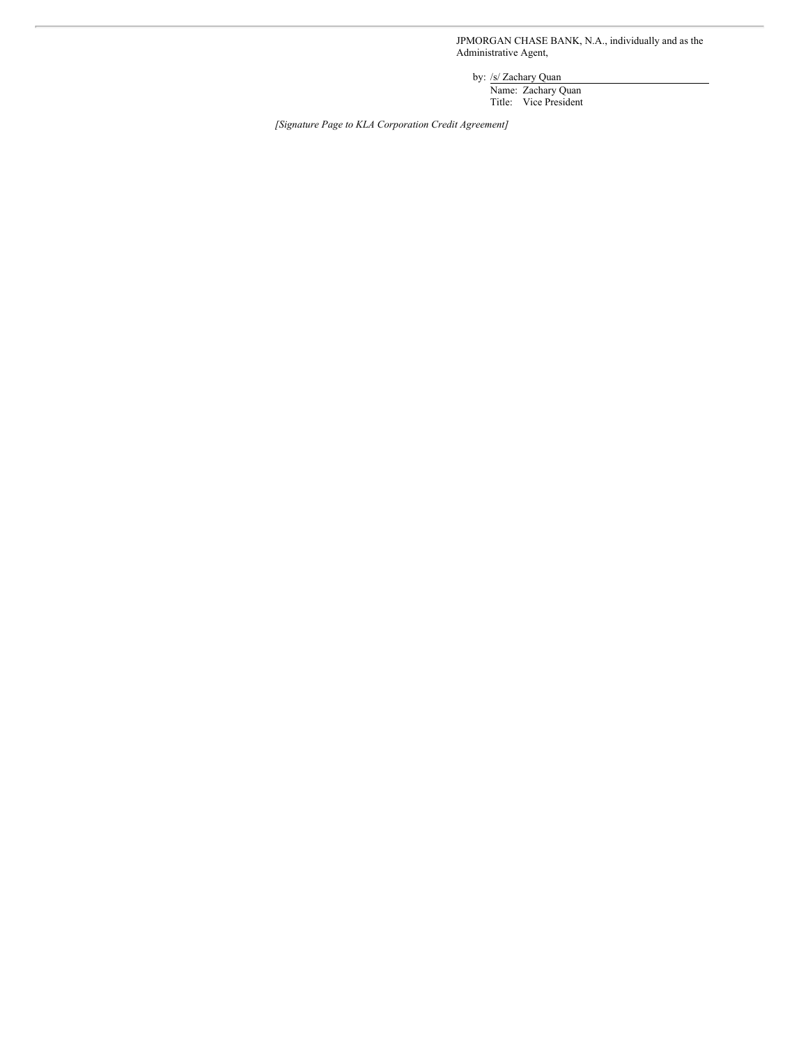JPMORGAN CHASE BANK, N.A., individually and as the Administrative Agent,

by: /s/ Zachary Quan

Name: Zachary Quan

Title: Vice President

*[Signature Page to KLA Corporation Credit Agreement]*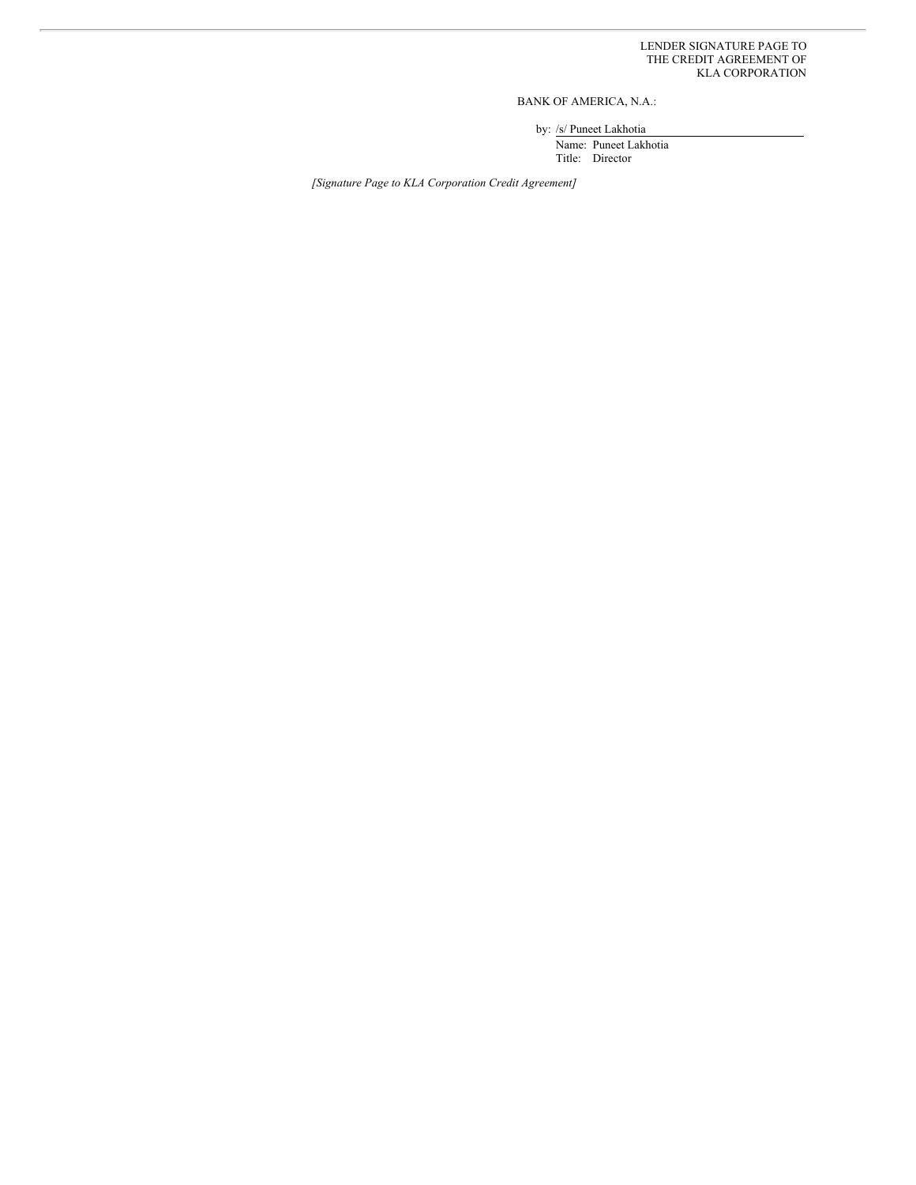LENDER SIGNATURE PAGE TO
THE CREDIT AGREEMENT OF
KLA CORPORATION

BANK OF AMERICA, N.A.:

by: /s/ Puneet Lakhotia

Name: Puneet Lakhotia

Title: Director

*[Signature Page to KLA Corporation Credit Agreement]*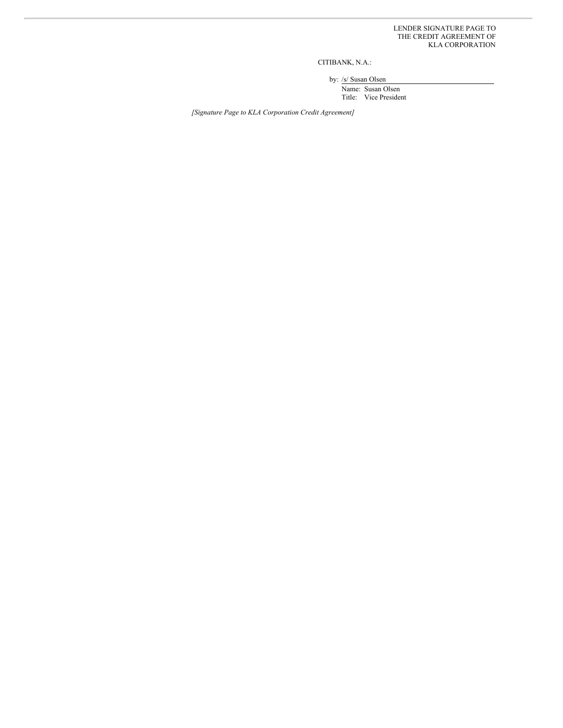LENDER SIGNATURE PAGE TO
THE CREDIT AGREEMENT OF
KLA CORPORATION

CITIBANK, N.A.:

by: /s/ Susan Olsen

Name: Susan Olsen
Title: Vice President

*[Signature Page to KLA Corporation Credit Agreement]*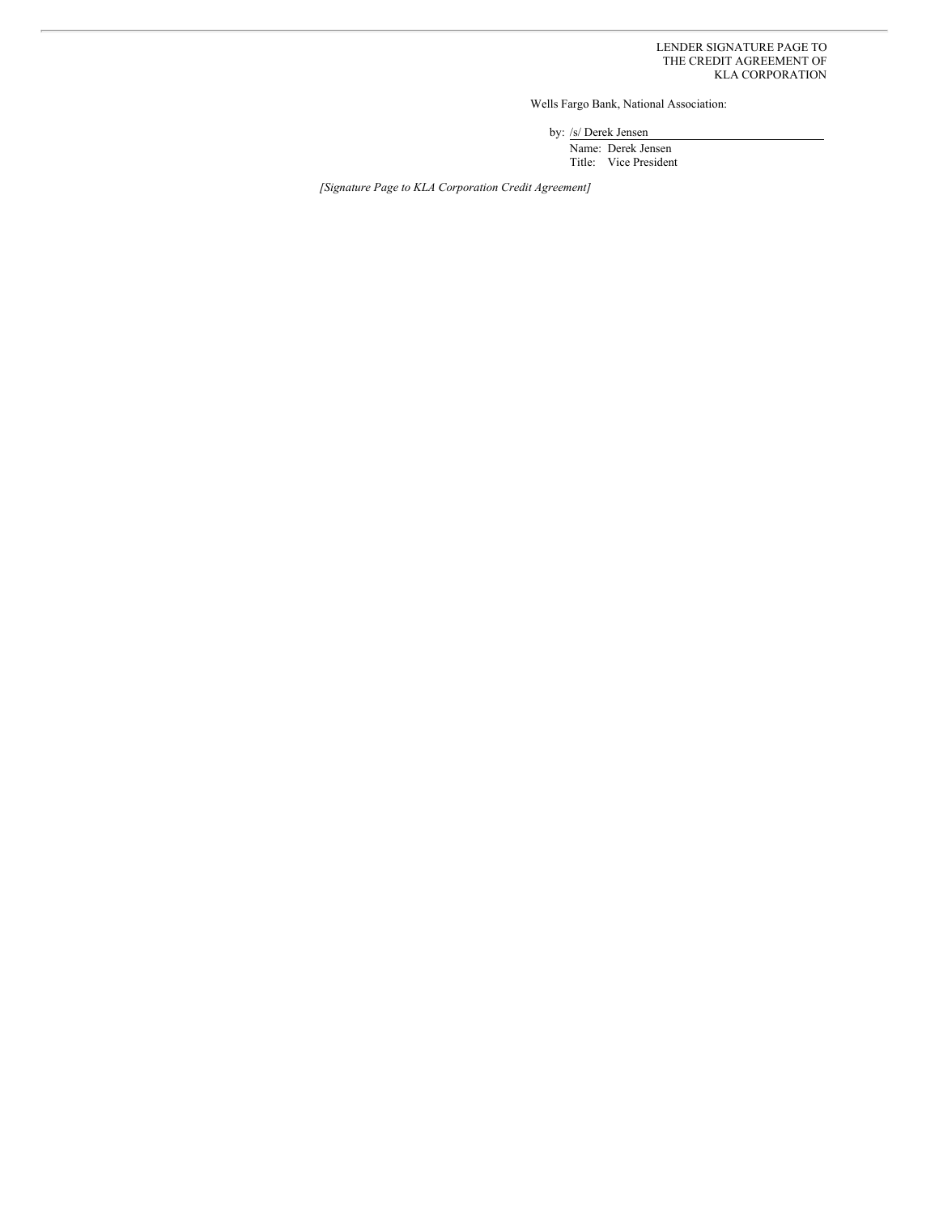LENDER SIGNATURE PAGE TO
THE CREDIT AGREEMENT OF
KLA CORPORATION

Wells Fargo Bank, National Association:

by: /s/ Derek Jensen

Name: Derek Jensen
Title: Vice President

*[Signature Page to KLA Corporation Credit Agreement]*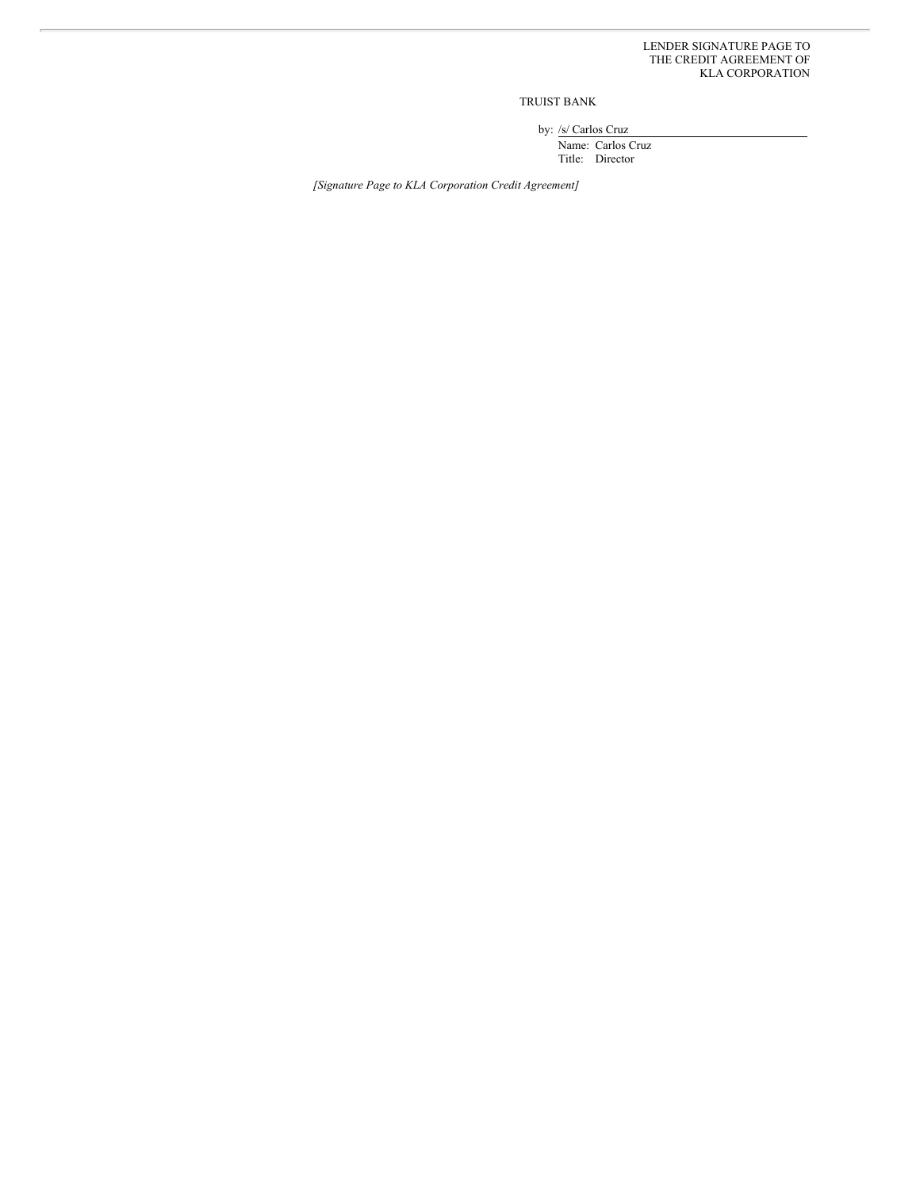LENDER SIGNATURE PAGE TO
THE CREDIT AGREEMENT OF
KLA CORPORATION

TRUIST BANK

by: /s/ Carlos Cruz

Name: Carlos Cruz
Title: Director

*[Signature Page to KLA Corporation Credit Agreement]*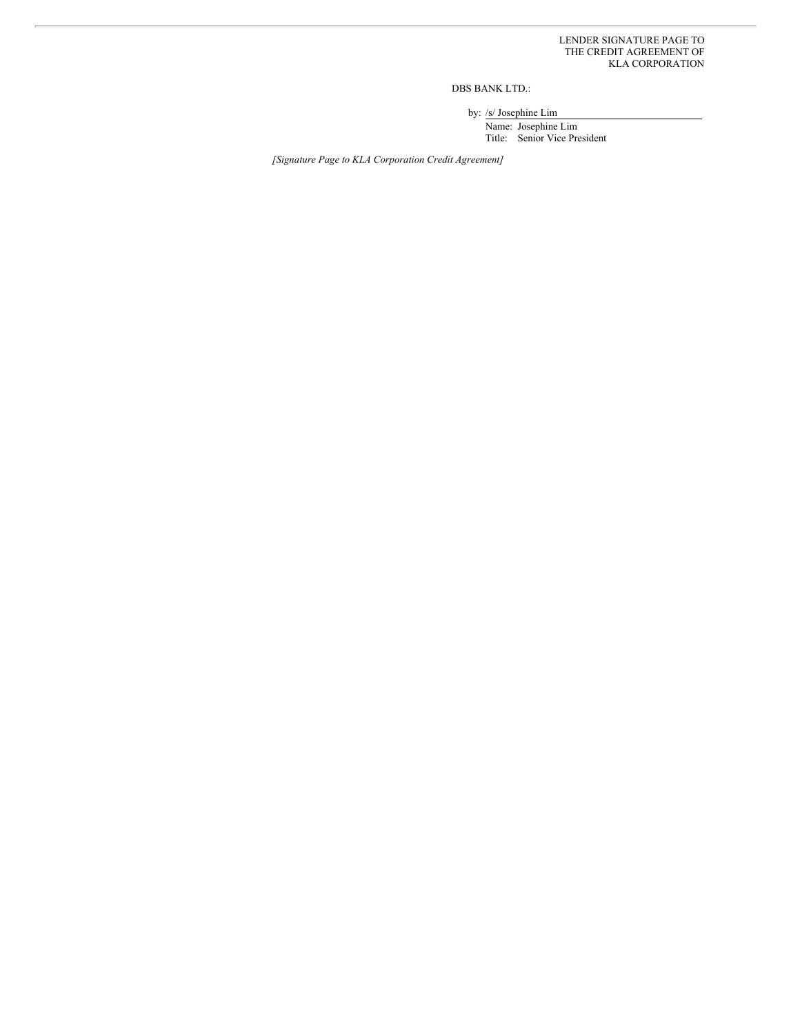LENDER SIGNATURE PAGE TO
THE CREDIT AGREEMENT OF
KLA CORPORATION

DBS BANK LTD.:

by: /s/ Josephine Lim

Name: Josephine Lim
Title: Senior Vice President

*[Signature Page to KLA Corporation Credit Agreement]*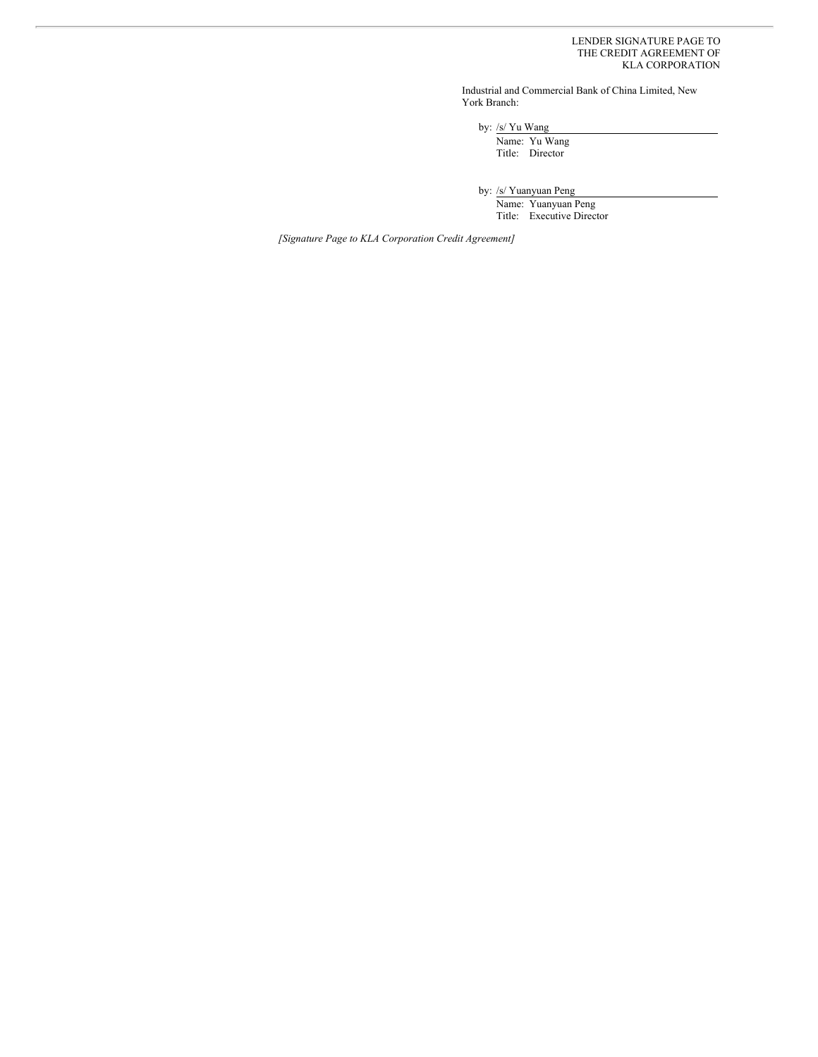LENDER SIGNATURE PAGE TO
THE CREDIT AGREEMENT OF
KLA CORPORATION

Industrial and Commercial Bank of China Limited, New York Branch:

by: /s/ Yu Wang
Name: Yu Wang
Title: Director

by: /s/ Yuanyuan Peng
Name: Yuanyuan Peng
Title: Executive Director

*[Signature Page to KLA Corporation Credit Agreement]*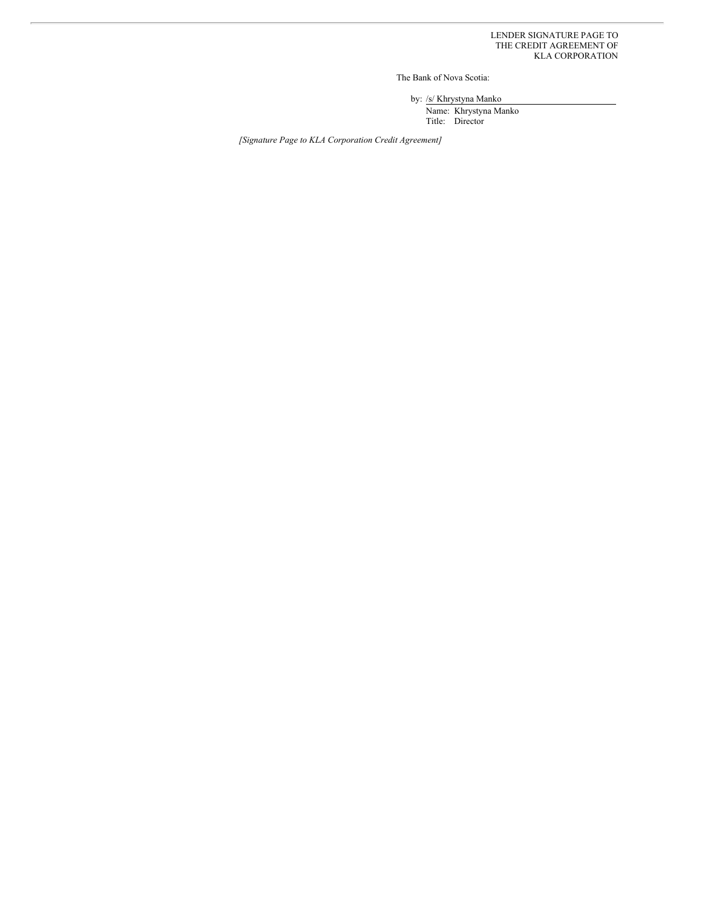LENDER SIGNATURE PAGE TO
THE CREDIT AGREEMENT OF
KLA CORPORATION

The Bank of Nova Scotia:

by: /s/ Khrystyna Manko

Name: Khrystyna Manko
Title: Director

*[Signature Page to KLA Corporation Credit Agreement]*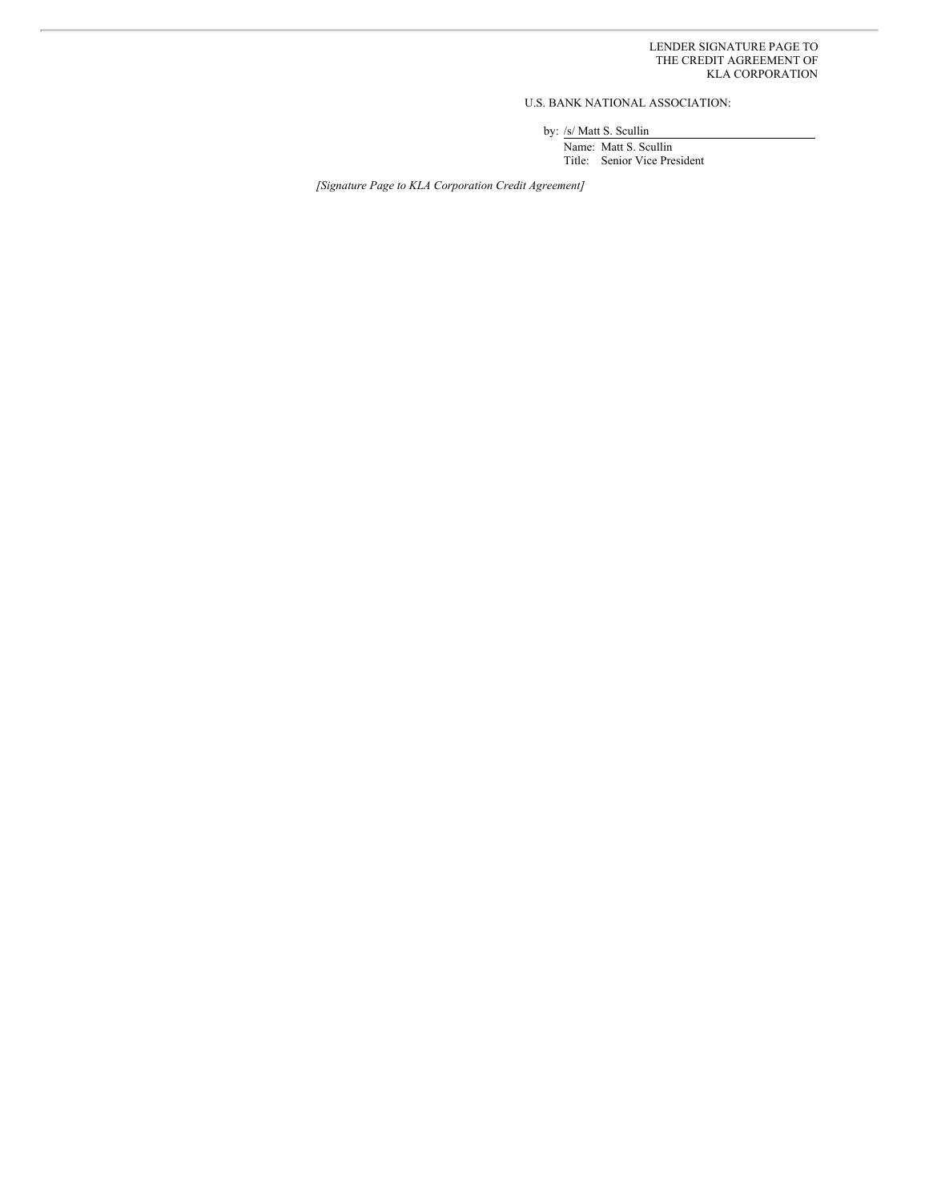LENDER SIGNATURE PAGE TO
THE CREDIT AGREEMENT OF
KLA CORPORATION

U.S. BANK NATIONAL ASSOCIATION:

by: /s/ Matt S. Scullin

Name: Matt S. Scullin
Title: Senior Vice President

*[Signature Page to KLA Corporation Credit Agreement]*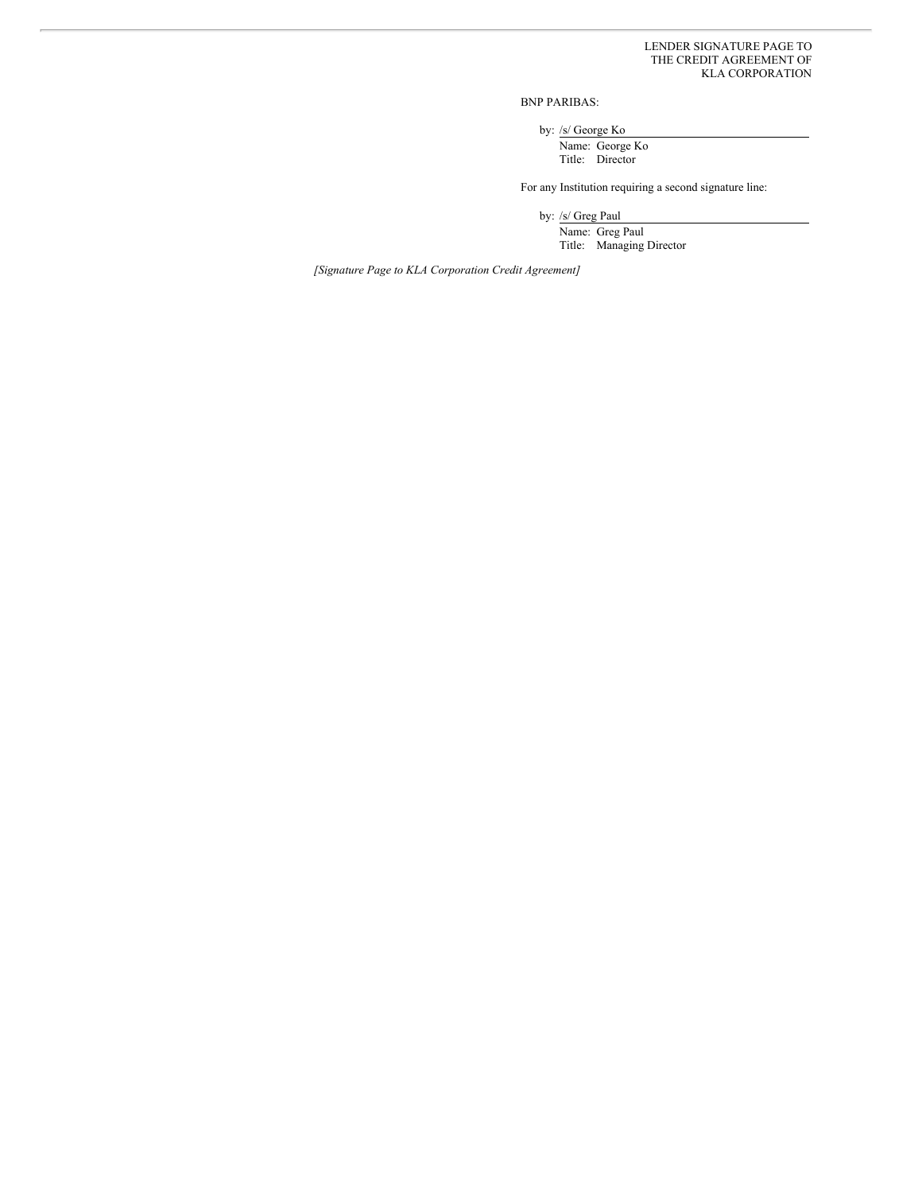LENDER SIGNATURE PAGE TO
THE CREDIT AGREEMENT OF
KLA CORPORATION

BNP PARIBAS:

by: /s/ George Ko

Name: George Ko
Title: Director

For any Institution requiring a second signature line:

by: /s/ Greg Paul

Name: Greg Paul
Title: Managing Director

*[Signature Page to KLA Corporation Credit Agreement]*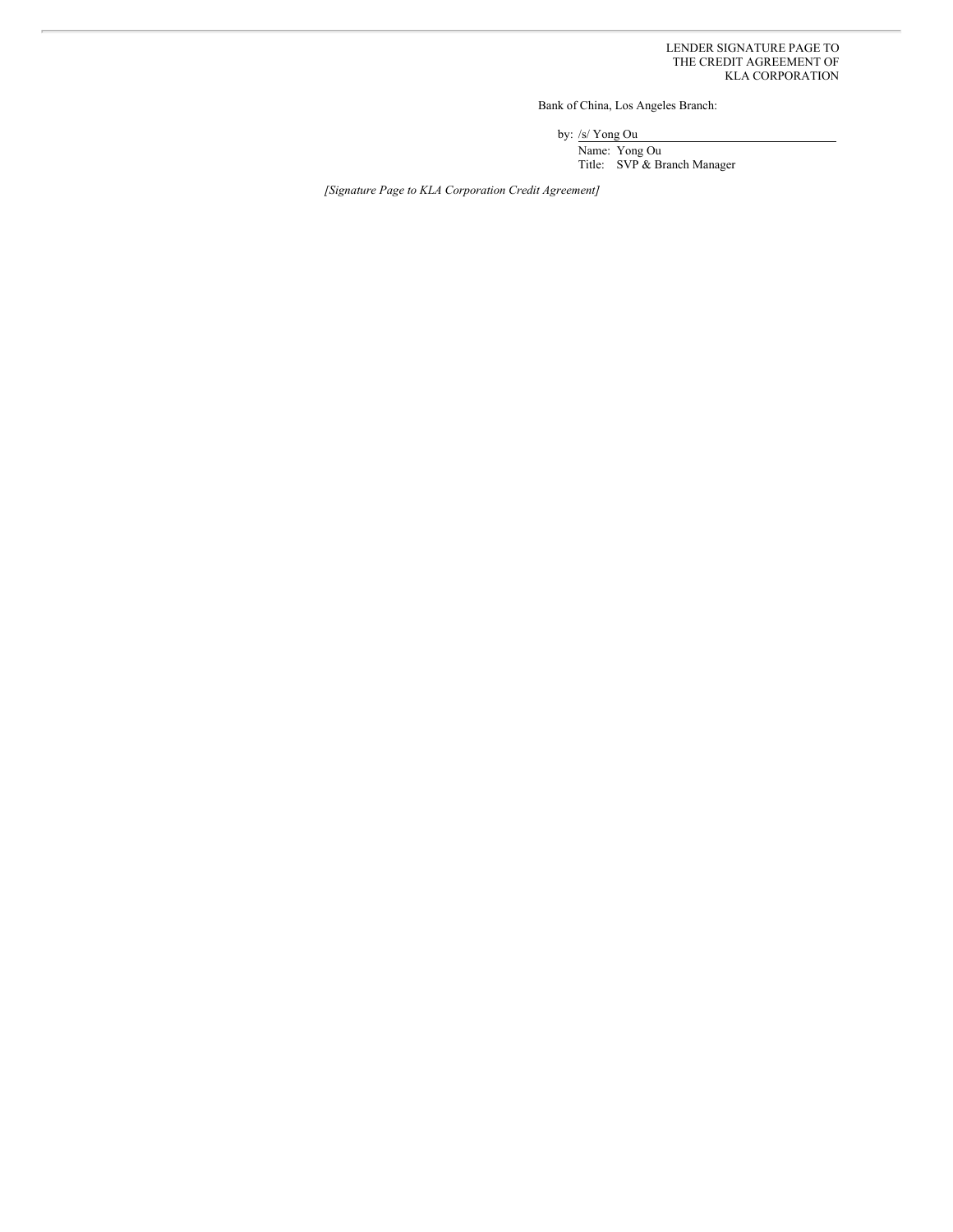LENDER SIGNATURE PAGE TO
THE CREDIT AGREEMENT OF
KLA CORPORATION

Bank of China, Los Angeles Branch:

by: /s/ Yong Ou

Name: Yong Ou
Title: SVP & Branch Manager

*[Signature Page to KLA Corporation Credit Agreement]*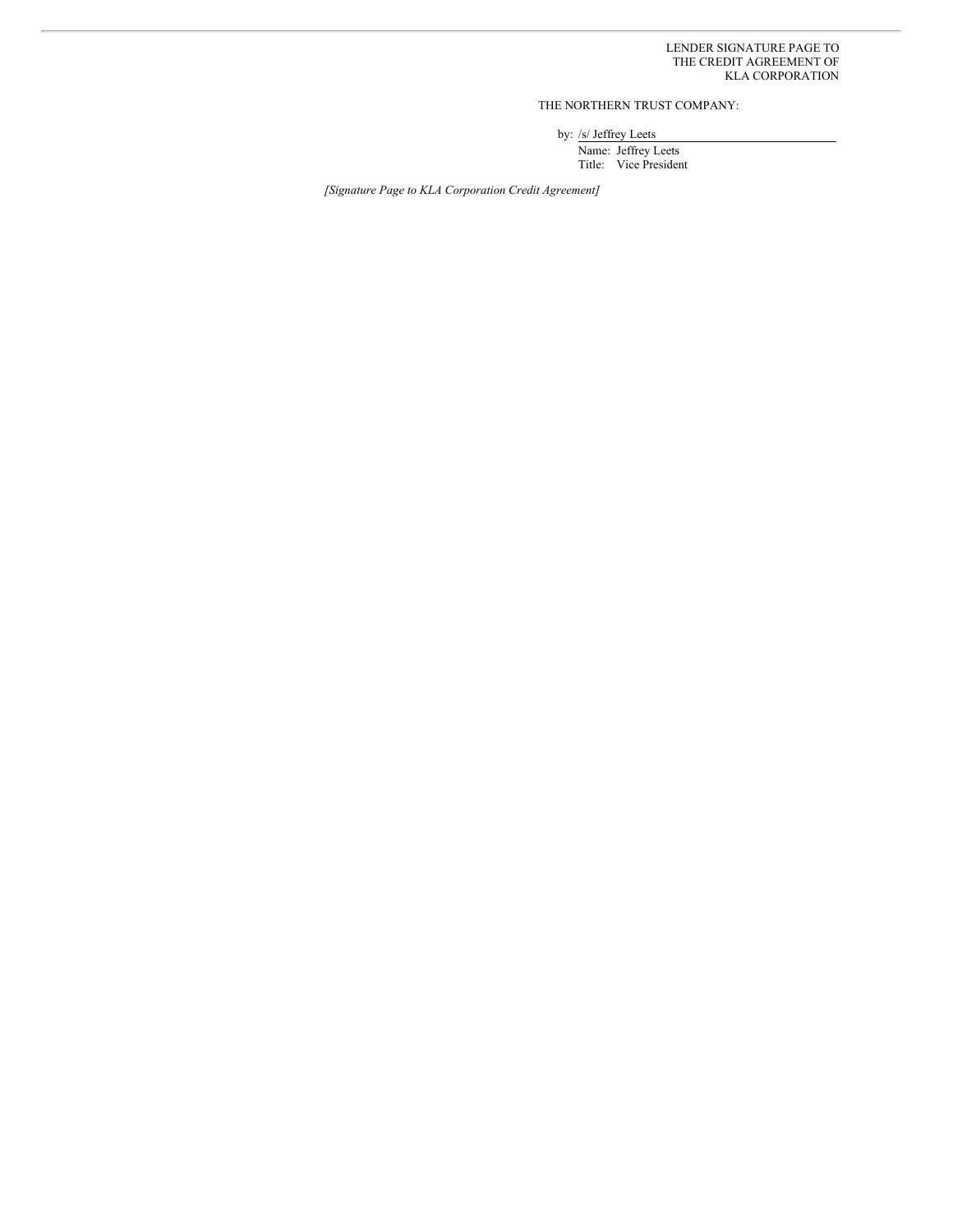LENDER SIGNATURE PAGE TO
THE CREDIT AGREEMENT OF
KLA CORPORATION

THE NORTHERN TRUST COMPANY:

by: /s/ Jeffrey Leets

Name: Jeffrey Leets
Title: Vice President

*[Signature Page to KLA Corporation Credit Agreement]*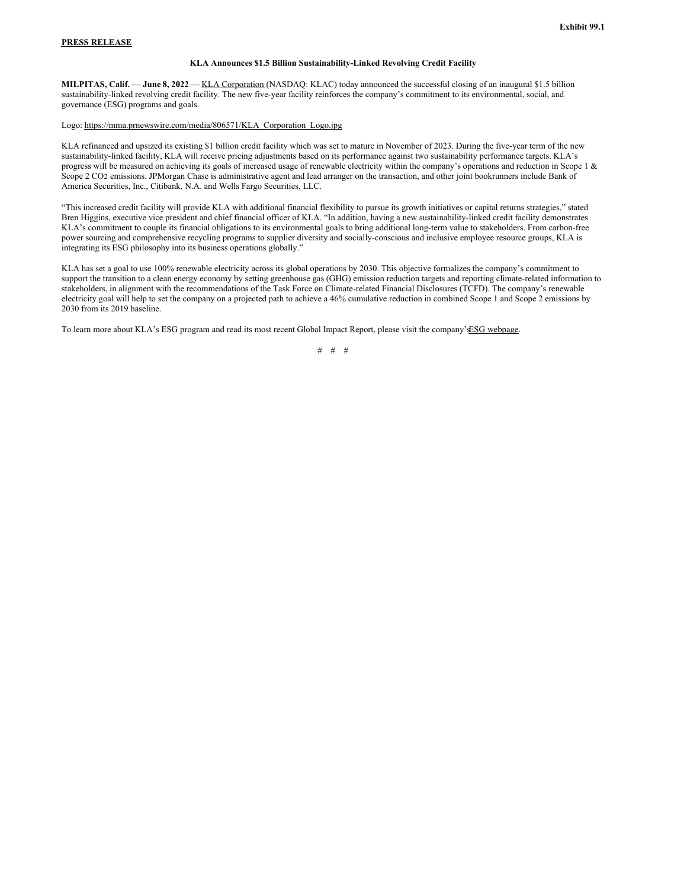Exhibit 99.1

**PRESS RELEASE**

**KLA Announces $1.5 Billion Sustainability-Linked Revolving Credit Facility**

**MILPITAS, Calif. — June 8, 2022 —** KLA Corporation (NASDAQ: KLAC) today announced the successful closing of an inaugural $1.5 billion sustainability-linked revolving credit facility. The new five-year facility reinforces the company's commitment to its environmental, social, and governance (ESG) programs and goals.

Logo: https://mma.prnewswire.com/media/806571/KLA_Corporation_Logo.jpg

KLA refinanced and upsized its existing $1 billion credit facility which was set to mature in November of 2023. During the five-year term of the new sustainability-linked facility, KLA will receive pricing adjustments based on its performance against two sustainability performance targets. KLA's progress will be measured on achieving its goals of increased usage of renewable electricity within the company's operations and reduction in Scope 1 & Scope 2 $CO_2$ emissions. JPMorgan Chase is administrative agent and lead arranger on the transaction, and other joint bookrunners include Bank of America Securities, Inc., Citibank, N.A. and Wells Fargo Securities, LLC.

"This increased credit facility will provide KLA with additional financial flexibility to pursue its growth initiatives or capital returns strategies," stated Bren Higgins, executive vice president and chief financial officer of KLA. "In addition, having a new sustainability-linked credit facility demonstrates KLA's commitment to couple its financial obligations to its environmental goals to bring additional long-term value to stakeholders. From carbon-free power sourcing and comprehensive recycling programs to supplier diversity and socially-conscious and inclusive employee resource groups, KLA is integrating its ESG philosophy into its business operations globally."

KLA has set a goal to use 100% renewable electricity across its global operations by 2030. This objective formalizes the company's commitment to support the transition to a clean energy economy by setting greenhouse gas (GHG) emission reduction targets and reporting climate-related information to stakeholders, in alignment with the recommendations of the Task Force on Climate-related Financial Disclosures (TCFD). The company's renewable electricity goal will help to set the company on a projected path to achieve a 46% cumulative reduction in combined Scope 1 and Scope 2 emissions by 2030 from its 2019 baseline.

To learn more about KLA's ESG program and read its most recent Global Impact Report, please visit the company's ESG webpage.

# # #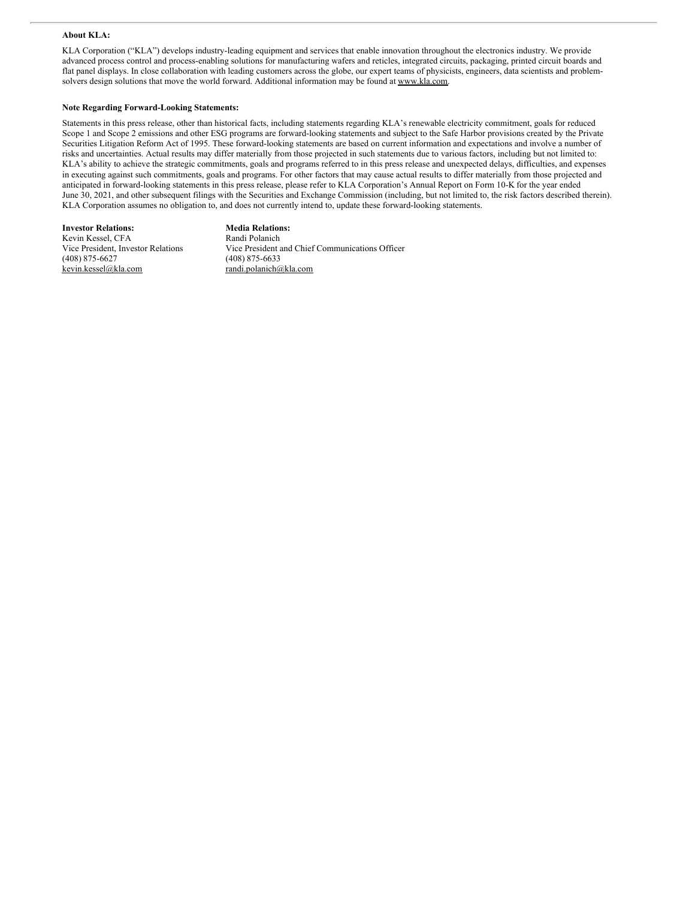**About KLA:**

KLA Corporation ("KLA") develops industry-leading equipment and services that enable innovation throughout the electronics industry. We provide advanced process control and process-enabling solutions for manufacturing wafers and reticles, integrated circuits, packaging, printed circuit boards and flat panel displays. In close collaboration with leading customers across the globe, our expert teams of physicists, engineers, data scientists and problem-solvers design solutions that move the world forward. Additional information may be found at www.kla.com.

**Note Regarding Forward-Looking Statements:**

Statements in this press release, other than historical facts, including statements regarding KLA's renewable electricity commitment, goals for reduced Scope 1 and Scope 2 emissions and other ESG programs are forward-looking statements and subject to the Safe Harbor provisions created by the Private Securities Litigation Reform Act of 1995. These forward-looking statements are based on current information and expectations and involve a number of risks and uncertainties. Actual results may differ materially from those projected in such statements due to various factors, including but not limited to: KLA's ability to achieve the strategic commitments, goals and programs referred to in this press release and unexpected delays, difficulties, and expenses in executing against such commitments, goals and programs. For other factors that may cause actual results to differ materially from those projected and anticipated in forward-looking statements in this press release, please refer to KLA Corporation's Annual Report on Form 10-K for the year ended June 30, 2021, and other subsequent filings with the Securities and Exchange Commission (including, but not limited to, the risk factors described therein). KLA Corporation assumes no obligation to, and does not currently intend to, update these forward-looking statements.

**Investor Relations:**
Kevin Kessel, CFA
Vice President, Investor Relations
(408) 875-6627
kevin.kessel@kla.com

**Media Relations:**
Randi Polanich
Vice President and Chief Communications Officer
(408) 875-6633
randi.polanich@kla.com